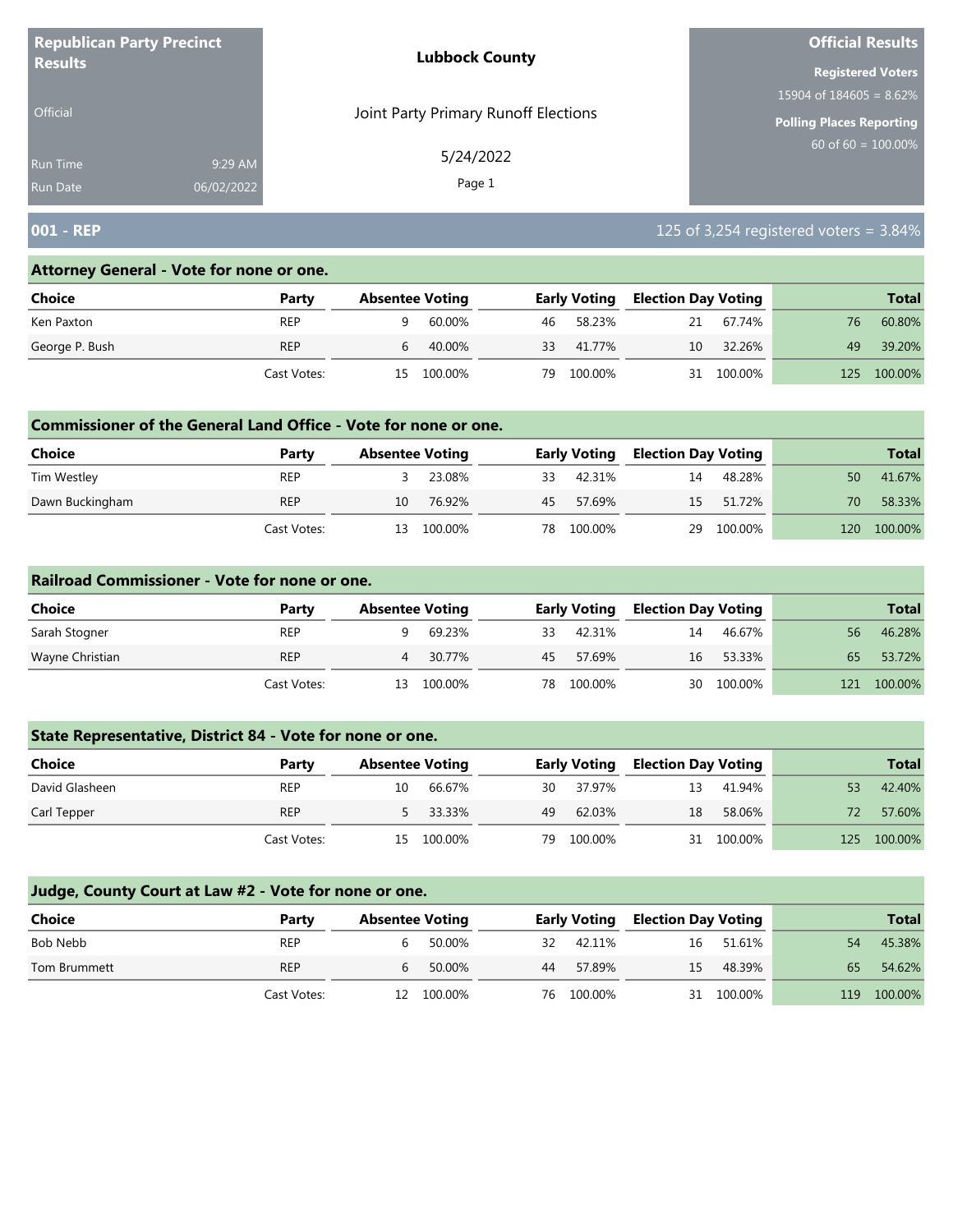**Republican Party Precinct Results**

Official

Run Time 9:29 AM

Run Date 06/02/2022

**Lubbock County**

Joint Party Primary Runoff Elections

5/24/2022

**Official Results**

**Registered Voters**

15904 of 184605 = 8.62%

**Polling Places Reporting**

60 of 60 = 100.00%

## 001 - REP

125 of 3,254 registered voters = 3.84%

### Attorney General - Vote for none or one.

| Choice | Party | Absentee Voting | | Early Voting | | Election Day Voting | | Total | |
|---|---|---|---|---|---|---|---|---|---|
| Ken Paxton | REP | 9 | 60.00% | 46 | 58.23% | 21 | 67.74% | 76 | 60.80% |
| George P. Bush | REP | 6 | 40.00% | 33 | 41.77% | 10 | 32.26% | 49 | 39.20% |
| | Cast Votes: | 15 | 100.00% | 79 | 100.00% | 31 | 100.00% | 125 | 100.00% |

### Commissioner of the General Land Office - Vote for none or one.

| Choice | Party | Absentee Voting | | Early Voting | | Election Day Voting | | Total | |
|---|---|---|---|---|---|---|---|---|---|
| Tim Westley | REP | 3 | 23.08% | 33 | 42.31% | 14 | 48.28% | 50 | 41.67% |
| Dawn Buckingham | REP | 10 | 76.92% | 45 | 57.69% | 15 | 51.72% | 70 | 58.33% |
| | Cast Votes: | 13 | 100.00% | 78 | 100.00% | 29 | 100.00% | 120 | 100.00% |

### Railroad Commissioner - Vote for none or one.

| Choice | Party | Absentee Voting | | Early Voting | | Election Day Voting | | Total | |
|---|---|---|---|---|---|---|---|---|---|
| Sarah Stogner | REP | 9 | 69.23% | 33 | 42.31% | 14 | 46.67% | 56 | 46.28% |
| Wayne Christian | REP | 4 | 30.77% | 45 | 57.69% | 16 | 53.33% | 65 | 53.72% |
| | Cast Votes: | 13 | 100.00% | 78 | 100.00% | 30 | 100.00% | 121 | 100.00% |

### State Representative, District 84 - Vote for none or one.

| Choice | Party | Absentee Voting | | Early Voting | | Election Day Voting | | Total | |
|---|---|---|---|---|---|---|---|---|---|
| David Glasheen | REP | 10 | 66.67% | 30 | 37.97% | 13 | 41.94% | 53 | 42.40% |
| Carl Tepper | REP | 5 | 33.33% | 49 | 62.03% | 18 | 58.06% | 72 | 57.60% |
| | Cast Votes: | 15 | 100.00% | 79 | 100.00% | 31 | 100.00% | 125 | 100.00% |

### Judge, County Court at Law #2 - Vote for none or one.

| Choice | Party | Absentee Voting | | Early Voting | | Election Day Voting | | Total | |
|---|---|---|---|---|---|---|---|---|---|
| Bob Nebb | REP | 6 | 50.00% | 32 | 42.11% | 16 | 51.61% | 54 | 45.38% |
| Tom Brummett | REP | 6 | 50.00% | 44 | 57.89% | 15 | 48.39% | 65 | 54.62% |
| | Cast Votes: | 12 | 100.00% | 76 | 100.00% | 31 | 100.00% | 119 | 100.00% |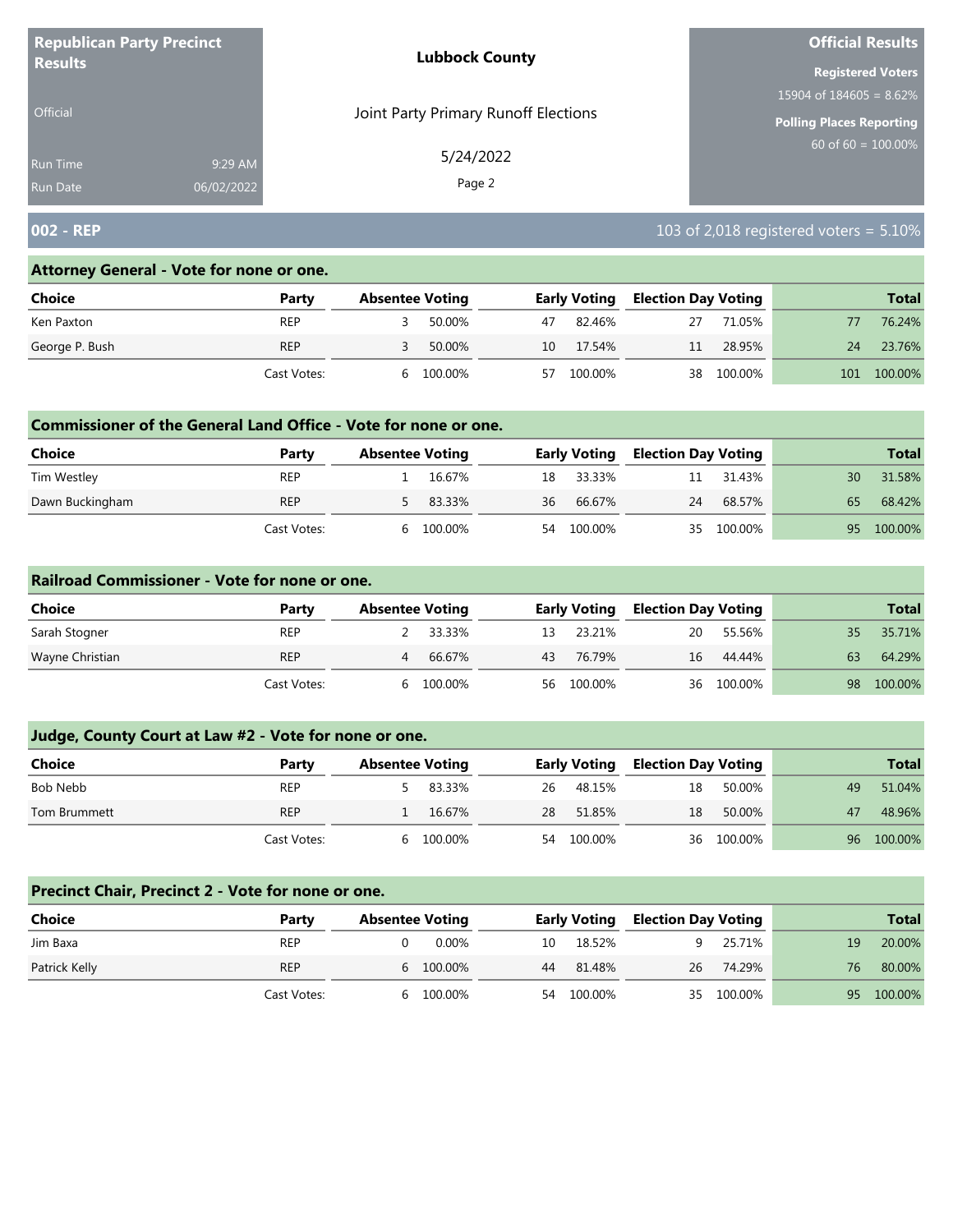**Republican Party Precinct Results**

Official

Run Time 9:29 AM
Run Date 06/02/2022

**Lubbock County**

Joint Party Primary Runoff Elections

5/24/2022

**Official Results**

**Registered Voters**
15904 of 184605 = 8.62%

**Polling Places Reporting**
60 of 60 = 100.00%

## 002 - REP

103 of 2,018 registered voters = 5.10%

### Attorney General - Vote for none or one.

| Choice | Party | Absentee Voting | | Early Voting | | Election Day Voting | | Total | |
|---|---|---|---|---|---|---|---|---|---|
| Ken Paxton | REP | 3 | 50.00% | 47 | 82.46% | 27 | 71.05% | 77 | 76.24% |
| George P. Bush | REP | 3 | 50.00% | 10 | 17.54% | 11 | 28.95% | 24 | 23.76% |
| | Cast Votes: | 6 | 100.00% | 57 | 100.00% | 38 | 100.00% | 101 | 100.00% |

### Commissioner of the General Land Office - Vote for none or one.

| Choice | Party | Absentee Voting | | Early Voting | | Election Day Voting | | Total | |
|---|---|---|---|---|---|---|---|---|---|
| Tim Westley | REP | 1 | 16.67% | 18 | 33.33% | 11 | 31.43% | 30 | 31.58% |
| Dawn Buckingham | REP | 5 | 83.33% | 36 | 66.67% | 24 | 68.57% | 65 | 68.42% |
| | Cast Votes: | 6 | 100.00% | 54 | 100.00% | 35 | 100.00% | 95 | 100.00% |

### Railroad Commissioner - Vote for none or one.

| Choice | Party | Absentee Voting | | Early Voting | | Election Day Voting | | Total | |
|---|---|---|---|---|---|---|---|---|---|
| Sarah Stogner | REP | 2 | 33.33% | 13 | 23.21% | 20 | 55.56% | 35 | 35.71% |
| Wayne Christian | REP | 4 | 66.67% | 43 | 76.79% | 16 | 44.44% | 63 | 64.29% |
| | Cast Votes: | 6 | 100.00% | 56 | 100.00% | 36 | 100.00% | 98 | 100.00% |

### Judge, County Court at Law #2 - Vote for none or one.

| Choice | Party | Absentee Voting | | Early Voting | | Election Day Voting | | Total | |
|---|---|---|---|---|---|---|---|---|---|
| Bob Nebb | REP | 5 | 83.33% | 26 | 48.15% | 18 | 50.00% | 49 | 51.04% |
| Tom Brummett | REP | 1 | 16.67% | 28 | 51.85% | 18 | 50.00% | 47 | 48.96% |
| | Cast Votes: | 6 | 100.00% | 54 | 100.00% | 36 | 100.00% | 96 | 100.00% |

### Precinct Chair, Precinct 2 - Vote for none or one.

| Choice | Party | Absentee Voting | | Early Voting | | Election Day Voting | | Total | |
|---|---|---|---|---|---|---|---|---|---|
| Jim Baxa | REP | 0 | 0.00% | 10 | 18.52% | 9 | 25.71% | 19 | 20.00% |
| Patrick Kelly | REP | 6 | 100.00% | 44 | 81.48% | 26 | 74.29% | 76 | 80.00% |
| | Cast Votes: | 6 | 100.00% | 54 | 100.00% | 35 | 100.00% | 95 | 100.00% |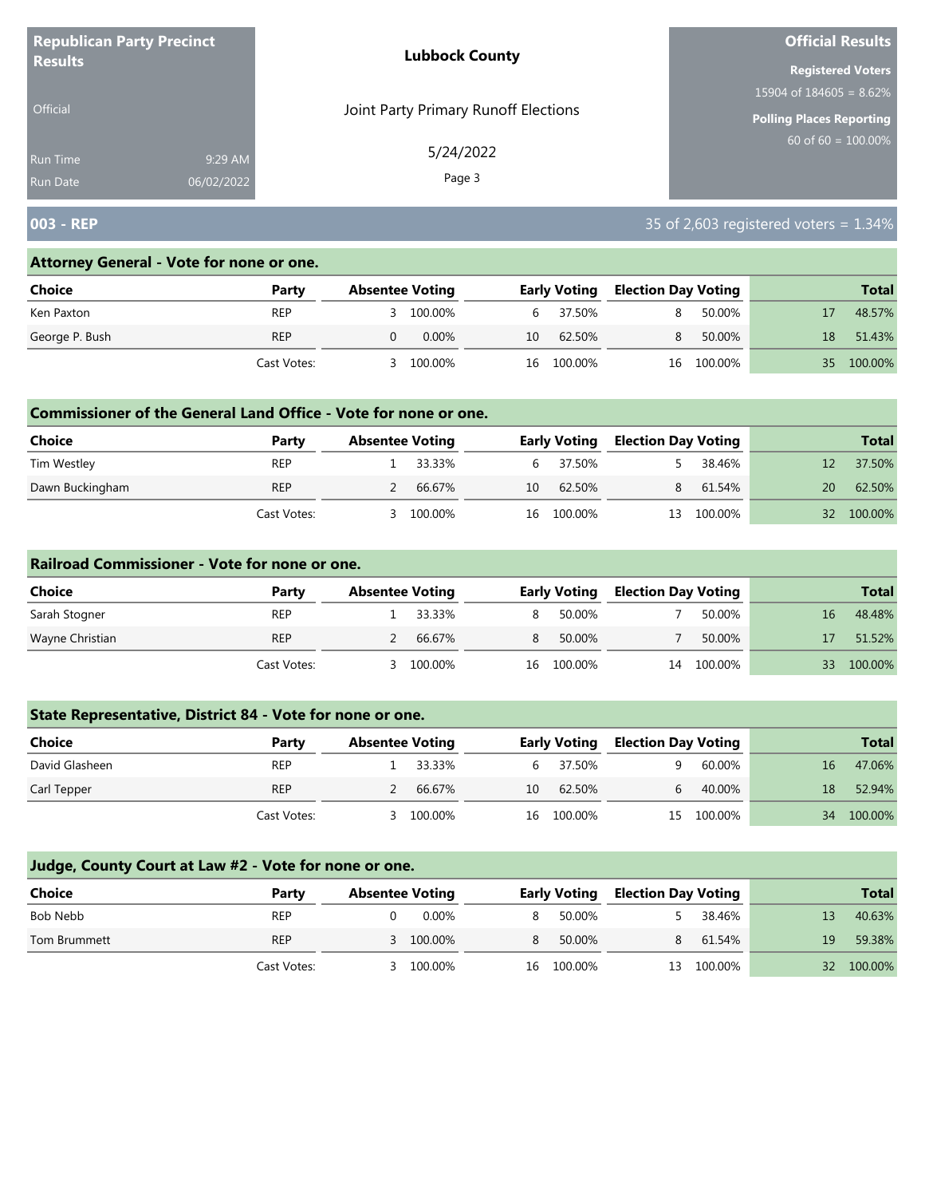**Republican Party Precinct Results**

Official

Run Time 9:29 AM

Run Date 06/02/2022

**Lubbock County**

Joint Party Primary Runoff Elections

5/24/2022

**Official Results**

**Registered Voters**

15904 of 184605 = 8.62%

**Polling Places Reporting**

60 of 60 = 100.00%

## 003 - REP

35 of 2,603 registered voters = 1.34%

### Attorney General - Vote for none or one.

| Choice | Party | Absentee Voting | | Early Voting | | Election Day Voting | | Total | |
|---|---|---|---|---|---|---|---|---|---|
| Ken Paxton | REP | 3 | 100.00% | 6 | 37.50% | 8 | 50.00% | 17 | 48.57% |
| George P. Bush | REP | 0 | 0.00% | 10 | 62.50% | 8 | 50.00% | 18 | 51.43% |
| | Cast Votes: | 3 | 100.00% | 16 | 100.00% | 16 | 100.00% | 35 | 100.00% |

### Commissioner of the General Land Office - Vote for none or one.

| Choice | Party | Absentee Voting | | Early Voting | | Election Day Voting | | Total | |
|---|---|---|---|---|---|---|---|---|---|
| Tim Westley | REP | 1 | 33.33% | 6 | 37.50% | 5 | 38.46% | 12 | 37.50% |
| Dawn Buckingham | REP | 2 | 66.67% | 10 | 62.50% | 8 | 61.54% | 20 | 62.50% |
| | Cast Votes: | 3 | 100.00% | 16 | 100.00% | 13 | 100.00% | 32 | 100.00% |

### Railroad Commissioner - Vote for none or one.

| Choice | Party | Absentee Voting | | Early Voting | | Election Day Voting | | Total | |
|---|---|---|---|---|---|---|---|---|---|
| Sarah Stogner | REP | 1 | 33.33% | 8 | 50.00% | 7 | 50.00% | 16 | 48.48% |
| Wayne Christian | REP | 2 | 66.67% | 8 | 50.00% | 7 | 50.00% | 17 | 51.52% |
| | Cast Votes: | 3 | 100.00% | 16 | 100.00% | 14 | 100.00% | 33 | 100.00% |

### State Representative, District 84 - Vote for none or one.

| Choice | Party | Absentee Voting | | Early Voting | | Election Day Voting | | Total | |
|---|---|---|---|---|---|---|---|---|---|
| David Glasheen | REP | 1 | 33.33% | 6 | 37.50% | 9 | 60.00% | 16 | 47.06% |
| Carl Tepper | REP | 2 | 66.67% | 10 | 62.50% | 6 | 40.00% | 18 | 52.94% |
| | Cast Votes: | 3 | 100.00% | 16 | 100.00% | 15 | 100.00% | 34 | 100.00% |

### Judge, County Court at Law #2 - Vote for none or one.

| Choice | Party | Absentee Voting | | Early Voting | | Election Day Voting | | Total | |
|---|---|---|---|---|---|---|---|---|---|
| Bob Nebb | REP | 0 | 0.00% | 8 | 50.00% | 5 | 38.46% | 13 | 40.63% |
| Tom Brummett | REP | 3 | 100.00% | 8 | 50.00% | 8 | 61.54% | 19 | 59.38% |
| | Cast Votes: | 3 | 100.00% | 16 | 100.00% | 13 | 100.00% | 32 | 100.00% |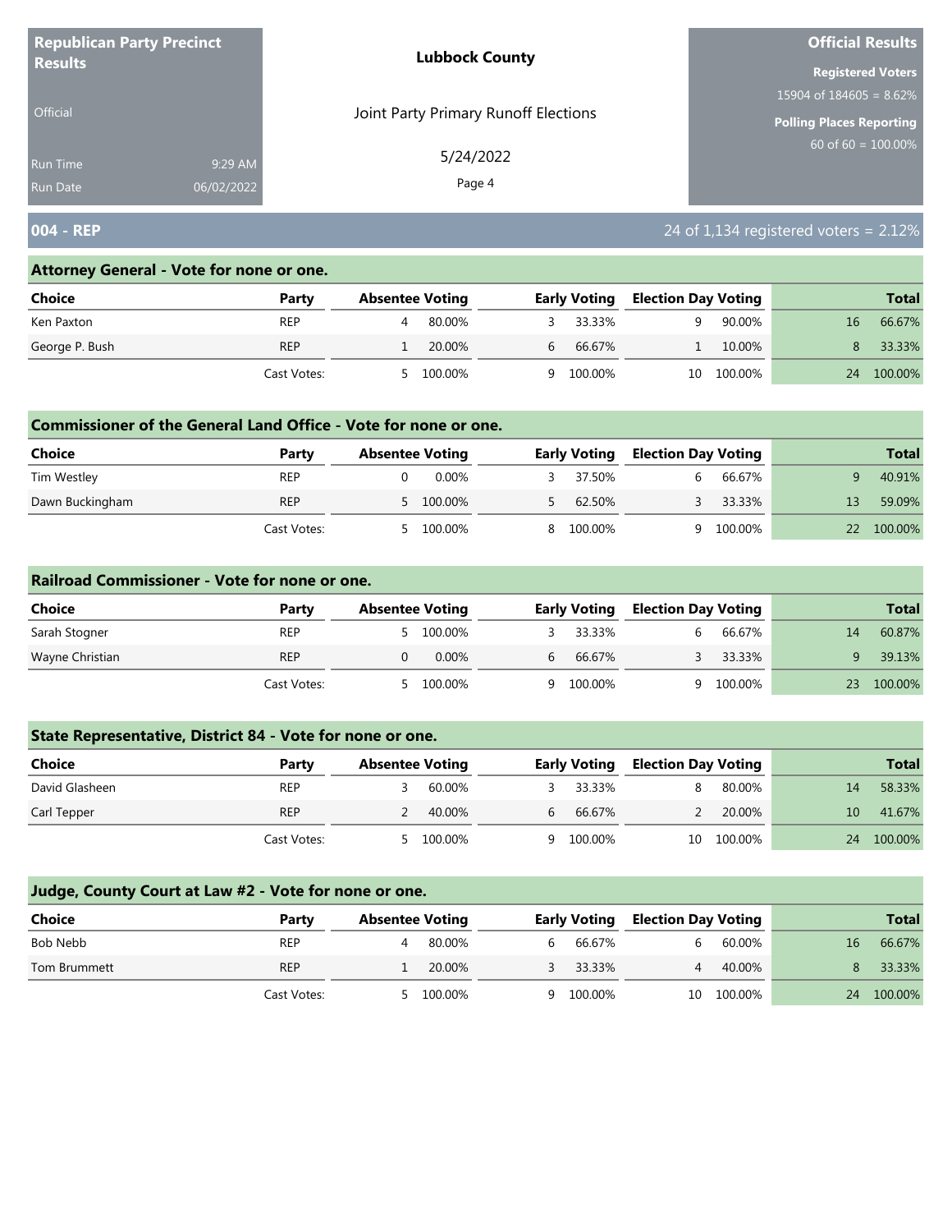**Republican Party Precinct Results**

Official

Run Time 9:29 AM

Run Date 06/02/2022

**Lubbock County**

Joint Party Primary Runoff Elections

5/24/2022

**Official Results**

**Registered Voters**

15904 of 184605 = 8.62%

**Polling Places Reporting**

60 of 60 = 100.00%

## 004 - REP

24 of 1,134 registered voters = 2.12%

### Attorney General - Vote for none or one.

| Choice | Party | Absentee Voting | | Early Voting | | Election Day Voting | | Total | |
|---|---|---|---|---|---|---|---|---|---|
| Ken Paxton | REP | 4 | 80.00% | 3 | 33.33% | 9 | 90.00% | 16 | 66.67% |
| George P. Bush | REP | 1 | 20.00% | 6 | 66.67% | 1 | 10.00% | 8 | 33.33% |
| | Cast Votes: | 5 | 100.00% | 9 | 100.00% | 10 | 100.00% | 24 | 100.00% |

### Commissioner of the General Land Office - Vote for none or one.

| Choice | Party | Absentee Voting | | Early Voting | | Election Day Voting | | Total | |
|---|---|---|---|---|---|---|---|---|---|
| Tim Westley | REP | 0 | 0.00% | 3 | 37.50% | 6 | 66.67% | 9 | 40.91% |
| Dawn Buckingham | REP | 5 | 100.00% | 5 | 62.50% | 3 | 33.33% | 13 | 59.09% |
| | Cast Votes: | 5 | 100.00% | 8 | 100.00% | 9 | 100.00% | 22 | 100.00% |

### Railroad Commissioner - Vote for none or one.

| Choice | Party | Absentee Voting | | Early Voting | | Election Day Voting | | Total | |
|---|---|---|---|---|---|---|---|---|---|
| Sarah Stogner | REP | 5 | 100.00% | 3 | 33.33% | 6 | 66.67% | 14 | 60.87% |
| Wayne Christian | REP | 0 | 0.00% | 6 | 66.67% | 3 | 33.33% | 9 | 39.13% |
| | Cast Votes: | 5 | 100.00% | 9 | 100.00% | 9 | 100.00% | 23 | 100.00% |

### State Representative, District 84 - Vote for none or one.

| Choice | Party | Absentee Voting | | Early Voting | | Election Day Voting | | Total | |
|---|---|---|---|---|---|---|---|---|---|
| David Glasheen | REP | 3 | 60.00% | 3 | 33.33% | 8 | 80.00% | 14 | 58.33% |
| Carl Tepper | REP | 2 | 40.00% | 6 | 66.67% | 2 | 20.00% | 10 | 41.67% |
| | Cast Votes: | 5 | 100.00% | 9 | 100.00% | 10 | 100.00% | 24 | 100.00% |

### Judge, County Court at Law #2 - Vote for none or one.

| Choice | Party | Absentee Voting | | Early Voting | | Election Day Voting | | Total | |
|---|---|---|---|---|---|---|---|---|---|
| Bob Nebb | REP | 4 | 80.00% | 6 | 66.67% | 6 | 60.00% | 16 | 66.67% |
| Tom Brummett | REP | 1 | 20.00% | 3 | 33.33% | 4 | 40.00% | 8 | 33.33% |
| | Cast Votes: | 5 | 100.00% | 9 | 100.00% | 10 | 100.00% | 24 | 100.00% |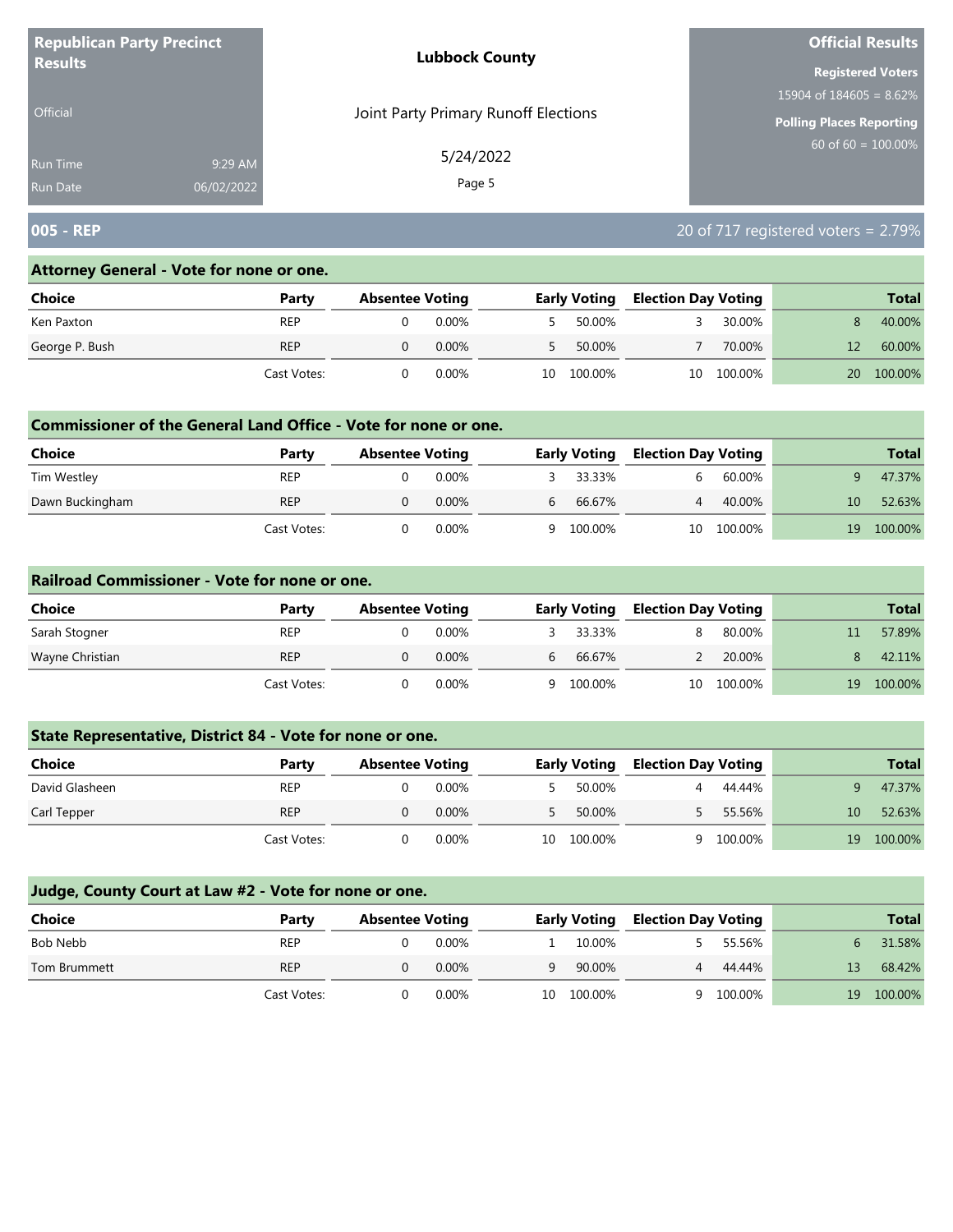**Republican Party Precinct Results**

Official

Run Time 9:29 AM
Run Date 06/02/2022

**Lubbock County**

Joint Party Primary Runoff Elections

5/24/2022

**Official Results**

**Registered Voters**
15904 of 184605 = 8.62%

**Polling Places Reporting**
60 of 60 = 100.00%

## 005 - REP

20 of 717 registered voters = 2.79%

### Attorney General - Vote for none or one.

| Choice | Party | Absentee Voting | | Early Voting | | Election Day Voting | | Total | |
|---|---|---|---|---|---|---|---|---|---|
| Ken Paxton | REP | 0 | 0.00% | 5 | 50.00% | 3 | 30.00% | 8 | 40.00% |
| George P. Bush | REP | 0 | 0.00% | 5 | 50.00% | 7 | 70.00% | 12 | 60.00% |
| | Cast Votes: | 0 | 0.00% | 10 | 100.00% | 10 | 100.00% | 20 | 100.00% |

### Commissioner of the General Land Office - Vote for none or one.

| Choice | Party | Absentee Voting | | Early Voting | | Election Day Voting | | Total | |
|---|---|---|---|---|---|---|---|---|---|
| Tim Westley | REP | 0 | 0.00% | 3 | 33.33% | 6 | 60.00% | 9 | 47.37% |
| Dawn Buckingham | REP | 0 | 0.00% | 6 | 66.67% | 4 | 40.00% | 10 | 52.63% |
| | Cast Votes: | 0 | 0.00% | 9 | 100.00% | 10 | 100.00% | 19 | 100.00% |

### Railroad Commissioner - Vote for none or one.

| Choice | Party | Absentee Voting | | Early Voting | | Election Day Voting | | Total | |
|---|---|---|---|---|---|---|---|---|---|
| Sarah Stogner | REP | 0 | 0.00% | 3 | 33.33% | 8 | 80.00% | 11 | 57.89% |
| Wayne Christian | REP | 0 | 0.00% | 6 | 66.67% | 2 | 20.00% | 8 | 42.11% |
| | Cast Votes: | 0 | 0.00% | 9 | 100.00% | 10 | 100.00% | 19 | 100.00% |

### State Representative, District 84 - Vote for none or one.

| Choice | Party | Absentee Voting | | Early Voting | | Election Day Voting | | Total | |
|---|---|---|---|---|---|---|---|---|---|
| David Glasheen | REP | 0 | 0.00% | 5 | 50.00% | 4 | 44.44% | 9 | 47.37% |
| Carl Tepper | REP | 0 | 0.00% | 5 | 50.00% | 5 | 55.56% | 10 | 52.63% |
| | Cast Votes: | 0 | 0.00% | 10 | 100.00% | 9 | 100.00% | 19 | 100.00% |

### Judge, County Court at Law #2 - Vote for none or one.

| Choice | Party | Absentee Voting | | Early Voting | | Election Day Voting | | Total | |
|---|---|---|---|---|---|---|---|---|---|
| Bob Nebb | REP | 0 | 0.00% | 1 | 10.00% | 5 | 55.56% | 6 | 31.58% |
| Tom Brummett | REP | 0 | 0.00% | 9 | 90.00% | 4 | 44.44% | 13 | 68.42% |
| | Cast Votes: | 0 | 0.00% | 10 | 100.00% | 9 | 100.00% | 19 | 100.00% |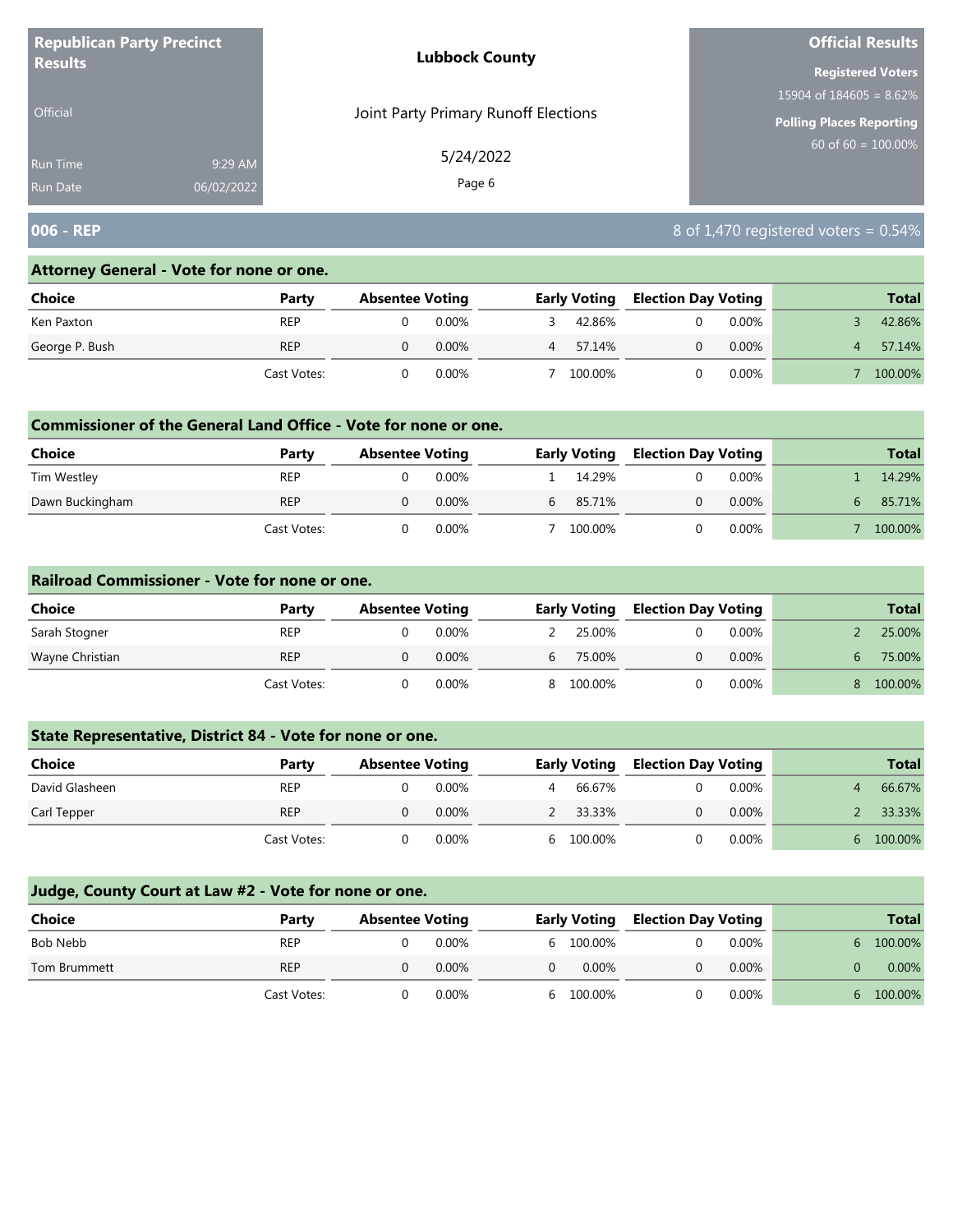**Republican Party Precinct Results**

Official

Run Time 9:29 AM
Run Date 06/02/2022

**Lubbock County**

Joint Party Primary Runoff Elections

5/24/2022

**Official Results**

**Registered Voters**
15904 of 184605 = 8.62%

**Polling Places Reporting**
60 of 60 = 100.00%

## 006 - REP

8 of 1,470 registered voters = 0.54%

### Attorney General - Vote for none or one.

| Choice | Party | Absentee Voting | | Early Voting | | Election Day Voting | | Total | |
|---|---|---|---|---|---|---|---|---|---|
| Ken Paxton | REP | 0 | 0.00% | 3 | 42.86% | 0 | 0.00% | 3 | 42.86% |
| George P. Bush | REP | 0 | 0.00% | 4 | 57.14% | 0 | 0.00% | 4 | 57.14% |
| | Cast Votes: | 0 | 0.00% | 7 | 100.00% | 0 | 0.00% | 7 | 100.00% |

### Commissioner of the General Land Office - Vote for none or one.

| Choice | Party | Absentee Voting | | Early Voting | | Election Day Voting | | Total | |
|---|---|---|---|---|---|---|---|---|---|
| Tim Westley | REP | 0 | 0.00% | 1 | 14.29% | 0 | 0.00% | 1 | 14.29% |
| Dawn Buckingham | REP | 0 | 0.00% | 6 | 85.71% | 0 | 0.00% | 6 | 85.71% |
| | Cast Votes: | 0 | 0.00% | 7 | 100.00% | 0 | 0.00% | 7 | 100.00% |

### Railroad Commissioner - Vote for none or one.

| Choice | Party | Absentee Voting | | Early Voting | | Election Day Voting | | Total | |
|---|---|---|---|---|---|---|---|---|---|
| Sarah Stogner | REP | 0 | 0.00% | 2 | 25.00% | 0 | 0.00% | 2 | 25.00% |
| Wayne Christian | REP | 0 | 0.00% | 6 | 75.00% | 0 | 0.00% | 6 | 75.00% |
| | Cast Votes: | 0 | 0.00% | 8 | 100.00% | 0 | 0.00% | 8 | 100.00% |

### State Representative, District 84 - Vote for none or one.

| Choice | Party | Absentee Voting | | Early Voting | | Election Day Voting | | Total | |
|---|---|---|---|---|---|---|---|---|---|
| David Glasheen | REP | 0 | 0.00% | 4 | 66.67% | 0 | 0.00% | 4 | 66.67% |
| Carl Tepper | REP | 0 | 0.00% | 2 | 33.33% | 0 | 0.00% | 2 | 33.33% |
| | Cast Votes: | 0 | 0.00% | 6 | 100.00% | 0 | 0.00% | 6 | 100.00% |

### Judge, County Court at Law #2 - Vote for none or one.

| Choice | Party | Absentee Voting | | Early Voting | | Election Day Voting | | Total | |
|---|---|---|---|---|---|---|---|---|---|
| Bob Nebb | REP | 0 | 0.00% | 6 | 100.00% | 0 | 0.00% | 6 | 100.00% |
| Tom Brummett | REP | 0 | 0.00% | 0 | 0.00% | 0 | 0.00% | 0 | 0.00% |
| | Cast Votes: | 0 | 0.00% | 6 | 100.00% | 0 | 0.00% | 6 | 100.00% |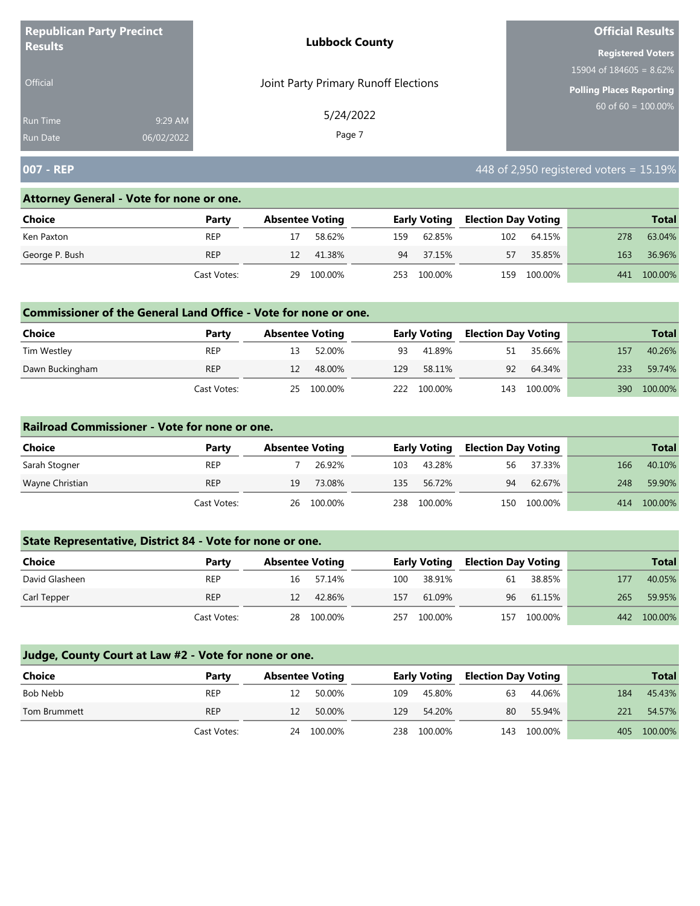**Republican Party Precinct Results**

Official

Run Time 9:29 AM
Run Date 06/02/2022

**Lubbock County**

Joint Party Primary Runoff Elections

5/24/2022

**Official Results**

**Registered Voters**
15904 of 184605 = 8.62%

**Polling Places Reporting**
60 of 60 = 100.00%

## 007 - REP

448 of 2,950 registered voters = 15.19%

### Attorney General - Vote for none or one.

| Choice | Party | Absentee Voting | | Early Voting | | Election Day Voting | | Total | |
|---|---|---|---|---|---|---|---|---|---|
| Ken Paxton | REP | 17 | 58.62% | 159 | 62.85% | 102 | 64.15% | 278 | 63.04% |
| George P. Bush | REP | 12 | 41.38% | 94 | 37.15% | 57 | 35.85% | 163 | 36.96% |
| | Cast Votes: | 29 | 100.00% | 253 | 100.00% | 159 | 100.00% | 441 | 100.00% |

### Commissioner of the General Land Office - Vote for none or one.

| Choice | Party | Absentee Voting | | Early Voting | | Election Day Voting | | Total | |
|---|---|---|---|---|---|---|---|---|---|
| Tim Westley | REP | 13 | 52.00% | 93 | 41.89% | 51 | 35.66% | 157 | 40.26% |
| Dawn Buckingham | REP | 12 | 48.00% | 129 | 58.11% | 92 | 64.34% | 233 | 59.74% |
| | Cast Votes: | 25 | 100.00% | 222 | 100.00% | 143 | 100.00% | 390 | 100.00% |

### Railroad Commissioner - Vote for none or one.

| Choice | Party | Absentee Voting | | Early Voting | | Election Day Voting | | Total | |
|---|---|---|---|---|---|---|---|---|---|
| Sarah Stogner | REP | 7 | 26.92% | 103 | 43.28% | 56 | 37.33% | 166 | 40.10% |
| Wayne Christian | REP | 19 | 73.08% | 135 | 56.72% | 94 | 62.67% | 248 | 59.90% |
| | Cast Votes: | 26 | 100.00% | 238 | 100.00% | 150 | 100.00% | 414 | 100.00% |

### State Representative, District 84 - Vote for none or one.

| Choice | Party | Absentee Voting | | Early Voting | | Election Day Voting | | Total | |
|---|---|---|---|---|---|---|---|---|---|
| David Glasheen | REP | 16 | 57.14% | 100 | 38.91% | 61 | 38.85% | 177 | 40.05% |
| Carl Tepper | REP | 12 | 42.86% | 157 | 61.09% | 96 | 61.15% | 265 | 59.95% |
| | Cast Votes: | 28 | 100.00% | 257 | 100.00% | 157 | 100.00% | 442 | 100.00% |

### Judge, County Court at Law #2 - Vote for none or one.

| Choice | Party | Absentee Voting | | Early Voting | | Election Day Voting | | Total | |
|---|---|---|---|---|---|---|---|---|---|
| Bob Nebb | REP | 12 | 50.00% | 109 | 45.80% | 63 | 44.06% | 184 | 45.43% |
| Tom Brummett | REP | 12 | 50.00% | 129 | 54.20% | 80 | 55.94% | 221 | 54.57% |
| | Cast Votes: | 24 | 100.00% | 238 | 100.00% | 143 | 100.00% | 405 | 100.00% |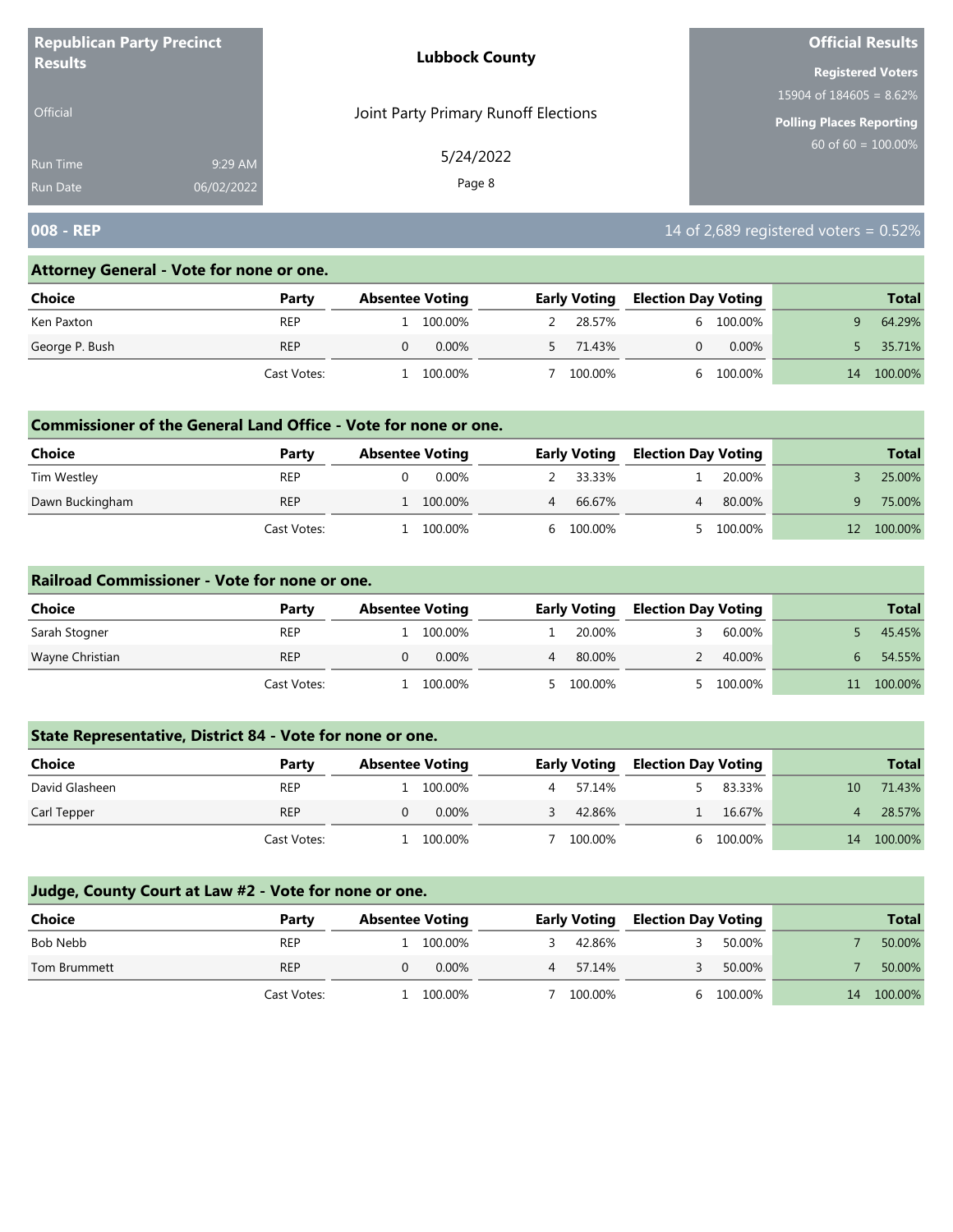**Republican Party Precinct Results**

Official

Run Time 9:29 AM
Run Date 06/02/2022

**Lubbock County**

Joint Party Primary Runoff Elections

5/24/2022

**Official Results**

**Registered Voters**
15904 of 184605 = 8.62%

**Polling Places Reporting**
60 of 60 = 100.00%

## 008 - REP

14 of 2,689 registered voters = 0.52%

### Attorney General - Vote for none or one.

| Choice | Party | Absentee Voting | | Early Voting | | Election Day Voting | | Total | |
|---|---|---|---|---|---|---|---|---|---|
| Ken Paxton | REP | 1 | 100.00% | 2 | 28.57% | 6 | 100.00% | 9 | 64.29% |
| George P. Bush | REP | 0 | 0.00% | 5 | 71.43% | 0 | 0.00% | 5 | 35.71% |
| | Cast Votes: | 1 | 100.00% | 7 | 100.00% | 6 | 100.00% | 14 | 100.00% |

### Commissioner of the General Land Office - Vote for none or one.

| Choice | Party | Absentee Voting | | Early Voting | | Election Day Voting | | Total | |
|---|---|---|---|---|---|---|---|---|---|
| Tim Westley | REP | 0 | 0.00% | 2 | 33.33% | 1 | 20.00% | 3 | 25.00% |
| Dawn Buckingham | REP | 1 | 100.00% | 4 | 66.67% | 4 | 80.00% | 9 | 75.00% |
| | Cast Votes: | 1 | 100.00% | 6 | 100.00% | 5 | 100.00% | 12 | 100.00% |

### Railroad Commissioner - Vote for none or one.

| Choice | Party | Absentee Voting | | Early Voting | | Election Day Voting | | Total | |
|---|---|---|---|---|---|---|---|---|---|
| Sarah Stogner | REP | 1 | 100.00% | 1 | 20.00% | 3 | 60.00% | 5 | 45.45% |
| Wayne Christian | REP | 0 | 0.00% | 4 | 80.00% | 2 | 40.00% | 6 | 54.55% |
| | Cast Votes: | 1 | 100.00% | 5 | 100.00% | 5 | 100.00% | 11 | 100.00% |

### State Representative, District 84 - Vote for none or one.

| Choice | Party | Absentee Voting | | Early Voting | | Election Day Voting | | Total | |
|---|---|---|---|---|---|---|---|---|---|
| David Glasheen | REP | 1 | 100.00% | 4 | 57.14% | 5 | 83.33% | 10 | 71.43% |
| Carl Tepper | REP | 0 | 0.00% | 3 | 42.86% | 1 | 16.67% | 4 | 28.57% |
| | Cast Votes: | 1 | 100.00% | 7 | 100.00% | 6 | 100.00% | 14 | 100.00% |

### Judge, County Court at Law #2 - Vote for none or one.

| Choice | Party | Absentee Voting | | Early Voting | | Election Day Voting | | Total | |
|---|---|---|---|---|---|---|---|---|---|
| Bob Nebb | REP | 1 | 100.00% | 3 | 42.86% | 3 | 50.00% | 7 | 50.00% |
| Tom Brummett | REP | 0 | 0.00% | 4 | 57.14% | 3 | 50.00% | 7 | 50.00% |
| | Cast Votes: | 1 | 100.00% | 7 | 100.00% | 6 | 100.00% | 14 | 100.00% |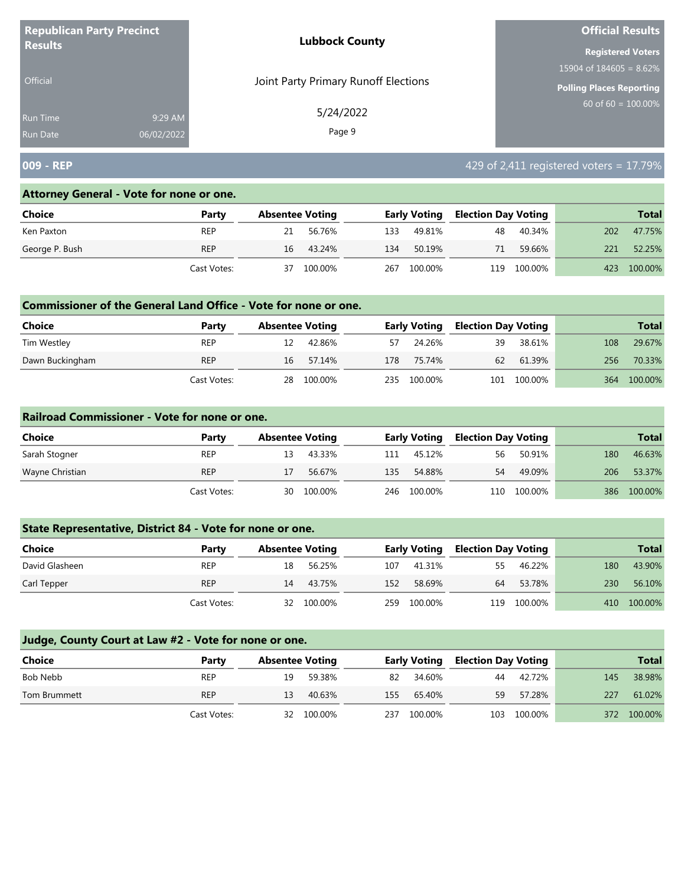**Republican Party Precinct Results**

Official

Run Time 9:29 AM
Run Date 06/02/2022

**Lubbock County**

Joint Party Primary Runoff Elections

5/24/2022

**Official Results**

**Registered Voters**
15904 of 184605 = 8.62%

**Polling Places Reporting**
60 of 60 = 100.00%

## 009 - REP

429 of 2,411 registered voters = 17.79%

### Attorney General - Vote for none or one.

| Choice | Party | Absentee Voting | | Early Voting | | Election Day Voting | | Total | |
|---|---|---|---|---|---|---|---|---|---|
| Ken Paxton | REP | 21 | 56.76% | 133 | 49.81% | 48 | 40.34% | 202 | 47.75% |
| George P. Bush | REP | 16 | 43.24% | 134 | 50.19% | 71 | 59.66% | 221 | 52.25% |
| | Cast Votes: | 37 | 100.00% | 267 | 100.00% | 119 | 100.00% | 423 | 100.00% |

### Commissioner of the General Land Office - Vote for none or one.

| Choice | Party | Absentee Voting | | Early Voting | | Election Day Voting | | Total | |
|---|---|---|---|---|---|---|---|---|---|
| Tim Westley | REP | 12 | 42.86% | 57 | 24.26% | 39 | 38.61% | 108 | 29.67% |
| Dawn Buckingham | REP | 16 | 57.14% | 178 | 75.74% | 62 | 61.39% | 256 | 70.33% |
| | Cast Votes: | 28 | 100.00% | 235 | 100.00% | 101 | 100.00% | 364 | 100.00% |

### Railroad Commissioner - Vote for none or one.

| Choice | Party | Absentee Voting | | Early Voting | | Election Day Voting | | Total | |
|---|---|---|---|---|---|---|---|---|---|
| Sarah Stogner | REP | 13 | 43.33% | 111 | 45.12% | 56 | 50.91% | 180 | 46.63% |
| Wayne Christian | REP | 17 | 56.67% | 135 | 54.88% | 54 | 49.09% | 206 | 53.37% |
| | Cast Votes: | 30 | 100.00% | 246 | 100.00% | 110 | 100.00% | 386 | 100.00% |

### State Representative, District 84 - Vote for none or one.

| Choice | Party | Absentee Voting | | Early Voting | | Election Day Voting | | Total | |
|---|---|---|---|---|---|---|---|---|---|
| David Glasheen | REP | 18 | 56.25% | 107 | 41.31% | 55 | 46.22% | 180 | 43.90% |
| Carl Tepper | REP | 14 | 43.75% | 152 | 58.69% | 64 | 53.78% | 230 | 56.10% |
| | Cast Votes: | 32 | 100.00% | 259 | 100.00% | 119 | 100.00% | 410 | 100.00% |

### Judge, County Court at Law #2 - Vote for none or one.

| Choice | Party | Absentee Voting | | Early Voting | | Election Day Voting | | Total | |
|---|---|---|---|---|---|---|---|---|---|
| Bob Nebb | REP | 19 | 59.38% | 82 | 34.60% | 44 | 42.72% | 145 | 38.98% |
| Tom Brummett | REP | 13 | 40.63% | 155 | 65.40% | 59 | 57.28% | 227 | 61.02% |
| | Cast Votes: | 32 | 100.00% | 237 | 100.00% | 103 | 100.00% | 372 | 100.00% |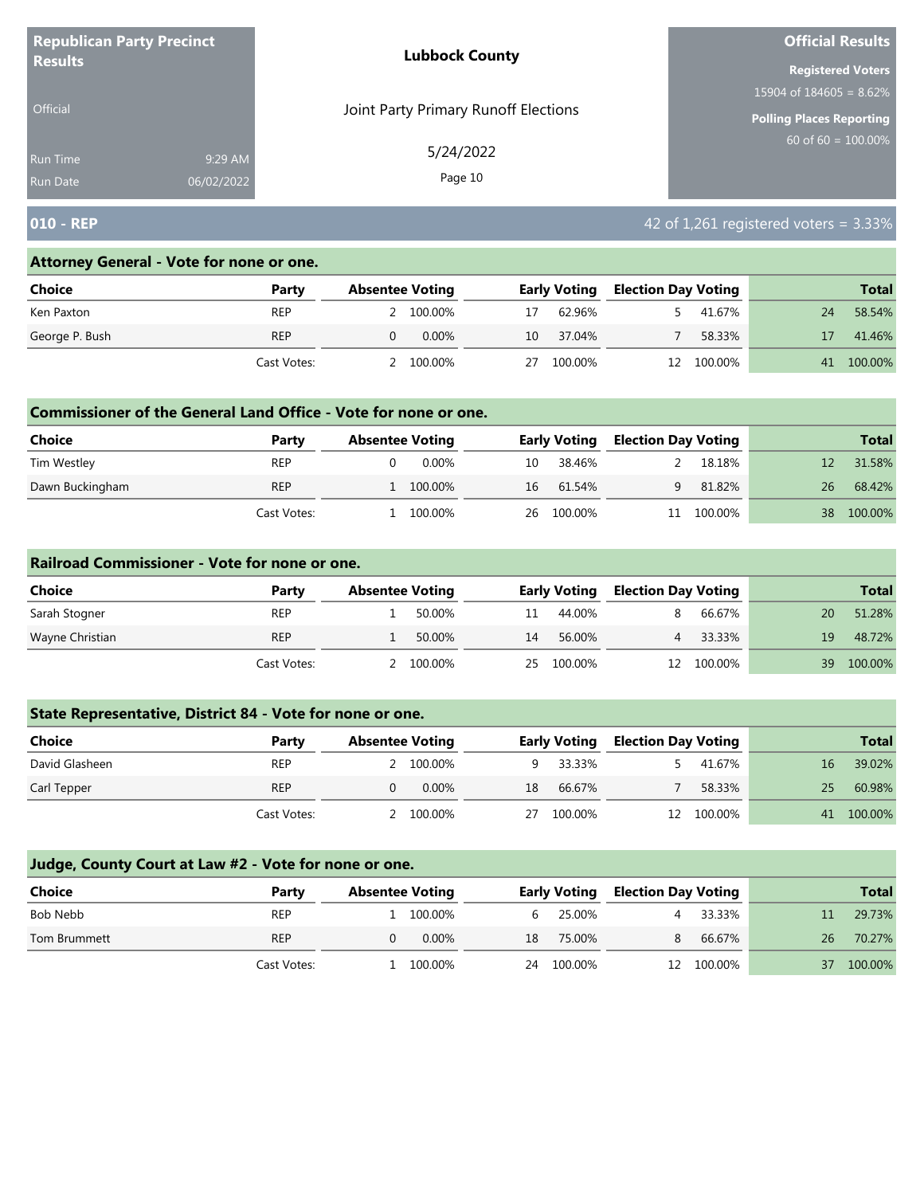**Republican Party Precinct Results**

Official

Run Time 9:29 AM
Run Date 06/02/2022

**Lubbock County**

Joint Party Primary Runoff Elections

5/24/2022

**Official Results**

**Registered Voters**
15904 of 184605 = 8.62%

**Polling Places Reporting**
60 of 60 = 100.00%

## 010 - REP

42 of 1,261 registered voters = 3.33%

### Attorney General - Vote for none or one.

| Choice | Party | Absentee Voting | | Early Voting | | Election Day Voting | | Total | |
|---|---|---|---|---|---|---|---|---|---|
| Ken Paxton | REP | 2 | 100.00% | 17 | 62.96% | 5 | 41.67% | 24 | 58.54% |
| George P. Bush | REP | 0 | 0.00% | 10 | 37.04% | 7 | 58.33% | 17 | 41.46% |
| | Cast Votes: | 2 | 100.00% | 27 | 100.00% | 12 | 100.00% | 41 | 100.00% |

### Commissioner of the General Land Office - Vote for none or one.

| Choice | Party | Absentee Voting | | Early Voting | | Election Day Voting | | Total | |
|---|---|---|---|---|---|---|---|---|---|
| Tim Westley | REP | 0 | 0.00% | 10 | 38.46% | 2 | 18.18% | 12 | 31.58% |
| Dawn Buckingham | REP | 1 | 100.00% | 16 | 61.54% | 9 | 81.82% | 26 | 68.42% |
| | Cast Votes: | 1 | 100.00% | 26 | 100.00% | 11 | 100.00% | 38 | 100.00% |

### Railroad Commissioner - Vote for none or one.

| Choice | Party | Absentee Voting | | Early Voting | | Election Day Voting | | Total | |
|---|---|---|---|---|---|---|---|---|---|
| Sarah Stogner | REP | 1 | 50.00% | 11 | 44.00% | 8 | 66.67% | 20 | 51.28% |
| Wayne Christian | REP | 1 | 50.00% | 14 | 56.00% | 4 | 33.33% | 19 | 48.72% |
| | Cast Votes: | 2 | 100.00% | 25 | 100.00% | 12 | 100.00% | 39 | 100.00% |

### State Representative, District 84 - Vote for none or one.

| Choice | Party | Absentee Voting | | Early Voting | | Election Day Voting | | Total | |
|---|---|---|---|---|---|---|---|---|---|
| David Glasheen | REP | 2 | 100.00% | 9 | 33.33% | 5 | 41.67% | 16 | 39.02% |
| Carl Tepper | REP | 0 | 0.00% | 18 | 66.67% | 7 | 58.33% | 25 | 60.98% |
| | Cast Votes: | 2 | 100.00% | 27 | 100.00% | 12 | 100.00% | 41 | 100.00% |

### Judge, County Court at Law #2 - Vote for none or one.

| Choice | Party | Absentee Voting | | Early Voting | | Election Day Voting | | Total | |
|---|---|---|---|---|---|---|---|---|---|
| Bob Nebb | REP | 1 | 100.00% | 6 | 25.00% | 4 | 33.33% | 11 | 29.73% |
| Tom Brummett | REP | 0 | 0.00% | 18 | 75.00% | 8 | 66.67% | 26 | 70.27% |
| | Cast Votes: | 1 | 100.00% | 24 | 100.00% | 12 | 100.00% | 37 | 100.00% |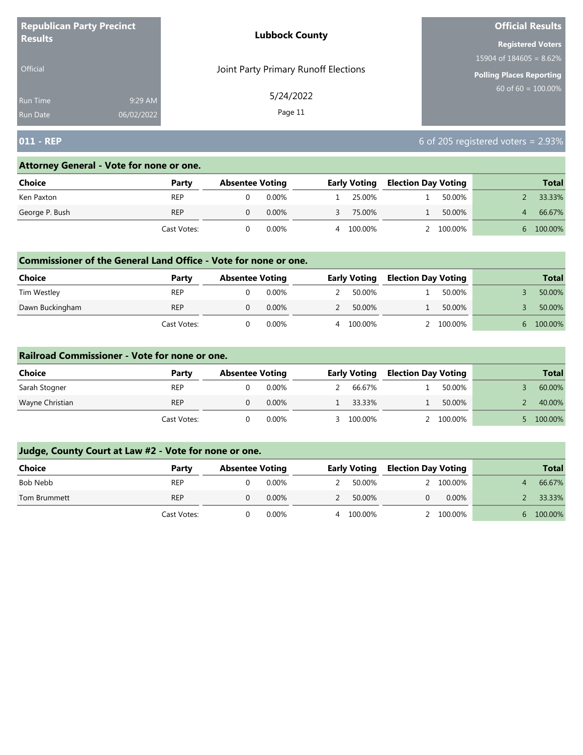**Republican Party Precinct Results**

Official

Run Time 9:29 AM
Run Date 06/02/2022

**Lubbock County**

Joint Party Primary Runoff Elections

5/24/2022

**Official Results**

**Registered Voters**
15904 of 184605 = 8.62%

**Polling Places Reporting**
60 of 60 = 100.00%

## 011 - REP

6 of 205 registered voters = 2.93%

### Attorney General - Vote for none or one.

| Choice | Party | Absentee Voting | | Early Voting | | Election Day Voting | | Total | |
|---|---|---|---|---|---|---|---|---|---|
| Ken Paxton | REP | 0 | 0.00% | 1 | 25.00% | 1 | 50.00% | 2 | 33.33% |
| George P. Bush | REP | 0 | 0.00% | 3 | 75.00% | 1 | 50.00% | 4 | 66.67% |
| | Cast Votes: | 0 | 0.00% | 4 | 100.00% | 2 | 100.00% | 6 | 100.00% |

### Commissioner of the General Land Office - Vote for none or one.

| Choice | Party | Absentee Voting | | Early Voting | | Election Day Voting | | Total | |
|---|---|---|---|---|---|---|---|---|---|
| Tim Westley | REP | 0 | 0.00% | 2 | 50.00% | 1 | 50.00% | 3 | 50.00% |
| Dawn Buckingham | REP | 0 | 0.00% | 2 | 50.00% | 1 | 50.00% | 3 | 50.00% |
| | Cast Votes: | 0 | 0.00% | 4 | 100.00% | 2 | 100.00% | 6 | 100.00% |

### Railroad Commissioner - Vote for none or one.

| Choice | Party | Absentee Voting | | Early Voting | | Election Day Voting | | Total | |
|---|---|---|---|---|---|---|---|---|---|
| Sarah Stogner | REP | 0 | 0.00% | 2 | 66.67% | 1 | 50.00% | 3 | 60.00% |
| Wayne Christian | REP | 0 | 0.00% | 1 | 33.33% | 1 | 50.00% | 2 | 40.00% |
| | Cast Votes: | 0 | 0.00% | 3 | 100.00% | 2 | 100.00% | 5 | 100.00% |

### Judge, County Court at Law #2 - Vote for none or one.

| Choice | Party | Absentee Voting | | Early Voting | | Election Day Voting | | Total | |
|---|---|---|---|---|---|---|---|---|---|
| Bob Nebb | REP | 0 | 0.00% | 2 | 50.00% | 2 | 100.00% | 4 | 66.67% |
| Tom Brummett | REP | 0 | 0.00% | 2 | 50.00% | 0 | 0.00% | 2 | 33.33% |
| | Cast Votes: | 0 | 0.00% | 4 | 100.00% | 2 | 100.00% | 6 | 100.00% |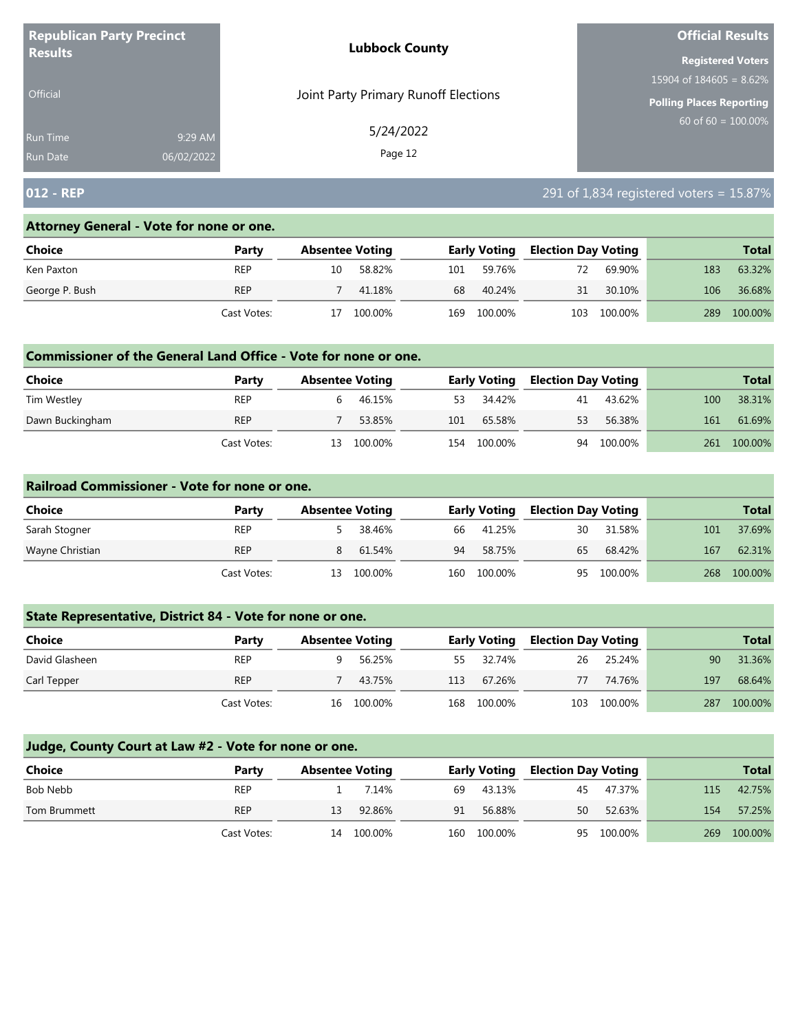**Republican Party Precinct Results**

Official

Run Time 9:29 AM
Run Date 06/02/2022

**Lubbock County**

Joint Party Primary Runoff Elections

5/24/2022

**Official Results**

**Registered Voters**
15904 of 184605 = 8.62%

**Polling Places Reporting**
60 of 60 = 100.00%

## 012 - REP

291 of 1,834 registered voters = 15.87%

### Attorney General - Vote for none or one.

| Choice | Party | Absentee Voting | | Early Voting | | Election Day Voting | | Total | |
|---|---|---|---|---|---|---|---|---|---|
| Ken Paxton | REP | 10 | 58.82% | 101 | 59.76% | 72 | 69.90% | 183 | 63.32% |
| George P. Bush | REP | 7 | 41.18% | 68 | 40.24% | 31 | 30.10% | 106 | 36.68% |
| | Cast Votes: | 17 | 100.00% | 169 | 100.00% | 103 | 100.00% | 289 | 100.00% |

### Commissioner of the General Land Office - Vote for none or one.

| Choice | Party | Absentee Voting | | Early Voting | | Election Day Voting | | Total | |
|---|---|---|---|---|---|---|---|---|---|
| Tim Westley | REP | 6 | 46.15% | 53 | 34.42% | 41 | 43.62% | 100 | 38.31% |
| Dawn Buckingham | REP | 7 | 53.85% | 101 | 65.58% | 53 | 56.38% | 161 | 61.69% |
| | Cast Votes: | 13 | 100.00% | 154 | 100.00% | 94 | 100.00% | 261 | 100.00% |

### Railroad Commissioner - Vote for none or one.

| Choice | Party | Absentee Voting | | Early Voting | | Election Day Voting | | Total | |
|---|---|---|---|---|---|---|---|---|---|
| Sarah Stogner | REP | 5 | 38.46% | 66 | 41.25% | 30 | 31.58% | 101 | 37.69% |
| Wayne Christian | REP | 8 | 61.54% | 94 | 58.75% | 65 | 68.42% | 167 | 62.31% |
| | Cast Votes: | 13 | 100.00% | 160 | 100.00% | 95 | 100.00% | 268 | 100.00% |

### State Representative, District 84 - Vote for none or one.

| Choice | Party | Absentee Voting | | Early Voting | | Election Day Voting | | Total | |
|---|---|---|---|---|---|---|---|---|---|
| David Glasheen | REP | 9 | 56.25% | 55 | 32.74% | 26 | 25.24% | 90 | 31.36% |
| Carl Tepper | REP | 7 | 43.75% | 113 | 67.26% | 77 | 74.76% | 197 | 68.64% |
| | Cast Votes: | 16 | 100.00% | 168 | 100.00% | 103 | 100.00% | 287 | 100.00% |

### Judge, County Court at Law #2 - Vote for none or one.

| Choice | Party | Absentee Voting | | Early Voting | | Election Day Voting | | Total | |
|---|---|---|---|---|---|---|---|---|---|
| Bob Nebb | REP | 1 | 7.14% | 69 | 43.13% | 45 | 47.37% | 115 | 42.75% |
| Tom Brummett | REP | 13 | 92.86% | 91 | 56.88% | 50 | 52.63% | 154 | 57.25% |
| | Cast Votes: | 14 | 100.00% | 160 | 100.00% | 95 | 100.00% | 269 | 100.00% |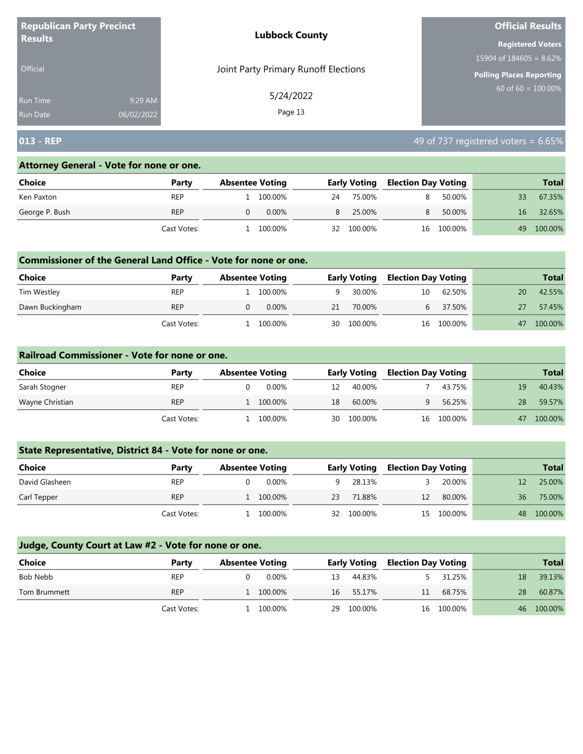**Republican Party Precinct Results**

Official

Run Time 9:29 AM
Run Date 06/02/2022

**Lubbock County**

Joint Party Primary Runoff Elections

5/24/2022

**Official Results**

**Registered Voters**
15904 of 184605 = 8.62%

**Polling Places Reporting**
60 of 60 = 100.00%

## 013 - REP

49 of 737 registered voters = 6.65%

### Attorney General - Vote for none or one.

| Choice | Party | Absentee Voting | | Early Voting | | Election Day Voting | | Total | |
|---|---|---|---|---|---|---|---|---|---|
| Ken Paxton | REP | 1 | 100.00% | 24 | 75.00% | 8 | 50.00% | 33 | 67.35% |
| George P. Bush | REP | 0 | 0.00% | 8 | 25.00% | 8 | 50.00% | 16 | 32.65% |
| | Cast Votes: | 1 | 100.00% | 32 | 100.00% | 16 | 100.00% | 49 | 100.00% |

### Commissioner of the General Land Office - Vote for none or one.

| Choice | Party | Absentee Voting | | Early Voting | | Election Day Voting | | Total | |
|---|---|---|---|---|---|---|---|---|---|
| Tim Westley | REP | 1 | 100.00% | 9 | 30.00% | 10 | 62.50% | 20 | 42.55% |
| Dawn Buckingham | REP | 0 | 0.00% | 21 | 70.00% | 6 | 37.50% | 27 | 57.45% |
| | Cast Votes: | 1 | 100.00% | 30 | 100.00% | 16 | 100.00% | 47 | 100.00% |

### Railroad Commissioner - Vote for none or one.

| Choice | Party | Absentee Voting | | Early Voting | | Election Day Voting | | Total | |
|---|---|---|---|---|---|---|---|---|---|
| Sarah Stogner | REP | 0 | 0.00% | 12 | 40.00% | 7 | 43.75% | 19 | 40.43% |
| Wayne Christian | REP | 1 | 100.00% | 18 | 60.00% | 9 | 56.25% | 28 | 59.57% |
| | Cast Votes: | 1 | 100.00% | 30 | 100.00% | 16 | 100.00% | 47 | 100.00% |

### State Representative, District 84 - Vote for none or one.

| Choice | Party | Absentee Voting | | Early Voting | | Election Day Voting | | Total | |
|---|---|---|---|---|---|---|---|---|---|
| David Glasheen | REP | 0 | 0.00% | 9 | 28.13% | 3 | 20.00% | 12 | 25.00% |
| Carl Tepper | REP | 1 | 100.00% | 23 | 71.88% | 12 | 80.00% | 36 | 75.00% |
| | Cast Votes: | 1 | 100.00% | 32 | 100.00% | 15 | 100.00% | 48 | 100.00% |

### Judge, County Court at Law #2 - Vote for none or one.

| Choice | Party | Absentee Voting | | Early Voting | | Election Day Voting | | Total | |
|---|---|---|---|---|---|---|---|---|---|
| Bob Nebb | REP | 0 | 0.00% | 13 | 44.83% | 5 | 31.25% | 18 | 39.13% |
| Tom Brummett | REP | 1 | 100.00% | 16 | 55.17% | 11 | 68.75% | 28 | 60.87% |
| | Cast Votes: | 1 | 100.00% | 29 | 100.00% | 16 | 100.00% | 46 | 100.00% |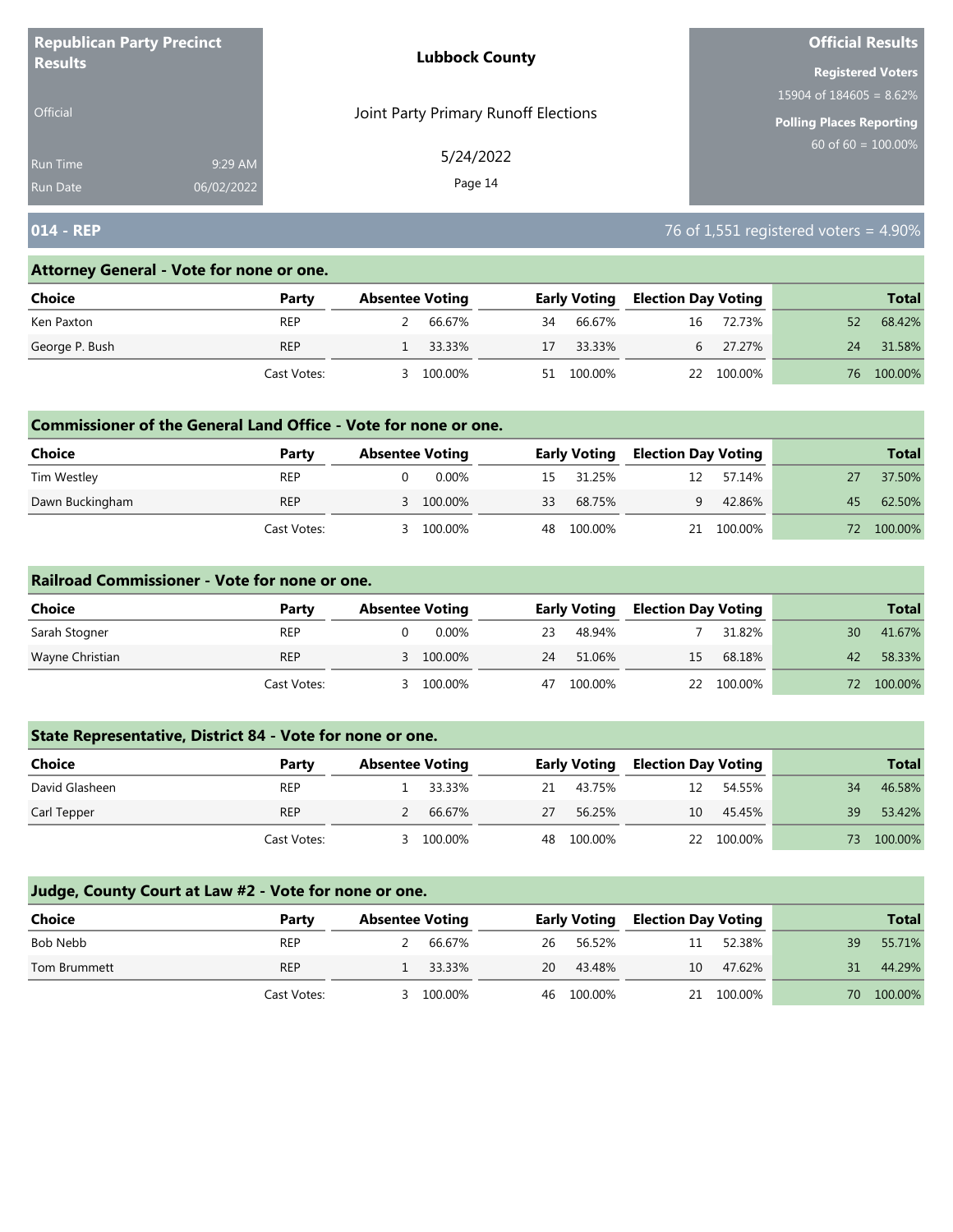**Republican Party Precinct Results**

Official

Run Time 9:29 AM
Run Date 06/02/2022

**Lubbock County**

Joint Party Primary Runoff Elections

5/24/2022

**Official Results**

**Registered Voters**
15904 of 184605 = 8.62%

**Polling Places Reporting**
60 of 60 = 100.00%

## 014 - REP

76 of 1,551 registered voters = 4.90%

### Attorney General - Vote for none or one.

| Choice | Party | Absentee Voting | | Early Voting | | Election Day Voting | | Total | |
|---|---|---|---|---|---|---|---|---|---|
| Ken Paxton | REP | 2 | 66.67% | 34 | 66.67% | 16 | 72.73% | 52 | 68.42% |
| George P. Bush | REP | 1 | 33.33% | 17 | 33.33% | 6 | 27.27% | 24 | 31.58% |
| | Cast Votes: | 3 | 100.00% | 51 | 100.00% | 22 | 100.00% | 76 | 100.00% |

### Commissioner of the General Land Office - Vote for none or one.

| Choice | Party | Absentee Voting | | Early Voting | | Election Day Voting | | Total | |
|---|---|---|---|---|---|---|---|---|---|
| Tim Westley | REP | 0 | 0.00% | 15 | 31.25% | 12 | 57.14% | 27 | 37.50% |
| Dawn Buckingham | REP | 3 | 100.00% | 33 | 68.75% | 9 | 42.86% | 45 | 62.50% |
| | Cast Votes: | 3 | 100.00% | 48 | 100.00% | 21 | 100.00% | 72 | 100.00% |

### Railroad Commissioner - Vote for none or one.

| Choice | Party | Absentee Voting | | Early Voting | | Election Day Voting | | Total | |
|---|---|---|---|---|---|---|---|---|---|
| Sarah Stogner | REP | 0 | 0.00% | 23 | 48.94% | 7 | 31.82% | 30 | 41.67% |
| Wayne Christian | REP | 3 | 100.00% | 24 | 51.06% | 15 | 68.18% | 42 | 58.33% |
| | Cast Votes: | 3 | 100.00% | 47 | 100.00% | 22 | 100.00% | 72 | 100.00% |

### State Representative, District 84 - Vote for none or one.

| Choice | Party | Absentee Voting | | Early Voting | | Election Day Voting | | Total | |
|---|---|---|---|---|---|---|---|---|---|
| David Glasheen | REP | 1 | 33.33% | 21 | 43.75% | 12 | 54.55% | 34 | 46.58% |
| Carl Tepper | REP | 2 | 66.67% | 27 | 56.25% | 10 | 45.45% | 39 | 53.42% |
| | Cast Votes: | 3 | 100.00% | 48 | 100.00% | 22 | 100.00% | 73 | 100.00% |

### Judge, County Court at Law #2 - Vote for none or one.

| Choice | Party | Absentee Voting | | Early Voting | | Election Day Voting | | Total | |
|---|---|---|---|---|---|---|---|---|---|
| Bob Nebb | REP | 2 | 66.67% | 26 | 56.52% | 11 | 52.38% | 39 | 55.71% |
| Tom Brummett | REP | 1 | 33.33% | 20 | 43.48% | 10 | 47.62% | 31 | 44.29% |
| | Cast Votes: | 3 | 100.00% | 46 | 100.00% | 21 | 100.00% | 70 | 100.00% |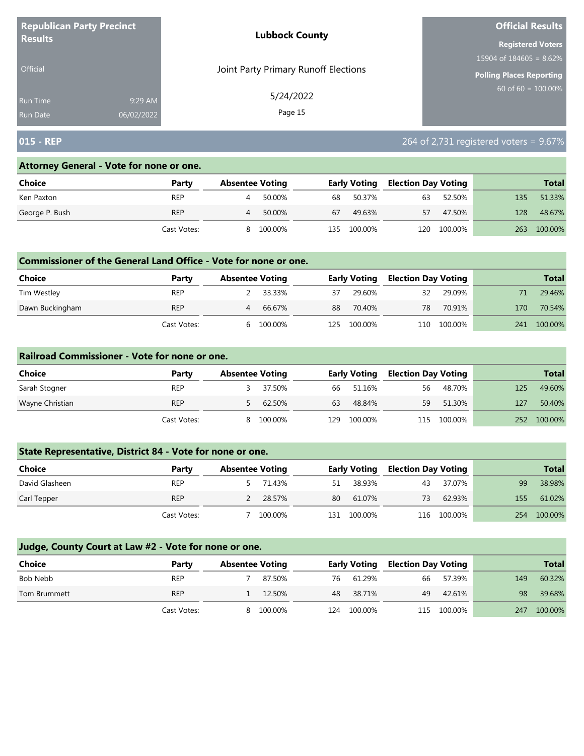**Republican Party Precinct Results**

Official

Run Time 9:29 AM
Run Date 06/02/2022

**Lubbock County**

Joint Party Primary Runoff Elections

5/24/2022

**Official Results**

**Registered Voters**
15904 of 184605 = 8.62%

**Polling Places Reporting**
60 of 60 = 100.00%

## 015 - REP

264 of 2,731 registered voters = 9.67%

### Attorney General - Vote for none or one.

| Choice | Party | Absentee Voting | | Early Voting | | Election Day Voting | | Total | |
|---|---|---|---|---|---|---|---|---|---|
| Ken Paxton | REP | 4 | 50.00% | 68 | 50.37% | 63 | 52.50% | 135 | 51.33% |
| George P. Bush | REP | 4 | 50.00% | 67 | 49.63% | 57 | 47.50% | 128 | 48.67% |
| | Cast Votes: | 8 | 100.00% | 135 | 100.00% | 120 | 100.00% | 263 | 100.00% |

### Commissioner of the General Land Office - Vote for none or one.

| Choice | Party | Absentee Voting | | Early Voting | | Election Day Voting | | Total | |
|---|---|---|---|---|---|---|---|---|---|
| Tim Westley | REP | 2 | 33.33% | 37 | 29.60% | 32 | 29.09% | 71 | 29.46% |
| Dawn Buckingham | REP | 4 | 66.67% | 88 | 70.40% | 78 | 70.91% | 170 | 70.54% |
| | Cast Votes: | 6 | 100.00% | 125 | 100.00% | 110 | 100.00% | 241 | 100.00% |

### Railroad Commissioner - Vote for none or one.

| Choice | Party | Absentee Voting | | Early Voting | | Election Day Voting | | Total | |
|---|---|---|---|---|---|---|---|---|---|
| Sarah Stogner | REP | 3 | 37.50% | 66 | 51.16% | 56 | 48.70% | 125 | 49.60% |
| Wayne Christian | REP | 5 | 62.50% | 63 | 48.84% | 59 | 51.30% | 127 | 50.40% |
| | Cast Votes: | 8 | 100.00% | 129 | 100.00% | 115 | 100.00% | 252 | 100.00% |

### State Representative, District 84 - Vote for none or one.

| Choice | Party | Absentee Voting | | Early Voting | | Election Day Voting | | Total | |
|---|---|---|---|---|---|---|---|---|---|
| David Glasheen | REP | 5 | 71.43% | 51 | 38.93% | 43 | 37.07% | 99 | 38.98% |
| Carl Tepper | REP | 2 | 28.57% | 80 | 61.07% | 73 | 62.93% | 155 | 61.02% |
| | Cast Votes: | 7 | 100.00% | 131 | 100.00% | 116 | 100.00% | 254 | 100.00% |

### Judge, County Court at Law #2 - Vote for none or one.

| Choice | Party | Absentee Voting | | Early Voting | | Election Day Voting | | Total | |
|---|---|---|---|---|---|---|---|---|---|
| Bob Nebb | REP | 7 | 87.50% | 76 | 61.29% | 66 | 57.39% | 149 | 60.32% |
| Tom Brummett | REP | 1 | 12.50% | 48 | 38.71% | 49 | 42.61% | 98 | 39.68% |
| | Cast Votes: | 8 | 100.00% | 124 | 100.00% | 115 | 100.00% | 247 | 100.00% |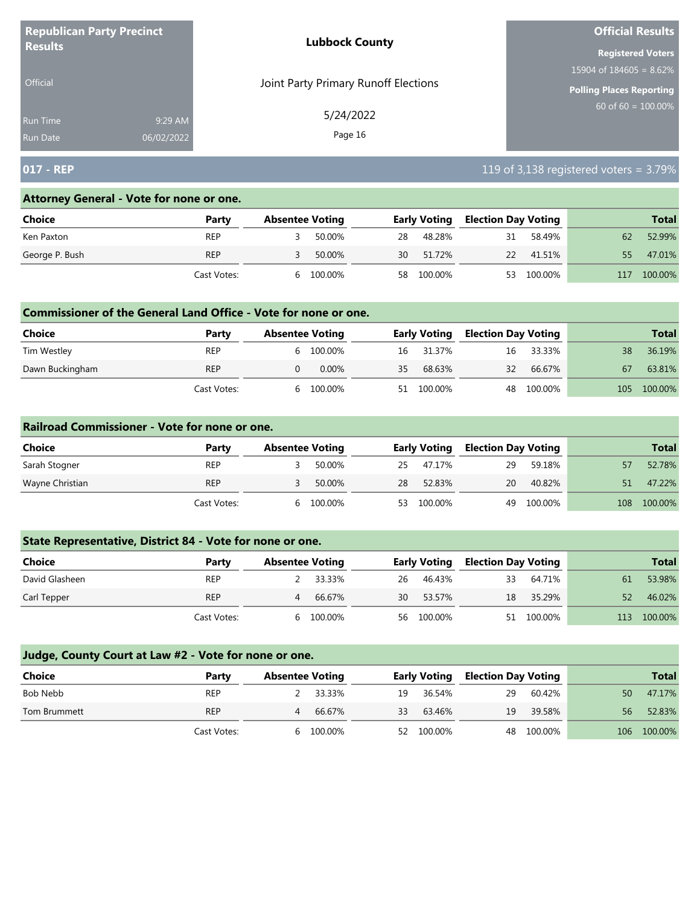# Republican Party Precinct Results

Official

Run Time 9:29 AM
Run Date 06/02/2022

**Lubbock County**

Joint Party Primary Runoff Elections

5/24/2022

**Official Results**

**Registered Voters**
15904 of 184605 = 8.62%

**Polling Places Reporting**
60 of 60 = 100.00%

## 017 - REP

119 of 3,138 registered voters = 3.79%

### Attorney General - Vote for none or one.

| Choice | Party | Absentee Voting | | Early Voting | | Election Day Voting | | Total | |
|---|---|---|---|---|---|---|---|---|---|
| Ken Paxton | REP | 3 | 50.00% | 28 | 48.28% | 31 | 58.49% | 62 | 52.99% |
| George P. Bush | REP | 3 | 50.00% | 30 | 51.72% | 22 | 41.51% | 55 | 47.01% |
| | Cast Votes: | 6 | 100.00% | 58 | 100.00% | 53 | 100.00% | 117 | 100.00% |

### Commissioner of the General Land Office - Vote for none or one.

| Choice | Party | Absentee Voting | | Early Voting | | Election Day Voting | | Total | |
|---|---|---|---|---|---|---|---|---|---|
| Tim Westley | REP | 6 | 100.00% | 16 | 31.37% | 16 | 33.33% | 38 | 36.19% |
| Dawn Buckingham | REP | 0 | 0.00% | 35 | 68.63% | 32 | 66.67% | 67 | 63.81% |
| | Cast Votes: | 6 | 100.00% | 51 | 100.00% | 48 | 100.00% | 105 | 100.00% |

### Railroad Commissioner - Vote for none or one.

| Choice | Party | Absentee Voting | | Early Voting | | Election Day Voting | | Total | |
|---|---|---|---|---|---|---|---|---|---|
| Sarah Stogner | REP | 3 | 50.00% | 25 | 47.17% | 29 | 59.18% | 57 | 52.78% |
| Wayne Christian | REP | 3 | 50.00% | 28 | 52.83% | 20 | 40.82% | 51 | 47.22% |
| | Cast Votes: | 6 | 100.00% | 53 | 100.00% | 49 | 100.00% | 108 | 100.00% |

### State Representative, District 84 - Vote for none or one.

| Choice | Party | Absentee Voting | | Early Voting | | Election Day Voting | | Total | |
|---|---|---|---|---|---|---|---|---|---|
| David Glasheen | REP | 2 | 33.33% | 26 | 46.43% | 33 | 64.71% | 61 | 53.98% |
| Carl Tepper | REP | 4 | 66.67% | 30 | 53.57% | 18 | 35.29% | 52 | 46.02% |
| | Cast Votes: | 6 | 100.00% | 56 | 100.00% | 51 | 100.00% | 113 | 100.00% |

### Judge, County Court at Law #2 - Vote for none or one.

| Choice | Party | Absentee Voting | | Early Voting | | Election Day Voting | | Total | |
|---|---|---|---|---|---|---|---|---|---|
| Bob Nebb | REP | 2 | 33.33% | 19 | 36.54% | 29 | 60.42% | 50 | 47.17% |
| Tom Brummett | REP | 4 | 66.67% | 33 | 63.46% | 19 | 39.58% | 56 | 52.83% |
| | Cast Votes: | 6 | 100.00% | 52 | 100.00% | 48 | 100.00% | 106 | 100.00% |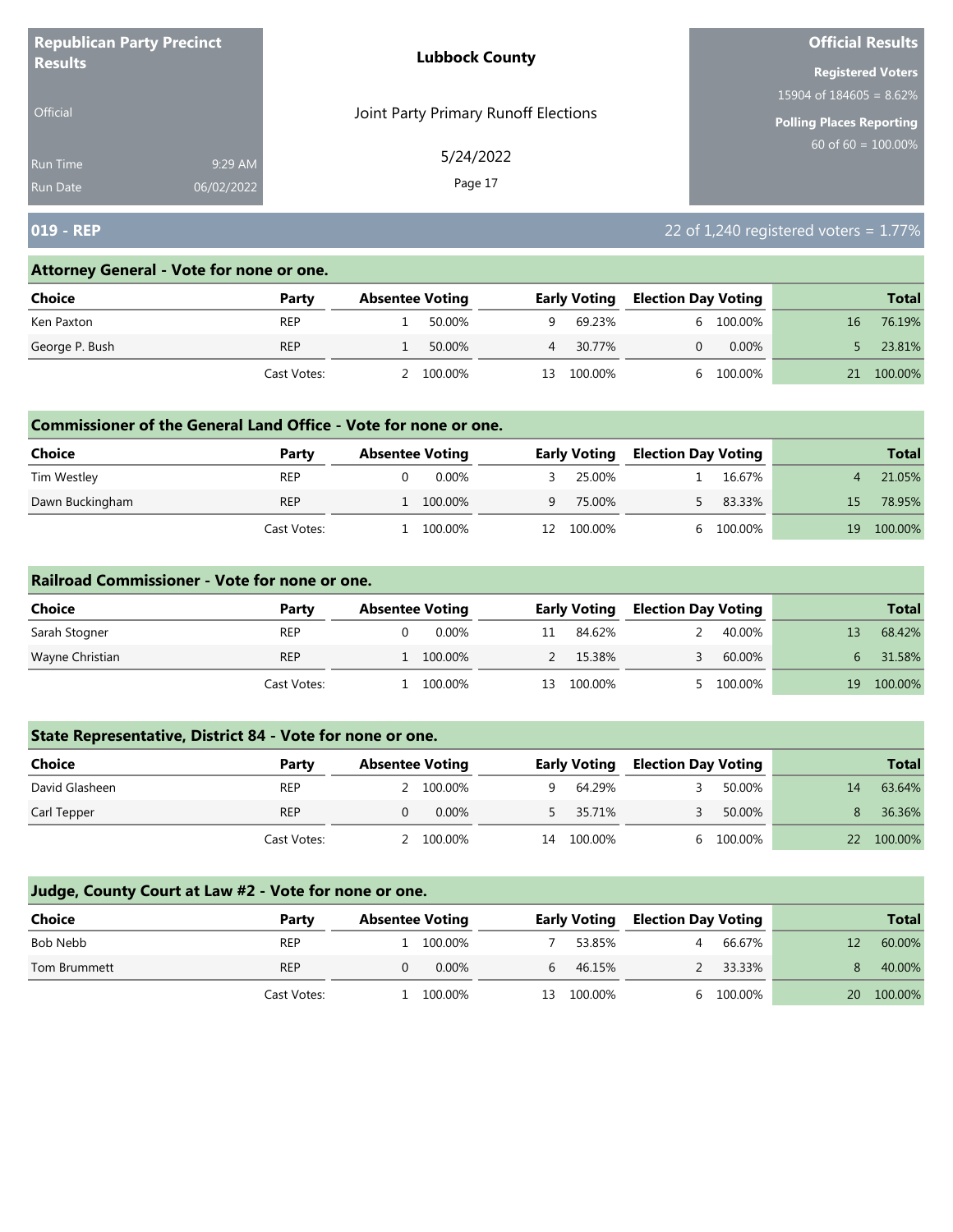**Republican Party Precinct Results**

Official

Run Time 9:29 AM
Run Date 06/02/2022

**Lubbock County**

Joint Party Primary Runoff Elections

5/24/2022

**Official Results**

**Registered Voters**
15904 of 184605 = 8.62%

**Polling Places Reporting**
60 of 60 = 100.00%

## 019 - REP

22 of 1,240 registered voters = 1.77%

### Attorney General - Vote for none or one.

| Choice | Party | Absentee Voting | | Early Voting | | Election Day Voting | | Total | |
|---|---|---|---|---|---|---|---|---|---|
| Ken Paxton | REP | 1 | 50.00% | 9 | 69.23% | 6 | 100.00% | 16 | 76.19% |
| George P. Bush | REP | 1 | 50.00% | 4 | 30.77% | 0 | 0.00% | 5 | 23.81% |
| | Cast Votes: | 2 | 100.00% | 13 | 100.00% | 6 | 100.00% | 21 | 100.00% |

### Commissioner of the General Land Office - Vote for none or one.

| Choice | Party | Absentee Voting | | Early Voting | | Election Day Voting | | Total | |
|---|---|---|---|---|---|---|---|---|---|
| Tim Westley | REP | 0 | 0.00% | 3 | 25.00% | 1 | 16.67% | 4 | 21.05% |
| Dawn Buckingham | REP | 1 | 100.00% | 9 | 75.00% | 5 | 83.33% | 15 | 78.95% |
| | Cast Votes: | 1 | 100.00% | 12 | 100.00% | 6 | 100.00% | 19 | 100.00% |

### Railroad Commissioner - Vote for none or one.

| Choice | Party | Absentee Voting | | Early Voting | | Election Day Voting | | Total | |
|---|---|---|---|---|---|---|---|---|---|
| Sarah Stogner | REP | 0 | 0.00% | 11 | 84.62% | 2 | 40.00% | 13 | 68.42% |
| Wayne Christian | REP | 1 | 100.00% | 2 | 15.38% | 3 | 60.00% | 6 | 31.58% |
| | Cast Votes: | 1 | 100.00% | 13 | 100.00% | 5 | 100.00% | 19 | 100.00% |

### State Representative, District 84 - Vote for none or one.

| Choice | Party | Absentee Voting | | Early Voting | | Election Day Voting | | Total | |
|---|---|---|---|---|---|---|---|---|---|
| David Glasheen | REP | 2 | 100.00% | 9 | 64.29% | 3 | 50.00% | 14 | 63.64% |
| Carl Tepper | REP | 0 | 0.00% | 5 | 35.71% | 3 | 50.00% | 8 | 36.36% |
| | Cast Votes: | 2 | 100.00% | 14 | 100.00% | 6 | 100.00% | 22 | 100.00% |

### Judge, County Court at Law #2 - Vote for none or one.

| Choice | Party | Absentee Voting | | Early Voting | | Election Day Voting | | Total | |
|---|---|---|---|---|---|---|---|---|---|
| Bob Nebb | REP | 1 | 100.00% | 7 | 53.85% | 4 | 66.67% | 12 | 60.00% |
| Tom Brummett | REP | 0 | 0.00% | 6 | 46.15% | 2 | 33.33% | 8 | 40.00% |
| | Cast Votes: | 1 | 100.00% | 13 | 100.00% | 6 | 100.00% | 20 | 100.00% |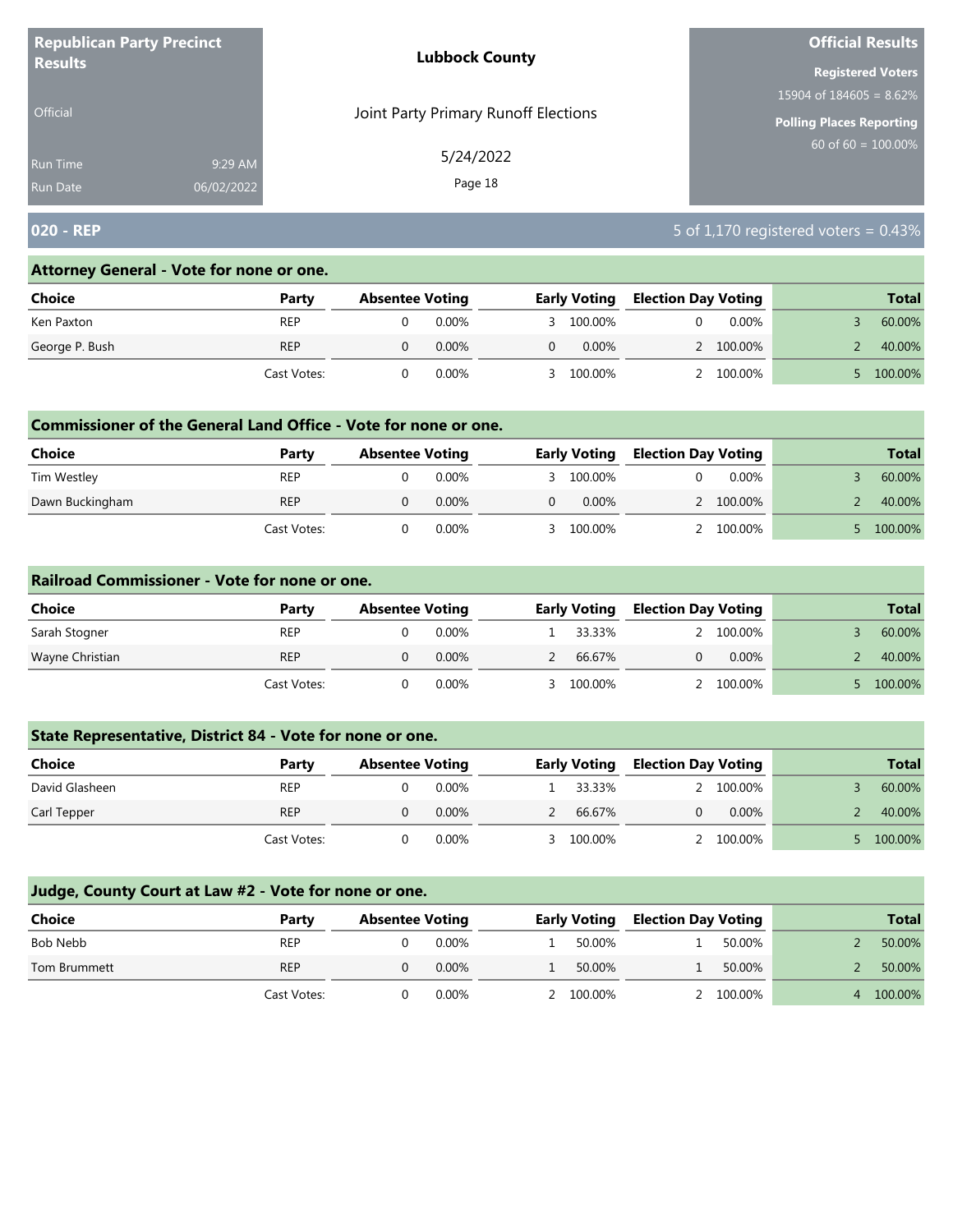**Republican Party Precinct Results**

Official

Run Time 9:29 AM
Run Date 06/02/2022

**Lubbock County**

Joint Party Primary Runoff Elections

5/24/2022

**Official Results**

**Registered Voters**
15904 of 184605 = 8.62%

**Polling Places Reporting**
60 of 60 = 100.00%

## 020 - REP

5 of 1,170 registered voters = 0.43%

### Attorney General - Vote for none or one.

| Choice | Party | Absentee Voting | | Early Voting | | Election Day Voting | | Total | |
|---|---|---|---|---|---|---|---|---|---|
| Ken Paxton | REP | 0 | 0.00% | 3 | 100.00% | 0 | 0.00% | 3 | 60.00% |
| George P. Bush | REP | 0 | 0.00% | 0 | 0.00% | 2 | 100.00% | 2 | 40.00% |
| | Cast Votes: | 0 | 0.00% | 3 | 100.00% | 2 | 100.00% | 5 | 100.00% |

### Commissioner of the General Land Office - Vote for none or one.

| Choice | Party | Absentee Voting | | Early Voting | | Election Day Voting | | Total | |
|---|---|---|---|---|---|---|---|---|---|
| Tim Westley | REP | 0 | 0.00% | 3 | 100.00% | 0 | 0.00% | 3 | 60.00% |
| Dawn Buckingham | REP | 0 | 0.00% | 0 | 0.00% | 2 | 100.00% | 2 | 40.00% |
| | Cast Votes: | 0 | 0.00% | 3 | 100.00% | 2 | 100.00% | 5 | 100.00% |

### Railroad Commissioner - Vote for none or one.

| Choice | Party | Absentee Voting | | Early Voting | | Election Day Voting | | Total | |
|---|---|---|---|---|---|---|---|---|---|
| Sarah Stogner | REP | 0 | 0.00% | 1 | 33.33% | 2 | 100.00% | 3 | 60.00% |
| Wayne Christian | REP | 0 | 0.00% | 2 | 66.67% | 0 | 0.00% | 2 | 40.00% |
| | Cast Votes: | 0 | 0.00% | 3 | 100.00% | 2 | 100.00% | 5 | 100.00% |

### State Representative, District 84 - Vote for none or one.

| Choice | Party | Absentee Voting | | Early Voting | | Election Day Voting | | Total | |
|---|---|---|---|---|---|---|---|---|---|
| David Glasheen | REP | 0 | 0.00% | 1 | 33.33% | 2 | 100.00% | 3 | 60.00% |
| Carl Tepper | REP | 0 | 0.00% | 2 | 66.67% | 0 | 0.00% | 2 | 40.00% |
| | Cast Votes: | 0 | 0.00% | 3 | 100.00% | 2 | 100.00% | 5 | 100.00% |

### Judge, County Court at Law #2 - Vote for none or one.

| Choice | Party | Absentee Voting | | Early Voting | | Election Day Voting | | Total | |
|---|---|---|---|---|---|---|---|---|---|
| Bob Nebb | REP | 0 | 0.00% | 1 | 50.00% | 1 | 50.00% | 2 | 50.00% |
| Tom Brummett | REP | 0 | 0.00% | 1 | 50.00% | 1 | 50.00% | 2 | 50.00% |
| | Cast Votes: | 0 | 0.00% | 2 | 100.00% | 2 | 100.00% | 4 | 100.00% |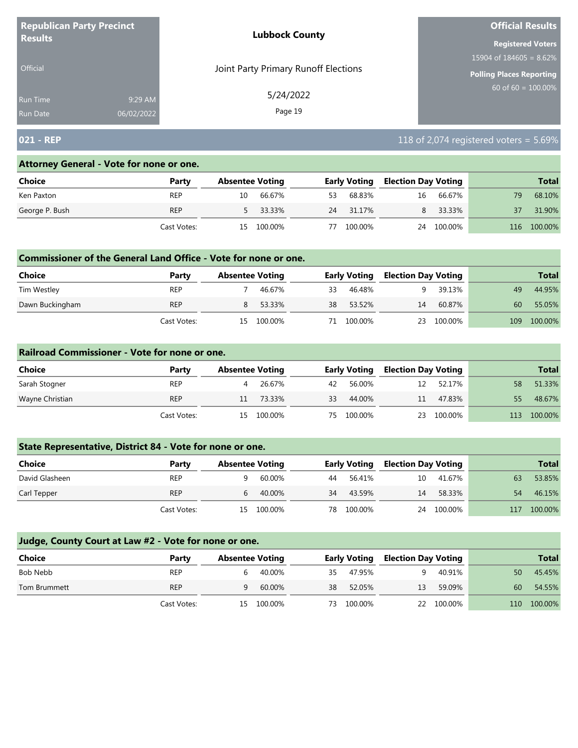# Republican Party Precinct Results

Official

Run Time 9:29 AM
Run Date 06/02/2022

**Lubbock County**

Joint Party Primary Runoff Elections

5/24/2022

**Official Results**

**Registered Voters**
15904 of 184605 = 8.62%

**Polling Places Reporting**
60 of 60 = 100.00%

## 021 - REP

118 of 2,074 registered voters = 5.69%

### Attorney General - Vote for none or one.

| Choice | Party | Absentee Voting | | Early Voting | | Election Day Voting | | Total | |
|---|---|---|---|---|---|---|---|---|---|
| Ken Paxton | REP | 10 | 66.67% | 53 | 68.83% | 16 | 66.67% | 79 | 68.10% |
| George P. Bush | REP | 5 | 33.33% | 24 | 31.17% | 8 | 33.33% | 37 | 31.90% |
| | Cast Votes: | 15 | 100.00% | 77 | 100.00% | 24 | 100.00% | 116 | 100.00% |

### Commissioner of the General Land Office - Vote for none or one.

| Choice | Party | Absentee Voting | | Early Voting | | Election Day Voting | | Total | |
|---|---|---|---|---|---|---|---|---|---|
| Tim Westley | REP | 7 | 46.67% | 33 | 46.48% | 9 | 39.13% | 49 | 44.95% |
| Dawn Buckingham | REP | 8 | 53.33% | 38 | 53.52% | 14 | 60.87% | 60 | 55.05% |
| | Cast Votes: | 15 | 100.00% | 71 | 100.00% | 23 | 100.00% | 109 | 100.00% |

### Railroad Commissioner - Vote for none or one.

| Choice | Party | Absentee Voting | | Early Voting | | Election Day Voting | | Total | |
|---|---|---|---|---|---|---|---|---|---|
| Sarah Stogner | REP | 4 | 26.67% | 42 | 56.00% | 12 | 52.17% | 58 | 51.33% |
| Wayne Christian | REP | 11 | 73.33% | 33 | 44.00% | 11 | 47.83% | 55 | 48.67% |
| | Cast Votes: | 15 | 100.00% | 75 | 100.00% | 23 | 100.00% | 113 | 100.00% |

### State Representative, District 84 - Vote for none or one.

| Choice | Party | Absentee Voting | | Early Voting | | Election Day Voting | | Total | |
|---|---|---|---|---|---|---|---|---|---|
| David Glasheen | REP | 9 | 60.00% | 44 | 56.41% | 10 | 41.67% | 63 | 53.85% |
| Carl Tepper | REP | 6 | 40.00% | 34 | 43.59% | 14 | 58.33% | 54 | 46.15% |
| | Cast Votes: | 15 | 100.00% | 78 | 100.00% | 24 | 100.00% | 117 | 100.00% |

### Judge, County Court at Law #2 - Vote for none or one.

| Choice | Party | Absentee Voting | | Early Voting | | Election Day Voting | | Total | |
|---|---|---|---|---|---|---|---|---|---|
| Bob Nebb | REP | 6 | 40.00% | 35 | 47.95% | 9 | 40.91% | 50 | 45.45% |
| Tom Brummett | REP | 9 | 60.00% | 38 | 52.05% | 13 | 59.09% | 60 | 54.55% |
| | Cast Votes: | 15 | 100.00% | 73 | 100.00% | 22 | 100.00% | 110 | 100.00% |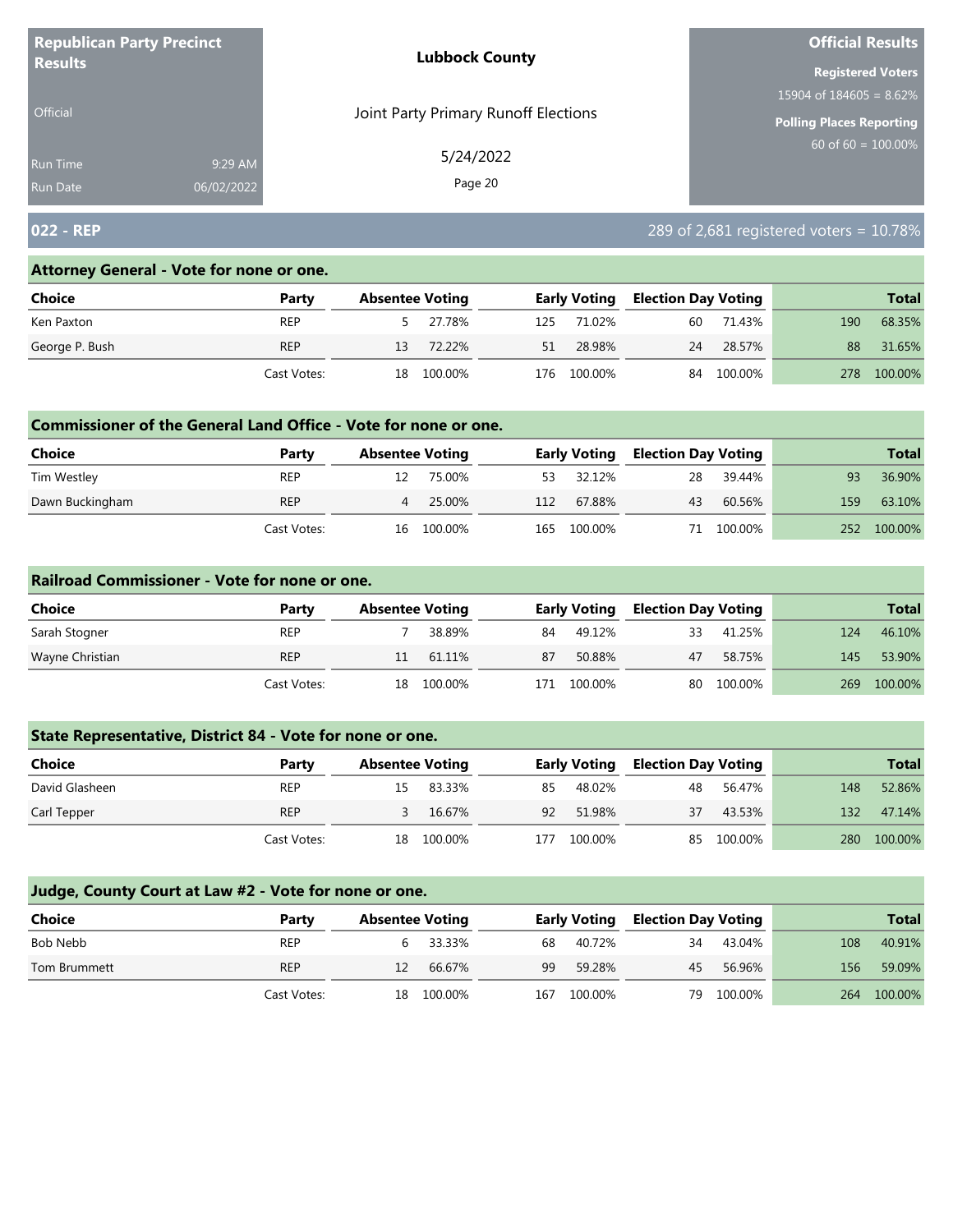**Republican Party Precinct Results**

Official

Run Time 9:29 AM
Run Date 06/02/2022

**Lubbock County**

Joint Party Primary Runoff Elections

5/24/2022

**Official Results**

**Registered Voters**
15904 of 184605 = 8.62%

**Polling Places Reporting**
60 of 60 = 100.00%

## 022 - REP

289 of 2,681 registered voters = 10.78%

### Attorney General - Vote for none or one.

| Choice | Party | Absentee Voting | | Early Voting | | Election Day Voting | | Total | |
|---|---|---|---|---|---|---|---|---|---|
| Ken Paxton | REP | 5 | 27.78% | 125 | 71.02% | 60 | 71.43% | 190 | 68.35% |
| George P. Bush | REP | 13 | 72.22% | 51 | 28.98% | 24 | 28.57% | 88 | 31.65% |
| | Cast Votes: | 18 | 100.00% | 176 | 100.00% | 84 | 100.00% | 278 | 100.00% |

### Commissioner of the General Land Office - Vote for none or one.

| Choice | Party | Absentee Voting | | Early Voting | | Election Day Voting | | Total | |
|---|---|---|---|---|---|---|---|---|---|
| Tim Westley | REP | 12 | 75.00% | 53 | 32.12% | 28 | 39.44% | 93 | 36.90% |
| Dawn Buckingham | REP | 4 | 25.00% | 112 | 67.88% | 43 | 60.56% | 159 | 63.10% |
| | Cast Votes: | 16 | 100.00% | 165 | 100.00% | 71 | 100.00% | 252 | 100.00% |

### Railroad Commissioner - Vote for none or one.

| Choice | Party | Absentee Voting | | Early Voting | | Election Day Voting | | Total | |
|---|---|---|---|---|---|---|---|---|---|
| Sarah Stogner | REP | 7 | 38.89% | 84 | 49.12% | 33 | 41.25% | 124 | 46.10% |
| Wayne Christian | REP | 11 | 61.11% | 87 | 50.88% | 47 | 58.75% | 145 | 53.90% |
| | Cast Votes: | 18 | 100.00% | 171 | 100.00% | 80 | 100.00% | 269 | 100.00% |

### State Representative, District 84 - Vote for none or one.

| Choice | Party | Absentee Voting | | Early Voting | | Election Day Voting | | Total | |
|---|---|---|---|---|---|---|---|---|---|
| David Glasheen | REP | 15 | 83.33% | 85 | 48.02% | 48 | 56.47% | 148 | 52.86% |
| Carl Tepper | REP | 3 | 16.67% | 92 | 51.98% | 37 | 43.53% | 132 | 47.14% |
| | Cast Votes: | 18 | 100.00% | 177 | 100.00% | 85 | 100.00% | 280 | 100.00% |

### Judge, County Court at Law #2 - Vote for none or one.

| Choice | Party | Absentee Voting | | Early Voting | | Election Day Voting | | Total | |
|---|---|---|---|---|---|---|---|---|---|
| Bob Nebb | REP | 6 | 33.33% | 68 | 40.72% | 34 | 43.04% | 108 | 40.91% |
| Tom Brummett | REP | 12 | 66.67% | 99 | 59.28% | 45 | 56.96% | 156 | 59.09% |
| | Cast Votes: | 18 | 100.00% | 167 | 100.00% | 79 | 100.00% | 264 | 100.00% |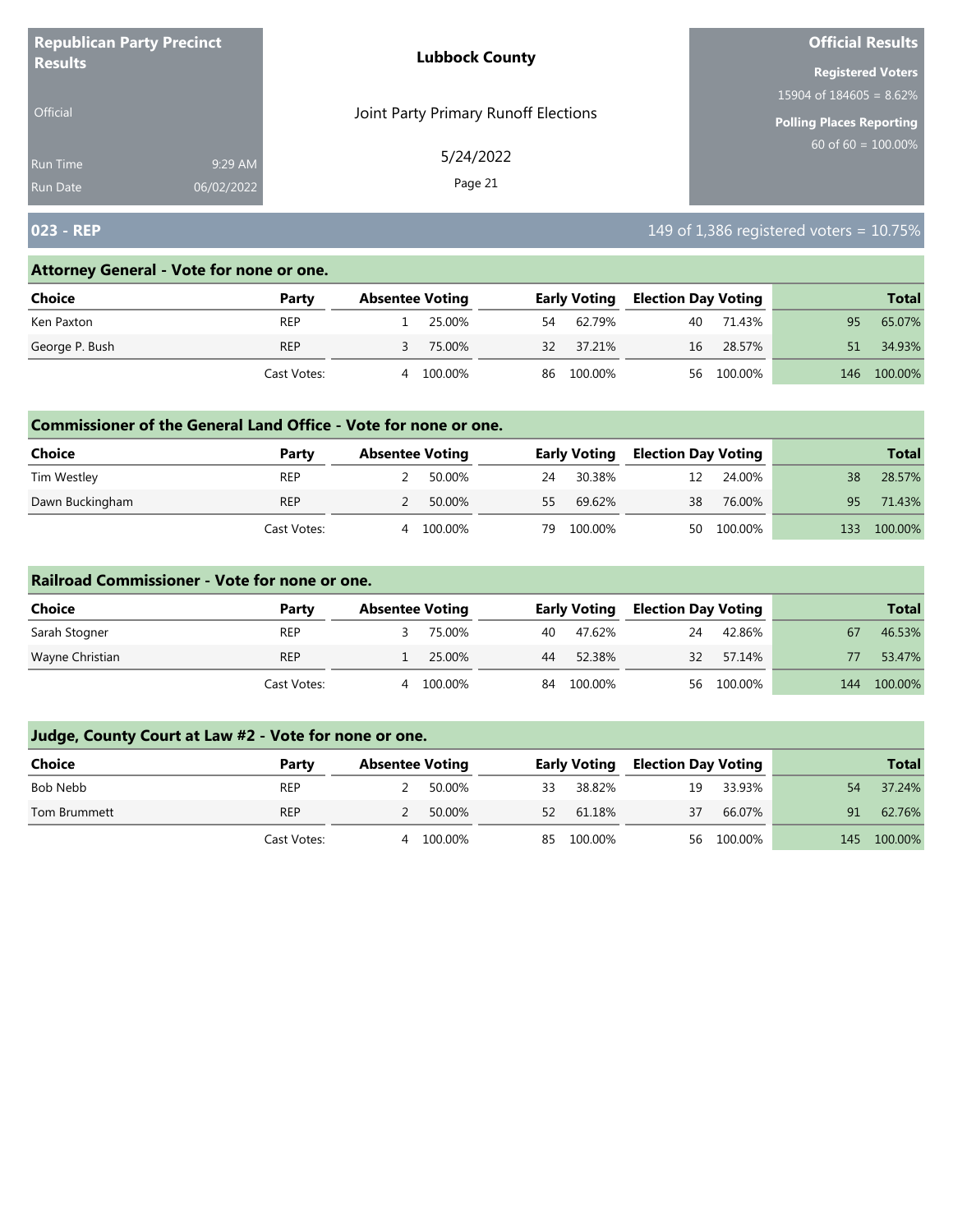**Republican Party Precinct Results**

Official

Run Time 9:29 AM
Run Date 06/02/2022

**Lubbock County**

Joint Party Primary Runoff Elections

5/24/2022

**Official Results**

**Registered Voters**
15904 of 184605 = 8.62%

**Polling Places Reporting**
60 of 60 = 100.00%

## 023 - REP

149 of 1,386 registered voters = 10.75%

### Attorney General - Vote for none or one.

| Choice | Party | Absentee Voting | | Early Voting | | Election Day Voting | | Total | |
|---|---|---|---|---|---|---|---|---|---|
| Ken Paxton | REP | 1 | 25.00% | 54 | 62.79% | 40 | 71.43% | 95 | 65.07% |
| George P. Bush | REP | 3 | 75.00% | 32 | 37.21% | 16 | 28.57% | 51 | 34.93% |
| | Cast Votes: | 4 | 100.00% | 86 | 100.00% | 56 | 100.00% | 146 | 100.00% |

### Commissioner of the General Land Office - Vote for none or one.

| Choice | Party | Absentee Voting | | Early Voting | | Election Day Voting | | Total | |
|---|---|---|---|---|---|---|---|---|---|
| Tim Westley | REP | 2 | 50.00% | 24 | 30.38% | 12 | 24.00% | 38 | 28.57% |
| Dawn Buckingham | REP | 2 | 50.00% | 55 | 69.62% | 38 | 76.00% | 95 | 71.43% |
| | Cast Votes: | 4 | 100.00% | 79 | 100.00% | 50 | 100.00% | 133 | 100.00% |

### Railroad Commissioner - Vote for none or one.

| Choice | Party | Absentee Voting | | Early Voting | | Election Day Voting | | Total | |
|---|---|---|---|---|---|---|---|---|---|
| Sarah Stogner | REP | 3 | 75.00% | 40 | 47.62% | 24 | 42.86% | 67 | 46.53% |
| Wayne Christian | REP | 1 | 25.00% | 44 | 52.38% | 32 | 57.14% | 77 | 53.47% |
| | Cast Votes: | 4 | 100.00% | 84 | 100.00% | 56 | 100.00% | 144 | 100.00% |

### Judge, County Court at Law #2 - Vote for none or one.

| Choice | Party | Absentee Voting | | Early Voting | | Election Day Voting | | Total | |
|---|---|---|---|---|---|---|---|---|---|
| Bob Nebb | REP | 2 | 50.00% | 33 | 38.82% | 19 | 33.93% | 54 | 37.24% |
| Tom Brummett | REP | 2 | 50.00% | 52 | 61.18% | 37 | 66.07% | 91 | 62.76% |
| | Cast Votes: | 4 | 100.00% | 85 | 100.00% | 56 | 100.00% | 145 | 100.00% |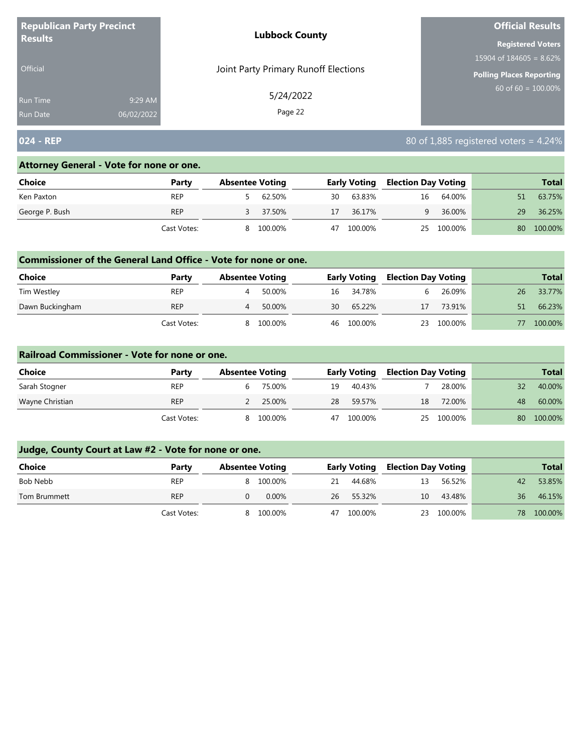**Republican Party Precinct Results**

Official

Run Time 9:29 AM
Run Date 06/02/2022

**Lubbock County**

Joint Party Primary Runoff Elections

5/24/2022

**Official Results**

**Registered Voters**
15904 of 184605 = 8.62%

**Polling Places Reporting**
60 of 60 = 100.00%

## 024 - REP

80 of 1,885 registered voters = 4.24%

### Attorney General - Vote for none or one.

| Choice | Party | Absentee Voting | | Early Voting | | Election Day Voting | | Total | |
|---|---|---|---|---|---|---|---|---|---|
| Ken Paxton | REP | 5 | 62.50% | 30 | 63.83% | 16 | 64.00% | 51 | 63.75% |
| George P. Bush | REP | 3 | 37.50% | 17 | 36.17% | 9 | 36.00% | 29 | 36.25% |
| | Cast Votes: | 8 | 100.00% | 47 | 100.00% | 25 | 100.00% | 80 | 100.00% |

### Commissioner of the General Land Office - Vote for none or one.

| Choice | Party | Absentee Voting | | Early Voting | | Election Day Voting | | Total | |
|---|---|---|---|---|---|---|---|---|---|
| Tim Westley | REP | 4 | 50.00% | 16 | 34.78% | 6 | 26.09% | 26 | 33.77% |
| Dawn Buckingham | REP | 4 | 50.00% | 30 | 65.22% | 17 | 73.91% | 51 | 66.23% |
| | Cast Votes: | 8 | 100.00% | 46 | 100.00% | 23 | 100.00% | 77 | 100.00% |

### Railroad Commissioner - Vote for none or one.

| Choice | Party | Absentee Voting | | Early Voting | | Election Day Voting | | Total | |
|---|---|---|---|---|---|---|---|---|---|
| Sarah Stogner | REP | 6 | 75.00% | 19 | 40.43% | 7 | 28.00% | 32 | 40.00% |
| Wayne Christian | REP | 2 | 25.00% | 28 | 59.57% | 18 | 72.00% | 48 | 60.00% |
| | Cast Votes: | 8 | 100.00% | 47 | 100.00% | 25 | 100.00% | 80 | 100.00% |

### Judge, County Court at Law #2 - Vote for none or one.

| Choice | Party | Absentee Voting | | Early Voting | | Election Day Voting | | Total | |
|---|---|---|---|---|---|---|---|---|---|
| Bob Nebb | REP | 8 | 100.00% | 21 | 44.68% | 13 | 56.52% | 42 | 53.85% |
| Tom Brummett | REP | 0 | 0.00% | 26 | 55.32% | 10 | 43.48% | 36 | 46.15% |
| | Cast Votes: | 8 | 100.00% | 47 | 100.00% | 23 | 100.00% | 78 | 100.00% |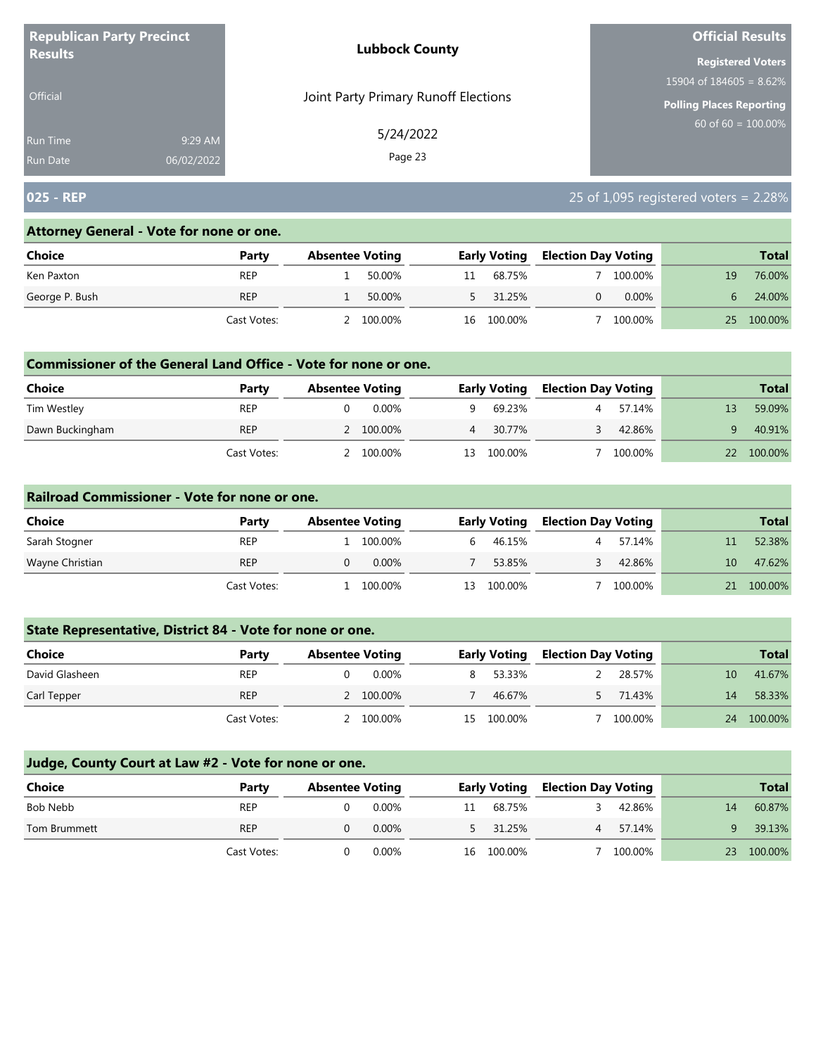**Republican Party Precinct Results**

Official

Run Time 9:29 AM
Run Date 06/02/2022

**Lubbock County**

Joint Party Primary Runoff Elections

5/24/2022

**Official Results**

**Registered Voters**
15904 of 184605 = 8.62%

**Polling Places Reporting**
60 of 60 = 100.00%

## 025 - REP

25 of 1,095 registered voters = 2.28%

### Attorney General - Vote for none or one.

| Choice | Party | Absentee Voting | | Early Voting | | Election Day Voting | | Total | |
|---|---|---|---|---|---|---|---|---|---|
| Ken Paxton | REP | 1 | 50.00% | 11 | 68.75% | 7 | 100.00% | 19 | 76.00% |
| George P. Bush | REP | 1 | 50.00% | 5 | 31.25% | 0 | 0.00% | 6 | 24.00% |
| | Cast Votes: | 2 | 100.00% | 16 | 100.00% | 7 | 100.00% | 25 | 100.00% |

### Commissioner of the General Land Office - Vote for none or one.

| Choice | Party | Absentee Voting | | Early Voting | | Election Day Voting | | Total | |
|---|---|---|---|---|---|---|---|---|---|
| Tim Westley | REP | 0 | 0.00% | 9 | 69.23% | 4 | 57.14% | 13 | 59.09% |
| Dawn Buckingham | REP | 2 | 100.00% | 4 | 30.77% | 3 | 42.86% | 9 | 40.91% |
| | Cast Votes: | 2 | 100.00% | 13 | 100.00% | 7 | 100.00% | 22 | 100.00% |

### Railroad Commissioner - Vote for none or one.

| Choice | Party | Absentee Voting | | Early Voting | | Election Day Voting | | Total | |
|---|---|---|---|---|---|---|---|---|---|
| Sarah Stogner | REP | 1 | 100.00% | 6 | 46.15% | 4 | 57.14% | 11 | 52.38% |
| Wayne Christian | REP | 0 | 0.00% | 7 | 53.85% | 3 | 42.86% | 10 | 47.62% |
| | Cast Votes: | 1 | 100.00% | 13 | 100.00% | 7 | 100.00% | 21 | 100.00% |

### State Representative, District 84 - Vote for none or one.

| Choice | Party | Absentee Voting | | Early Voting | | Election Day Voting | | Total | |
|---|---|---|---|---|---|---|---|---|---|
| David Glasheen | REP | 0 | 0.00% | 8 | 53.33% | 2 | 28.57% | 10 | 41.67% |
| Carl Tepper | REP | 2 | 100.00% | 7 | 46.67% | 5 | 71.43% | 14 | 58.33% |
| | Cast Votes: | 2 | 100.00% | 15 | 100.00% | 7 | 100.00% | 24 | 100.00% |

### Judge, County Court at Law #2 - Vote for none or one.

| Choice | Party | Absentee Voting | | Early Voting | | Election Day Voting | | Total | |
|---|---|---|---|---|---|---|---|---|---|
| Bob Nebb | REP | 0 | 0.00% | 11 | 68.75% | 3 | 42.86% | 14 | 60.87% |
| Tom Brummett | REP | 0 | 0.00% | 5 | 31.25% | 4 | 57.14% | 9 | 39.13% |
| | Cast Votes: | 0 | 0.00% | 16 | 100.00% | 7 | 100.00% | 23 | 100.00% |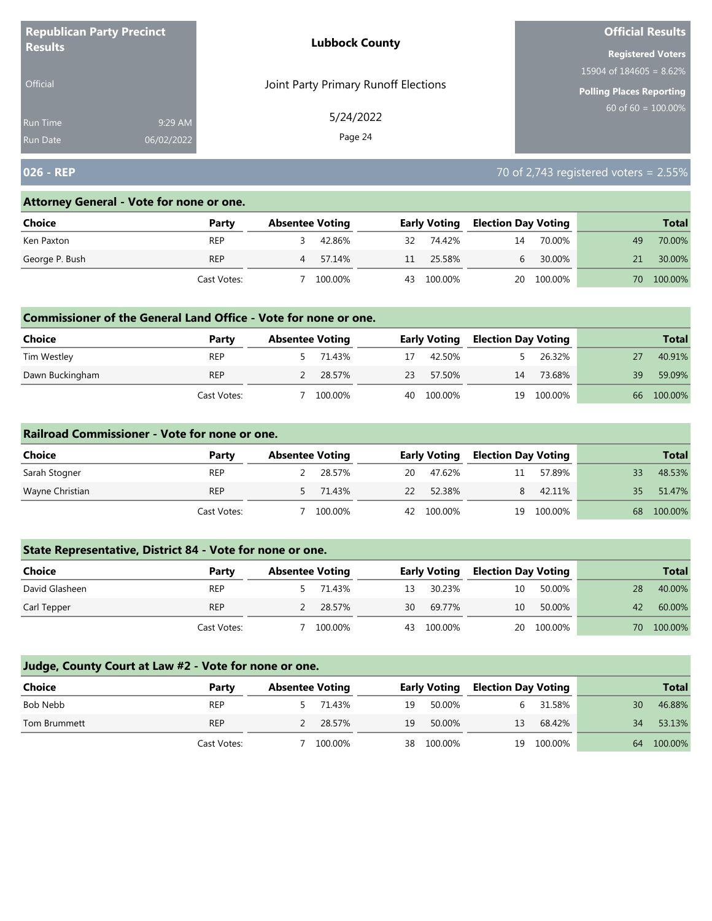**Republican Party Precinct Results**

Official

Run Time 9:29 AM
Run Date 06/02/2022

**Lubbock County**

Joint Party Primary Runoff Elections

5/24/2022

**Official Results**

**Registered Voters**
15904 of 184605 = 8.62%

**Polling Places Reporting**
60 of 60 = 100.00%

## 026 - REP

70 of 2,743 registered voters = 2.55%

### Attorney General - Vote for none or one.

| Choice | Party | Absentee Voting | | Early Voting | | Election Day Voting | | Total | |
|---|---|---|---|---|---|---|---|---|---|
| Ken Paxton | REP | 3 | 42.86% | 32 | 74.42% | 14 | 70.00% | 49 | 70.00% |
| George P. Bush | REP | 4 | 57.14% | 11 | 25.58% | 6 | 30.00% | 21 | 30.00% |
| | Cast Votes: | 7 | 100.00% | 43 | 100.00% | 20 | 100.00% | 70 | 100.00% |

### Commissioner of the General Land Office - Vote for none or one.

| Choice | Party | Absentee Voting | | Early Voting | | Election Day Voting | | Total | |
|---|---|---|---|---|---|---|---|---|---|
| Tim Westley | REP | 5 | 71.43% | 17 | 42.50% | 5 | 26.32% | 27 | 40.91% |
| Dawn Buckingham | REP | 2 | 28.57% | 23 | 57.50% | 14 | 73.68% | 39 | 59.09% |
| | Cast Votes: | 7 | 100.00% | 40 | 100.00% | 19 | 100.00% | 66 | 100.00% |

### Railroad Commissioner - Vote for none or one.

| Choice | Party | Absentee Voting | | Early Voting | | Election Day Voting | | Total | |
|---|---|---|---|---|---|---|---|---|---|
| Sarah Stogner | REP | 2 | 28.57% | 20 | 47.62% | 11 | 57.89% | 33 | 48.53% |
| Wayne Christian | REP | 5 | 71.43% | 22 | 52.38% | 8 | 42.11% | 35 | 51.47% |
| | Cast Votes: | 7 | 100.00% | 42 | 100.00% | 19 | 100.00% | 68 | 100.00% |

### State Representative, District 84 - Vote for none or one.

| Choice | Party | Absentee Voting | | Early Voting | | Election Day Voting | | Total | |
|---|---|---|---|---|---|---|---|---|---|
| David Glasheen | REP | 5 | 71.43% | 13 | 30.23% | 10 | 50.00% | 28 | 40.00% |
| Carl Tepper | REP | 2 | 28.57% | 30 | 69.77% | 10 | 50.00% | 42 | 60.00% |
| | Cast Votes: | 7 | 100.00% | 43 | 100.00% | 20 | 100.00% | 70 | 100.00% |

### Judge, County Court at Law #2 - Vote for none or one.

| Choice | Party | Absentee Voting | | Early Voting | | Election Day Voting | | Total | |
|---|---|---|---|---|---|---|---|---|---|
| Bob Nebb | REP | 5 | 71.43% | 19 | 50.00% | 6 | 31.58% | 30 | 46.88% |
| Tom Brummett | REP | 2 | 28.57% | 19 | 50.00% | 13 | 68.42% | 34 | 53.13% |
| | Cast Votes: | 7 | 100.00% | 38 | 100.00% | 19 | 100.00% | 64 | 100.00% |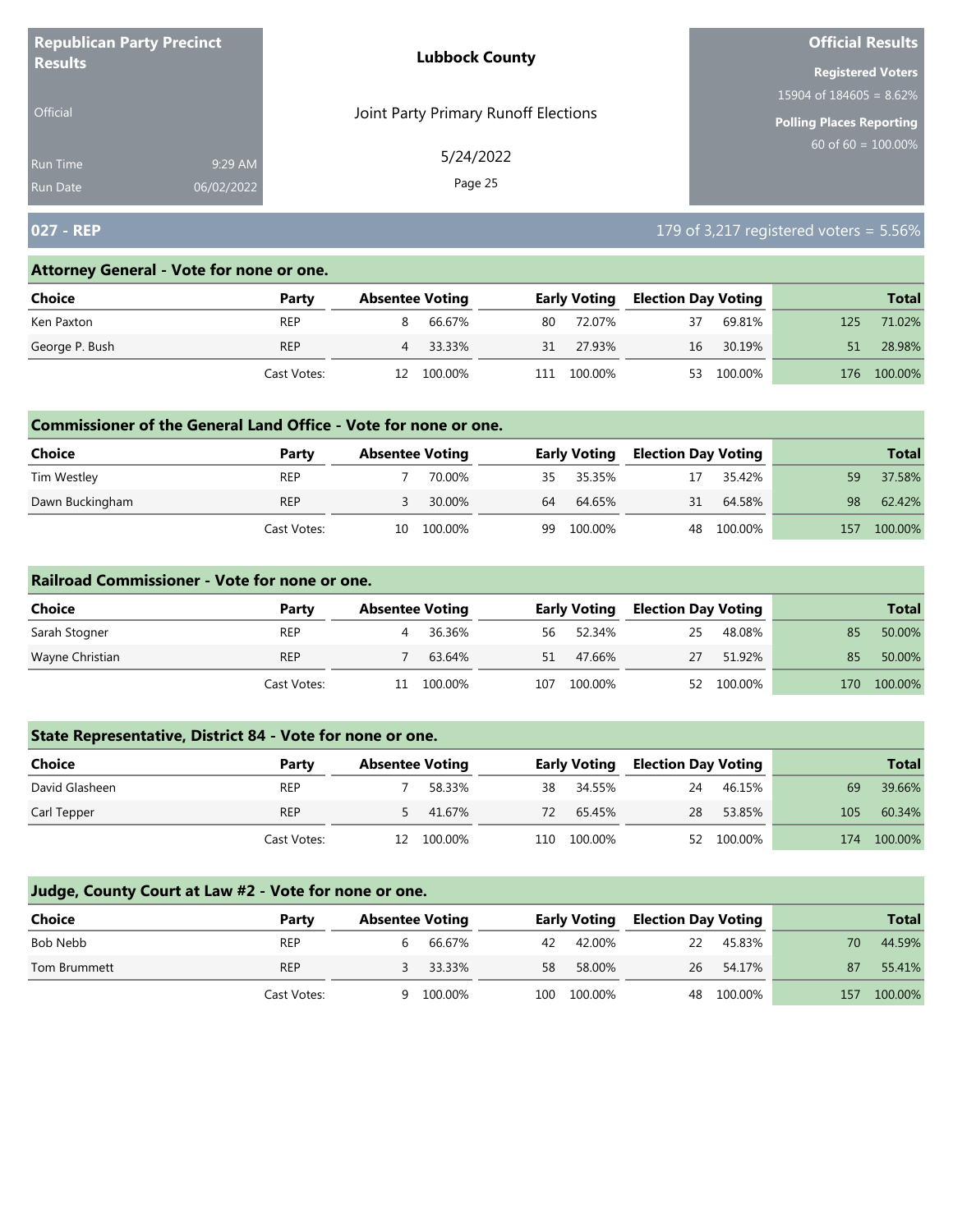**Republican Party Precinct Results**

Official

Run Time 9:29 AM
Run Date 06/02/2022

**Lubbock County**

Joint Party Primary Runoff Elections

5/24/2022

**Official Results**

**Registered Voters**
15904 of 184605 = 8.62%

**Polling Places Reporting**
60 of 60 = 100.00%

## 027 - REP

179 of 3,217 registered voters = 5.56%

### Attorney General - Vote for none or one.

| Choice | Party | Absentee Voting | | Early Voting | | Election Day Voting | | Total | |
|---|---|---|---|---|---|---|---|---|---|
| Ken Paxton | REP | 8 | 66.67% | 80 | 72.07% | 37 | 69.81% | 125 | 71.02% |
| George P. Bush | REP | 4 | 33.33% | 31 | 27.93% | 16 | 30.19% | 51 | 28.98% |
| | Cast Votes: | 12 | 100.00% | 111 | 100.00% | 53 | 100.00% | 176 | 100.00% |

### Commissioner of the General Land Office - Vote for none or one.

| Choice | Party | Absentee Voting | | Early Voting | | Election Day Voting | | Total | |
|---|---|---|---|---|---|---|---|---|---|
| Tim Westley | REP | 7 | 70.00% | 35 | 35.35% | 17 | 35.42% | 59 | 37.58% |
| Dawn Buckingham | REP | 3 | 30.00% | 64 | 64.65% | 31 | 64.58% | 98 | 62.42% |
| | Cast Votes: | 10 | 100.00% | 99 | 100.00% | 48 | 100.00% | 157 | 100.00% |

### Railroad Commissioner - Vote for none or one.

| Choice | Party | Absentee Voting | | Early Voting | | Election Day Voting | | Total | |
|---|---|---|---|---|---|---|---|---|---|
| Sarah Stogner | REP | 4 | 36.36% | 56 | 52.34% | 25 | 48.08% | 85 | 50.00% |
| Wayne Christian | REP | 7 | 63.64% | 51 | 47.66% | 27 | 51.92% | 85 | 50.00% |
| | Cast Votes: | 11 | 100.00% | 107 | 100.00% | 52 | 100.00% | 170 | 100.00% |

### State Representative, District 84 - Vote for none or one.

| Choice | Party | Absentee Voting | | Early Voting | | Election Day Voting | | Total | |
|---|---|---|---|---|---|---|---|---|---|
| David Glasheen | REP | 7 | 58.33% | 38 | 34.55% | 24 | 46.15% | 69 | 39.66% |
| Carl Tepper | REP | 5 | 41.67% | 72 | 65.45% | 28 | 53.85% | 105 | 60.34% |
| | Cast Votes: | 12 | 100.00% | 110 | 100.00% | 52 | 100.00% | 174 | 100.00% |

### Judge, County Court at Law #2 - Vote for none or one.

| Choice | Party | Absentee Voting | | Early Voting | | Election Day Voting | | Total | |
|---|---|---|---|---|---|---|---|---|---|
| Bob Nebb | REP | 6 | 66.67% | 42 | 42.00% | 22 | 45.83% | 70 | 44.59% |
| Tom Brummett | REP | 3 | 33.33% | 58 | 58.00% | 26 | 54.17% | 87 | 55.41% |
| | Cast Votes: | 9 | 100.00% | 100 | 100.00% | 48 | 100.00% | 157 | 100.00% |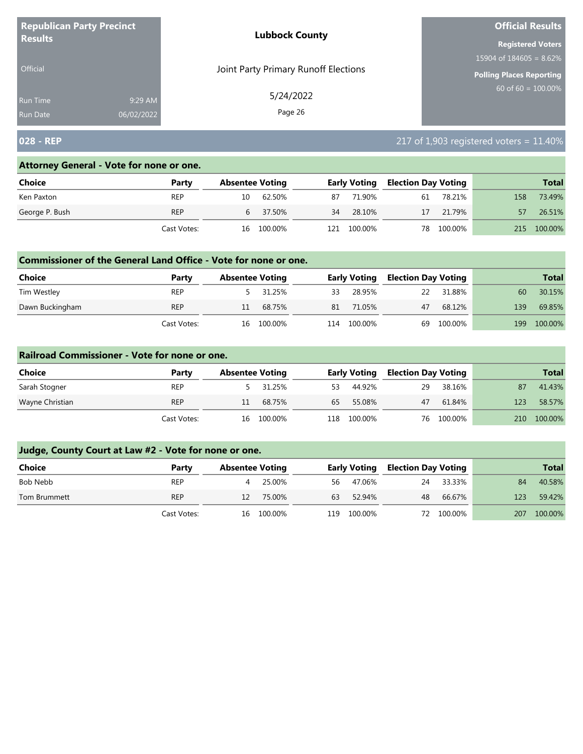**Republican Party Precinct Results**

Official

Run Time 9:29 AM
Run Date 06/02/2022

**Lubbock County**

Joint Party Primary Runoff Elections

5/24/2022

**Official Results**

**Registered Voters**
15904 of 184605 = 8.62%

**Polling Places Reporting**
60 of 60 = 100.00%

## 028 - REP

217 of 1,903 registered voters = 11.40%

### Attorney General - Vote for none or one.

| Choice | Party | Absentee Voting | | Early Voting | | Election Day Voting | | Total | |
|---|---|---|---|---|---|---|---|---|---|
| Ken Paxton | REP | 10 | 62.50% | 87 | 71.90% | 61 | 78.21% | 158 | 73.49% |
| George P. Bush | REP | 6 | 37.50% | 34 | 28.10% | 17 | 21.79% | 57 | 26.51% |
| | Cast Votes: | 16 | 100.00% | 121 | 100.00% | 78 | 100.00% | 215 | 100.00% |

### Commissioner of the General Land Office - Vote for none or one.

| Choice | Party | Absentee Voting | | Early Voting | | Election Day Voting | | Total | |
|---|---|---|---|---|---|---|---|---|---|
| Tim Westley | REP | 5 | 31.25% | 33 | 28.95% | 22 | 31.88% | 60 | 30.15% |
| Dawn Buckingham | REP | 11 | 68.75% | 81 | 71.05% | 47 | 68.12% | 139 | 69.85% |
| | Cast Votes: | 16 | 100.00% | 114 | 100.00% | 69 | 100.00% | 199 | 100.00% |

### Railroad Commissioner - Vote for none or one.

| Choice | Party | Absentee Voting | | Early Voting | | Election Day Voting | | Total | |
|---|---|---|---|---|---|---|---|---|---|
| Sarah Stogner | REP | 5 | 31.25% | 53 | 44.92% | 29 | 38.16% | 87 | 41.43% |
| Wayne Christian | REP | 11 | 68.75% | 65 | 55.08% | 47 | 61.84% | 123 | 58.57% |
| | Cast Votes: | 16 | 100.00% | 118 | 100.00% | 76 | 100.00% | 210 | 100.00% |

### Judge, County Court at Law #2 - Vote for none or one.

| Choice | Party | Absentee Voting | | Early Voting | | Election Day Voting | | Total | |
|---|---|---|---|---|---|---|---|---|---|
| Bob Nebb | REP | 4 | 25.00% | 56 | 47.06% | 24 | 33.33% | 84 | 40.58% |
| Tom Brummett | REP | 12 | 75.00% | 63 | 52.94% | 48 | 66.67% | 123 | 59.42% |
| | Cast Votes: | 16 | 100.00% | 119 | 100.00% | 72 | 100.00% | 207 | 100.00% |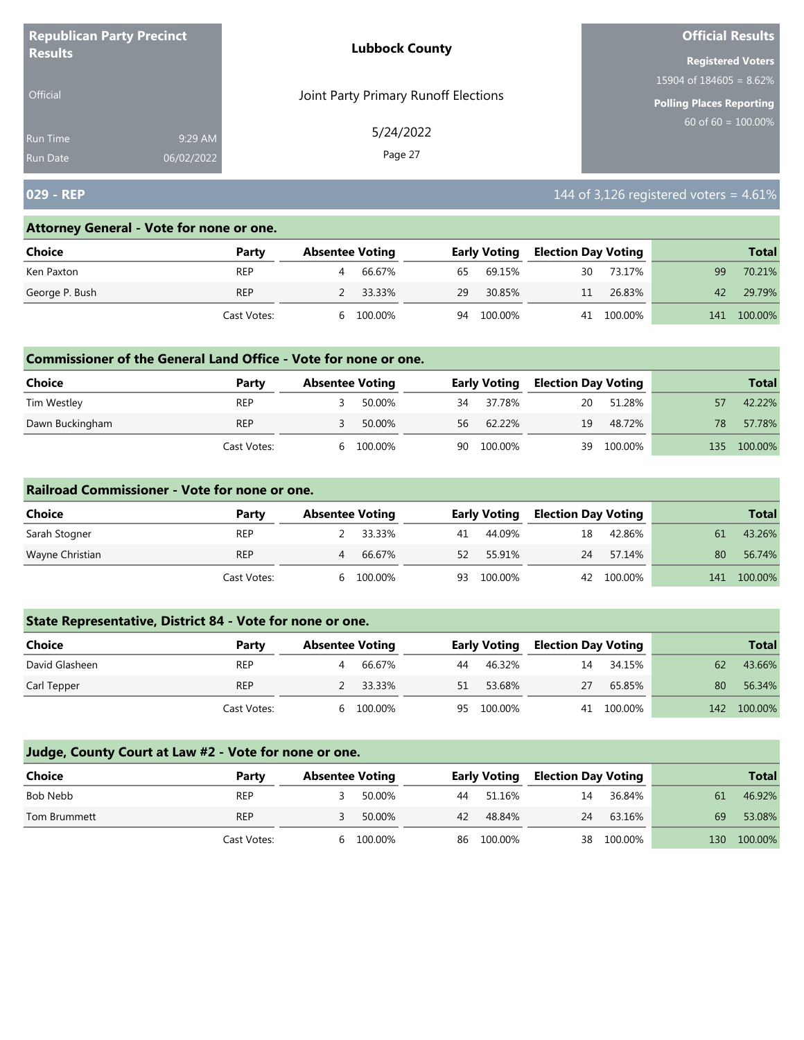**Republican Party Precinct Results**

Official

Run Time 9:29 AM
Run Date 06/02/2022

**Lubbock County**

Joint Party Primary Runoff Elections

5/24/2022

**Official Results**

**Registered Voters**
15904 of 184605 = 8.62%

**Polling Places Reporting**
60 of 60 = 100.00%

## 029 - REP

144 of 3,126 registered voters = 4.61%

### Attorney General - Vote for none or one.

| Choice | Party | Absentee Voting | | Early Voting | | Election Day Voting | | Total | |
|---|---|---|---|---|---|---|---|---|---|
| Ken Paxton | REP | 4 | 66.67% | 65 | 69.15% | 30 | 73.17% | 99 | 70.21% |
| George P. Bush | REP | 2 | 33.33% | 29 | 30.85% | 11 | 26.83% | 42 | 29.79% |
| | Cast Votes: | 6 | 100.00% | 94 | 100.00% | 41 | 100.00% | 141 | 100.00% |

### Commissioner of the General Land Office - Vote for none or one.

| Choice | Party | Absentee Voting | | Early Voting | | Election Day Voting | | Total | |
|---|---|---|---|---|---|---|---|---|---|
| Tim Westley | REP | 3 | 50.00% | 34 | 37.78% | 20 | 51.28% | 57 | 42.22% |
| Dawn Buckingham | REP | 3 | 50.00% | 56 | 62.22% | 19 | 48.72% | 78 | 57.78% |
| | Cast Votes: | 6 | 100.00% | 90 | 100.00% | 39 | 100.00% | 135 | 100.00% |

### Railroad Commissioner - Vote for none or one.

| Choice | Party | Absentee Voting | | Early Voting | | Election Day Voting | | Total | |
|---|---|---|---|---|---|---|---|---|---|
| Sarah Stogner | REP | 2 | 33.33% | 41 | 44.09% | 18 | 42.86% | 61 | 43.26% |
| Wayne Christian | REP | 4 | 66.67% | 52 | 55.91% | 24 | 57.14% | 80 | 56.74% |
| | Cast Votes: | 6 | 100.00% | 93 | 100.00% | 42 | 100.00% | 141 | 100.00% |

### State Representative, District 84 - Vote for none or one.

| Choice | Party | Absentee Voting | | Early Voting | | Election Day Voting | | Total | |
|---|---|---|---|---|---|---|---|---|---|
| David Glasheen | REP | 4 | 66.67% | 44 | 46.32% | 14 | 34.15% | 62 | 43.66% |
| Carl Tepper | REP | 2 | 33.33% | 51 | 53.68% | 27 | 65.85% | 80 | 56.34% |
| | Cast Votes: | 6 | 100.00% | 95 | 100.00% | 41 | 100.00% | 142 | 100.00% |

### Judge, County Court at Law #2 - Vote for none or one.

| Choice | Party | Absentee Voting | | Early Voting | | Election Day Voting | | Total | |
|---|---|---|---|---|---|---|---|---|---|
| Bob Nebb | REP | 3 | 50.00% | 44 | 51.16% | 14 | 36.84% | 61 | 46.92% |
| Tom Brummett | REP | 3 | 50.00% | 42 | 48.84% | 24 | 63.16% | 69 | 53.08% |
| | Cast Votes: | 6 | 100.00% | 86 | 100.00% | 38 | 100.00% | 130 | 100.00% |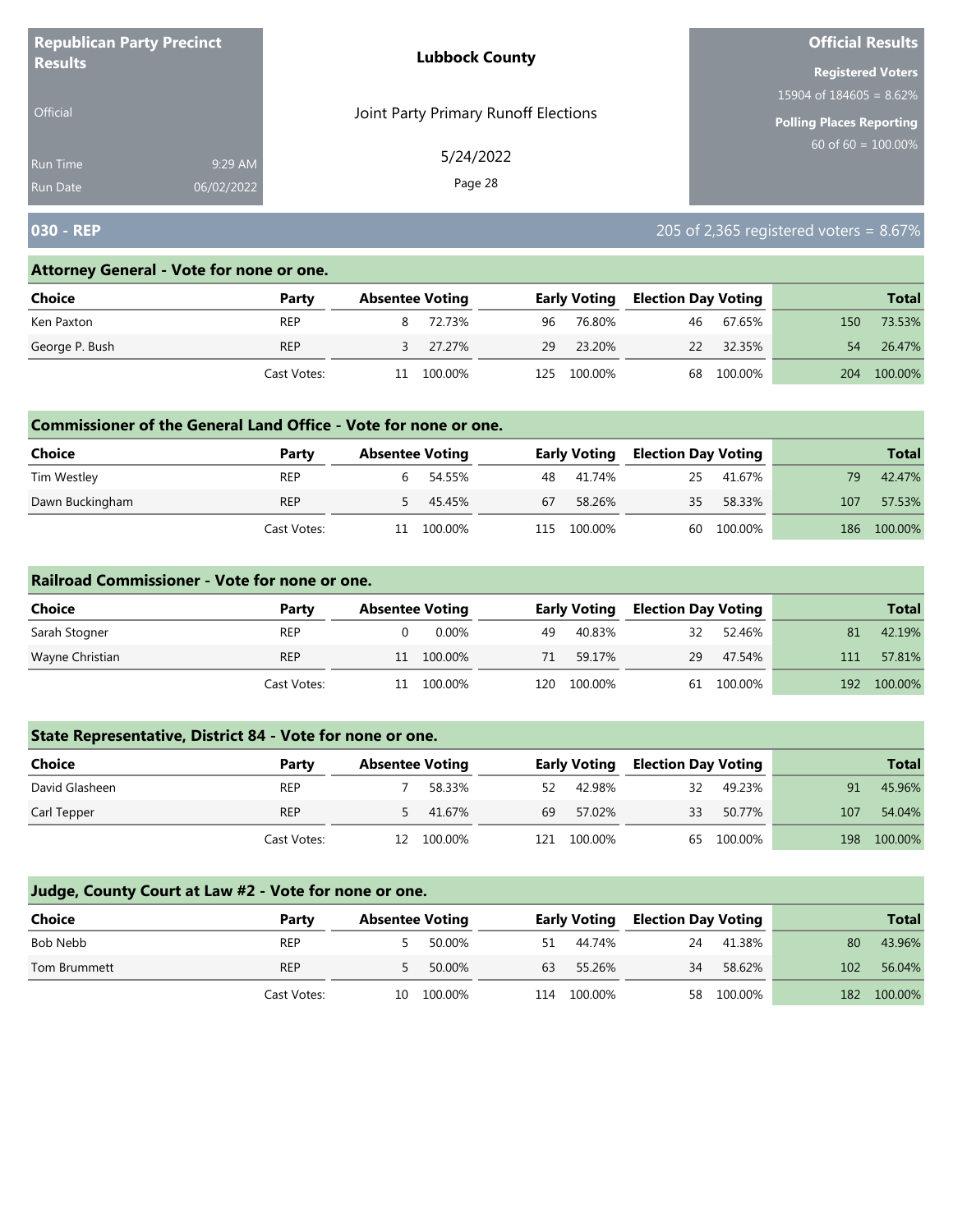**Republican Party Precinct Results**

Official

Run Time 9:29 AM
Run Date 06/02/2022

**Lubbock County**

Joint Party Primary Runoff Elections

5/24/2022

**Official Results**

**Registered Voters**
15904 of 184605 = 8.62%

**Polling Places Reporting**
60 of 60 = 100.00%

## 030 - REP

205 of 2,365 registered voters = 8.67%

### Attorney General - Vote for none or one.

| Choice | Party | Absentee Voting | | Early Voting | | Election Day Voting | | Total | |
|---|---|---|---|---|---|---|---|---|---|
| Ken Paxton | REP | 8 | 72.73% | 96 | 76.80% | 46 | 67.65% | 150 | 73.53% |
| George P. Bush | REP | 3 | 27.27% | 29 | 23.20% | 22 | 32.35% | 54 | 26.47% |
| | Cast Votes: | 11 | 100.00% | 125 | 100.00% | 68 | 100.00% | 204 | 100.00% |

### Commissioner of the General Land Office - Vote for none or one.

| Choice | Party | Absentee Voting | | Early Voting | | Election Day Voting | | Total | |
|---|---|---|---|---|---|---|---|---|---|
| Tim Westley | REP | 6 | 54.55% | 48 | 41.74% | 25 | 41.67% | 79 | 42.47% |
| Dawn Buckingham | REP | 5 | 45.45% | 67 | 58.26% | 35 | 58.33% | 107 | 57.53% |
| | Cast Votes: | 11 | 100.00% | 115 | 100.00% | 60 | 100.00% | 186 | 100.00% |

### Railroad Commissioner - Vote for none or one.

| Choice | Party | Absentee Voting | | Early Voting | | Election Day Voting | | Total | |
|---|---|---|---|---|---|---|---|---|---|
| Sarah Stogner | REP | 0 | 0.00% | 49 | 40.83% | 32 | 52.46% | 81 | 42.19% |
| Wayne Christian | REP | 11 | 100.00% | 71 | 59.17% | 29 | 47.54% | 111 | 57.81% |
| | Cast Votes: | 11 | 100.00% | 120 | 100.00% | 61 | 100.00% | 192 | 100.00% |

### State Representative, District 84 - Vote for none or one.

| Choice | Party | Absentee Voting | | Early Voting | | Election Day Voting | | Total | |
|---|---|---|---|---|---|---|---|---|---|
| David Glasheen | REP | 7 | 58.33% | 52 | 42.98% | 32 | 49.23% | 91 | 45.96% |
| Carl Tepper | REP | 5 | 41.67% | 69 | 57.02% | 33 | 50.77% | 107 | 54.04% |
| | Cast Votes: | 12 | 100.00% | 121 | 100.00% | 65 | 100.00% | 198 | 100.00% |

### Judge, County Court at Law #2 - Vote for none or one.

| Choice | Party | Absentee Voting | | Early Voting | | Election Day Voting | | Total | |
|---|---|---|---|---|---|---|---|---|---|
| Bob Nebb | REP | 5 | 50.00% | 51 | 44.74% | 24 | 41.38% | 80 | 43.96% |
| Tom Brummett | REP | 5 | 50.00% | 63 | 55.26% | 34 | 58.62% | 102 | 56.04% |
| | Cast Votes: | 10 | 100.00% | 114 | 100.00% | 58 | 100.00% | 182 | 100.00% |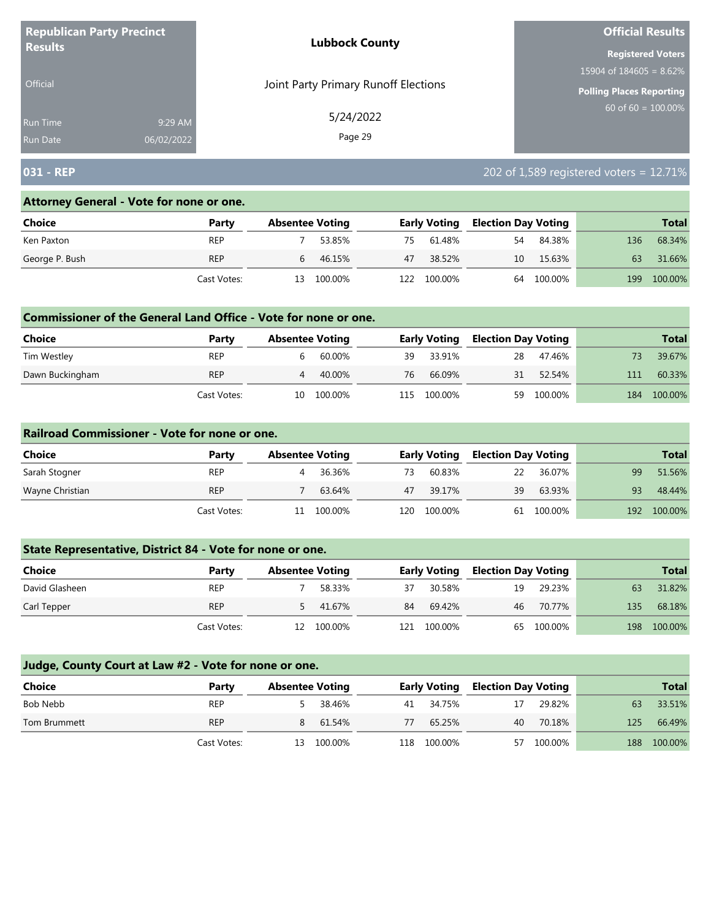**Republican Party Precinct Results**

Official

Run Time 9:29 AM
Run Date 06/02/2022

**Lubbock County**

Joint Party Primary Runoff Elections

5/24/2022

**Official Results**

**Registered Voters**
15904 of 184605 = 8.62%

**Polling Places Reporting**
60 of 60 = 100.00%

## 031 - REP

202 of 1,589 registered voters = 12.71%

### Attorney General - Vote for none or one.

| Choice | Party | Absentee Voting | | Early Voting | | Election Day Voting | | Total | |
|---|---|---|---|---|---|---|---|---|---|
| Ken Paxton | REP | 7 | 53.85% | 75 | 61.48% | 54 | 84.38% | 136 | 68.34% |
| George P. Bush | REP | 6 | 46.15% | 47 | 38.52% | 10 | 15.63% | 63 | 31.66% |
| | Cast Votes: | 13 | 100.00% | 122 | 100.00% | 64 | 100.00% | 199 | 100.00% |

### Commissioner of the General Land Office - Vote for none or one.

| Choice | Party | Absentee Voting | | Early Voting | | Election Day Voting | | Total | |
|---|---|---|---|---|---|---|---|---|---|
| Tim Westley | REP | 6 | 60.00% | 39 | 33.91% | 28 | 47.46% | 73 | 39.67% |
| Dawn Buckingham | REP | 4 | 40.00% | 76 | 66.09% | 31 | 52.54% | 111 | 60.33% |
| | Cast Votes: | 10 | 100.00% | 115 | 100.00% | 59 | 100.00% | 184 | 100.00% |

### Railroad Commissioner - Vote for none or one.

| Choice | Party | Absentee Voting | | Early Voting | | Election Day Voting | | Total | |
|---|---|---|---|---|---|---|---|---|---|
| Sarah Stogner | REP | 4 | 36.36% | 73 | 60.83% | 22 | 36.07% | 99 | 51.56% |
| Wayne Christian | REP | 7 | 63.64% | 47 | 39.17% | 39 | 63.93% | 93 | 48.44% |
| | Cast Votes: | 11 | 100.00% | 120 | 100.00% | 61 | 100.00% | 192 | 100.00% |

### State Representative, District 84 - Vote for none or one.

| Choice | Party | Absentee Voting | | Early Voting | | Election Day Voting | | Total | |
|---|---|---|---|---|---|---|---|---|---|
| David Glasheen | REP | 7 | 58.33% | 37 | 30.58% | 19 | 29.23% | 63 | 31.82% |
| Carl Tepper | REP | 5 | 41.67% | 84 | 69.42% | 46 | 70.77% | 135 | 68.18% |
| | Cast Votes: | 12 | 100.00% | 121 | 100.00% | 65 | 100.00% | 198 | 100.00% |

### Judge, County Court at Law #2 - Vote for none or one.

| Choice | Party | Absentee Voting | | Early Voting | | Election Day Voting | | Total | |
|---|---|---|---|---|---|---|---|---|---|
| Bob Nebb | REP | 5 | 38.46% | 41 | 34.75% | 17 | 29.82% | 63 | 33.51% |
| Tom Brummett | REP | 8 | 61.54% | 77 | 65.25% | 40 | 70.18% | 125 | 66.49% |
| | Cast Votes: | 13 | 100.00% | 118 | 100.00% | 57 | 100.00% | 188 | 100.00% |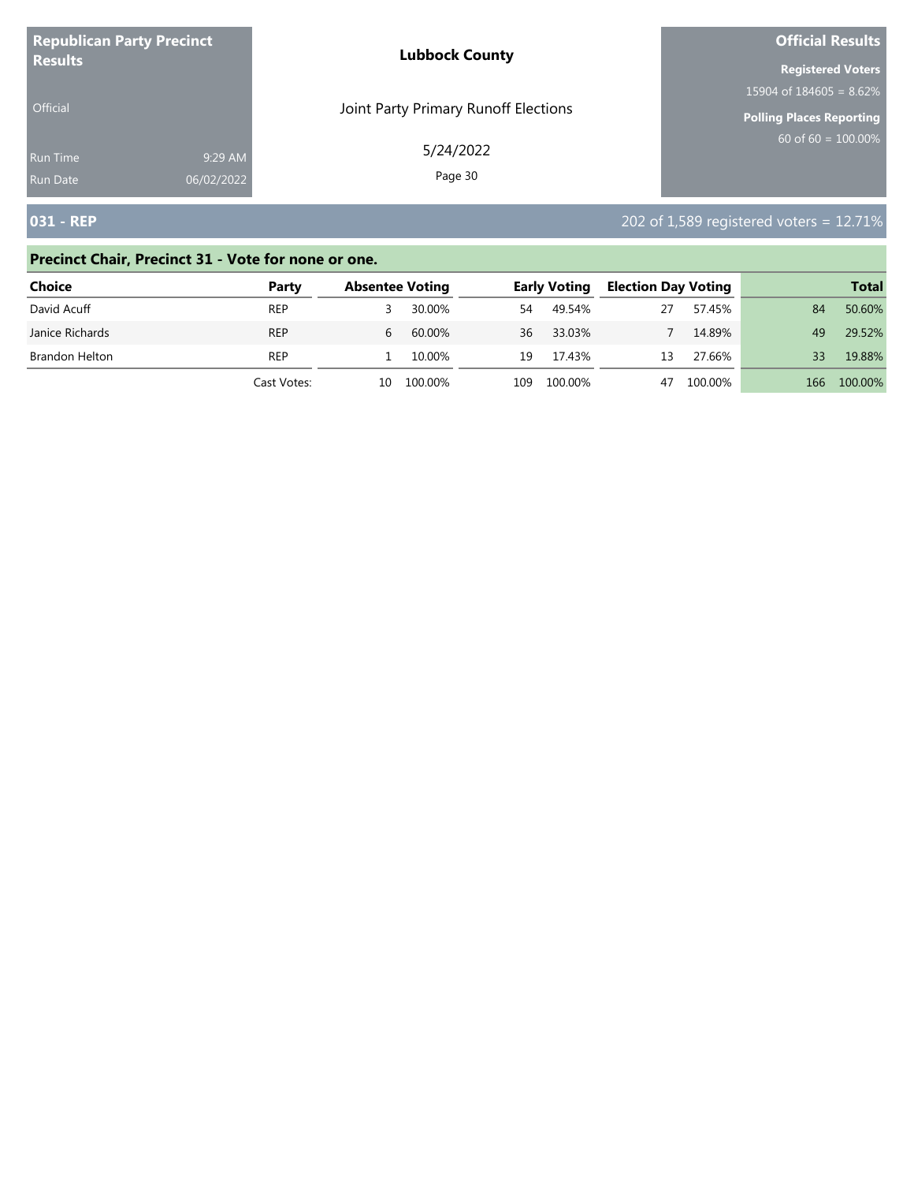**Republican Party Precinct Results**

Official

Run Time 9:29 AM
Run Date 06/02/2022

**Lubbock County**

Joint Party Primary Runoff Elections

5/24/2022

**Official Results**

**Registered Voters**
15904 of 184605 = 8.62%

**Polling Places Reporting**
60 of 60 = 100.00%

## 031 - REP

202 of 1,589 registered voters = 12.71%

### Precinct Chair, Precinct 31 - Vote for none or one.

| Choice | Party | Absentee Voting | | Early Voting | | Election Day Voting | | Total | |
|---|---|---|---|---|---|---|---|---|---|
| David Acuff | REP | 3 | 30.00% | 54 | 49.54% | 27 | 57.45% | 84 | 50.60% |
| Janice Richards | REP | 6 | 60.00% | 36 | 33.03% | 7 | 14.89% | 49 | 29.52% |
| Brandon Helton | REP | 1 | 10.00% | 19 | 17.43% | 13 | 27.66% | 33 | 19.88% |
| | Cast Votes: | 10 | 100.00% | 109 | 100.00% | 47 | 100.00% | 166 | 100.00% |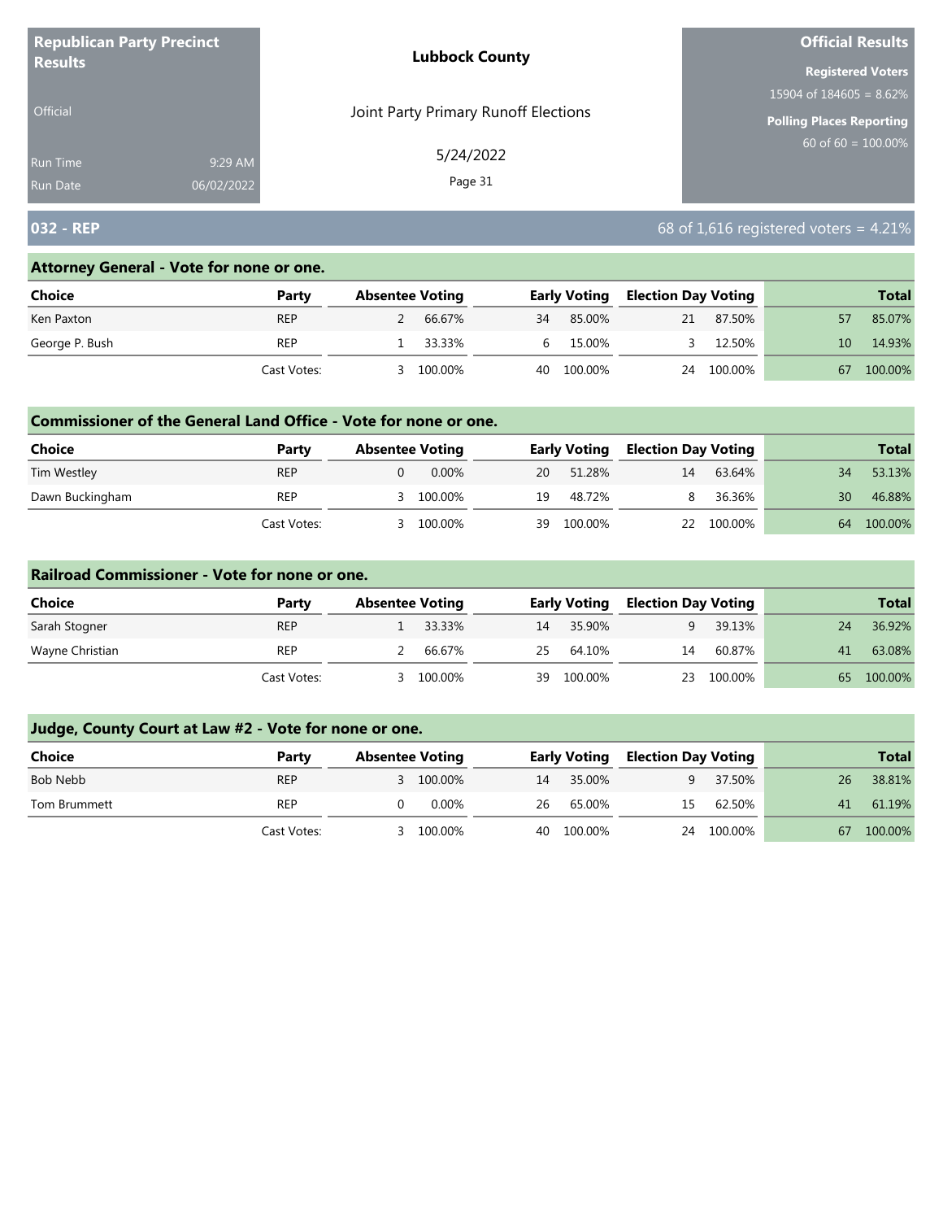**Republican Party Precinct Results**

Official

Run Time 9:29 AM
Run Date 06/02/2022

**Lubbock County**

Joint Party Primary Runoff Elections

5/24/2022

**Official Results**

**Registered Voters**
15904 of 184605 = 8.62%

**Polling Places Reporting**
60 of 60 = 100.00%

## 032 - REP

68 of 1,616 registered voters = 4.21%

### Attorney General - Vote for none or one.

| Choice | Party | Absentee Voting | | Early Voting | | Election Day Voting | | Total | |
|---|---|---|---|---|---|---|---|---|---|
| Ken Paxton | REP | 2 | 66.67% | 34 | 85.00% | 21 | 87.50% | 57 | 85.07% |
| George P. Bush | REP | 1 | 33.33% | 6 | 15.00% | 3 | 12.50% | 10 | 14.93% |
| | Cast Votes: | 3 | 100.00% | 40 | 100.00% | 24 | 100.00% | 67 | 100.00% |

### Commissioner of the General Land Office - Vote for none or one.

| Choice | Party | Absentee Voting | | Early Voting | | Election Day Voting | | Total | |
|---|---|---|---|---|---|---|---|---|---|
| Tim Westley | REP | 0 | 0.00% | 20 | 51.28% | 14 | 63.64% | 34 | 53.13% |
| Dawn Buckingham | REP | 3 | 100.00% | 19 | 48.72% | 8 | 36.36% | 30 | 46.88% |
| | Cast Votes: | 3 | 100.00% | 39 | 100.00% | 22 | 100.00% | 64 | 100.00% |

### Railroad Commissioner - Vote for none or one.

| Choice | Party | Absentee Voting | | Early Voting | | Election Day Voting | | Total | |
|---|---|---|---|---|---|---|---|---|---|
| Sarah Stogner | REP | 1 | 33.33% | 14 | 35.90% | 9 | 39.13% | 24 | 36.92% |
| Wayne Christian | REP | 2 | 66.67% | 25 | 64.10% | 14 | 60.87% | 41 | 63.08% |
| | Cast Votes: | 3 | 100.00% | 39 | 100.00% | 23 | 100.00% | 65 | 100.00% |

### Judge, County Court at Law #2 - Vote for none or one.

| Choice | Party | Absentee Voting | | Early Voting | | Election Day Voting | | Total | |
|---|---|---|---|---|---|---|---|---|---|
| Bob Nebb | REP | 3 | 100.00% | 14 | 35.00% | 9 | 37.50% | 26 | 38.81% |
| Tom Brummett | REP | 0 | 0.00% | 26 | 65.00% | 15 | 62.50% | 41 | 61.19% |
| | Cast Votes: | 3 | 100.00% | 40 | 100.00% | 24 | 100.00% | 67 | 100.00% |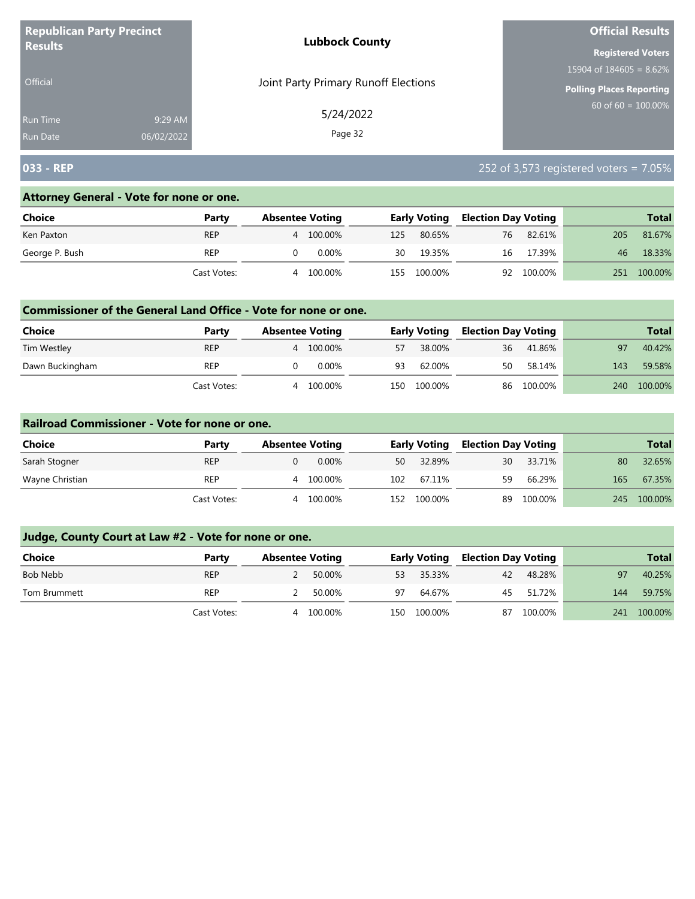**Republican Party Precinct Results**

Official

Run Time 9:29 AM
Run Date 06/02/2022

**Lubbock County**

Joint Party Primary Runoff Elections

5/24/2022

**Official Results**

**Registered Voters**
15904 of 184605 = 8.62%

**Polling Places Reporting**
60 of 60 = 100.00%

## 033 - REP

252 of 3,573 registered voters = 7.05%

### Attorney General - Vote for none or one.

| Choice | Party | Absentee Voting | | Early Voting | | Election Day Voting | | Total | |
|---|---|---|---|---|---|---|---|---|---|
| Ken Paxton | REP | 4 | 100.00% | 125 | 80.65% | 76 | 82.61% | 205 | 81.67% |
| George P. Bush | REP | 0 | 0.00% | 30 | 19.35% | 16 | 17.39% | 46 | 18.33% |
| | Cast Votes: | 4 | 100.00% | 155 | 100.00% | 92 | 100.00% | 251 | 100.00% |

### Commissioner of the General Land Office - Vote for none or one.

| Choice | Party | Absentee Voting | | Early Voting | | Election Day Voting | | Total | |
|---|---|---|---|---|---|---|---|---|---|
| Tim Westley | REP | 4 | 100.00% | 57 | 38.00% | 36 | 41.86% | 97 | 40.42% |
| Dawn Buckingham | REP | 0 | 0.00% | 93 | 62.00% | 50 | 58.14% | 143 | 59.58% |
| | Cast Votes: | 4 | 100.00% | 150 | 100.00% | 86 | 100.00% | 240 | 100.00% |

### Railroad Commissioner - Vote for none or one.

| Choice | Party | Absentee Voting | | Early Voting | | Election Day Voting | | Total | |
|---|---|---|---|---|---|---|---|---|---|
| Sarah Stogner | REP | 0 | 0.00% | 50 | 32.89% | 30 | 33.71% | 80 | 32.65% |
| Wayne Christian | REP | 4 | 100.00% | 102 | 67.11% | 59 | 66.29% | 165 | 67.35% |
| | Cast Votes: | 4 | 100.00% | 152 | 100.00% | 89 | 100.00% | 245 | 100.00% |

### Judge, County Court at Law #2 - Vote for none or one.

| Choice | Party | Absentee Voting | | Early Voting | | Election Day Voting | | Total | |
|---|---|---|---|---|---|---|---|---|---|
| Bob Nebb | REP | 2 | 50.00% | 53 | 35.33% | 42 | 48.28% | 97 | 40.25% |
| Tom Brummett | REP | 2 | 50.00% | 97 | 64.67% | 45 | 51.72% | 144 | 59.75% |
| | Cast Votes: | 4 | 100.00% | 150 | 100.00% | 87 | 100.00% | 241 | 100.00% |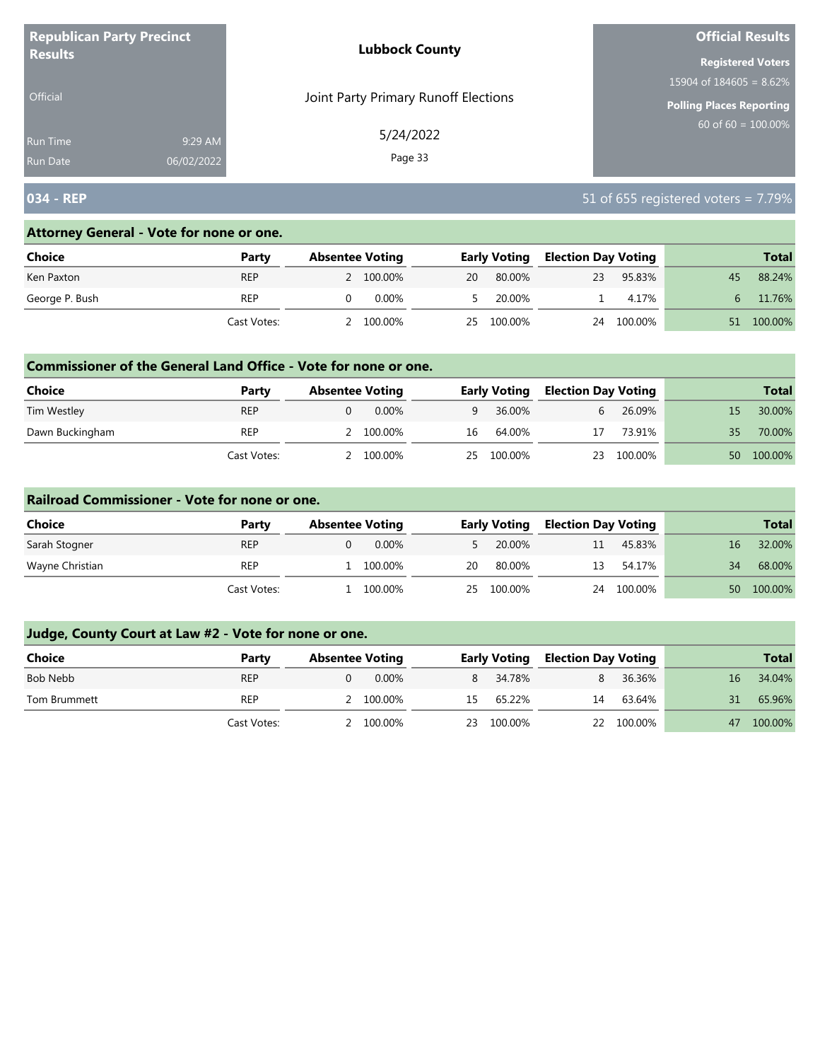**Republican Party Precinct Results**

Official

Run Time 9:29 AM
Run Date 06/02/2022

**Lubbock County**

Joint Party Primary Runoff Elections

5/24/2022

**Official Results**

**Registered Voters**
15904 of 184605 = 8.62%

**Polling Places Reporting**
60 of 60 = 100.00%

## 034 - REP

51 of 655 registered voters = 7.79%

### Attorney General - Vote for none or one.

| Choice | Party | Absentee Voting | | Early Voting | | Election Day Voting | | Total | |
|---|---|---|---|---|---|---|---|---|---|
| Ken Paxton | REP | 2 | 100.00% | 20 | 80.00% | 23 | 95.83% | 45 | 88.24% |
| George P. Bush | REP | 0 | 0.00% | 5 | 20.00% | 1 | 4.17% | 6 | 11.76% |
| | Cast Votes: | 2 | 100.00% | 25 | 100.00% | 24 | 100.00% | 51 | 100.00% |

### Commissioner of the General Land Office - Vote for none or one.

| Choice | Party | Absentee Voting | | Early Voting | | Election Day Voting | | Total | |
|---|---|---|---|---|---|---|---|---|---|
| Tim Westley | REP | 0 | 0.00% | 9 | 36.00% | 6 | 26.09% | 15 | 30.00% |
| Dawn Buckingham | REP | 2 | 100.00% | 16 | 64.00% | 17 | 73.91% | 35 | 70.00% |
| | Cast Votes: | 2 | 100.00% | 25 | 100.00% | 23 | 100.00% | 50 | 100.00% |

### Railroad Commissioner - Vote for none or one.

| Choice | Party | Absentee Voting | | Early Voting | | Election Day Voting | | Total | |
|---|---|---|---|---|---|---|---|---|---|
| Sarah Stogner | REP | 0 | 0.00% | 5 | 20.00% | 11 | 45.83% | 16 | 32.00% |
| Wayne Christian | REP | 1 | 100.00% | 20 | 80.00% | 13 | 54.17% | 34 | 68.00% |
| | Cast Votes: | 1 | 100.00% | 25 | 100.00% | 24 | 100.00% | 50 | 100.00% |

### Judge, County Court at Law #2 - Vote for none or one.

| Choice | Party | Absentee Voting | | Early Voting | | Election Day Voting | | Total | |
|---|---|---|---|---|---|---|---|---|---|
| Bob Nebb | REP | 0 | 0.00% | 8 | 34.78% | 8 | 36.36% | 16 | 34.04% |
| Tom Brummett | REP | 2 | 100.00% | 15 | 65.22% | 14 | 63.64% | 31 | 65.96% |
| | Cast Votes: | 2 | 100.00% | 23 | 100.00% | 22 | 100.00% | 47 | 100.00% |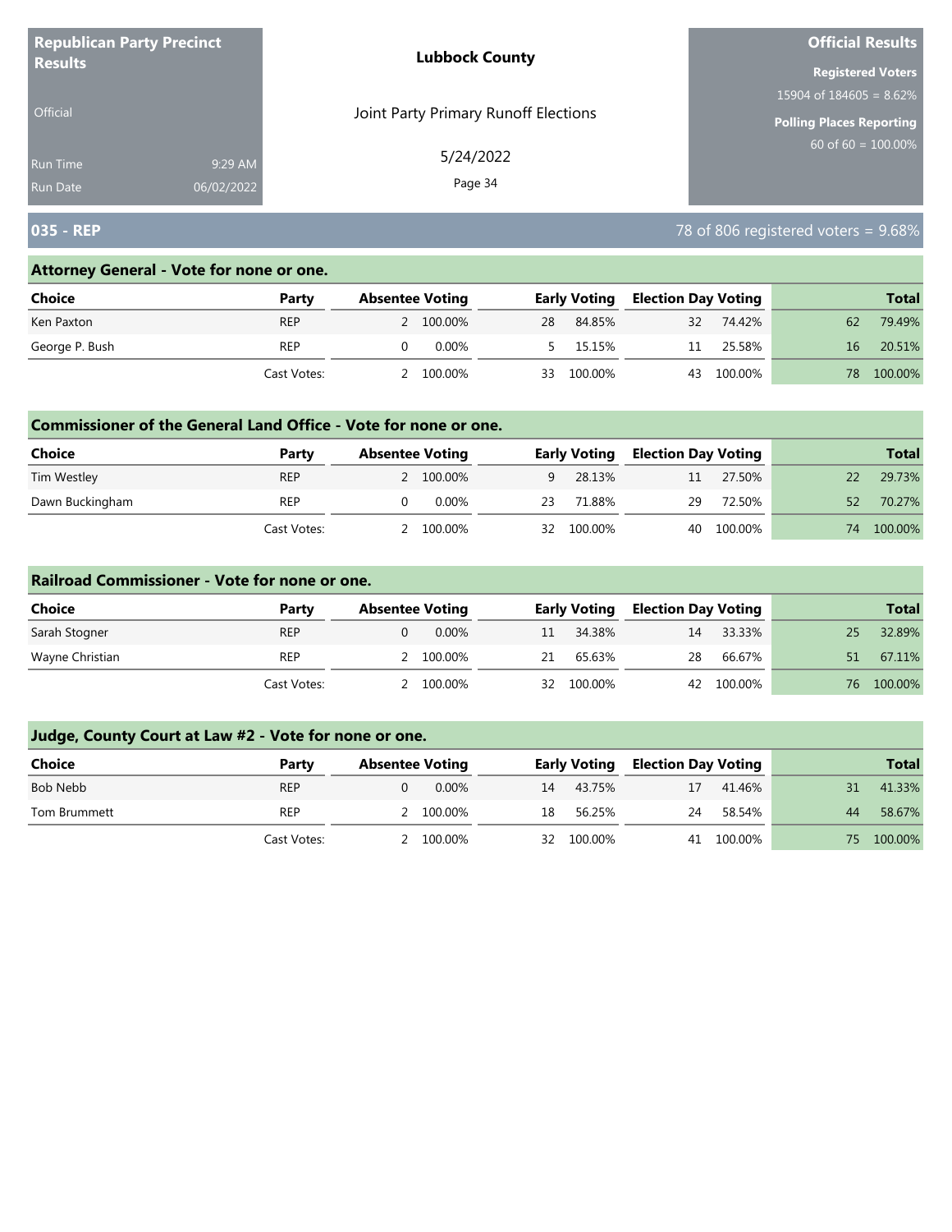**Republican Party Precinct Results**

Official

Run Time 9:29 AM

Run Date 06/02/2022

**Lubbock County**

Joint Party Primary Runoff Elections

5/24/2022

**Official Results**

**Registered Voters**

15904 of 184605 = 8.62%

**Polling Places Reporting**

60 of 60 = 100.00%

## 035 - REP

78 of 806 registered voters = 9.68%

### Attorney General - Vote for none or one.

| Choice | Party | Absentee Voting | | Early Voting | | Election Day Voting | | Total | |
|---|---|---|---|---|---|---|---|---|---|
| Ken Paxton | REP | 2 | 100.00% | 28 | 84.85% | 32 | 74.42% | 62 | 79.49% |
| George P. Bush | REP | 0 | 0.00% | 5 | 15.15% | 11 | 25.58% | 16 | 20.51% |
| | Cast Votes: | 2 | 100.00% | 33 | 100.00% | 43 | 100.00% | 78 | 100.00% |

### Commissioner of the General Land Office - Vote for none or one.

| Choice | Party | Absentee Voting | | Early Voting | | Election Day Voting | | Total | |
|---|---|---|---|---|---|---|---|---|---|
| Tim Westley | REP | 2 | 100.00% | 9 | 28.13% | 11 | 27.50% | 22 | 29.73% |
| Dawn Buckingham | REP | 0 | 0.00% | 23 | 71.88% | 29 | 72.50% | 52 | 70.27% |
| | Cast Votes: | 2 | 100.00% | 32 | 100.00% | 40 | 100.00% | 74 | 100.00% |

### Railroad Commissioner - Vote for none or one.

| Choice | Party | Absentee Voting | | Early Voting | | Election Day Voting | | Total | |
|---|---|---|---|---|---|---|---|---|---|
| Sarah Stogner | REP | 0 | 0.00% | 11 | 34.38% | 14 | 33.33% | 25 | 32.89% |
| Wayne Christian | REP | 2 | 100.00% | 21 | 65.63% | 28 | 66.67% | 51 | 67.11% |
| | Cast Votes: | 2 | 100.00% | 32 | 100.00% | 42 | 100.00% | 76 | 100.00% |

### Judge, County Court at Law #2 - Vote for none or one.

| Choice | Party | Absentee Voting | | Early Voting | | Election Day Voting | | Total | |
|---|---|---|---|---|---|---|---|---|---|
| Bob Nebb | REP | 0 | 0.00% | 14 | 43.75% | 17 | 41.46% | 31 | 41.33% |
| Tom Brummett | REP | 2 | 100.00% | 18 | 56.25% | 24 | 58.54% | 44 | 58.67% |
| | Cast Votes: | 2 | 100.00% | 32 | 100.00% | 41 | 100.00% | 75 | 100.00% |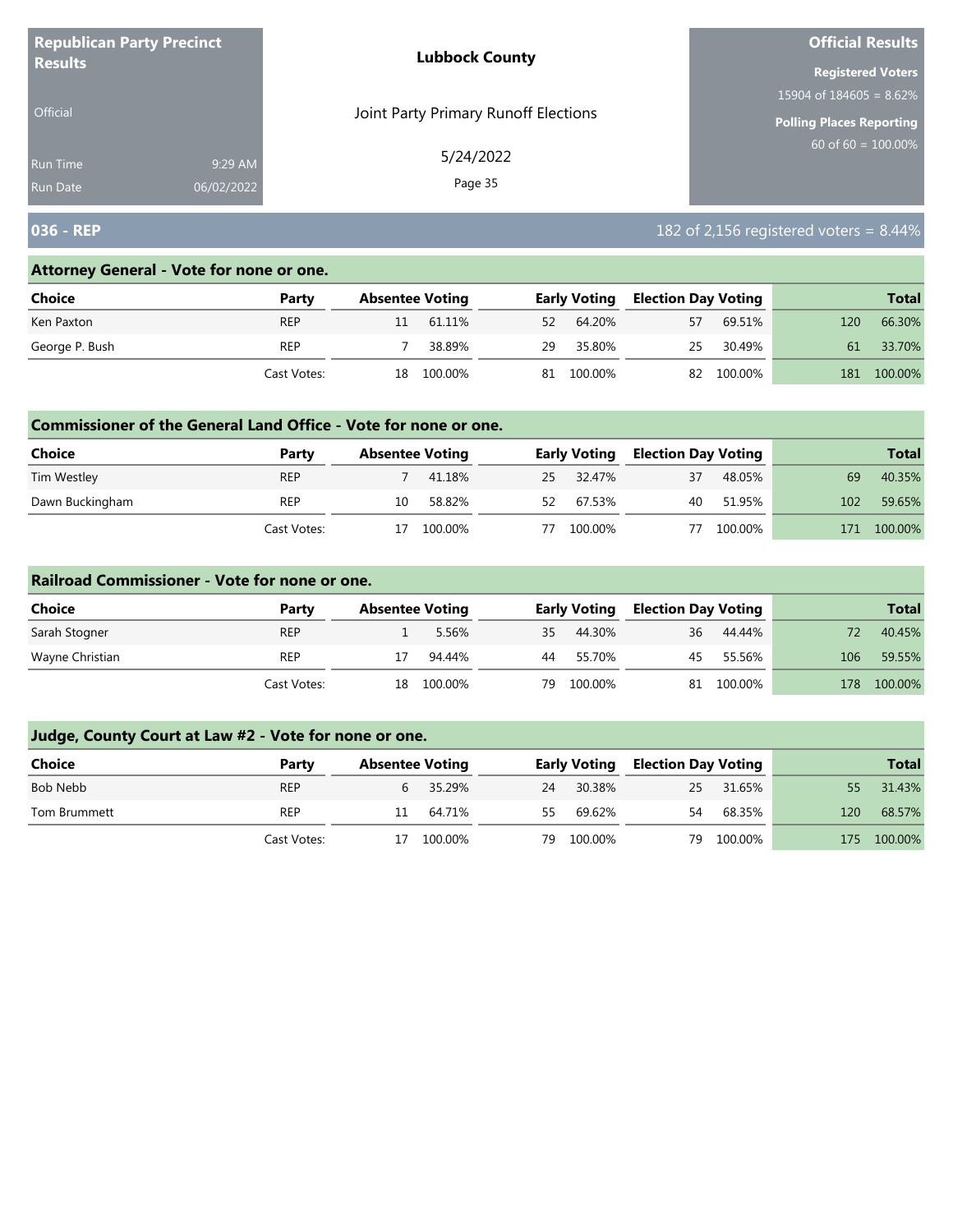**Republican Party Precinct Results**

Official

Run Time 9:29 AM
Run Date 06/02/2022

**Lubbock County**

Joint Party Primary Runoff Elections

5/24/2022

**Official Results**

**Registered Voters**
15904 of 184605 = 8.62%

**Polling Places Reporting**
60 of 60 = 100.00%

## 036 - REP

182 of 2,156 registered voters = 8.44%

### Attorney General - Vote for none or one.

| Choice | Party | Absentee Voting | | Early Voting | | Election Day Voting | | Total | |
|---|---|---|---|---|---|---|---|---|---|
| Ken Paxton | REP | 11 | 61.11% | 52 | 64.20% | 57 | 69.51% | 120 | 66.30% |
| George P. Bush | REP | 7 | 38.89% | 29 | 35.80% | 25 | 30.49% | 61 | 33.70% |
| | Cast Votes: | 18 | 100.00% | 81 | 100.00% | 82 | 100.00% | 181 | 100.00% |

### Commissioner of the General Land Office - Vote for none or one.

| Choice | Party | Absentee Voting | | Early Voting | | Election Day Voting | | Total | |
|---|---|---|---|---|---|---|---|---|---|
| Tim Westley | REP | 7 | 41.18% | 25 | 32.47% | 37 | 48.05% | 69 | 40.35% |
| Dawn Buckingham | REP | 10 | 58.82% | 52 | 67.53% | 40 | 51.95% | 102 | 59.65% |
| | Cast Votes: | 17 | 100.00% | 77 | 100.00% | 77 | 100.00% | 171 | 100.00% |

### Railroad Commissioner - Vote for none or one.

| Choice | Party | Absentee Voting | | Early Voting | | Election Day Voting | | Total | |
|---|---|---|---|---|---|---|---|---|---|
| Sarah Stogner | REP | 1 | 5.56% | 35 | 44.30% | 36 | 44.44% | 72 | 40.45% |
| Wayne Christian | REP | 17 | 94.44% | 44 | 55.70% | 45 | 55.56% | 106 | 59.55% |
| | Cast Votes: | 18 | 100.00% | 79 | 100.00% | 81 | 100.00% | 178 | 100.00% |

### Judge, County Court at Law #2 - Vote for none or one.

| Choice | Party | Absentee Voting | | Early Voting | | Election Day Voting | | Total | |
|---|---|---|---|---|---|---|---|---|---|
| Bob Nebb | REP | 6 | 35.29% | 24 | 30.38% | 25 | 31.65% | 55 | 31.43% |
| Tom Brummett | REP | 11 | 64.71% | 55 | 69.62% | 54 | 68.35% | 120 | 68.57% |
| | Cast Votes: | 17 | 100.00% | 79 | 100.00% | 79 | 100.00% | 175 | 100.00% |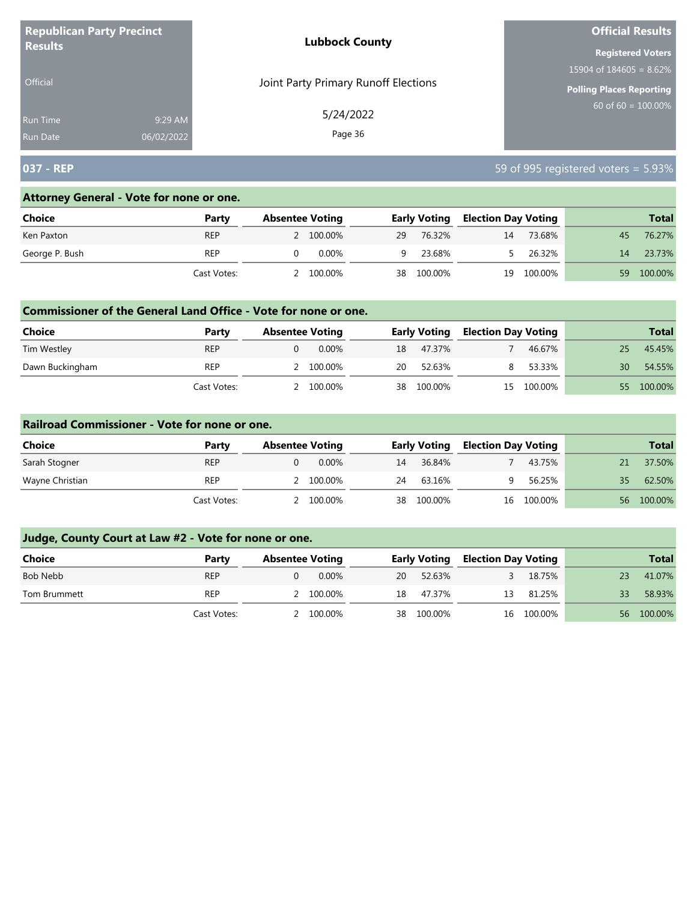**Republican Party Precinct Results**

Official

Run Time 9:29 AM
Run Date 06/02/2022

**Lubbock County**

Joint Party Primary Runoff Elections

5/24/2022

**Official Results**

**Registered Voters**
15904 of 184605 = 8.62%

**Polling Places Reporting**
60 of 60 = 100.00%

## 037 - REP

59 of 995 registered voters = 5.93%

### Attorney General - Vote for none or one.

| Choice | Party | Absentee Voting | | Early Voting | | Election Day Voting | | Total | |
|---|---|---|---|---|---|---|---|---|---|
| Ken Paxton | REP | 2 | 100.00% | 29 | 76.32% | 14 | 73.68% | 45 | 76.27% |
| George P. Bush | REP | 0 | 0.00% | 9 | 23.68% | 5 | 26.32% | 14 | 23.73% |
| | Cast Votes: | 2 | 100.00% | 38 | 100.00% | 19 | 100.00% | 59 | 100.00% |

### Commissioner of the General Land Office - Vote for none or one.

| Choice | Party | Absentee Voting | | Early Voting | | Election Day Voting | | Total | |
|---|---|---|---|---|---|---|---|---|---|
| Tim Westley | REP | 0 | 0.00% | 18 | 47.37% | 7 | 46.67% | 25 | 45.45% |
| Dawn Buckingham | REP | 2 | 100.00% | 20 | 52.63% | 8 | 53.33% | 30 | 54.55% |
| | Cast Votes: | 2 | 100.00% | 38 | 100.00% | 15 | 100.00% | 55 | 100.00% |

### Railroad Commissioner - Vote for none or one.

| Choice | Party | Absentee Voting | | Early Voting | | Election Day Voting | | Total | |
|---|---|---|---|---|---|---|---|---|---|
| Sarah Stogner | REP | 0 | 0.00% | 14 | 36.84% | 7 | 43.75% | 21 | 37.50% |
| Wayne Christian | REP | 2 | 100.00% | 24 | 63.16% | 9 | 56.25% | 35 | 62.50% |
| | Cast Votes: | 2 | 100.00% | 38 | 100.00% | 16 | 100.00% | 56 | 100.00% |

### Judge, County Court at Law #2 - Vote for none or one.

| Choice | Party | Absentee Voting | | Early Voting | | Election Day Voting | | Total | |
|---|---|---|---|---|---|---|---|---|---|
| Bob Nebb | REP | 0 | 0.00% | 20 | 52.63% | 3 | 18.75% | 23 | 41.07% |
| Tom Brummett | REP | 2 | 100.00% | 18 | 47.37% | 13 | 81.25% | 33 | 58.93% |
| | Cast Votes: | 2 | 100.00% | 38 | 100.00% | 16 | 100.00% | 56 | 100.00% |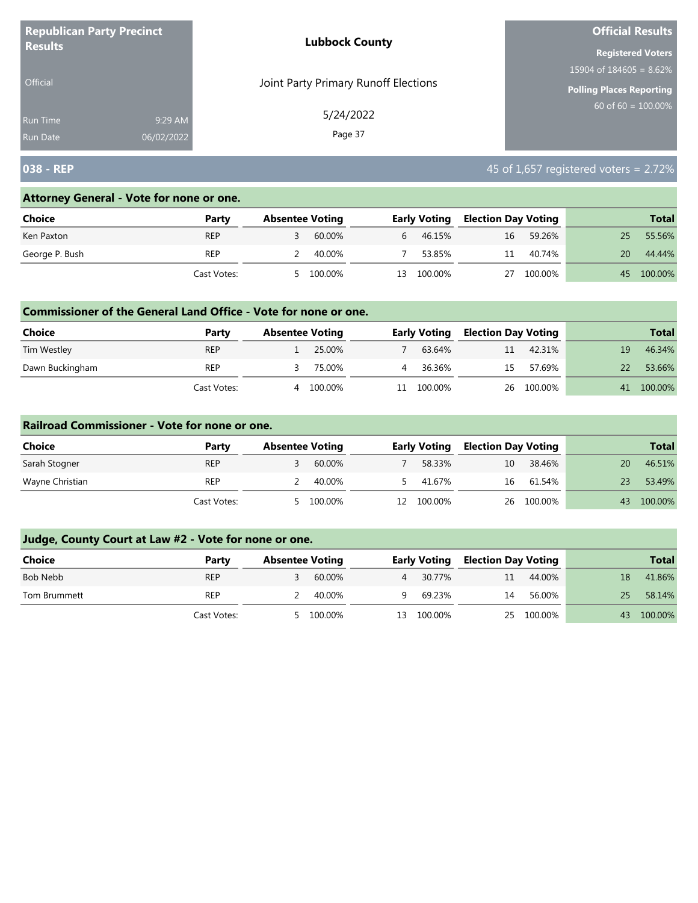**Republican Party Precinct Results**

Official

Run Time 9:29 AM
Run Date 06/02/2022

**Lubbock County**

Joint Party Primary Runoff Elections

5/24/2022

**Official Results**

**Registered Voters**
15904 of 184605 = 8.62%

**Polling Places Reporting**
60 of 60 = 100.00%

## 038 - REP

45 of 1,657 registered voters = 2.72%

### Attorney General - Vote for none or one.

| Choice | Party | Absentee Voting | | Early Voting | | Election Day Voting | | Total | |
|---|---|---|---|---|---|---|---|---|---|
| Ken Paxton | REP | 3 | 60.00% | 6 | 46.15% | 16 | 59.26% | 25 | 55.56% |
| George P. Bush | REP | 2 | 40.00% | 7 | 53.85% | 11 | 40.74% | 20 | 44.44% |
| | Cast Votes: | 5 | 100.00% | 13 | 100.00% | 27 | 100.00% | 45 | 100.00% |

### Commissioner of the General Land Office - Vote for none or one.

| Choice | Party | Absentee Voting | | Early Voting | | Election Day Voting | | Total | |
|---|---|---|---|---|---|---|---|---|---|
| Tim Westley | REP | 1 | 25.00% | 7 | 63.64% | 11 | 42.31% | 19 | 46.34% |
| Dawn Buckingham | REP | 3 | 75.00% | 4 | 36.36% | 15 | 57.69% | 22 | 53.66% |
| | Cast Votes: | 4 | 100.00% | 11 | 100.00% | 26 | 100.00% | 41 | 100.00% |

### Railroad Commissioner - Vote for none or one.

| Choice | Party | Absentee Voting | | Early Voting | | Election Day Voting | | Total | |
|---|---|---|---|---|---|---|---|---|---|
| Sarah Stogner | REP | 3 | 60.00% | 7 | 58.33% | 10 | 38.46% | 20 | 46.51% |
| Wayne Christian | REP | 2 | 40.00% | 5 | 41.67% | 16 | 61.54% | 23 | 53.49% |
| | Cast Votes: | 5 | 100.00% | 12 | 100.00% | 26 | 100.00% | 43 | 100.00% |

### Judge, County Court at Law #2 - Vote for none or one.

| Choice | Party | Absentee Voting | | Early Voting | | Election Day Voting | | Total | |
|---|---|---|---|---|---|---|---|---|---|
| Bob Nebb | REP | 3 | 60.00% | 4 | 30.77% | 11 | 44.00% | 18 | 41.86% |
| Tom Brummett | REP | 2 | 40.00% | 9 | 69.23% | 14 | 56.00% | 25 | 58.14% |
| | Cast Votes: | 5 | 100.00% | 13 | 100.00% | 25 | 100.00% | 43 | 100.00% |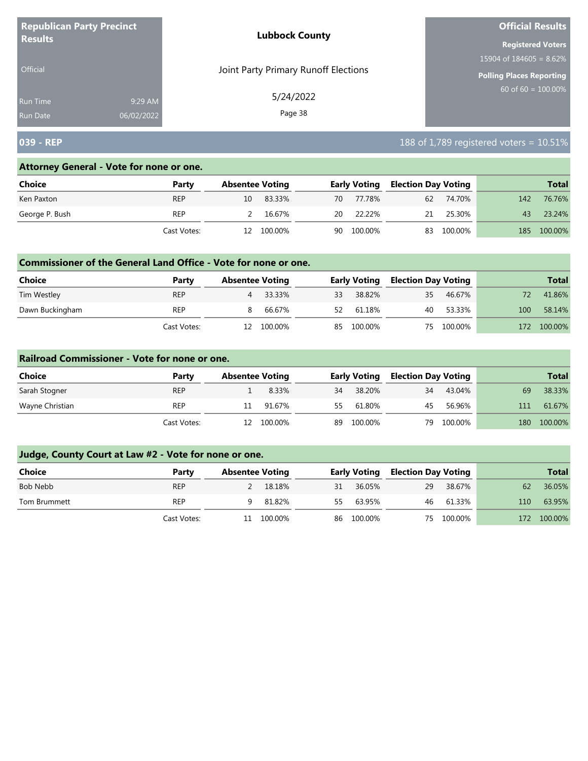**Republican Party Precinct Results**

Official

Run Time 9:29 AM
Run Date 06/02/2022

**Lubbock County**

Joint Party Primary Runoff Elections

5/24/2022

**Official Results**

**Registered Voters**
15904 of 184605 = 8.62%

**Polling Places Reporting**
60 of 60 = 100.00%

## 039 - REP

188 of 1,789 registered voters = 10.51%

### Attorney General - Vote for none or one.

| Choice | Party | Absentee Voting | | Early Voting | | Election Day Voting | | Total | |
|---|---|---|---|---|---|---|---|---|---|
| Ken Paxton | REP | 10 | 83.33% | 70 | 77.78% | 62 | 74.70% | 142 | 76.76% |
| George P. Bush | REP | 2 | 16.67% | 20 | 22.22% | 21 | 25.30% | 43 | 23.24% |
| | Cast Votes: | 12 | 100.00% | 90 | 100.00% | 83 | 100.00% | 185 | 100.00% |

### Commissioner of the General Land Office - Vote for none or one.

| Choice | Party | Absentee Voting | | Early Voting | | Election Day Voting | | Total | |
|---|---|---|---|---|---|---|---|---|---|
| Tim Westley | REP | 4 | 33.33% | 33 | 38.82% | 35 | 46.67% | 72 | 41.86% |
| Dawn Buckingham | REP | 8 | 66.67% | 52 | 61.18% | 40 | 53.33% | 100 | 58.14% |
| | Cast Votes: | 12 | 100.00% | 85 | 100.00% | 75 | 100.00% | 172 | 100.00% |

### Railroad Commissioner - Vote for none or one.

| Choice | Party | Absentee Voting | | Early Voting | | Election Day Voting | | Total | |
|---|---|---|---|---|---|---|---|---|---|
| Sarah Stogner | REP | 1 | 8.33% | 34 | 38.20% | 34 | 43.04% | 69 | 38.33% |
| Wayne Christian | REP | 11 | 91.67% | 55 | 61.80% | 45 | 56.96% | 111 | 61.67% |
| | Cast Votes: | 12 | 100.00% | 89 | 100.00% | 79 | 100.00% | 180 | 100.00% |

### Judge, County Court at Law #2 - Vote for none or one.

| Choice | Party | Absentee Voting | | Early Voting | | Election Day Voting | | Total | |
|---|---|---|---|---|---|---|---|---|---|
| Bob Nebb | REP | 2 | 18.18% | 31 | 36.05% | 29 | 38.67% | 62 | 36.05% |
| Tom Brummett | REP | 9 | 81.82% | 55 | 63.95% | 46 | 61.33% | 110 | 63.95% |
| | Cast Votes: | 11 | 100.00% | 86 | 100.00% | 75 | 100.00% | 172 | 100.00% |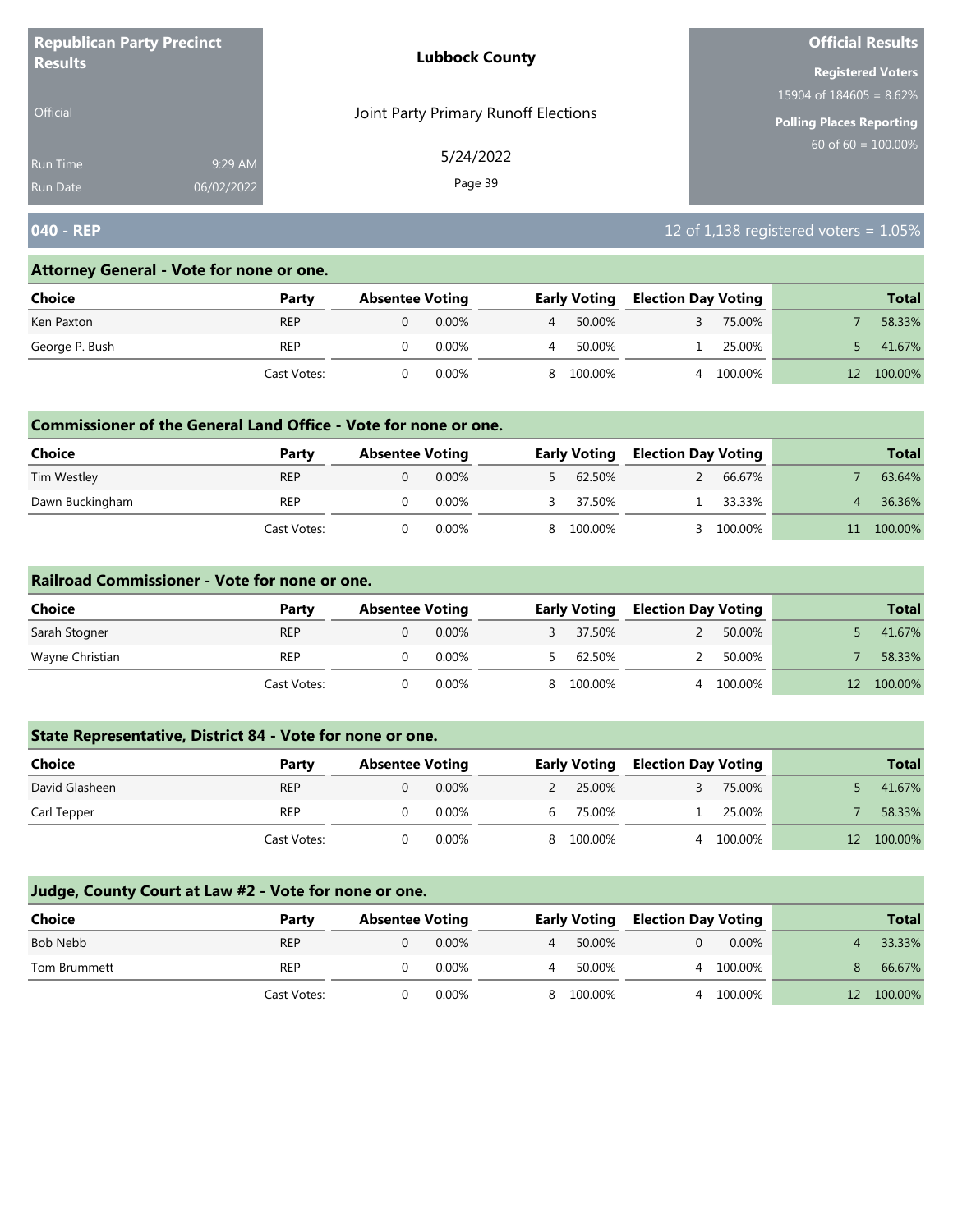**Republican Party Precinct Results**

Official

Run Time 9:29 AM
Run Date 06/02/2022

**Lubbock County**

Joint Party Primary Runoff Elections

5/24/2022

**Official Results**

**Registered Voters**
15904 of 184605 = 8.62%

**Polling Places Reporting**
60 of 60 = 100.00%

## 040 - REP

12 of 1,138 registered voters = 1.05%

### Attorney General - Vote for none or one.

| Choice | Party | Absentee Voting | | Early Voting | | Election Day Voting | | Total | |
|---|---|---|---|---|---|---|---|---|---|
| Ken Paxton | REP | 0 | 0.00% | 4 | 50.00% | 3 | 75.00% | 7 | 58.33% |
| George P. Bush | REP | 0 | 0.00% | 4 | 50.00% | 1 | 25.00% | 5 | 41.67% |
| | Cast Votes: | 0 | 0.00% | 8 | 100.00% | 4 | 100.00% | 12 | 100.00% |

### Commissioner of the General Land Office - Vote for none or one.

| Choice | Party | Absentee Voting | | Early Voting | | Election Day Voting | | Total | |
|---|---|---|---|---|---|---|---|---|---|
| Tim Westley | REP | 0 | 0.00% | 5 | 62.50% | 2 | 66.67% | 7 | 63.64% |
| Dawn Buckingham | REP | 0 | 0.00% | 3 | 37.50% | 1 | 33.33% | 4 | 36.36% |
| | Cast Votes: | 0 | 0.00% | 8 | 100.00% | 3 | 100.00% | 11 | 100.00% |

### Railroad Commissioner - Vote for none or one.

| Choice | Party | Absentee Voting | | Early Voting | | Election Day Voting | | Total | |
|---|---|---|---|---|---|---|---|---|---|
| Sarah Stogner | REP | 0 | 0.00% | 3 | 37.50% | 2 | 50.00% | 5 | 41.67% |
| Wayne Christian | REP | 0 | 0.00% | 5 | 62.50% | 2 | 50.00% | 7 | 58.33% |
| | Cast Votes: | 0 | 0.00% | 8 | 100.00% | 4 | 100.00% | 12 | 100.00% |

### State Representative, District 84 - Vote for none or one.

| Choice | Party | Absentee Voting | | Early Voting | | Election Day Voting | | Total | |
|---|---|---|---|---|---|---|---|---|---|
| David Glasheen | REP | 0 | 0.00% | 2 | 25.00% | 3 | 75.00% | 5 | 41.67% |
| Carl Tepper | REP | 0 | 0.00% | 6 | 75.00% | 1 | 25.00% | 7 | 58.33% |
| | Cast Votes: | 0 | 0.00% | 8 | 100.00% | 4 | 100.00% | 12 | 100.00% |

### Judge, County Court at Law #2 - Vote for none or one.

| Choice | Party | Absentee Voting | | Early Voting | | Election Day Voting | | Total | |
|---|---|---|---|---|---|---|---|---|---|
| Bob Nebb | REP | 0 | 0.00% | 4 | 50.00% | 0 | 0.00% | 4 | 33.33% |
| Tom Brummett | REP | 0 | 0.00% | 4 | 50.00% | 4 | 100.00% | 8 | 66.67% |
| | Cast Votes: | 0 | 0.00% | 8 | 100.00% | 4 | 100.00% | 12 | 100.00% |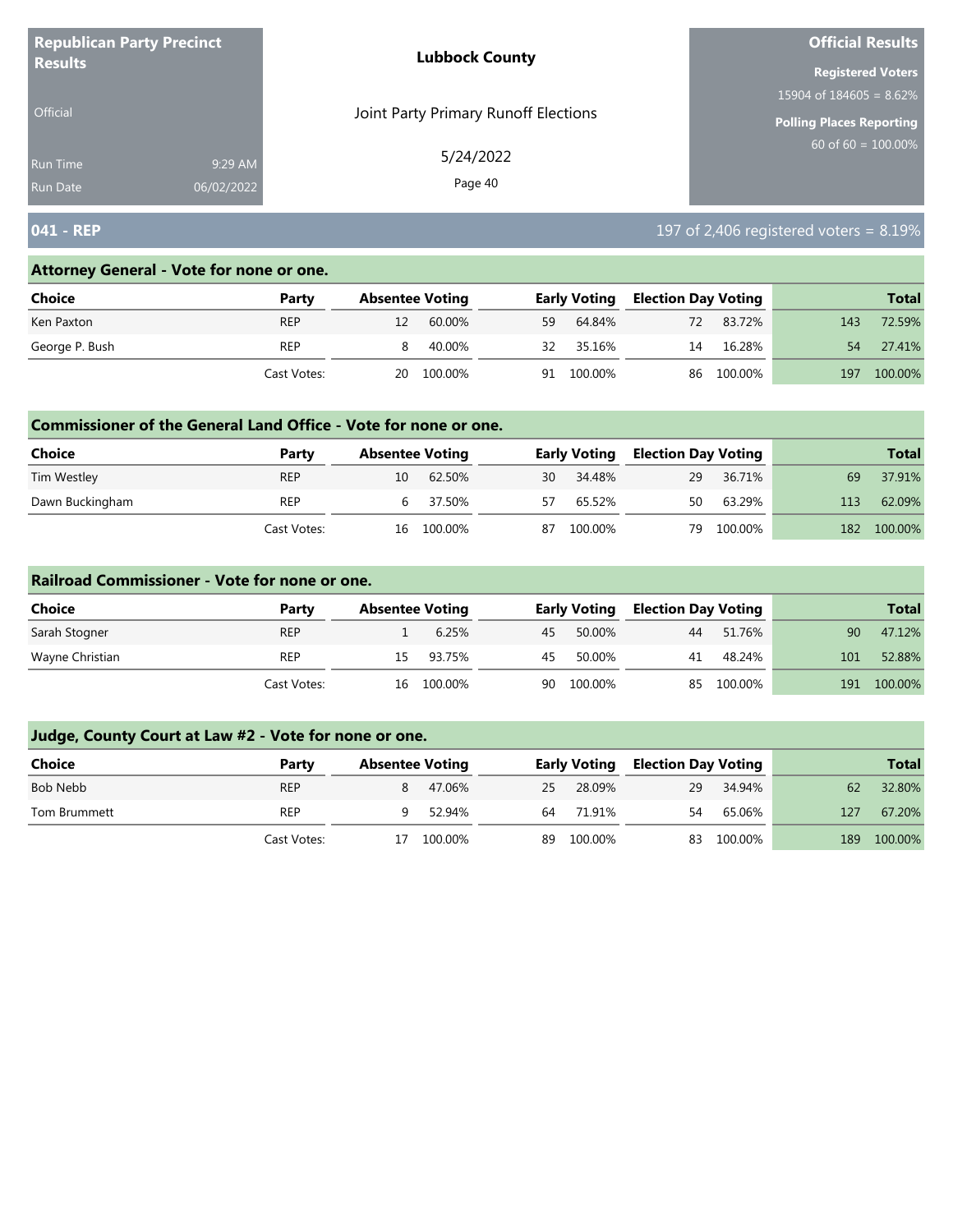**Republican Party Precinct Results**

Official

Run Time 9:29 AM
Run Date 06/02/2022

**Lubbock County**

Joint Party Primary Runoff Elections

5/24/2022

**Official Results**

**Registered Voters**
15904 of 184605 = 8.62%

**Polling Places Reporting**
60 of 60 = 100.00%

## 041 - REP

197 of 2,406 registered voters = 8.19%

### Attorney General - Vote for none or one.

| Choice | Party | Absentee Voting | | Early Voting | | Election Day Voting | | Total | |
|---|---|---|---|---|---|---|---|---|---|
| Ken Paxton | REP | 12 | 60.00% | 59 | 64.84% | 72 | 83.72% | 143 | 72.59% |
| George P. Bush | REP | 8 | 40.00% | 32 | 35.16% | 14 | 16.28% | 54 | 27.41% |
| | Cast Votes: | 20 | 100.00% | 91 | 100.00% | 86 | 100.00% | 197 | 100.00% |

### Commissioner of the General Land Office - Vote for none or one.

| Choice | Party | Absentee Voting | | Early Voting | | Election Day Voting | | Total | |
|---|---|---|---|---|---|---|---|---|---|
| Tim Westley | REP | 10 | 62.50% | 30 | 34.48% | 29 | 36.71% | 69 | 37.91% |
| Dawn Buckingham | REP | 6 | 37.50% | 57 | 65.52% | 50 | 63.29% | 113 | 62.09% |
| | Cast Votes: | 16 | 100.00% | 87 | 100.00% | 79 | 100.00% | 182 | 100.00% |

### Railroad Commissioner - Vote for none or one.

| Choice | Party | Absentee Voting | | Early Voting | | Election Day Voting | | Total | |
|---|---|---|---|---|---|---|---|---|---|
| Sarah Stogner | REP | 1 | 6.25% | 45 | 50.00% | 44 | 51.76% | 90 | 47.12% |
| Wayne Christian | REP | 15 | 93.75% | 45 | 50.00% | 41 | 48.24% | 101 | 52.88% |
| | Cast Votes: | 16 | 100.00% | 90 | 100.00% | 85 | 100.00% | 191 | 100.00% |

### Judge, County Court at Law #2 - Vote for none or one.

| Choice | Party | Absentee Voting | | Early Voting | | Election Day Voting | | Total | |
|---|---|---|---|---|---|---|---|---|---|
| Bob Nebb | REP | 8 | 47.06% | 25 | 28.09% | 29 | 34.94% | 62 | 32.80% |
| Tom Brummett | REP | 9 | 52.94% | 64 | 71.91% | 54 | 65.06% | 127 | 67.20% |
| | Cast Votes: | 17 | 100.00% | 89 | 100.00% | 83 | 100.00% | 189 | 100.00% |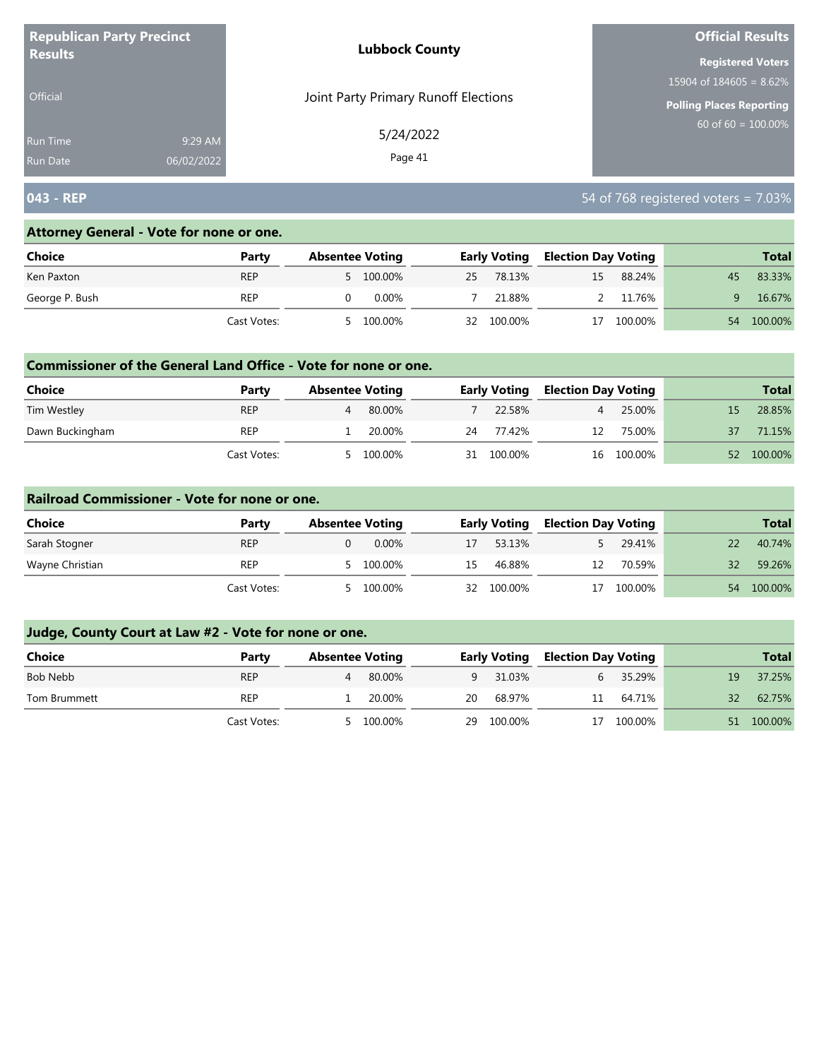**Republican Party Precinct Results**

Official

Run Time 9:29 AM
Run Date 06/02/2022

**Lubbock County**

Joint Party Primary Runoff Elections

5/24/2022

**Official Results**

**Registered Voters**
15904 of 184605 = 8.62%

**Polling Places Reporting**
60 of 60 = 100.00%

## 043 - REP

54 of 768 registered voters = 7.03%

### Attorney General - Vote for none or one.

| Choice | Party | Absentee Voting | | Early Voting | | Election Day Voting | | Total | |
|---|---|---|---|---|---|---|---|---|---|
| Ken Paxton | REP | 5 | 100.00% | 25 | 78.13% | 15 | 88.24% | 45 | 83.33% |
| George P. Bush | REP | 0 | 0.00% | 7 | 21.88% | 2 | 11.76% | 9 | 16.67% |
| | Cast Votes: | 5 | 100.00% | 32 | 100.00% | 17 | 100.00% | 54 | 100.00% |

### Commissioner of the General Land Office - Vote for none or one.

| Choice | Party | Absentee Voting | | Early Voting | | Election Day Voting | | Total | |
|---|---|---|---|---|---|---|---|---|---|
| Tim Westley | REP | 4 | 80.00% | 7 | 22.58% | 4 | 25.00% | 15 | 28.85% |
| Dawn Buckingham | REP | 1 | 20.00% | 24 | 77.42% | 12 | 75.00% | 37 | 71.15% |
| | Cast Votes: | 5 | 100.00% | 31 | 100.00% | 16 | 100.00% | 52 | 100.00% |

### Railroad Commissioner - Vote for none or one.

| Choice | Party | Absentee Voting | | Early Voting | | Election Day Voting | | Total | |
|---|---|---|---|---|---|---|---|---|---|
| Sarah Stogner | REP | 0 | 0.00% | 17 | 53.13% | 5 | 29.41% | 22 | 40.74% |
| Wayne Christian | REP | 5 | 100.00% | 15 | 46.88% | 12 | 70.59% | 32 | 59.26% |
| | Cast Votes: | 5 | 100.00% | 32 | 100.00% | 17 | 100.00% | 54 | 100.00% |

### Judge, County Court at Law #2 - Vote for none or one.

| Choice | Party | Absentee Voting | | Early Voting | | Election Day Voting | | Total | |
|---|---|---|---|---|---|---|---|---|---|
| Bob Nebb | REP | 4 | 80.00% | 9 | 31.03% | 6 | 35.29% | 19 | 37.25% |
| Tom Brummett | REP | 1 | 20.00% | 20 | 68.97% | 11 | 64.71% | 32 | 62.75% |
| | Cast Votes: | 5 | 100.00% | 29 | 100.00% | 17 | 100.00% | 51 | 100.00% |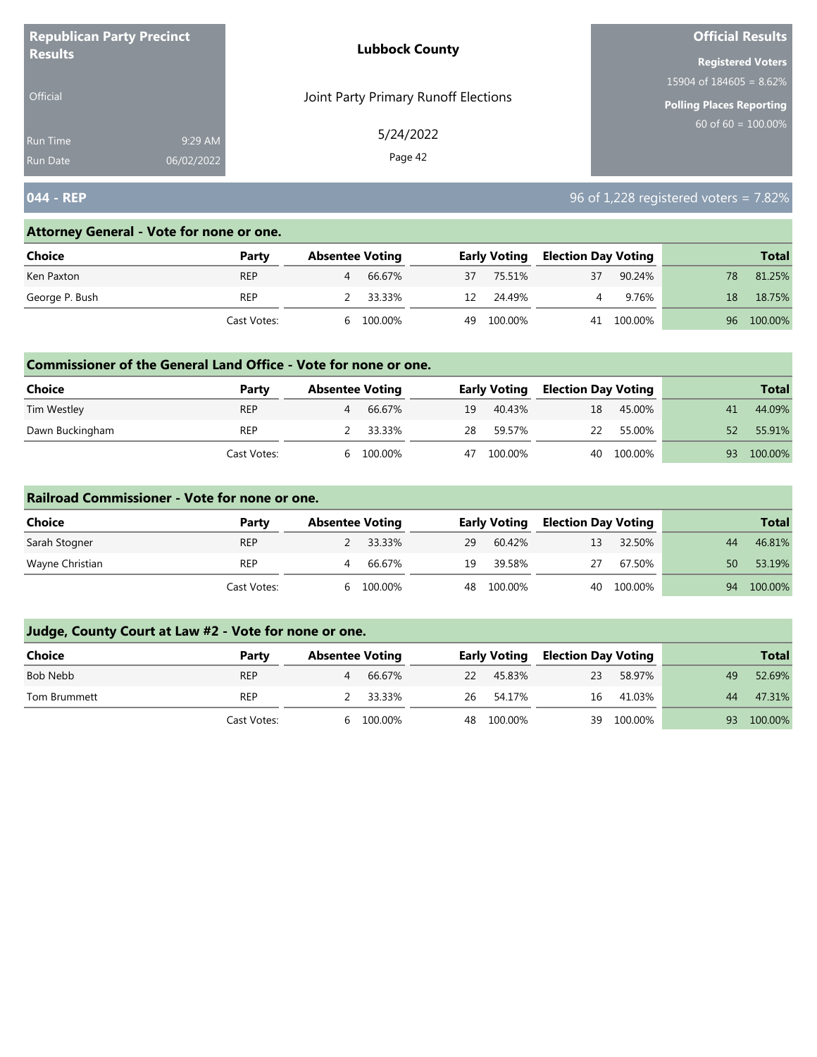**Republican Party Precinct Results**

Official

Run Time 9:29 AM
Run Date 06/02/2022

**Lubbock County**

Joint Party Primary Runoff Elections

5/24/2022

**Official Results**

**Registered Voters**
15904 of 184605 = 8.62%

**Polling Places Reporting**
60 of 60 = 100.00%

## 044 - REP

96 of 1,228 registered voters = 7.82%

### Attorney General - Vote for none or one.

| Choice | Party | Absentee Voting | | Early Voting | | Election Day Voting | | Total | |
|---|---|---|---|---|---|---|---|---|---|
| Ken Paxton | REP | 4 | 66.67% | 37 | 75.51% | 37 | 90.24% | 78 | 81.25% |
| George P. Bush | REP | 2 | 33.33% | 12 | 24.49% | 4 | 9.76% | 18 | 18.75% |
| | Cast Votes: | 6 | 100.00% | 49 | 100.00% | 41 | 100.00% | 96 | 100.00% |

### Commissioner of the General Land Office - Vote for none or one.

| Choice | Party | Absentee Voting | | Early Voting | | Election Day Voting | | Total | |
|---|---|---|---|---|---|---|---|---|---|
| Tim Westley | REP | 4 | 66.67% | 19 | 40.43% | 18 | 45.00% | 41 | 44.09% |
| Dawn Buckingham | REP | 2 | 33.33% | 28 | 59.57% | 22 | 55.00% | 52 | 55.91% |
| | Cast Votes: | 6 | 100.00% | 47 | 100.00% | 40 | 100.00% | 93 | 100.00% |

### Railroad Commissioner - Vote for none or one.

| Choice | Party | Absentee Voting | | Early Voting | | Election Day Voting | | Total | |
|---|---|---|---|---|---|---|---|---|---|
| Sarah Stogner | REP | 2 | 33.33% | 29 | 60.42% | 13 | 32.50% | 44 | 46.81% |
| Wayne Christian | REP | 4 | 66.67% | 19 | 39.58% | 27 | 67.50% | 50 | 53.19% |
| | Cast Votes: | 6 | 100.00% | 48 | 100.00% | 40 | 100.00% | 94 | 100.00% |

### Judge, County Court at Law #2 - Vote for none or one.

| Choice | Party | Absentee Voting | | Early Voting | | Election Day Voting | | Total | |
|---|---|---|---|---|---|---|---|---|---|
| Bob Nebb | REP | 4 | 66.67% | 22 | 45.83% | 23 | 58.97% | 49 | 52.69% |
| Tom Brummett | REP | 2 | 33.33% | 26 | 54.17% | 16 | 41.03% | 44 | 47.31% |
| | Cast Votes: | 6 | 100.00% | 48 | 100.00% | 39 | 100.00% | 93 | 100.00% |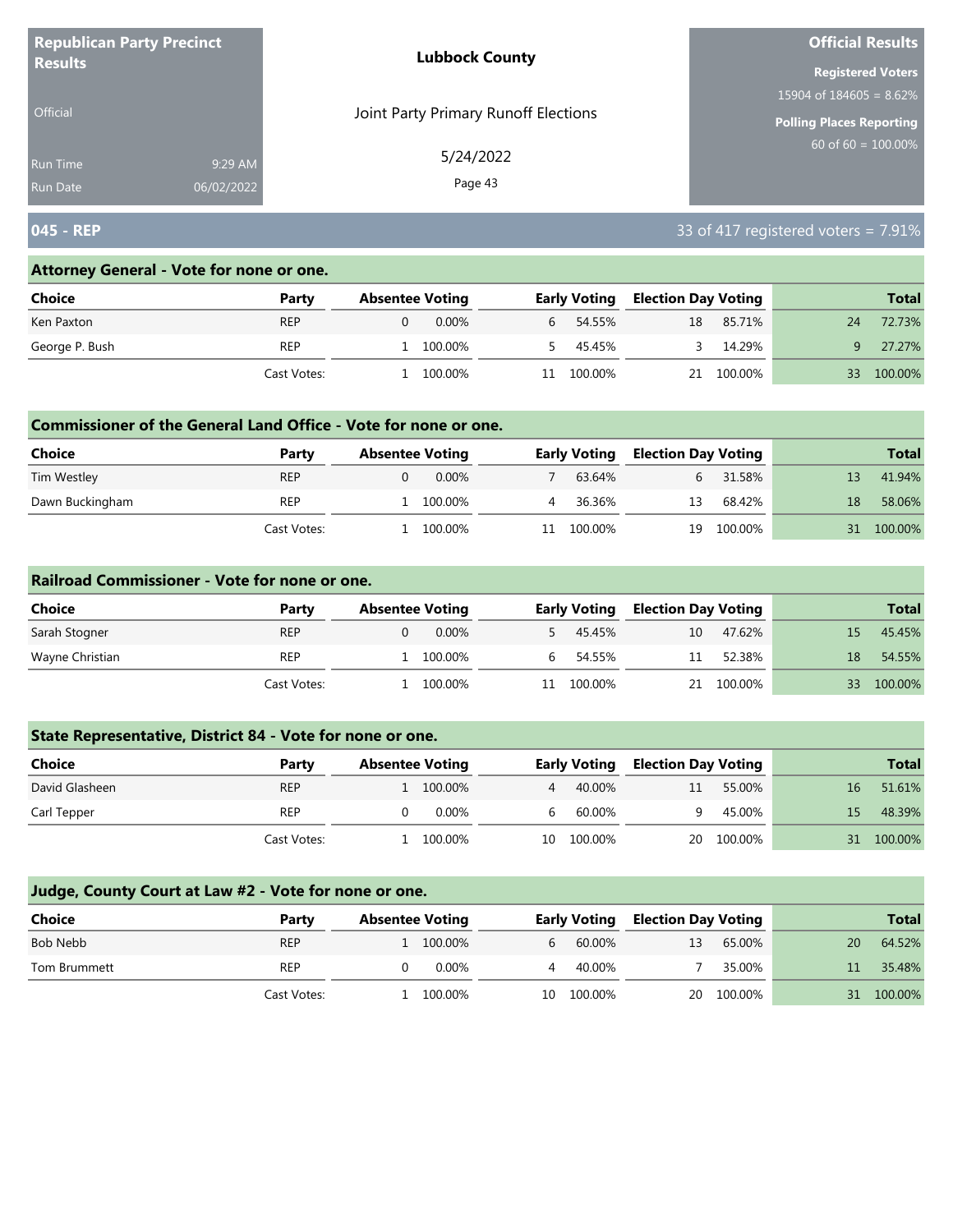**Republican Party Precinct Results**

Official

Run Time 9:29 AM
Run Date 06/02/2022

**Lubbock County**

Joint Party Primary Runoff Elections

5/24/2022

**Official Results**

**Registered Voters**
15904 of 184605 = 8.62%

**Polling Places Reporting**
60 of 60 = 100.00%

## 045 - REP

33 of 417 registered voters = 7.91%

### Attorney General - Vote for none or one.

| Choice | Party | Absentee Voting | | Early Voting | | Election Day Voting | | Total | |
|---|---|---|---|---|---|---|---|---|---|
| Ken Paxton | REP | 0 | 0.00% | 6 | 54.55% | 18 | 85.71% | 24 | 72.73% |
| George P. Bush | REP | 1 | 100.00% | 5 | 45.45% | 3 | 14.29% | 9 | 27.27% |
| | Cast Votes: | 1 | 100.00% | 11 | 100.00% | 21 | 100.00% | 33 | 100.00% |

### Commissioner of the General Land Office - Vote for none or one.

| Choice | Party | Absentee Voting | | Early Voting | | Election Day Voting | | Total | |
|---|---|---|---|---|---|---|---|---|---|
| Tim Westley | REP | 0 | 0.00% | 7 | 63.64% | 6 | 31.58% | 13 | 41.94% |
| Dawn Buckingham | REP | 1 | 100.00% | 4 | 36.36% | 13 | 68.42% | 18 | 58.06% |
| | Cast Votes: | 1 | 100.00% | 11 | 100.00% | 19 | 100.00% | 31 | 100.00% |

### Railroad Commissioner - Vote for none or one.

| Choice | Party | Absentee Voting | | Early Voting | | Election Day Voting | | Total | |
|---|---|---|---|---|---|---|---|---|---|
| Sarah Stogner | REP | 0 | 0.00% | 5 | 45.45% | 10 | 47.62% | 15 | 45.45% |
| Wayne Christian | REP | 1 | 100.00% | 6 | 54.55% | 11 | 52.38% | 18 | 54.55% |
| | Cast Votes: | 1 | 100.00% | 11 | 100.00% | 21 | 100.00% | 33 | 100.00% |

### State Representative, District 84 - Vote for none or one.

| Choice | Party | Absentee Voting | | Early Voting | | Election Day Voting | | Total | |
|---|---|---|---|---|---|---|---|---|---|
| David Glasheen | REP | 1 | 100.00% | 4 | 40.00% | 11 | 55.00% | 16 | 51.61% |
| Carl Tepper | REP | 0 | 0.00% | 6 | 60.00% | 9 | 45.00% | 15 | 48.39% |
| | Cast Votes: | 1 | 100.00% | 10 | 100.00% | 20 | 100.00% | 31 | 100.00% |

### Judge, County Court at Law #2 - Vote for none or one.

| Choice | Party | Absentee Voting | | Early Voting | | Election Day Voting | | Total | |
|---|---|---|---|---|---|---|---|---|---|
| Bob Nebb | REP | 1 | 100.00% | 6 | 60.00% | 13 | 65.00% | 20 | 64.52% |
| Tom Brummett | REP | 0 | 0.00% | 4 | 40.00% | 7 | 35.00% | 11 | 35.48% |
| | Cast Votes: | 1 | 100.00% | 10 | 100.00% | 20 | 100.00% | 31 | 100.00% |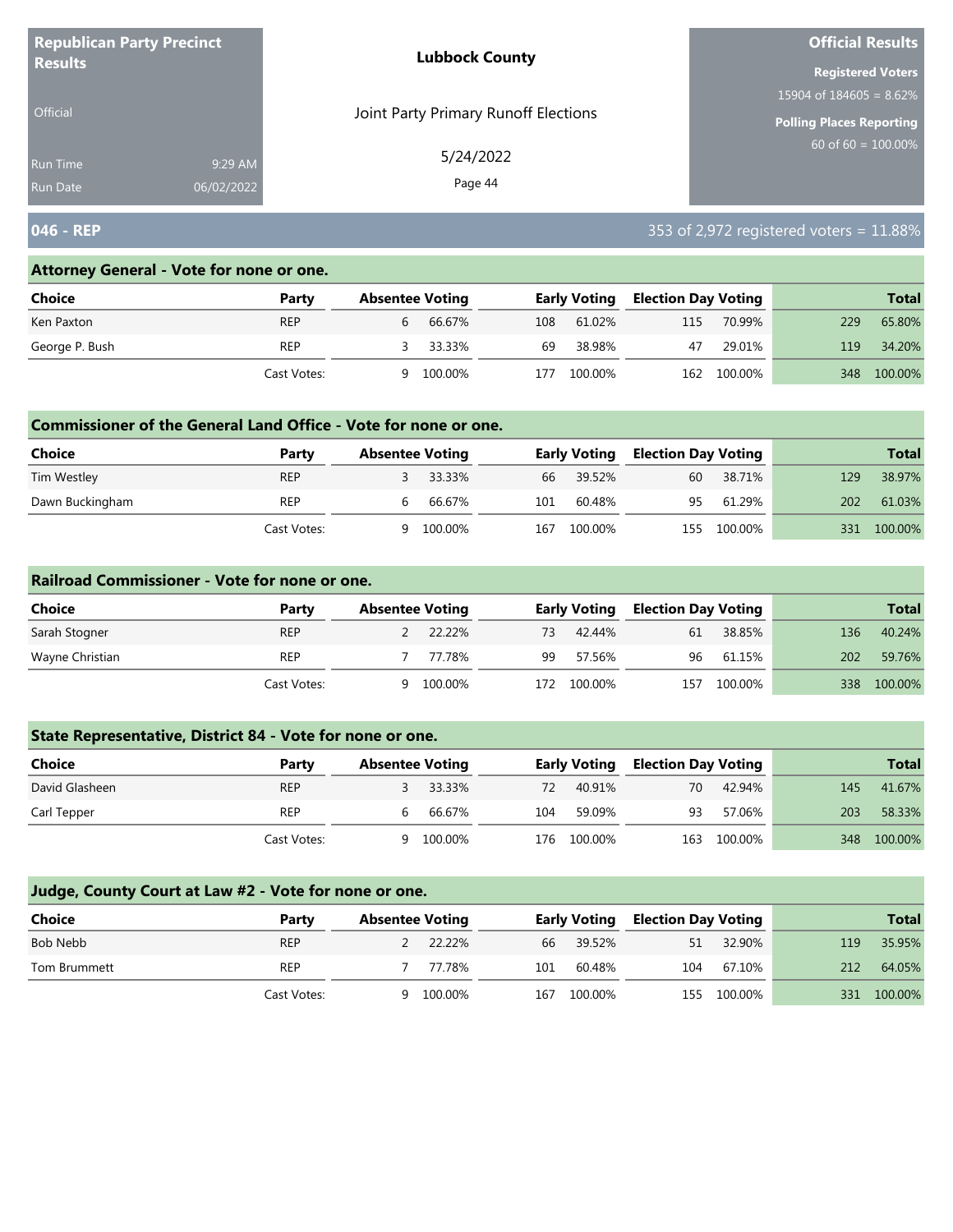**Republican Party Precinct Results**

Official

Run Time 9:29 AM
Run Date 06/02/2022

**Lubbock County**

Joint Party Primary Runoff Elections

5/24/2022

**Official Results**

**Registered Voters**
15904 of 184605 = 8.62%

**Polling Places Reporting**
60 of 60 = 100.00%

## 046 - REP

353 of 2,972 registered voters = 11.88%

### Attorney General - Vote for none or one.

| Choice | Party | Absentee Voting | | Early Voting | | Election Day Voting | | Total | |
|---|---|---|---|---|---|---|---|---|---|
| Ken Paxton | REP | 6 | 66.67% | 108 | 61.02% | 115 | 70.99% | 229 | 65.80% |
| George P. Bush | REP | 3 | 33.33% | 69 | 38.98% | 47 | 29.01% | 119 | 34.20% |
| | Cast Votes: | 9 | 100.00% | 177 | 100.00% | 162 | 100.00% | 348 | 100.00% |

### Commissioner of the General Land Office - Vote for none or one.

| Choice | Party | Absentee Voting | | Early Voting | | Election Day Voting | | Total | |
|---|---|---|---|---|---|---|---|---|---|
| Tim Westley | REP | 3 | 33.33% | 66 | 39.52% | 60 | 38.71% | 129 | 38.97% |
| Dawn Buckingham | REP | 6 | 66.67% | 101 | 60.48% | 95 | 61.29% | 202 | 61.03% |
| | Cast Votes: | 9 | 100.00% | 167 | 100.00% | 155 | 100.00% | 331 | 100.00% |

### Railroad Commissioner - Vote for none or one.

| Choice | Party | Absentee Voting | | Early Voting | | Election Day Voting | | Total | |
|---|---|---|---|---|---|---|---|---|---|
| Sarah Stogner | REP | 2 | 22.22% | 73 | 42.44% | 61 | 38.85% | 136 | 40.24% |
| Wayne Christian | REP | 7 | 77.78% | 99 | 57.56% | 96 | 61.15% | 202 | 59.76% |
| | Cast Votes: | 9 | 100.00% | 172 | 100.00% | 157 | 100.00% | 338 | 100.00% |

### State Representative, District 84 - Vote for none or one.

| Choice | Party | Absentee Voting | | Early Voting | | Election Day Voting | | Total | |
|---|---|---|---|---|---|---|---|---|---|
| David Glasheen | REP | 3 | 33.33% | 72 | 40.91% | 70 | 42.94% | 145 | 41.67% |
| Carl Tepper | REP | 6 | 66.67% | 104 | 59.09% | 93 | 57.06% | 203 | 58.33% |
| | Cast Votes: | 9 | 100.00% | 176 | 100.00% | 163 | 100.00% | 348 | 100.00% |

### Judge, County Court at Law #2 - Vote for none or one.

| Choice | Party | Absentee Voting | | Early Voting | | Election Day Voting | | Total | |
|---|---|---|---|---|---|---|---|---|---|
| Bob Nebb | REP | 2 | 22.22% | 66 | 39.52% | 51 | 32.90% | 119 | 35.95% |
| Tom Brummett | REP | 7 | 77.78% | 101 | 60.48% | 104 | 67.10% | 212 | 64.05% |
| | Cast Votes: | 9 | 100.00% | 167 | 100.00% | 155 | 100.00% | 331 | 100.00% |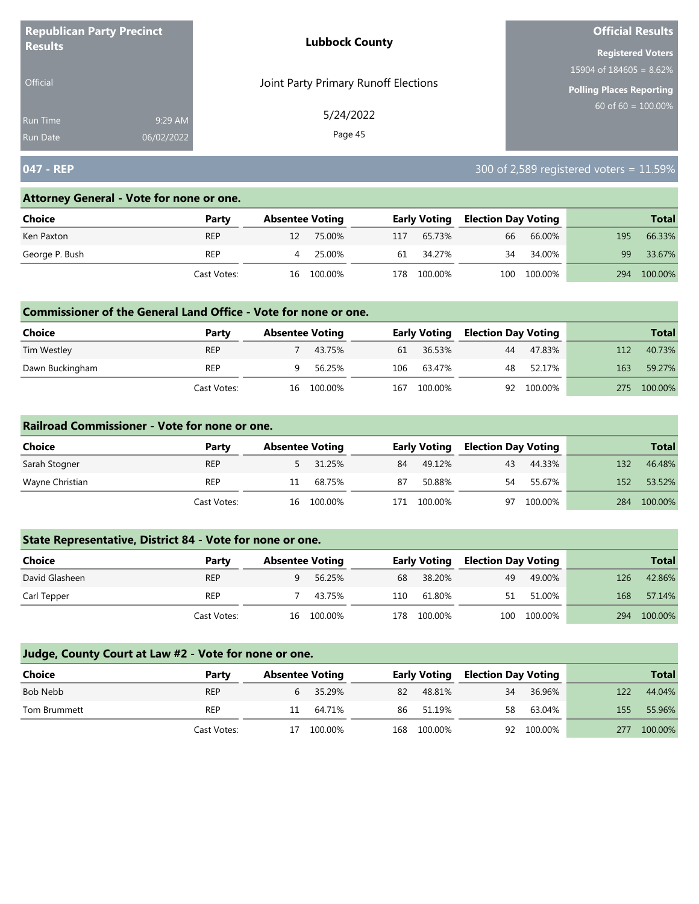**Republican Party Precinct Results**

Official

Run Time 9:29 AM
Run Date 06/02/2022

**Lubbock County**

Joint Party Primary Runoff Elections

5/24/2022

**Official Results**

**Registered Voters**
15904 of 184605 = 8.62%

**Polling Places Reporting**
60 of 60 = 100.00%

## 047 - REP

300 of 2,589 registered voters = 11.59%

### Attorney General - Vote for none or one.

| Choice | Party | Absentee Voting | | Early Voting | | Election Day Voting | | Total | |
|---|---|---|---|---|---|---|---|---|---|
| Ken Paxton | REP | 12 | 75.00% | 117 | 65.73% | 66 | 66.00% | 195 | 66.33% |
| George P. Bush | REP | 4 | 25.00% | 61 | 34.27% | 34 | 34.00% | 99 | 33.67% |
| | Cast Votes: | 16 | 100.00% | 178 | 100.00% | 100 | 100.00% | 294 | 100.00% |

### Commissioner of the General Land Office - Vote for none or one.

| Choice | Party | Absentee Voting | | Early Voting | | Election Day Voting | | Total | |
|---|---|---|---|---|---|---|---|---|---|
| Tim Westley | REP | 7 | 43.75% | 61 | 36.53% | 44 | 47.83% | 112 | 40.73% |
| Dawn Buckingham | REP | 9 | 56.25% | 106 | 63.47% | 48 | 52.17% | 163 | 59.27% |
| | Cast Votes: | 16 | 100.00% | 167 | 100.00% | 92 | 100.00% | 275 | 100.00% |

### Railroad Commissioner - Vote for none or one.

| Choice | Party | Absentee Voting | | Early Voting | | Election Day Voting | | Total | |
|---|---|---|---|---|---|---|---|---|---|
| Sarah Stogner | REP | 5 | 31.25% | 84 | 49.12% | 43 | 44.33% | 132 | 46.48% |
| Wayne Christian | REP | 11 | 68.75% | 87 | 50.88% | 54 | 55.67% | 152 | 53.52% |
| | Cast Votes: | 16 | 100.00% | 171 | 100.00% | 97 | 100.00% | 284 | 100.00% |

### State Representative, District 84 - Vote for none or one.

| Choice | Party | Absentee Voting | | Early Voting | | Election Day Voting | | Total | |
|---|---|---|---|---|---|---|---|---|---|
| David Glasheen | REP | 9 | 56.25% | 68 | 38.20% | 49 | 49.00% | 126 | 42.86% |
| Carl Tepper | REP | 7 | 43.75% | 110 | 61.80% | 51 | 51.00% | 168 | 57.14% |
| | Cast Votes: | 16 | 100.00% | 178 | 100.00% | 100 | 100.00% | 294 | 100.00% |

### Judge, County Court at Law #2 - Vote for none or one.

| Choice | Party | Absentee Voting | | Early Voting | | Election Day Voting | | Total | |
|---|---|---|---|---|---|---|---|---|---|
| Bob Nebb | REP | 6 | 35.29% | 82 | 48.81% | 34 | 36.96% | 122 | 44.04% |
| Tom Brummett | REP | 11 | 64.71% | 86 | 51.19% | 58 | 63.04% | 155 | 55.96% |
| | Cast Votes: | 17 | 100.00% | 168 | 100.00% | 92 | 100.00% | 277 | 100.00% |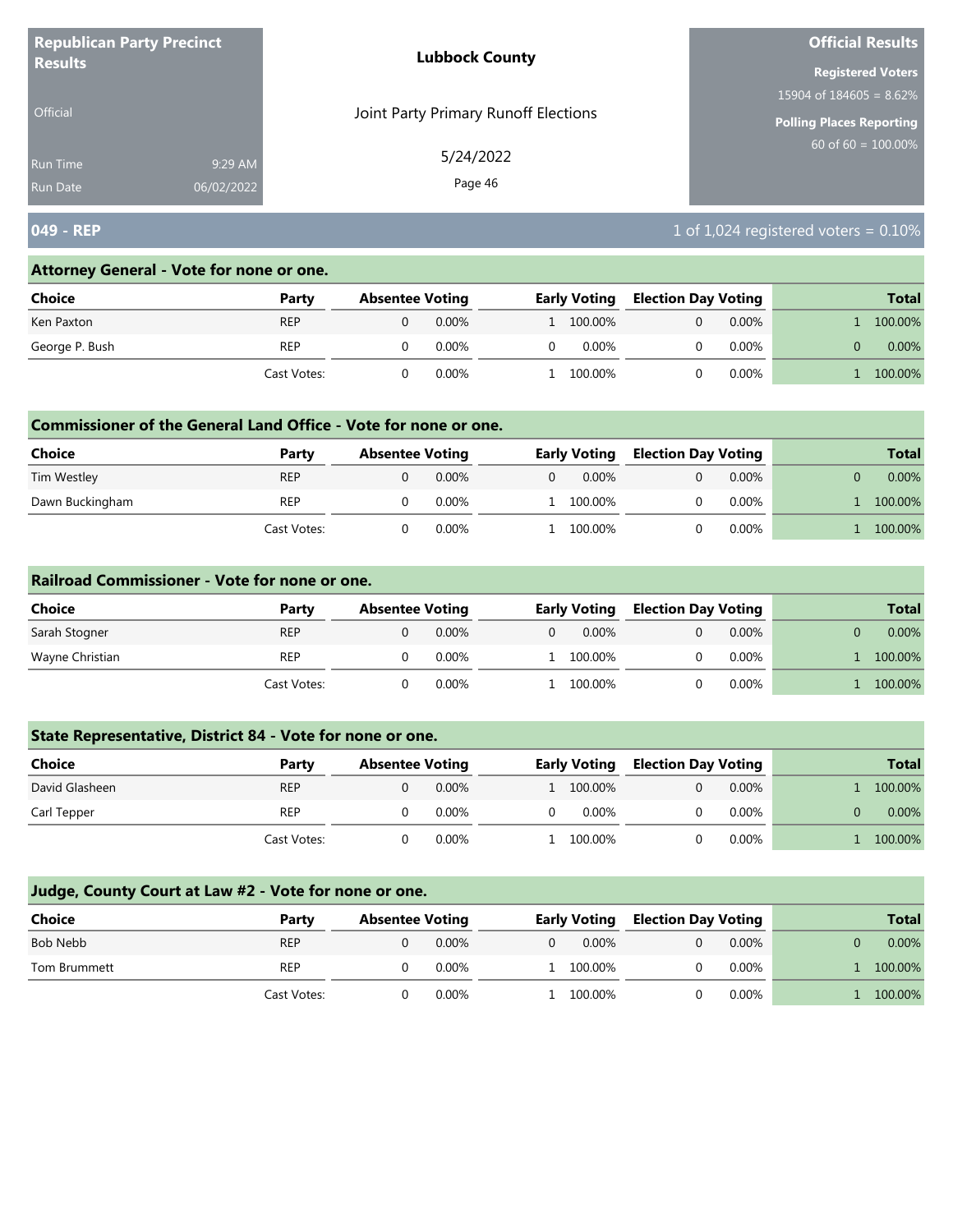**Republican Party Precinct Results**

Official

Run Time 9:29 AM

Run Date 06/02/2022

**Lubbock County**

Joint Party Primary Runoff Elections

5/24/2022

**Official Results**

**Registered Voters**

15904 of 184605 = 8.62%

**Polling Places Reporting**

60 of 60 = 100.00%

## 049 - REP

1 of 1,024 registered voters = 0.10%

### Attorney General - Vote for none or one.

| Choice | Party | Absentee Voting | | Early Voting | | Election Day Voting | | Total | |
|---|---|---|---|---|---|---|---|---|---|
| Ken Paxton | REP | 0 | 0.00% | 1 | 100.00% | 0 | 0.00% | 1 | 100.00% |
| George P. Bush | REP | 0 | 0.00% | 0 | 0.00% | 0 | 0.00% | 0 | 0.00% |
| | Cast Votes: | 0 | 0.00% | 1 | 100.00% | 0 | 0.00% | 1 | 100.00% |

### Commissioner of the General Land Office - Vote for none or one.

| Choice | Party | Absentee Voting | | Early Voting | | Election Day Voting | | Total | |
|---|---|---|---|---|---|---|---|---|---|
| Tim Westley | REP | 0 | 0.00% | 0 | 0.00% | 0 | 0.00% | 0 | 0.00% |
| Dawn Buckingham | REP | 0 | 0.00% | 1 | 100.00% | 0 | 0.00% | 1 | 100.00% |
| | Cast Votes: | 0 | 0.00% | 1 | 100.00% | 0 | 0.00% | 1 | 100.00% |

### Railroad Commissioner - Vote for none or one.

| Choice | Party | Absentee Voting | | Early Voting | | Election Day Voting | | Total | |
|---|---|---|---|---|---|---|---|---|---|
| Sarah Stogner | REP | 0 | 0.00% | 0 | 0.00% | 0 | 0.00% | 0 | 0.00% |
| Wayne Christian | REP | 0 | 0.00% | 1 | 100.00% | 0 | 0.00% | 1 | 100.00% |
| | Cast Votes: | 0 | 0.00% | 1 | 100.00% | 0 | 0.00% | 1 | 100.00% |

### State Representative, District 84 - Vote for none or one.

| Choice | Party | Absentee Voting | | Early Voting | | Election Day Voting | | Total | |
|---|---|---|---|---|---|---|---|---|---|
| David Glasheen | REP | 0 | 0.00% | 1 | 100.00% | 0 | 0.00% | 1 | 100.00% |
| Carl Tepper | REP | 0 | 0.00% | 0 | 0.00% | 0 | 0.00% | 0 | 0.00% |
| | Cast Votes: | 0 | 0.00% | 1 | 100.00% | 0 | 0.00% | 1 | 100.00% |

### Judge, County Court at Law #2 - Vote for none or one.

| Choice | Party | Absentee Voting | | Early Voting | | Election Day Voting | | Total | |
|---|---|---|---|---|---|---|---|---|---|
| Bob Nebb | REP | 0 | 0.00% | 0 | 0.00% | 0 | 0.00% | 0 | 0.00% |
| Tom Brummett | REP | 0 | 0.00% | 1 | 100.00% | 0 | 0.00% | 1 | 100.00% |
| | Cast Votes: | 0 | 0.00% | 1 | 100.00% | 0 | 0.00% | 1 | 100.00% |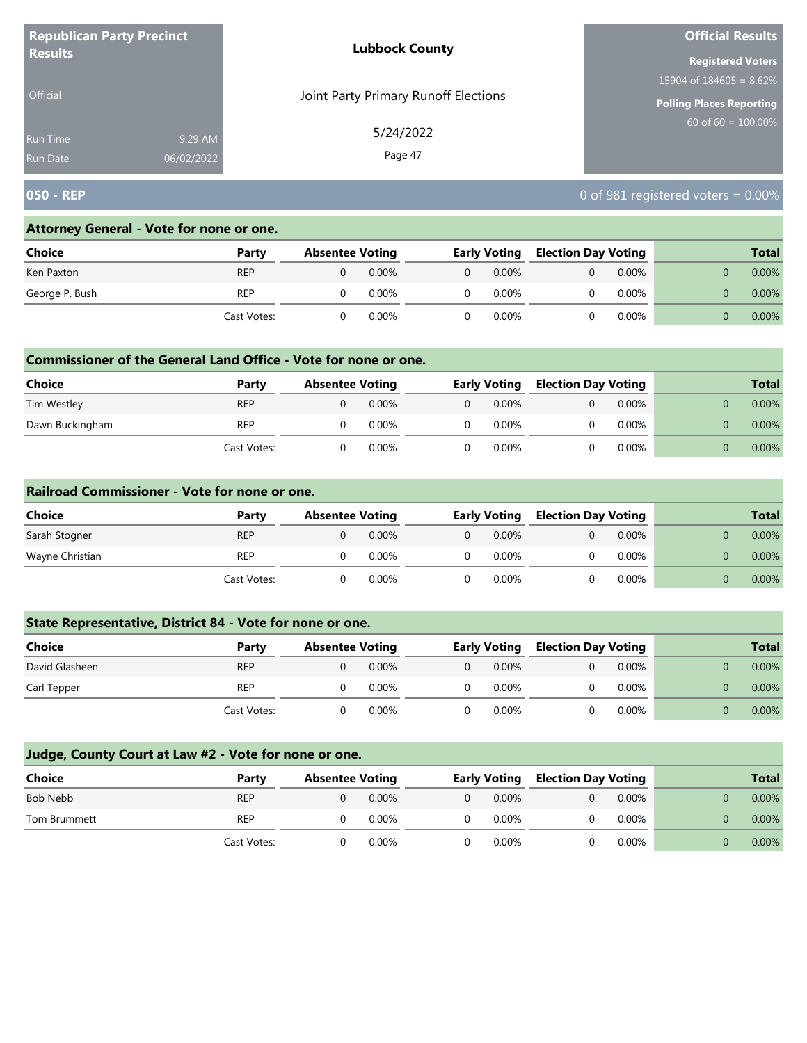**Republican Party Precinct Results**

Official

Run Time 9:29 AM
Run Date 06/02/2022

**Lubbock County**

Joint Party Primary Runoff Elections

5/24/2022

**Official Results**

**Registered Voters**
15904 of 184605 = 8.62%

**Polling Places Reporting**
60 of 60 = 100.00%

## 050 - REP

0 of 981 registered voters = 0.00%

### Attorney General - Vote for none or one.

| Choice | Party | Absentee Voting | | Early Voting | | Election Day Voting | | Total | |
|---|---|---|---|---|---|---|---|---|---|
| Ken Paxton | REP | 0 | 0.00% | 0 | 0.00% | 0 | 0.00% | 0 | 0.00% |
| George P. Bush | REP | 0 | 0.00% | 0 | 0.00% | 0 | 0.00% | 0 | 0.00% |
| | Cast Votes: | 0 | 0.00% | 0 | 0.00% | 0 | 0.00% | 0 | 0.00% |

### Commissioner of the General Land Office - Vote for none or one.

| Choice | Party | Absentee Voting | | Early Voting | | Election Day Voting | | Total | |
|---|---|---|---|---|---|---|---|---|---|
| Tim Westley | REP | 0 | 0.00% | 0 | 0.00% | 0 | 0.00% | 0 | 0.00% |
| Dawn Buckingham | REP | 0 | 0.00% | 0 | 0.00% | 0 | 0.00% | 0 | 0.00% |
| | Cast Votes: | 0 | 0.00% | 0 | 0.00% | 0 | 0.00% | 0 | 0.00% |

### Railroad Commissioner - Vote for none or one.

| Choice | Party | Absentee Voting | | Early Voting | | Election Day Voting | | Total | |
|---|---|---|---|---|---|---|---|---|---|
| Sarah Stogner | REP | 0 | 0.00% | 0 | 0.00% | 0 | 0.00% | 0 | 0.00% |
| Wayne Christian | REP | 0 | 0.00% | 0 | 0.00% | 0 | 0.00% | 0 | 0.00% |
| | Cast Votes: | 0 | 0.00% | 0 | 0.00% | 0 | 0.00% | 0 | 0.00% |

### State Representative, District 84 - Vote for none or one.

| Choice | Party | Absentee Voting | | Early Voting | | Election Day Voting | | Total | |
|---|---|---|---|---|---|---|---|---|---|
| David Glasheen | REP | 0 | 0.00% | 0 | 0.00% | 0 | 0.00% | 0 | 0.00% |
| Carl Tepper | REP | 0 | 0.00% | 0 | 0.00% | 0 | 0.00% | 0 | 0.00% |
| | Cast Votes: | 0 | 0.00% | 0 | 0.00% | 0 | 0.00% | 0 | 0.00% |

### Judge, County Court at Law #2 - Vote for none or one.

| Choice | Party | Absentee Voting | | Early Voting | | Election Day Voting | | Total | |
|---|---|---|---|---|---|---|---|---|---|
| Bob Nebb | REP | 0 | 0.00% | 0 | 0.00% | 0 | 0.00% | 0 | 0.00% |
| Tom Brummett | REP | 0 | 0.00% | 0 | 0.00% | 0 | 0.00% | 0 | 0.00% |
| | Cast Votes: | 0 | 0.00% | 0 | 0.00% | 0 | 0.00% | 0 | 0.00% |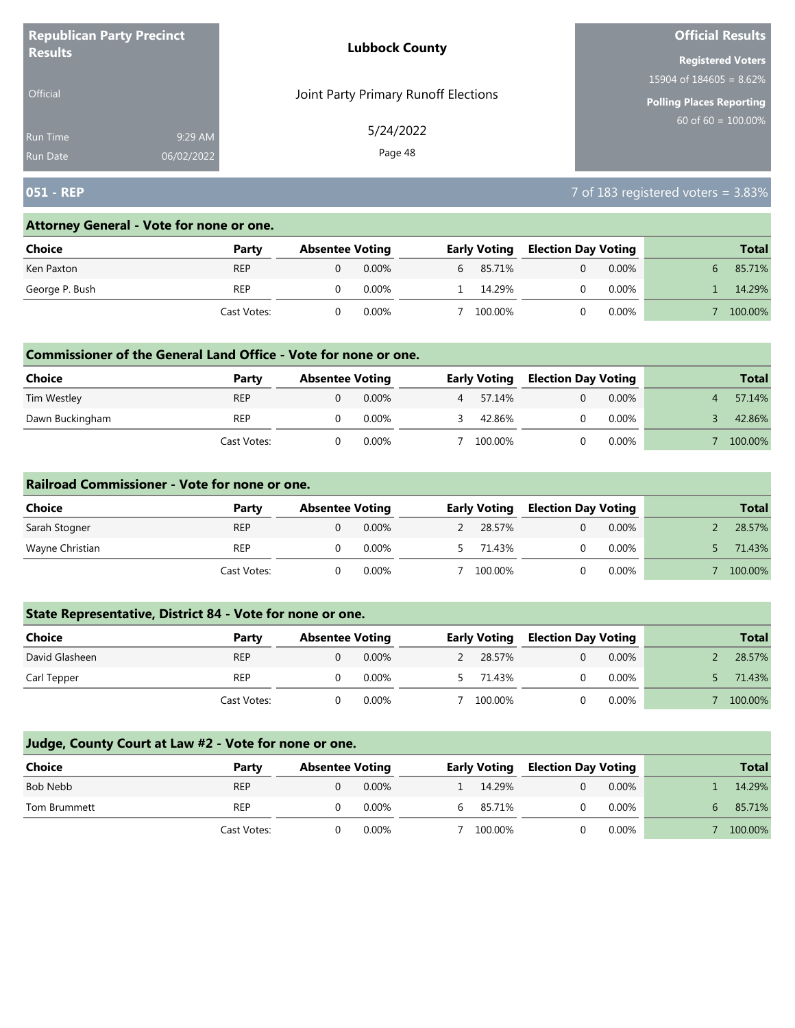**Republican Party Precinct Results**

Official

Run Time 9:29 AM
Run Date 06/02/2022

**Lubbock County**

Joint Party Primary Runoff Elections

5/24/2022

**Official Results**

**Registered Voters**
15904 of 184605 = 8.62%

**Polling Places Reporting**
60 of 60 = 100.00%

## 051 - REP

7 of 183 registered voters = 3.83%

### Attorney General - Vote for none or one.

| Choice | Party | Absentee Voting | | Early Voting | | Election Day Voting | | Total | |
|---|---|---|---|---|---|---|---|---|---|
| Ken Paxton | REP | 0 | 0.00% | 6 | 85.71% | 0 | 0.00% | 6 | 85.71% |
| George P. Bush | REP | 0 | 0.00% | 1 | 14.29% | 0 | 0.00% | 1 | 14.29% |
| | Cast Votes: | 0 | 0.00% | 7 | 100.00% | 0 | 0.00% | 7 | 100.00% |

### Commissioner of the General Land Office - Vote for none or one.

| Choice | Party | Absentee Voting | | Early Voting | | Election Day Voting | | Total | |
|---|---|---|---|---|---|---|---|---|---|
| Tim Westley | REP | 0 | 0.00% | 4 | 57.14% | 0 | 0.00% | 4 | 57.14% |
| Dawn Buckingham | REP | 0 | 0.00% | 3 | 42.86% | 0 | 0.00% | 3 | 42.86% |
| | Cast Votes: | 0 | 0.00% | 7 | 100.00% | 0 | 0.00% | 7 | 100.00% |

### Railroad Commissioner - Vote for none or one.

| Choice | Party | Absentee Voting | | Early Voting | | Election Day Voting | | Total | |
|---|---|---|---|---|---|---|---|---|---|
| Sarah Stogner | REP | 0 | 0.00% | 2 | 28.57% | 0 | 0.00% | 2 | 28.57% |
| Wayne Christian | REP | 0 | 0.00% | 5 | 71.43% | 0 | 0.00% | 5 | 71.43% |
| | Cast Votes: | 0 | 0.00% | 7 | 100.00% | 0 | 0.00% | 7 | 100.00% |

### State Representative, District 84 - Vote for none or one.

| Choice | Party | Absentee Voting | | Early Voting | | Election Day Voting | | Total | |
|---|---|---|---|---|---|---|---|---|---|
| David Glasheen | REP | 0 | 0.00% | 2 | 28.57% | 0 | 0.00% | 2 | 28.57% |
| Carl Tepper | REP | 0 | 0.00% | 5 | 71.43% | 0 | 0.00% | 5 | 71.43% |
| | Cast Votes: | 0 | 0.00% | 7 | 100.00% | 0 | 0.00% | 7 | 100.00% |

### Judge, County Court at Law #2 - Vote for none or one.

| Choice | Party | Absentee Voting | | Early Voting | | Election Day Voting | | Total | |
|---|---|---|---|---|---|---|---|---|---|
| Bob Nebb | REP | 0 | 0.00% | 1 | 14.29% | 0 | 0.00% | 1 | 14.29% |
| Tom Brummett | REP | 0 | 0.00% | 6 | 85.71% | 0 | 0.00% | 6 | 85.71% |
| | Cast Votes: | 0 | 0.00% | 7 | 100.00% | 0 | 0.00% | 7 | 100.00% |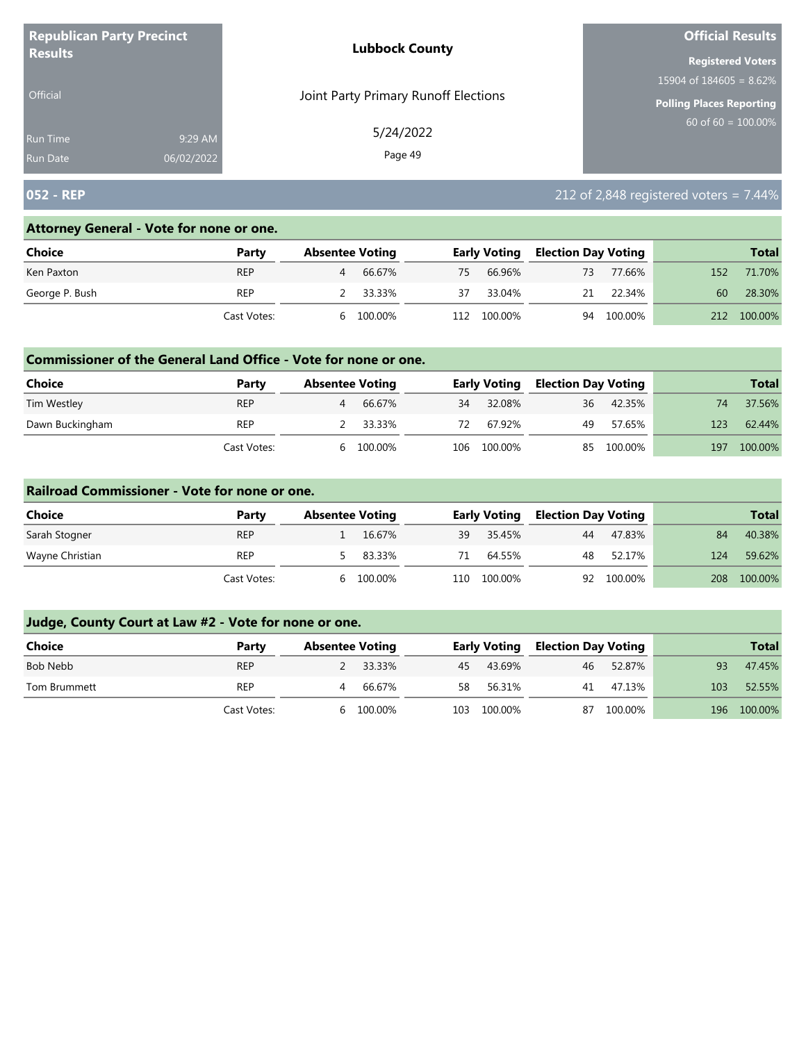**Republican Party Precinct Results**

Official

Run Time 9:29 AM
Run Date 06/02/2022

**Lubbock County**

Joint Party Primary Runoff Elections

5/24/2022

**Official Results**

**Registered Voters**
15904 of 184605 = 8.62%

**Polling Places Reporting**
60 of 60 = 100.00%

## 052 - REP

212 of 2,848 registered voters = 7.44%

### Attorney General - Vote for none or one.

| Choice | Party | Absentee Voting | | Early Voting | | Election Day Voting | | Total | |
|---|---|---|---|---|---|---|---|---|---|
| Ken Paxton | REP | 4 | 66.67% | 75 | 66.96% | 73 | 77.66% | 152 | 71.70% |
| George P. Bush | REP | 2 | 33.33% | 37 | 33.04% | 21 | 22.34% | 60 | 28.30% |
| | Cast Votes: | 6 | 100.00% | 112 | 100.00% | 94 | 100.00% | 212 | 100.00% |

### Commissioner of the General Land Office - Vote for none or one.

| Choice | Party | Absentee Voting | | Early Voting | | Election Day Voting | | Total | |
|---|---|---|---|---|---|---|---|---|---|
| Tim Westley | REP | 4 | 66.67% | 34 | 32.08% | 36 | 42.35% | 74 | 37.56% |
| Dawn Buckingham | REP | 2 | 33.33% | 72 | 67.92% | 49 | 57.65% | 123 | 62.44% |
| | Cast Votes: | 6 | 100.00% | 106 | 100.00% | 85 | 100.00% | 197 | 100.00% |

### Railroad Commissioner - Vote for none or one.

| Choice | Party | Absentee Voting | | Early Voting | | Election Day Voting | | Total | |
|---|---|---|---|---|---|---|---|---|---|
| Sarah Stogner | REP | 1 | 16.67% | 39 | 35.45% | 44 | 47.83% | 84 | 40.38% |
| Wayne Christian | REP | 5 | 83.33% | 71 | 64.55% | 48 | 52.17% | 124 | 59.62% |
| | Cast Votes: | 6 | 100.00% | 110 | 100.00% | 92 | 100.00% | 208 | 100.00% |

### Judge, County Court at Law #2 - Vote for none or one.

| Choice | Party | Absentee Voting | | Early Voting | | Election Day Voting | | Total | |
|---|---|---|---|---|---|---|---|---|---|
| Bob Nebb | REP | 2 | 33.33% | 45 | 43.69% | 46 | 52.87% | 93 | 47.45% |
| Tom Brummett | REP | 4 | 66.67% | 58 | 56.31% | 41 | 47.13% | 103 | 52.55% |
| | Cast Votes: | 6 | 100.00% | 103 | 100.00% | 87 | 100.00% | 196 | 100.00% |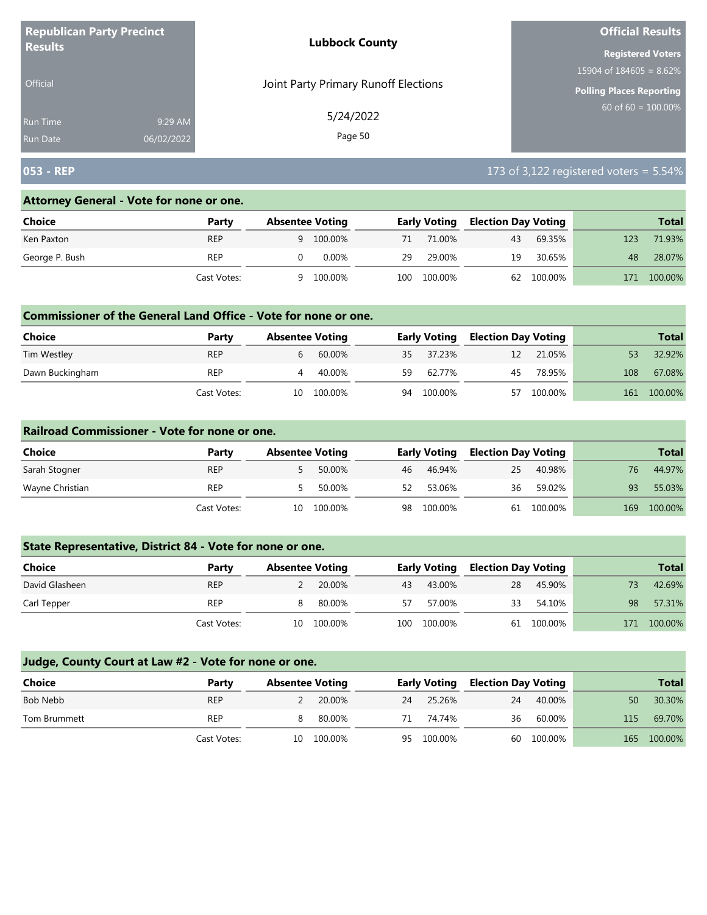**Republican Party Precinct Results**

Official

Run Time 9:29 AM
Run Date 06/02/2022

**Lubbock County**

Joint Party Primary Runoff Elections

5/24/2022

**Official Results**

**Registered Voters**
15904 of 184605 = 8.62%

**Polling Places Reporting**
60 of 60 = 100.00%

## 053 - REP

173 of 3,122 registered voters = 5.54%

### Attorney General - Vote for none or one.

| Choice | Party | Absentee Voting | | Early Voting | | Election Day Voting | | Total | |
|---|---|---|---|---|---|---|---|---|---|
| Ken Paxton | REP | 9 | 100.00% | 71 | 71.00% | 43 | 69.35% | 123 | 71.93% |
| George P. Bush | REP | 0 | 0.00% | 29 | 29.00% | 19 | 30.65% | 48 | 28.07% |
| | Cast Votes: | 9 | 100.00% | 100 | 100.00% | 62 | 100.00% | 171 | 100.00% |

### Commissioner of the General Land Office - Vote for none or one.

| Choice | Party | Absentee Voting | | Early Voting | | Election Day Voting | | Total | |
|---|---|---|---|---|---|---|---|---|---|
| Tim Westley | REP | 6 | 60.00% | 35 | 37.23% | 12 | 21.05% | 53 | 32.92% |
| Dawn Buckingham | REP | 4 | 40.00% | 59 | 62.77% | 45 | 78.95% | 108 | 67.08% |
| | Cast Votes: | 10 | 100.00% | 94 | 100.00% | 57 | 100.00% | 161 | 100.00% |

### Railroad Commissioner - Vote for none or one.

| Choice | Party | Absentee Voting | | Early Voting | | Election Day Voting | | Total | |
|---|---|---|---|---|---|---|---|---|---|
| Sarah Stogner | REP | 5 | 50.00% | 46 | 46.94% | 25 | 40.98% | 76 | 44.97% |
| Wayne Christian | REP | 5 | 50.00% | 52 | 53.06% | 36 | 59.02% | 93 | 55.03% |
| | Cast Votes: | 10 | 100.00% | 98 | 100.00% | 61 | 100.00% | 169 | 100.00% |

### State Representative, District 84 - Vote for none or one.

| Choice | Party | Absentee Voting | | Early Voting | | Election Day Voting | | Total | |
|---|---|---|---|---|---|---|---|---|---|
| David Glasheen | REP | 2 | 20.00% | 43 | 43.00% | 28 | 45.90% | 73 | 42.69% |
| Carl Tepper | REP | 8 | 80.00% | 57 | 57.00% | 33 | 54.10% | 98 | 57.31% |
| | Cast Votes: | 10 | 100.00% | 100 | 100.00% | 61 | 100.00% | 171 | 100.00% |

### Judge, County Court at Law #2 - Vote for none or one.

| Choice | Party | Absentee Voting | | Early Voting | | Election Day Voting | | Total | |
|---|---|---|---|---|---|---|---|---|---|
| Bob Nebb | REP | 2 | 20.00% | 24 | 25.26% | 24 | 40.00% | 50 | 30.30% |
| Tom Brummett | REP | 8 | 80.00% | 71 | 74.74% | 36 | 60.00% | 115 | 69.70% |
| | Cast Votes: | 10 | 100.00% | 95 | 100.00% | 60 | 100.00% | 165 | 100.00% |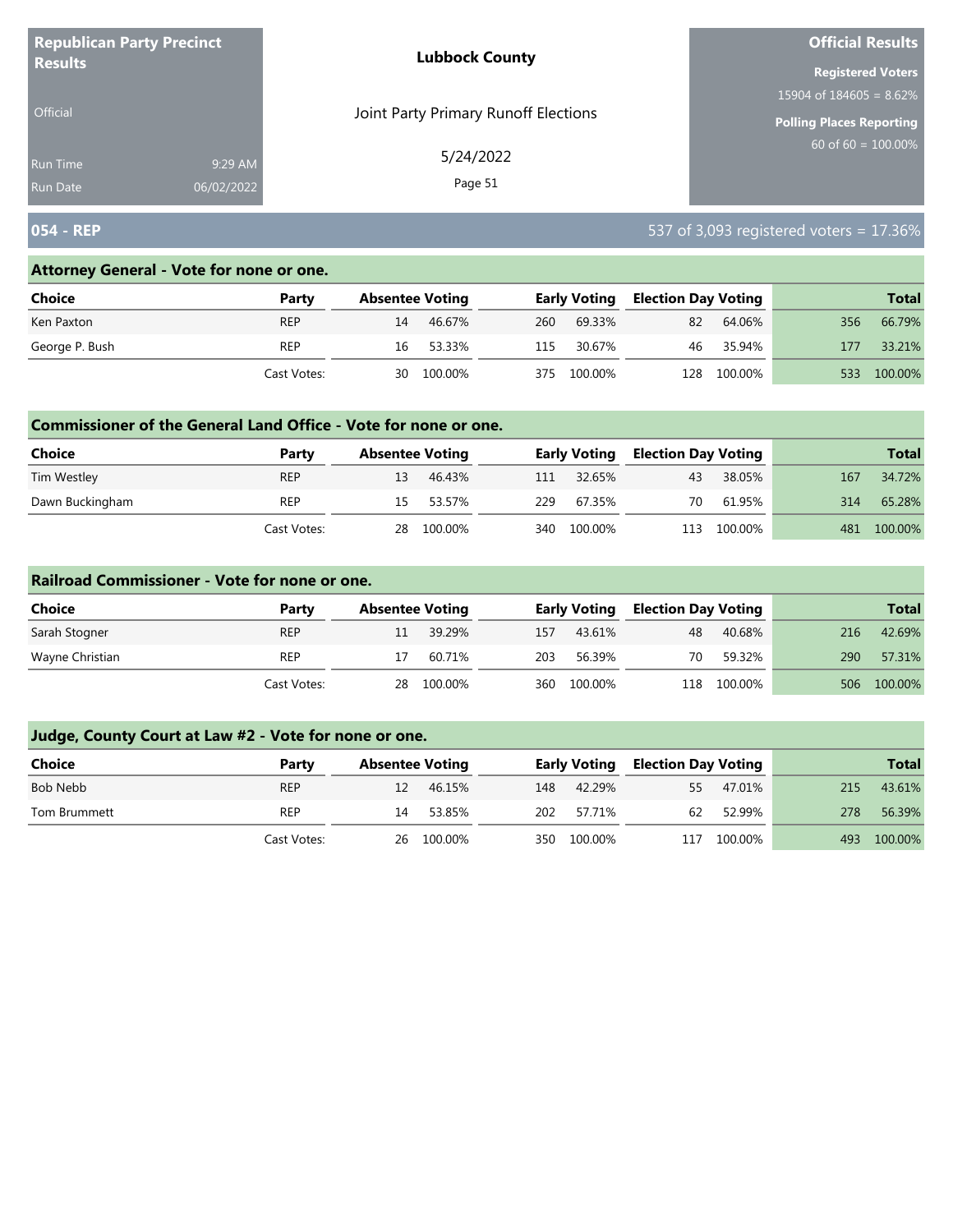| Republican Party Precinct Results | Lubbock County | Official Results |
|---|---|---|
| Official | Joint Party Primary Runoff Elections | Registered Voters 15904 of 184605 = 8.62% |
| Run Time 9:29 AM | 5/24/2022 | Polling Places Reporting 60 of 60 = 100.00% |
| Run Date 06/02/2022 | | |

## 054 - REP

537 of 3,093 registered voters = 17.36%

### Attorney General - Vote for none or one.

| Choice | Party | Absentee Voting | | Early Voting | | Election Day Voting | | Total | |
|---|---|---|---|---|---|---|---|---|---|
| Ken Paxton | REP | 14 | 46.67% | 260 | 69.33% | 82 | 64.06% | 356 | 66.79% |
| George P. Bush | REP | 16 | 53.33% | 115 | 30.67% | 46 | 35.94% | 177 | 33.21% |
| | Cast Votes: | 30 | 100.00% | 375 | 100.00% | 128 | 100.00% | 533 | 100.00% |

### Commissioner of the General Land Office - Vote for none or one.

| Choice | Party | Absentee Voting | | Early Voting | | Election Day Voting | | Total | |
|---|---|---|---|---|---|---|---|---|---|
| Tim Westley | REP | 13 | 46.43% | 111 | 32.65% | 43 | 38.05% | 167 | 34.72% |
| Dawn Buckingham | REP | 15 | 53.57% | 229 | 67.35% | 70 | 61.95% | 314 | 65.28% |
| | Cast Votes: | 28 | 100.00% | 340 | 100.00% | 113 | 100.00% | 481 | 100.00% |

### Railroad Commissioner - Vote for none or one.

| Choice | Party | Absentee Voting | | Early Voting | | Election Day Voting | | Total | |
|---|---|---|---|---|---|---|---|---|---|
| Sarah Stogner | REP | 11 | 39.29% | 157 | 43.61% | 48 | 40.68% | 216 | 42.69% |
| Wayne Christian | REP | 17 | 60.71% | 203 | 56.39% | 70 | 59.32% | 290 | 57.31% |
| | Cast Votes: | 28 | 100.00% | 360 | 100.00% | 118 | 100.00% | 506 | 100.00% |

### Judge, County Court at Law #2 - Vote for none or one.

| Choice | Party | Absentee Voting | | Early Voting | | Election Day Voting | | Total | |
|---|---|---|---|---|---|---|---|---|---|
| Bob Nebb | REP | 12 | 46.15% | 148 | 42.29% | 55 | 47.01% | 215 | 43.61% |
| Tom Brummett | REP | 14 | 53.85% | 202 | 57.71% | 62 | 52.99% | 278 | 56.39% |
| | Cast Votes: | 26 | 100.00% | 350 | 100.00% | 117 | 100.00% | 493 | 100.00% |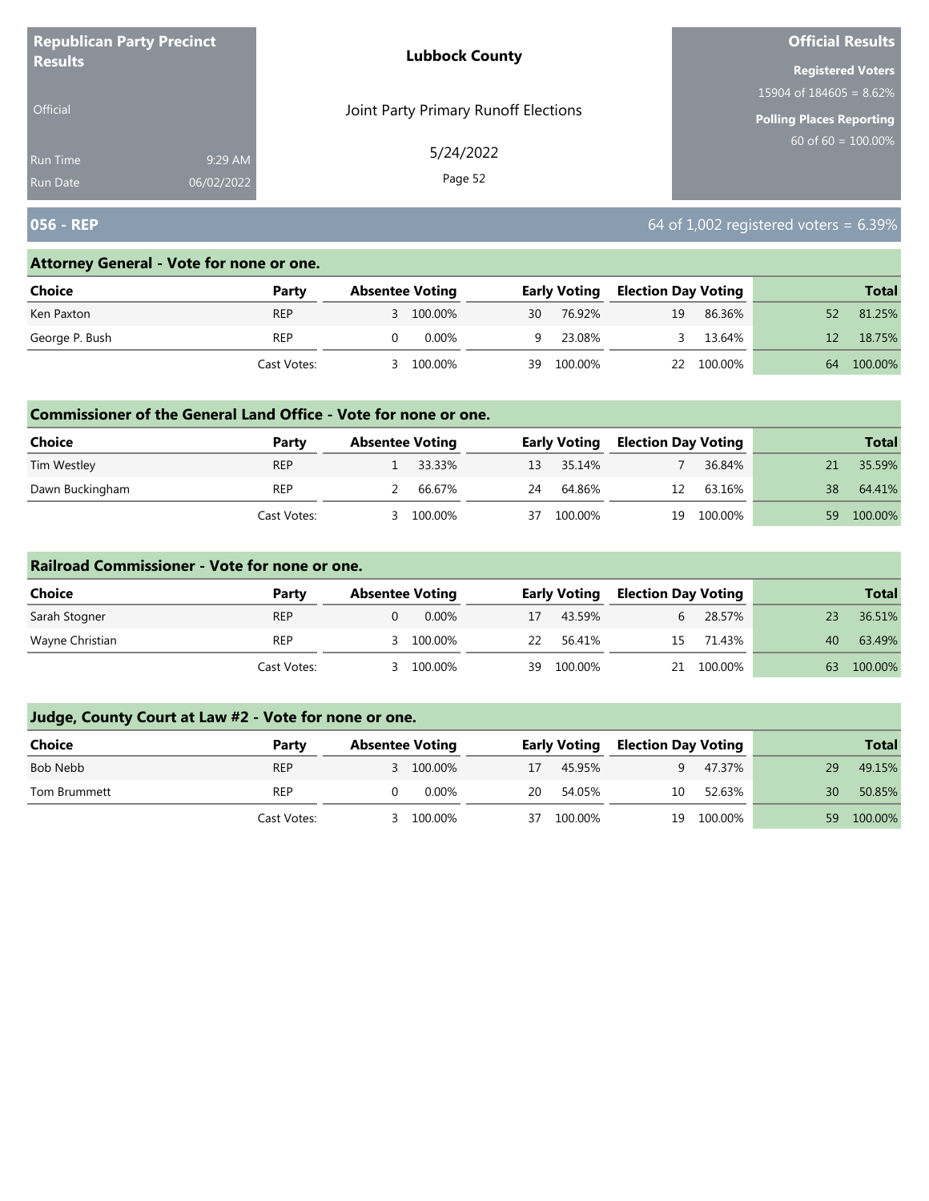**Republican Party Precinct Results**

Official

Run Time 9:29 AM
Run Date 06/02/2022

**Lubbock County**

Joint Party Primary Runoff Elections

5/24/2022

**Official Results**

**Registered Voters**
15904 of 184605 = 8.62%

**Polling Places Reporting**
60 of 60 = 100.00%

## 056 - REP

64 of 1,002 registered voters = 6.39%

### Attorney General - Vote for none or one.

| Choice | Party | Absentee Voting | | Early Voting | | Election Day Voting | | Total | |
|---|---|---|---|---|---|---|---|---|---|
| Ken Paxton | REP | 3 | 100.00% | 30 | 76.92% | 19 | 86.36% | 52 | 81.25% |
| George P. Bush | REP | 0 | 0.00% | 9 | 23.08% | 3 | 13.64% | 12 | 18.75% |
| | Cast Votes: | 3 | 100.00% | 39 | 100.00% | 22 | 100.00% | 64 | 100.00% |

### Commissioner of the General Land Office - Vote for none or one.

| Choice | Party | Absentee Voting | | Early Voting | | Election Day Voting | | Total | |
|---|---|---|---|---|---|---|---|---|---|
| Tim Westley | REP | 1 | 33.33% | 13 | 35.14% | 7 | 36.84% | 21 | 35.59% |
| Dawn Buckingham | REP | 2 | 66.67% | 24 | 64.86% | 12 | 63.16% | 38 | 64.41% |
| | Cast Votes: | 3 | 100.00% | 37 | 100.00% | 19 | 100.00% | 59 | 100.00% |

### Railroad Commissioner - Vote for none or one.

| Choice | Party | Absentee Voting | | Early Voting | | Election Day Voting | | Total | |
|---|---|---|---|---|---|---|---|---|---|
| Sarah Stogner | REP | 0 | 0.00% | 17 | 43.59% | 6 | 28.57% | 23 | 36.51% |
| Wayne Christian | REP | 3 | 100.00% | 22 | 56.41% | 15 | 71.43% | 40 | 63.49% |
| | Cast Votes: | 3 | 100.00% | 39 | 100.00% | 21 | 100.00% | 63 | 100.00% |

### Judge, County Court at Law #2 - Vote for none or one.

| Choice | Party | Absentee Voting | | Early Voting | | Election Day Voting | | Total | |
|---|---|---|---|---|---|---|---|---|---|
| Bob Nebb | REP | 3 | 100.00% | 17 | 45.95% | 9 | 47.37% | 29 | 49.15% |
| Tom Brummett | REP | 0 | 0.00% | 20 | 54.05% | 10 | 52.63% | 30 | 50.85% |
| | Cast Votes: | 3 | 100.00% | 37 | 100.00% | 19 | 100.00% | 59 | 100.00% |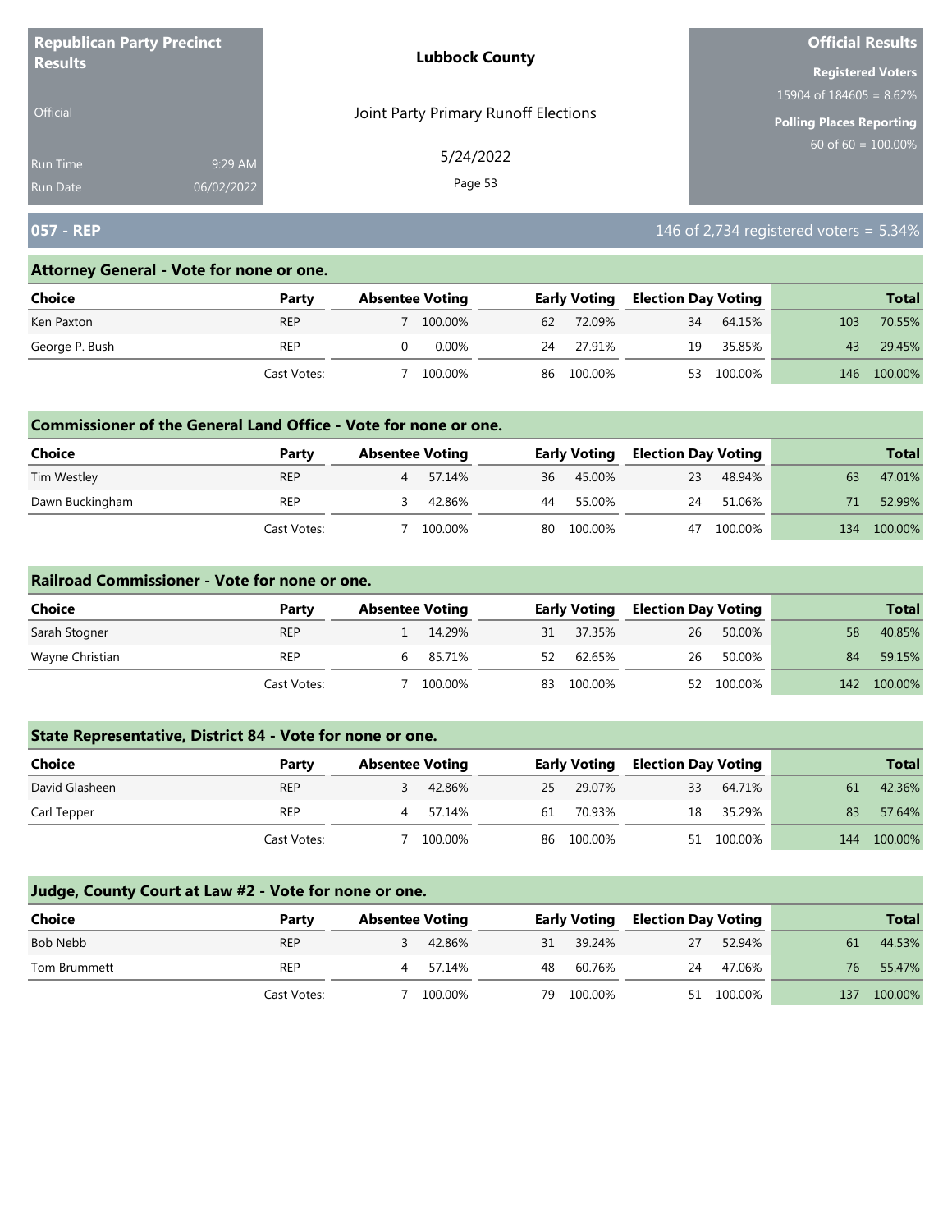**Republican Party Precinct Results**

Official

Run Time 9:29 AM
Run Date 06/02/2022

**Lubbock County**

Joint Party Primary Runoff Elections

5/24/2022

**Official Results**

**Registered Voters**
15904 of 184605 = 8.62%

**Polling Places Reporting**
60 of 60 = 100.00%

## 057 - REP

146 of 2,734 registered voters = 5.34%

### Attorney General - Vote for none or one.

| Choice | Party | Absentee Voting | | Early Voting | | Election Day Voting | | Total | |
|---|---|---|---|---|---|---|---|---|---|
| Ken Paxton | REP | 7 | 100.00% | 62 | 72.09% | 34 | 64.15% | 103 | 70.55% |
| George P. Bush | REP | 0 | 0.00% | 24 | 27.91% | 19 | 35.85% | 43 | 29.45% |
| | Cast Votes: | 7 | 100.00% | 86 | 100.00% | 53 | 100.00% | 146 | 100.00% |

### Commissioner of the General Land Office - Vote for none or one.

| Choice | Party | Absentee Voting | | Early Voting | | Election Day Voting | | Total | |
|---|---|---|---|---|---|---|---|---|---|
| Tim Westley | REP | 4 | 57.14% | 36 | 45.00% | 23 | 48.94% | 63 | 47.01% |
| Dawn Buckingham | REP | 3 | 42.86% | 44 | 55.00% | 24 | 51.06% | 71 | 52.99% |
| | Cast Votes: | 7 | 100.00% | 80 | 100.00% | 47 | 100.00% | 134 | 100.00% |

### Railroad Commissioner - Vote for none or one.

| Choice | Party | Absentee Voting | | Early Voting | | Election Day Voting | | Total | |
|---|---|---|---|---|---|---|---|---|---|
| Sarah Stogner | REP | 1 | 14.29% | 31 | 37.35% | 26 | 50.00% | 58 | 40.85% |
| Wayne Christian | REP | 6 | 85.71% | 52 | 62.65% | 26 | 50.00% | 84 | 59.15% |
| | Cast Votes: | 7 | 100.00% | 83 | 100.00% | 52 | 100.00% | 142 | 100.00% |

### State Representative, District 84 - Vote for none or one.

| Choice | Party | Absentee Voting | | Early Voting | | Election Day Voting | | Total | |
|---|---|---|---|---|---|---|---|---|---|
| David Glasheen | REP | 3 | 42.86% | 25 | 29.07% | 33 | 64.71% | 61 | 42.36% |
| Carl Tepper | REP | 4 | 57.14% | 61 | 70.93% | 18 | 35.29% | 83 | 57.64% |
| | Cast Votes: | 7 | 100.00% | 86 | 100.00% | 51 | 100.00% | 144 | 100.00% |

### Judge, County Court at Law #2 - Vote for none or one.

| Choice | Party | Absentee Voting | | Early Voting | | Election Day Voting | | Total | |
|---|---|---|---|---|---|---|---|---|---|
| Bob Nebb | REP | 3 | 42.86% | 31 | 39.24% | 27 | 52.94% | 61 | 44.53% |
| Tom Brummett | REP | 4 | 57.14% | 48 | 60.76% | 24 | 47.06% | 76 | 55.47% |
| | Cast Votes: | 7 | 100.00% | 79 | 100.00% | 51 | 100.00% | 137 | 100.00% |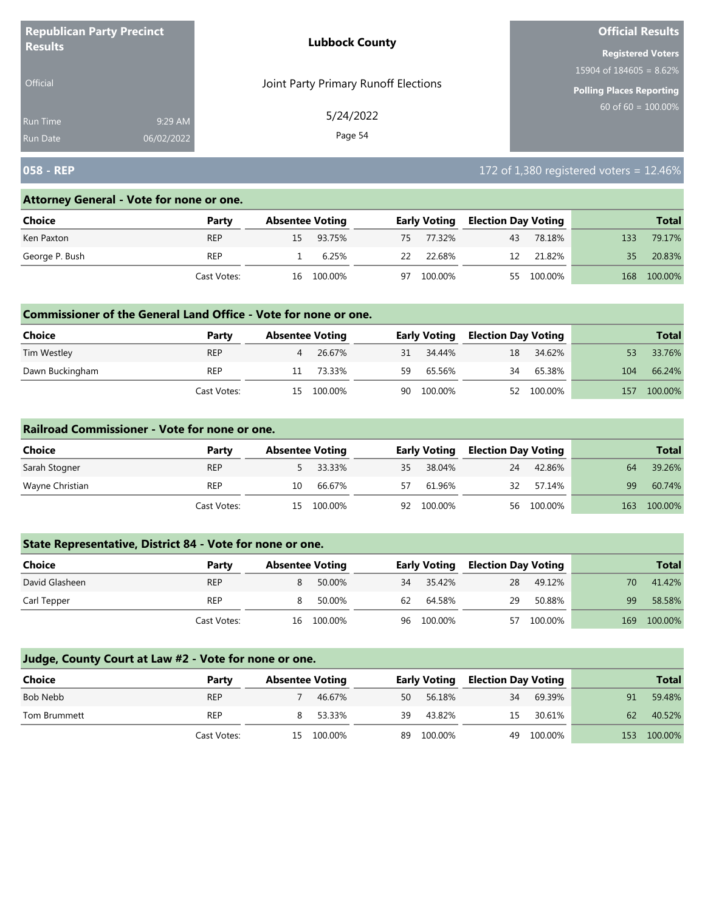**Republican Party Precinct Results**

Official

Run Time 9:29 AM
Run Date 06/02/2022

**Lubbock County**

Joint Party Primary Runoff Elections

5/24/2022

**Official Results**

**Registered Voters**
15904 of 184605 = 8.62%

**Polling Places Reporting**
60 of 60 = 100.00%

## 058 - REP

172 of 1,380 registered voters = 12.46%

### Attorney General - Vote for none or one.

| Choice | Party | Absentee Voting | | Early Voting | | Election Day Voting | | Total | |
|---|---|---|---|---|---|---|---|---|---|
| Ken Paxton | REP | 15 | 93.75% | 75 | 77.32% | 43 | 78.18% | 133 | 79.17% |
| George P. Bush | REP | 1 | 6.25% | 22 | 22.68% | 12 | 21.82% | 35 | 20.83% |
| | Cast Votes: | 16 | 100.00% | 97 | 100.00% | 55 | 100.00% | 168 | 100.00% |

### Commissioner of the General Land Office - Vote for none or one.

| Choice | Party | Absentee Voting | | Early Voting | | Election Day Voting | | Total | |
|---|---|---|---|---|---|---|---|---|---|
| Tim Westley | REP | 4 | 26.67% | 31 | 34.44% | 18 | 34.62% | 53 | 33.76% |
| Dawn Buckingham | REP | 11 | 73.33% | 59 | 65.56% | 34 | 65.38% | 104 | 66.24% |
| | Cast Votes: | 15 | 100.00% | 90 | 100.00% | 52 | 100.00% | 157 | 100.00% |

### Railroad Commissioner - Vote for none or one.

| Choice | Party | Absentee Voting | | Early Voting | | Election Day Voting | | Total | |
|---|---|---|---|---|---|---|---|---|---|
| Sarah Stogner | REP | 5 | 33.33% | 35 | 38.04% | 24 | 42.86% | 64 | 39.26% |
| Wayne Christian | REP | 10 | 66.67% | 57 | 61.96% | 32 | 57.14% | 99 | 60.74% |
| | Cast Votes: | 15 | 100.00% | 92 | 100.00% | 56 | 100.00% | 163 | 100.00% |

### State Representative, District 84 - Vote for none or one.

| Choice | Party | Absentee Voting | | Early Voting | | Election Day Voting | | Total | |
|---|---|---|---|---|---|---|---|---|---|
| David Glasheen | REP | 8 | 50.00% | 34 | 35.42% | 28 | 49.12% | 70 | 41.42% |
| Carl Tepper | REP | 8 | 50.00% | 62 | 64.58% | 29 | 50.88% | 99 | 58.58% |
| | Cast Votes: | 16 | 100.00% | 96 | 100.00% | 57 | 100.00% | 169 | 100.00% |

### Judge, County Court at Law #2 - Vote for none or one.

| Choice | Party | Absentee Voting | | Early Voting | | Election Day Voting | | Total | |
|---|---|---|---|---|---|---|---|---|---|
| Bob Nebb | REP | 7 | 46.67% | 50 | 56.18% | 34 | 69.39% | 91 | 59.48% |
| Tom Brummett | REP | 8 | 53.33% | 39 | 43.82% | 15 | 30.61% | 62 | 40.52% |
| | Cast Votes: | 15 | 100.00% | 89 | 100.00% | 49 | 100.00% | 153 | 100.00% |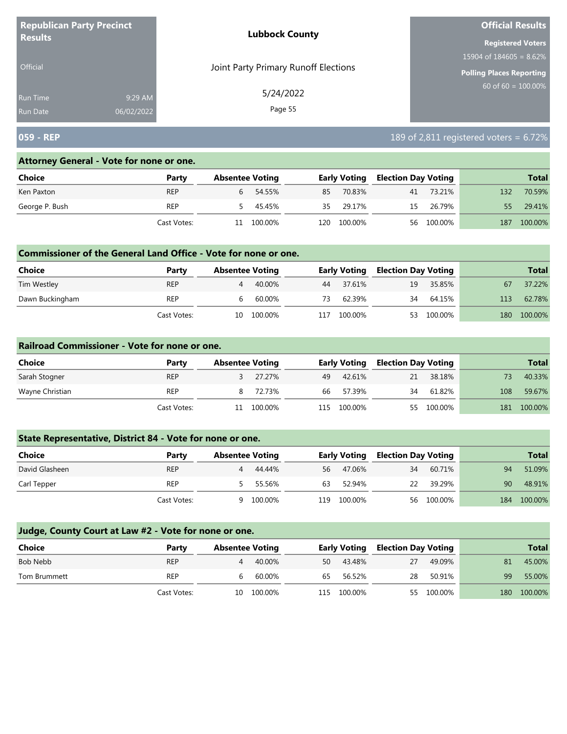**Republican Party Precinct Results**

Official

Run Time 9:29 AM
Run Date 06/02/2022

**Lubbock County**

Joint Party Primary Runoff Elections

5/24/2022

**Official Results**

**Registered Voters**
15904 of 184605 = 8.62%

**Polling Places Reporting**
60 of 60 = 100.00%

## 059 - REP

189 of 2,811 registered voters = 6.72%

### Attorney General - Vote for none or one.

| Choice | Party | Absentee Voting | | Early Voting | | Election Day Voting | | Total | |
|---|---|---|---|---|---|---|---|---|---|
| Ken Paxton | REP | 6 | 54.55% | 85 | 70.83% | 41 | 73.21% | 132 | 70.59% |
| George P. Bush | REP | 5 | 45.45% | 35 | 29.17% | 15 | 26.79% | 55 | 29.41% |
| | Cast Votes: | 11 | 100.00% | 120 | 100.00% | 56 | 100.00% | 187 | 100.00% |

### Commissioner of the General Land Office - Vote for none or one.

| Choice | Party | Absentee Voting | | Early Voting | | Election Day Voting | | Total | |
|---|---|---|---|---|---|---|---|---|---|
| Tim Westley | REP | 4 | 40.00% | 44 | 37.61% | 19 | 35.85% | 67 | 37.22% |
| Dawn Buckingham | REP | 6 | 60.00% | 73 | 62.39% | 34 | 64.15% | 113 | 62.78% |
| | Cast Votes: | 10 | 100.00% | 117 | 100.00% | 53 | 100.00% | 180 | 100.00% |

### Railroad Commissioner - Vote for none or one.

| Choice | Party | Absentee Voting | | Early Voting | | Election Day Voting | | Total | |
|---|---|---|---|---|---|---|---|---|---|
| Sarah Stogner | REP | 3 | 27.27% | 49 | 42.61% | 21 | 38.18% | 73 | 40.33% |
| Wayne Christian | REP | 8 | 72.73% | 66 | 57.39% | 34 | 61.82% | 108 | 59.67% |
| | Cast Votes: | 11 | 100.00% | 115 | 100.00% | 55 | 100.00% | 181 | 100.00% |

### State Representative, District 84 - Vote for none or one.

| Choice | Party | Absentee Voting | | Early Voting | | Election Day Voting | | Total | |
|---|---|---|---|---|---|---|---|---|---|
| David Glasheen | REP | 4 | 44.44% | 56 | 47.06% | 34 | 60.71% | 94 | 51.09% |
| Carl Tepper | REP | 5 | 55.56% | 63 | 52.94% | 22 | 39.29% | 90 | 48.91% |
| | Cast Votes: | 9 | 100.00% | 119 | 100.00% | 56 | 100.00% | 184 | 100.00% |

### Judge, County Court at Law #2 - Vote for none or one.

| Choice | Party | Absentee Voting | | Early Voting | | Election Day Voting | | Total | |
|---|---|---|---|---|---|---|---|---|---|
| Bob Nebb | REP | 4 | 40.00% | 50 | 43.48% | 27 | 49.09% | 81 | 45.00% |
| Tom Brummett | REP | 6 | 60.00% | 65 | 56.52% | 28 | 50.91% | 99 | 55.00% |
| | Cast Votes: | 10 | 100.00% | 115 | 100.00% | 55 | 100.00% | 180 | 100.00% |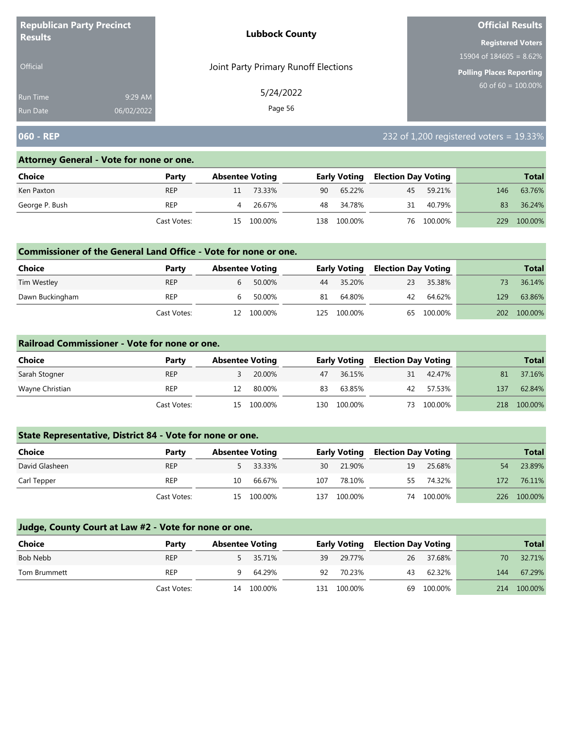**Republican Party Precinct Results**

Official

Run Time 9:29 AM

Run Date 06/02/2022

**Lubbock County**

Joint Party Primary Runoff Elections

5/24/2022

**Official Results**

**Registered Voters**

15904 of 184605 = 8.62%

**Polling Places Reporting**

60 of 60 = 100.00%

## 060 - REP

232 of 1,200 registered voters = 19.33%

### Attorney General - Vote for none or one.

| Choice | Party | Absentee Voting | | Early Voting | | Election Day Voting | | Total | |
|---|---|---|---|---|---|---|---|---|---|
| Ken Paxton | REP | 11 | 73.33% | 90 | 65.22% | 45 | 59.21% | 146 | 63.76% |
| George P. Bush | REP | 4 | 26.67% | 48 | 34.78% | 31 | 40.79% | 83 | 36.24% |
| | Cast Votes: | 15 | 100.00% | 138 | 100.00% | 76 | 100.00% | 229 | 100.00% |

### Commissioner of the General Land Office - Vote for none or one.

| Choice | Party | Absentee Voting | | Early Voting | | Election Day Voting | | Total | |
|---|---|---|---|---|---|---|---|---|---|
| Tim Westley | REP | 6 | 50.00% | 44 | 35.20% | 23 | 35.38% | 73 | 36.14% |
| Dawn Buckingham | REP | 6 | 50.00% | 81 | 64.80% | 42 | 64.62% | 129 | 63.86% |
| | Cast Votes: | 12 | 100.00% | 125 | 100.00% | 65 | 100.00% | 202 | 100.00% |

### Railroad Commissioner - Vote for none or one.

| Choice | Party | Absentee Voting | | Early Voting | | Election Day Voting | | Total | |
|---|---|---|---|---|---|---|---|---|---|
| Sarah Stogner | REP | 3 | 20.00% | 47 | 36.15% | 31 | 42.47% | 81 | 37.16% |
| Wayne Christian | REP | 12 | 80.00% | 83 | 63.85% | 42 | 57.53% | 137 | 62.84% |
| | Cast Votes: | 15 | 100.00% | 130 | 100.00% | 73 | 100.00% | 218 | 100.00% |

### State Representative, District 84 - Vote for none or one.

| Choice | Party | Absentee Voting | | Early Voting | | Election Day Voting | | Total | |
|---|---|---|---|---|---|---|---|---|---|
| David Glasheen | REP | 5 | 33.33% | 30 | 21.90% | 19 | 25.68% | 54 | 23.89% |
| Carl Tepper | REP | 10 | 66.67% | 107 | 78.10% | 55 | 74.32% | 172 | 76.11% |
| | Cast Votes: | 15 | 100.00% | 137 | 100.00% | 74 | 100.00% | 226 | 100.00% |

### Judge, County Court at Law #2 - Vote for none or one.

| Choice | Party | Absentee Voting | | Early Voting | | Election Day Voting | | Total | |
|---|---|---|---|---|---|---|---|---|---|
| Bob Nebb | REP | 5 | 35.71% | 39 | 29.77% | 26 | 37.68% | 70 | 32.71% |
| Tom Brummett | REP | 9 | 64.29% | 92 | 70.23% | 43 | 62.32% | 144 | 67.29% |
| | Cast Votes: | 14 | 100.00% | 131 | 100.00% | 69 | 100.00% | 214 | 100.00% |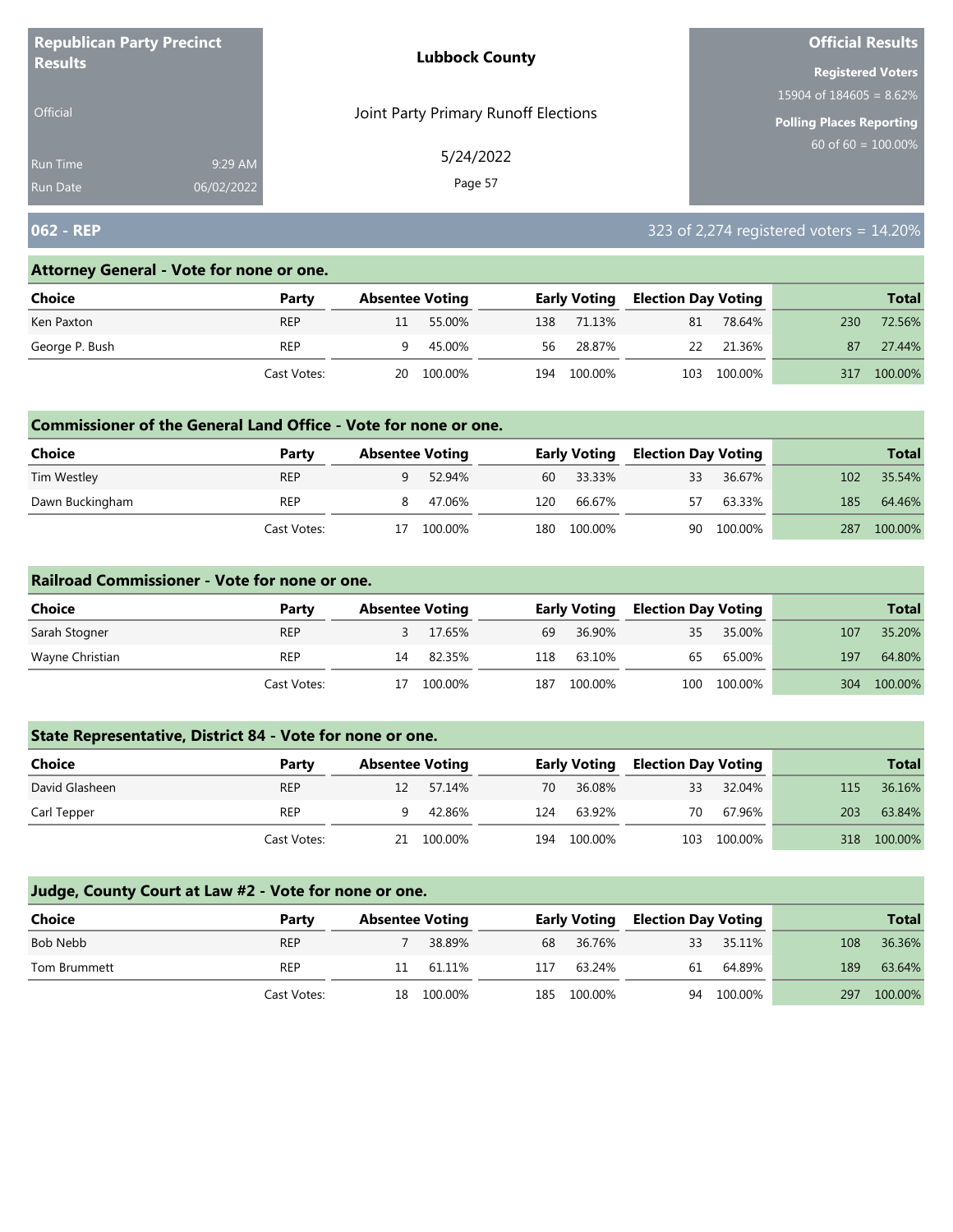**Republican Party Precinct Results**

Official

Run Time 9:29 AM
Run Date 06/02/2022

**Lubbock County**

Joint Party Primary Runoff Elections

5/24/2022

**Official Results**

**Registered Voters**
15904 of 184605 = 8.62%

**Polling Places Reporting**
60 of 60 = 100.00%

## 062 - REP

323 of 2,274 registered voters = 14.20%

### Attorney General - Vote for none or one.

| Choice | Party | Absentee Voting | | Early Voting | | Election Day Voting | | Total | |
|---|---|---|---|---|---|---|---|---|---|
| Ken Paxton | REP | 11 | 55.00% | 138 | 71.13% | 81 | 78.64% | 230 | 72.56% |
| George P. Bush | REP | 9 | 45.00% | 56 | 28.87% | 22 | 21.36% | 87 | 27.44% |
| | Cast Votes: | 20 | 100.00% | 194 | 100.00% | 103 | 100.00% | 317 | 100.00% |

### Commissioner of the General Land Office - Vote for none or one.

| Choice | Party | Absentee Voting | | Early Voting | | Election Day Voting | | Total | |
|---|---|---|---|---|---|---|---|---|---|
| Tim Westley | REP | 9 | 52.94% | 60 | 33.33% | 33 | 36.67% | 102 | 35.54% |
| Dawn Buckingham | REP | 8 | 47.06% | 120 | 66.67% | 57 | 63.33% | 185 | 64.46% |
| | Cast Votes: | 17 | 100.00% | 180 | 100.00% | 90 | 100.00% | 287 | 100.00% |

### Railroad Commissioner - Vote for none or one.

| Choice | Party | Absentee Voting | | Early Voting | | Election Day Voting | | Total | |
|---|---|---|---|---|---|---|---|---|---|
| Sarah Stogner | REP | 3 | 17.65% | 69 | 36.90% | 35 | 35.00% | 107 | 35.20% |
| Wayne Christian | REP | 14 | 82.35% | 118 | 63.10% | 65 | 65.00% | 197 | 64.80% |
| | Cast Votes: | 17 | 100.00% | 187 | 100.00% | 100 | 100.00% | 304 | 100.00% |

### State Representative, District 84 - Vote for none or one.

| Choice | Party | Absentee Voting | | Early Voting | | Election Day Voting | | Total | |
|---|---|---|---|---|---|---|---|---|---|
| David Glasheen | REP | 12 | 57.14% | 70 | 36.08% | 33 | 32.04% | 115 | 36.16% |
| Carl Tepper | REP | 9 | 42.86% | 124 | 63.92% | 70 | 67.96% | 203 | 63.84% |
| | Cast Votes: | 21 | 100.00% | 194 | 100.00% | 103 | 100.00% | 318 | 100.00% |

### Judge, County Court at Law #2 - Vote for none or one.

| Choice | Party | Absentee Voting | | Early Voting | | Election Day Voting | | Total | |
|---|---|---|---|---|---|---|---|---|---|
| Bob Nebb | REP | 7 | 38.89% | 68 | 36.76% | 33 | 35.11% | 108 | 36.36% |
| Tom Brummett | REP | 11 | 61.11% | 117 | 63.24% | 61 | 64.89% | 189 | 63.64% |
| | Cast Votes: | 18 | 100.00% | 185 | 100.00% | 94 | 100.00% | 297 | 100.00% |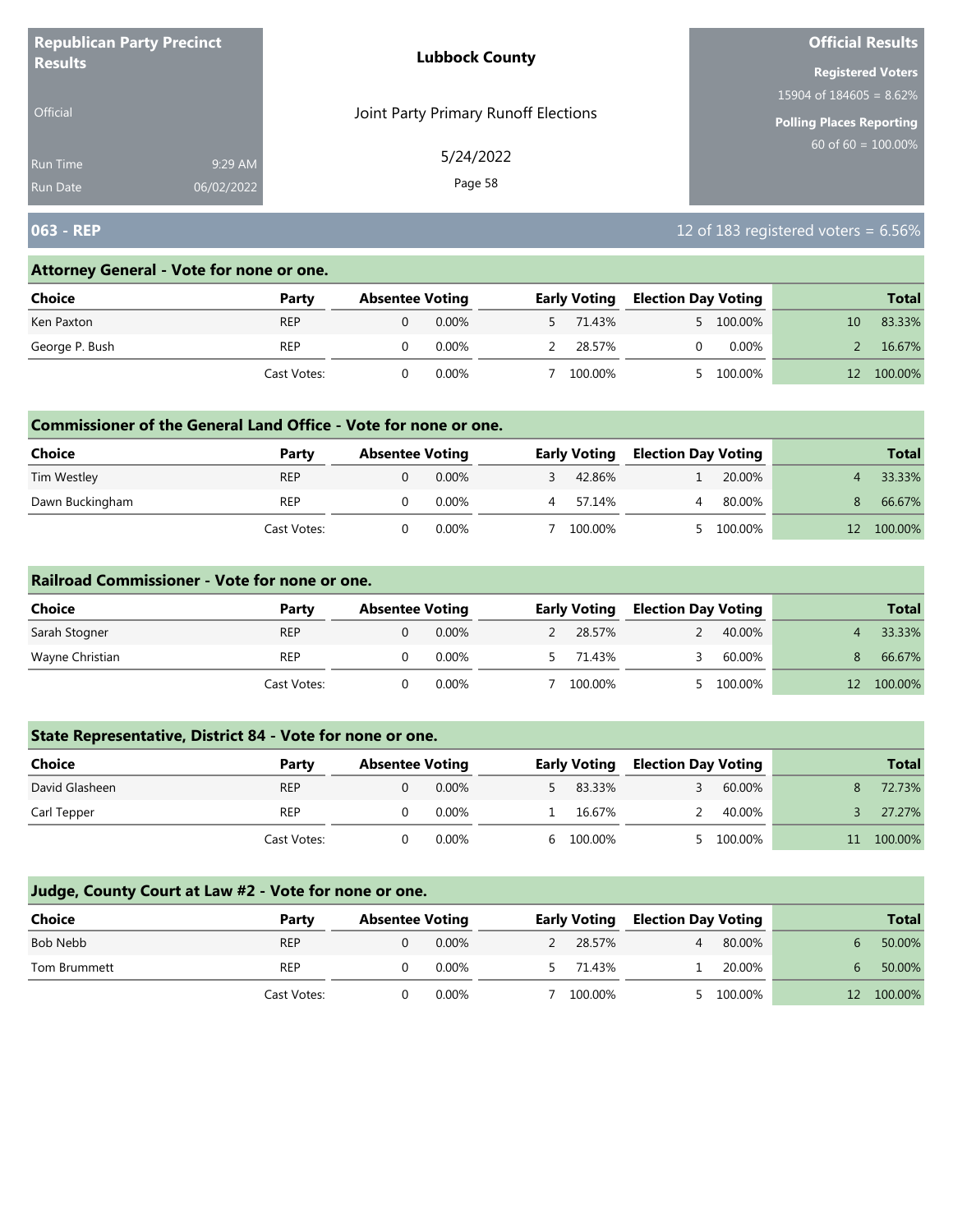**Republican Party Precinct Results**

Official

Run Time 9:29 AM
Run Date 06/02/2022

**Lubbock County**

Joint Party Primary Runoff Elections

5/24/2022

**Official Results**

**Registered Voters**
15904 of 184605 = 8.62%

**Polling Places Reporting**
60 of 60 = 100.00%

## 063 - REP

12 of 183 registered voters = 6.56%

### Attorney General - Vote for none or one.

| Choice | Party | Absentee Voting | | Early Voting | | Election Day Voting | | Total | |
|---|---|---|---|---|---|---|---|---|---|
| Ken Paxton | REP | 0 | 0.00% | 5 | 71.43% | 5 | 100.00% | 10 | 83.33% |
| George P. Bush | REP | 0 | 0.00% | 2 | 28.57% | 0 | 0.00% | 2 | 16.67% |
| | Cast Votes: | 0 | 0.00% | 7 | 100.00% | 5 | 100.00% | 12 | 100.00% |

### Commissioner of the General Land Office - Vote for none or one.

| Choice | Party | Absentee Voting | | Early Voting | | Election Day Voting | | Total | |
|---|---|---|---|---|---|---|---|---|---|
| Tim Westley | REP | 0 | 0.00% | 3 | 42.86% | 1 | 20.00% | 4 | 33.33% |
| Dawn Buckingham | REP | 0 | 0.00% | 4 | 57.14% | 4 | 80.00% | 8 | 66.67% |
| | Cast Votes: | 0 | 0.00% | 7 | 100.00% | 5 | 100.00% | 12 | 100.00% |

### Railroad Commissioner - Vote for none or one.

| Choice | Party | Absentee Voting | | Early Voting | | Election Day Voting | | Total | |
|---|---|---|---|---|---|---|---|---|---|
| Sarah Stogner | REP | 0 | 0.00% | 2 | 28.57% | 2 | 40.00% | 4 | 33.33% |
| Wayne Christian | REP | 0 | 0.00% | 5 | 71.43% | 3 | 60.00% | 8 | 66.67% |
| | Cast Votes: | 0 | 0.00% | 7 | 100.00% | 5 | 100.00% | 12 | 100.00% |

### State Representative, District 84 - Vote for none or one.

| Choice | Party | Absentee Voting | | Early Voting | | Election Day Voting | | Total | |
|---|---|---|---|---|---|---|---|---|---|
| David Glasheen | REP | 0 | 0.00% | 5 | 83.33% | 3 | 60.00% | 8 | 72.73% |
| Carl Tepper | REP | 0 | 0.00% | 1 | 16.67% | 2 | 40.00% | 3 | 27.27% |
| | Cast Votes: | 0 | 0.00% | 6 | 100.00% | 5 | 100.00% | 11 | 100.00% |

### Judge, County Court at Law #2 - Vote for none or one.

| Choice | Party | Absentee Voting | | Early Voting | | Election Day Voting | | Total | |
|---|---|---|---|---|---|---|---|---|---|
| Bob Nebb | REP | 0 | 0.00% | 2 | 28.57% | 4 | 80.00% | 6 | 50.00% |
| Tom Brummett | REP | 0 | 0.00% | 5 | 71.43% | 1 | 20.00% | 6 | 50.00% |
| | Cast Votes: | 0 | 0.00% | 7 | 100.00% | 5 | 100.00% | 12 | 100.00% |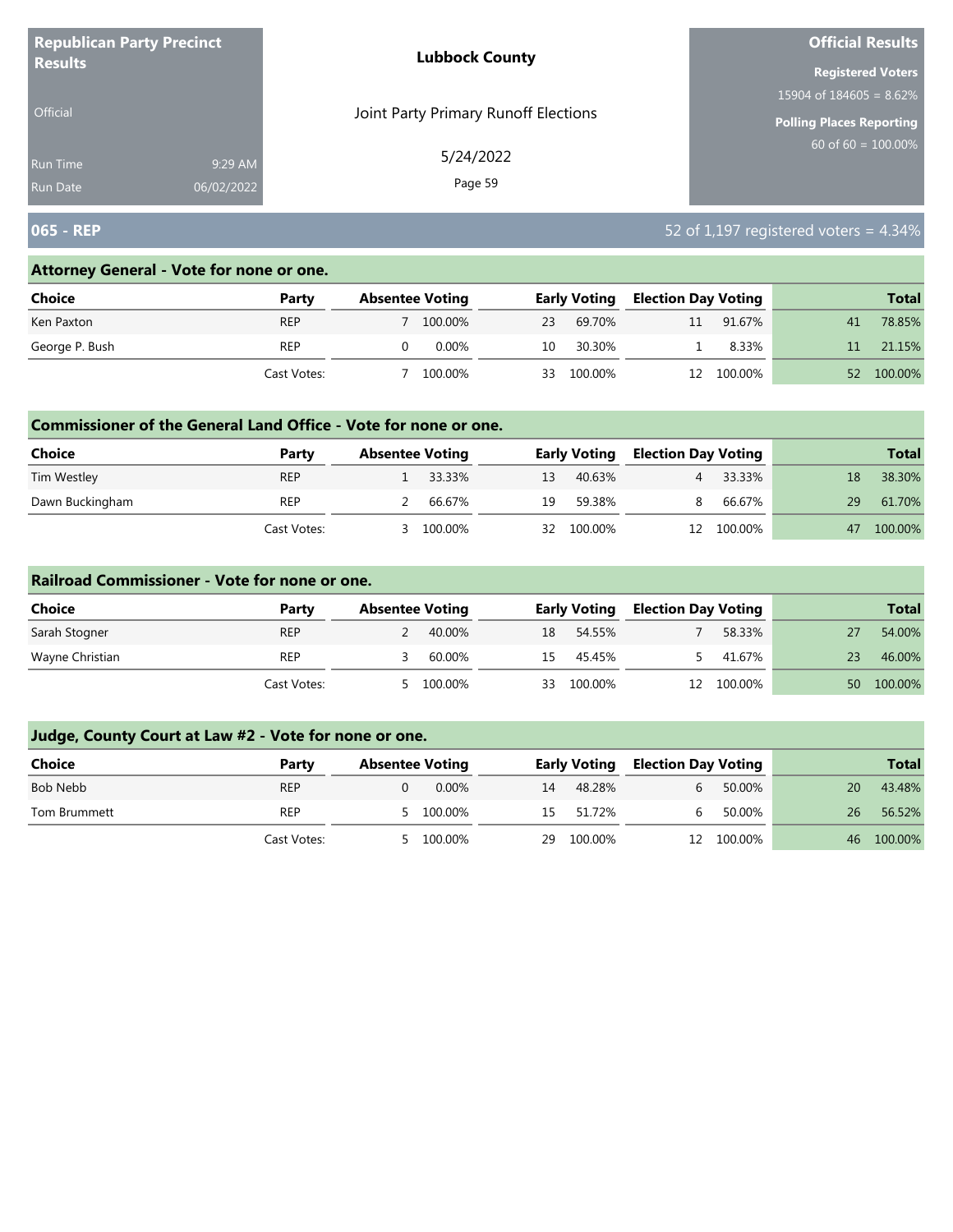**Republican Party Precinct Results**

Official

Run Time 9:29 AM
Run Date 06/02/2022

**Lubbock County**

Joint Party Primary Runoff Elections

5/24/2022

**Official Results**

**Registered Voters**
15904 of 184605 = 8.62%

**Polling Places Reporting**
60 of 60 = 100.00%

## 065 - REP

52 of 1,197 registered voters = 4.34%

### Attorney General - Vote for none or one.

| Choice | Party | Absentee Voting | | Early Voting | | Election Day Voting | | Total | |
|---|---|---|---|---|---|---|---|---|---|
| Ken Paxton | REP | 7 | 100.00% | 23 | 69.70% | 11 | 91.67% | 41 | 78.85% |
| George P. Bush | REP | 0 | 0.00% | 10 | 30.30% | 1 | 8.33% | 11 | 21.15% |
| | Cast Votes: | 7 | 100.00% | 33 | 100.00% | 12 | 100.00% | 52 | 100.00% |

### Commissioner of the General Land Office - Vote for none or one.

| Choice | Party | Absentee Voting | | Early Voting | | Election Day Voting | | Total | |
|---|---|---|---|---|---|---|---|---|---|
| Tim Westley | REP | 1 | 33.33% | 13 | 40.63% | 4 | 33.33% | 18 | 38.30% |
| Dawn Buckingham | REP | 2 | 66.67% | 19 | 59.38% | 8 | 66.67% | 29 | 61.70% |
| | Cast Votes: | 3 | 100.00% | 32 | 100.00% | 12 | 100.00% | 47 | 100.00% |

### Railroad Commissioner - Vote for none or one.

| Choice | Party | Absentee Voting | | Early Voting | | Election Day Voting | | Total | |
|---|---|---|---|---|---|---|---|---|---|
| Sarah Stogner | REP | 2 | 40.00% | 18 | 54.55% | 7 | 58.33% | 27 | 54.00% |
| Wayne Christian | REP | 3 | 60.00% | 15 | 45.45% | 5 | 41.67% | 23 | 46.00% |
| | Cast Votes: | 5 | 100.00% | 33 | 100.00% | 12 | 100.00% | 50 | 100.00% |

### Judge, County Court at Law #2 - Vote for none or one.

| Choice | Party | Absentee Voting | | Early Voting | | Election Day Voting | | Total | |
|---|---|---|---|---|---|---|---|---|---|
| Bob Nebb | REP | 0 | 0.00% | 14 | 48.28% | 6 | 50.00% | 20 | 43.48% |
| Tom Brummett | REP | 5 | 100.00% | 15 | 51.72% | 6 | 50.00% | 26 | 56.52% |
| | Cast Votes: | 5 | 100.00% | 29 | 100.00% | 12 | 100.00% | 46 | 100.00% |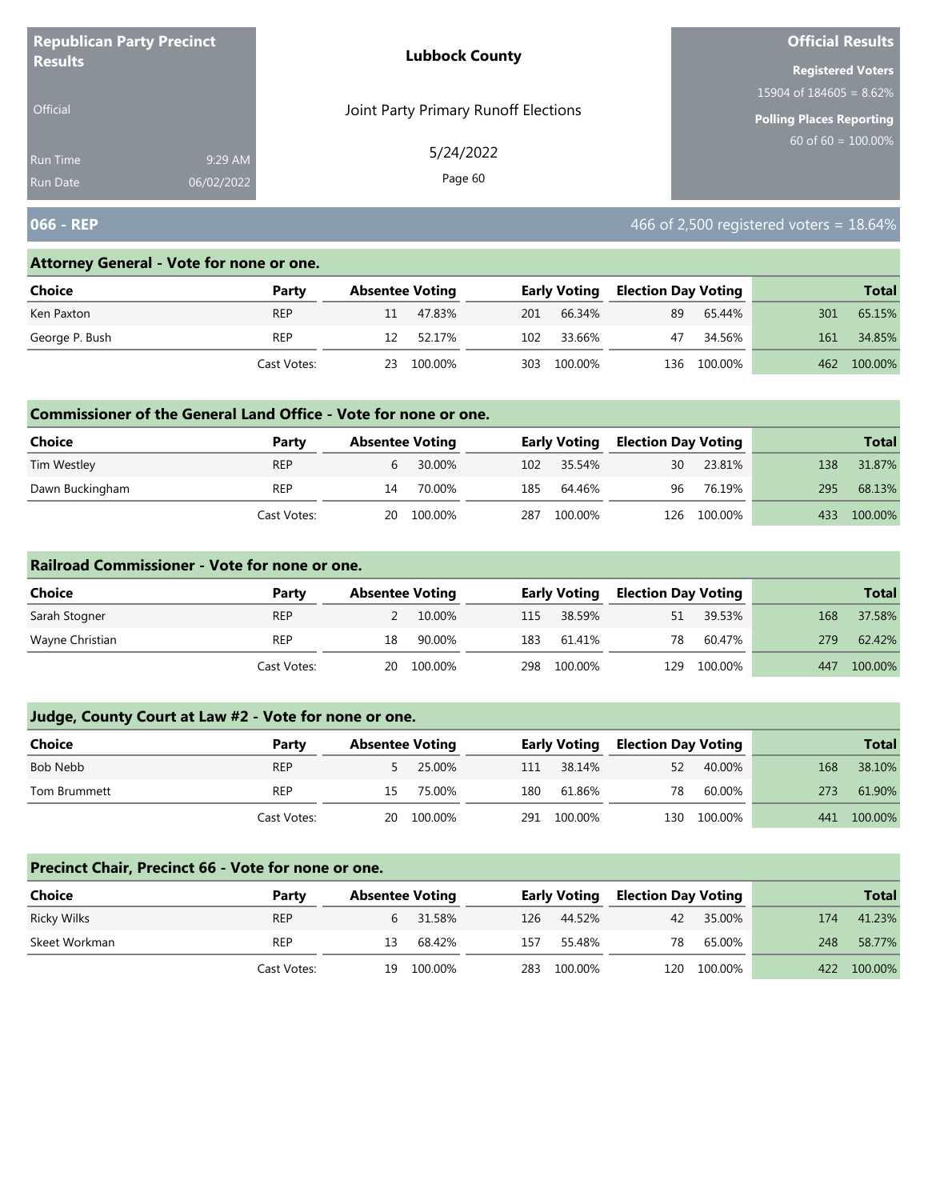Republican Party Precinct Results

Official

Run Time 9:29 AM
Run Date 06/02/2022

**Lubbock County**

Joint Party Primary Runoff Elections

5/24/2022

**Official Results**

**Registered Voters**
15904 of 184605 = 8.62%

**Polling Places Reporting**
60 of 60 = 100.00%

## 066 - REP

466 of 2,500 registered voters = 18.64%

### Attorney General - Vote for none or one.

| Choice | Party | Absentee Voting | | Early Voting | | Election Day Voting | | Total | |
|---|---|---|---|---|---|---|---|---|---|
| Ken Paxton | REP | 11 | 47.83% | 201 | 66.34% | 89 | 65.44% | 301 | 65.15% |
| George P. Bush | REP | 12 | 52.17% | 102 | 33.66% | 47 | 34.56% | 161 | 34.85% |
| | Cast Votes: | 23 | 100.00% | 303 | 100.00% | 136 | 100.00% | 462 | 100.00% |

### Commissioner of the General Land Office - Vote for none or one.

| Choice | Party | Absentee Voting | | Early Voting | | Election Day Voting | | Total | |
|---|---|---|---|---|---|---|---|---|---|
| Tim Westley | REP | 6 | 30.00% | 102 | 35.54% | 30 | 23.81% | 138 | 31.87% |
| Dawn Buckingham | REP | 14 | 70.00% | 185 | 64.46% | 96 | 76.19% | 295 | 68.13% |
| | Cast Votes: | 20 | 100.00% | 287 | 100.00% | 126 | 100.00% | 433 | 100.00% |

### Railroad Commissioner - Vote for none or one.

| Choice | Party | Absentee Voting | | Early Voting | | Election Day Voting | | Total | |
|---|---|---|---|---|---|---|---|---|---|
| Sarah Stogner | REP | 2 | 10.00% | 115 | 38.59% | 51 | 39.53% | 168 | 37.58% |
| Wayne Christian | REP | 18 | 90.00% | 183 | 61.41% | 78 | 60.47% | 279 | 62.42% |
| | Cast Votes: | 20 | 100.00% | 298 | 100.00% | 129 | 100.00% | 447 | 100.00% |

### Judge, County Court at Law #2 - Vote for none or one.

| Choice | Party | Absentee Voting | | Early Voting | | Election Day Voting | | Total | |
|---|---|---|---|---|---|---|---|---|---|
| Bob Nebb | REP | 5 | 25.00% | 111 | 38.14% | 52 | 40.00% | 168 | 38.10% |
| Tom Brummett | REP | 15 | 75.00% | 180 | 61.86% | 78 | 60.00% | 273 | 61.90% |
| | Cast Votes: | 20 | 100.00% | 291 | 100.00% | 130 | 100.00% | 441 | 100.00% |

### Precinct Chair, Precinct 66 - Vote for none or one.

| Choice | Party | Absentee Voting | | Early Voting | | Election Day Voting | | Total | |
|---|---|---|---|---|---|---|---|---|---|
| Ricky Wilks | REP | 6 | 31.58% | 126 | 44.52% | 42 | 35.00% | 174 | 41.23% |
| Skeet Workman | REP | 13 | 68.42% | 157 | 55.48% | 78 | 65.00% | 248 | 58.77% |
| | Cast Votes: | 19 | 100.00% | 283 | 100.00% | 120 | 100.00% | 422 | 100.00% |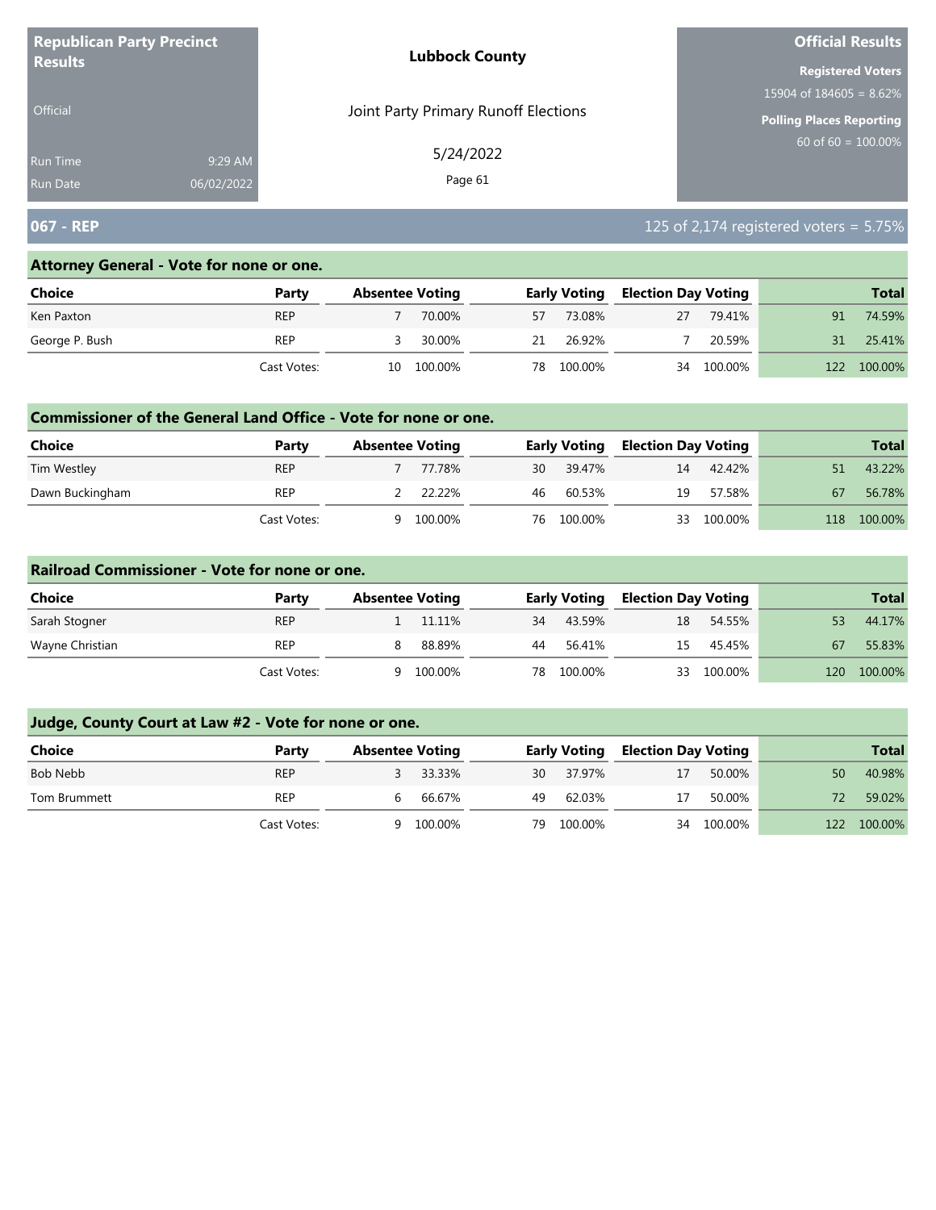Republican Party Precinct Results

Official

Run Time 9:29 AM
Run Date 06/02/2022

**Lubbock County**

Joint Party Primary Runoff Elections

5/24/2022

**Official Results**

**Registered Voters**
15904 of 184605 = 8.62%

**Polling Places Reporting**
60 of 60 = 100.00%

## 067 - REP

125 of 2,174 registered voters = 5.75%

### Attorney General - Vote for none or one.

| Choice | Party | Absentee Voting | | Early Voting | | Election Day Voting | | Total | |
|---|---|---|---|---|---|---|---|---|---|
| Ken Paxton | REP | 7 | 70.00% | 57 | 73.08% | 27 | 79.41% | 91 | 74.59% |
| George P. Bush | REP | 3 | 30.00% | 21 | 26.92% | 7 | 20.59% | 31 | 25.41% |
| | Cast Votes: | 10 | 100.00% | 78 | 100.00% | 34 | 100.00% | 122 | 100.00% |

### Commissioner of the General Land Office - Vote for none or one.

| Choice | Party | Absentee Voting | | Early Voting | | Election Day Voting | | Total | |
|---|---|---|---|---|---|---|---|---|---|
| Tim Westley | REP | 7 | 77.78% | 30 | 39.47% | 14 | 42.42% | 51 | 43.22% |
| Dawn Buckingham | REP | 2 | 22.22% | 46 | 60.53% | 19 | 57.58% | 67 | 56.78% |
| | Cast Votes: | 9 | 100.00% | 76 | 100.00% | 33 | 100.00% | 118 | 100.00% |

### Railroad Commissioner - Vote for none or one.

| Choice | Party | Absentee Voting | | Early Voting | | Election Day Voting | | Total | |
|---|---|---|---|---|---|---|---|---|---|
| Sarah Stogner | REP | 1 | 11.11% | 34 | 43.59% | 18 | 54.55% | 53 | 44.17% |
| Wayne Christian | REP | 8 | 88.89% | 44 | 56.41% | 15 | 45.45% | 67 | 55.83% |
| | Cast Votes: | 9 | 100.00% | 78 | 100.00% | 33 | 100.00% | 120 | 100.00% |

### Judge, County Court at Law #2 - Vote for none or one.

| Choice | Party | Absentee Voting | | Early Voting | | Election Day Voting | | Total | |
|---|---|---|---|---|---|---|---|---|---|
| Bob Nebb | REP | 3 | 33.33% | 30 | 37.97% | 17 | 50.00% | 50 | 40.98% |
| Tom Brummett | REP | 6 | 66.67% | 49 | 62.03% | 17 | 50.00% | 72 | 59.02% |
| | Cast Votes: | 9 | 100.00% | 79 | 100.00% | 34 | 100.00% | 122 | 100.00% |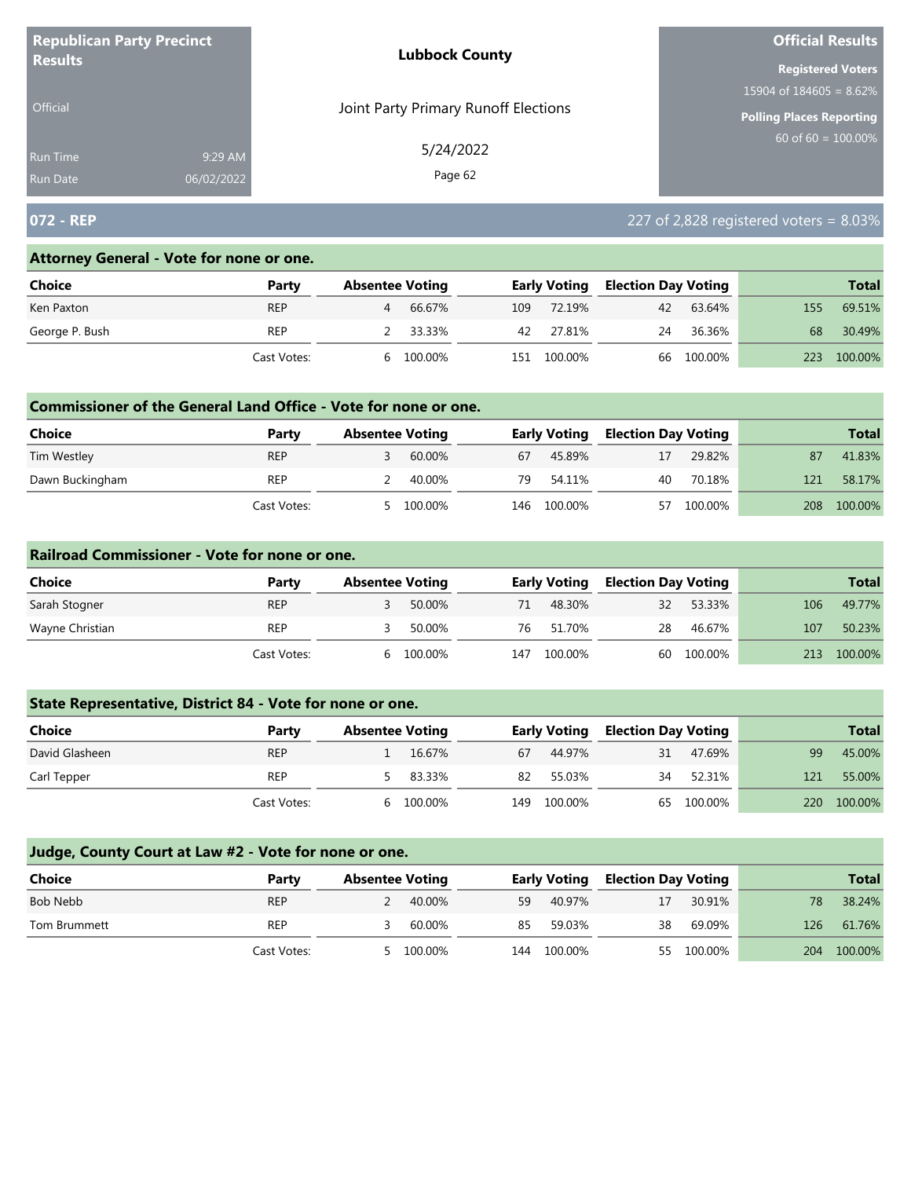**Republican Party Precinct Results**

Official

Run Time 9:29 AM
Run Date 06/02/2022

**Lubbock County**

Joint Party Primary Runoff Elections

5/24/2022

**Official Results**

**Registered Voters**
15904 of 184605 = 8.62%

**Polling Places Reporting**
60 of 60 = 100.00%

## 072 - REP

227 of 2,828 registered voters = 8.03%

### Attorney General - Vote for none or one.

| Choice | Party | Absentee Voting | | Early Voting | | Election Day Voting | | Total | |
|---|---|---|---|---|---|---|---|---|---|
| Ken Paxton | REP | 4 | 66.67% | 109 | 72.19% | 42 | 63.64% | 155 | 69.51% |
| George P. Bush | REP | 2 | 33.33% | 42 | 27.81% | 24 | 36.36% | 68 | 30.49% |
| | Cast Votes: | 6 | 100.00% | 151 | 100.00% | 66 | 100.00% | 223 | 100.00% |

### Commissioner of the General Land Office - Vote for none or one.

| Choice | Party | Absentee Voting | | Early Voting | | Election Day Voting | | Total | |
|---|---|---|---|---|---|---|---|---|---|
| Tim Westley | REP | 3 | 60.00% | 67 | 45.89% | 17 | 29.82% | 87 | 41.83% |
| Dawn Buckingham | REP | 2 | 40.00% | 79 | 54.11% | 40 | 70.18% | 121 | 58.17% |
| | Cast Votes: | 5 | 100.00% | 146 | 100.00% | 57 | 100.00% | 208 | 100.00% |

### Railroad Commissioner - Vote for none or one.

| Choice | Party | Absentee Voting | | Early Voting | | Election Day Voting | | Total | |
|---|---|---|---|---|---|---|---|---|---|
| Sarah Stogner | REP | 3 | 50.00% | 71 | 48.30% | 32 | 53.33% | 106 | 49.77% |
| Wayne Christian | REP | 3 | 50.00% | 76 | 51.70% | 28 | 46.67% | 107 | 50.23% |
| | Cast Votes: | 6 | 100.00% | 147 | 100.00% | 60 | 100.00% | 213 | 100.00% |

### State Representative, District 84 - Vote for none or one.

| Choice | Party | Absentee Voting | | Early Voting | | Election Day Voting | | Total | |
|---|---|---|---|---|---|---|---|---|---|
| David Glasheen | REP | 1 | 16.67% | 67 | 44.97% | 31 | 47.69% | 99 | 45.00% |
| Carl Tepper | REP | 5 | 83.33% | 82 | 55.03% | 34 | 52.31% | 121 | 55.00% |
| | Cast Votes: | 6 | 100.00% | 149 | 100.00% | 65 | 100.00% | 220 | 100.00% |

### Judge, County Court at Law #2 - Vote for none or one.

| Choice | Party | Absentee Voting | | Early Voting | | Election Day Voting | | Total | |
|---|---|---|---|---|---|---|---|---|---|
| Bob Nebb | REP | 2 | 40.00% | 59 | 40.97% | 17 | 30.91% | 78 | 38.24% |
| Tom Brummett | REP | 3 | 60.00% | 85 | 59.03% | 38 | 69.09% | 126 | 61.76% |
| | Cast Votes: | 5 | 100.00% | 144 | 100.00% | 55 | 100.00% | 204 | 100.00% |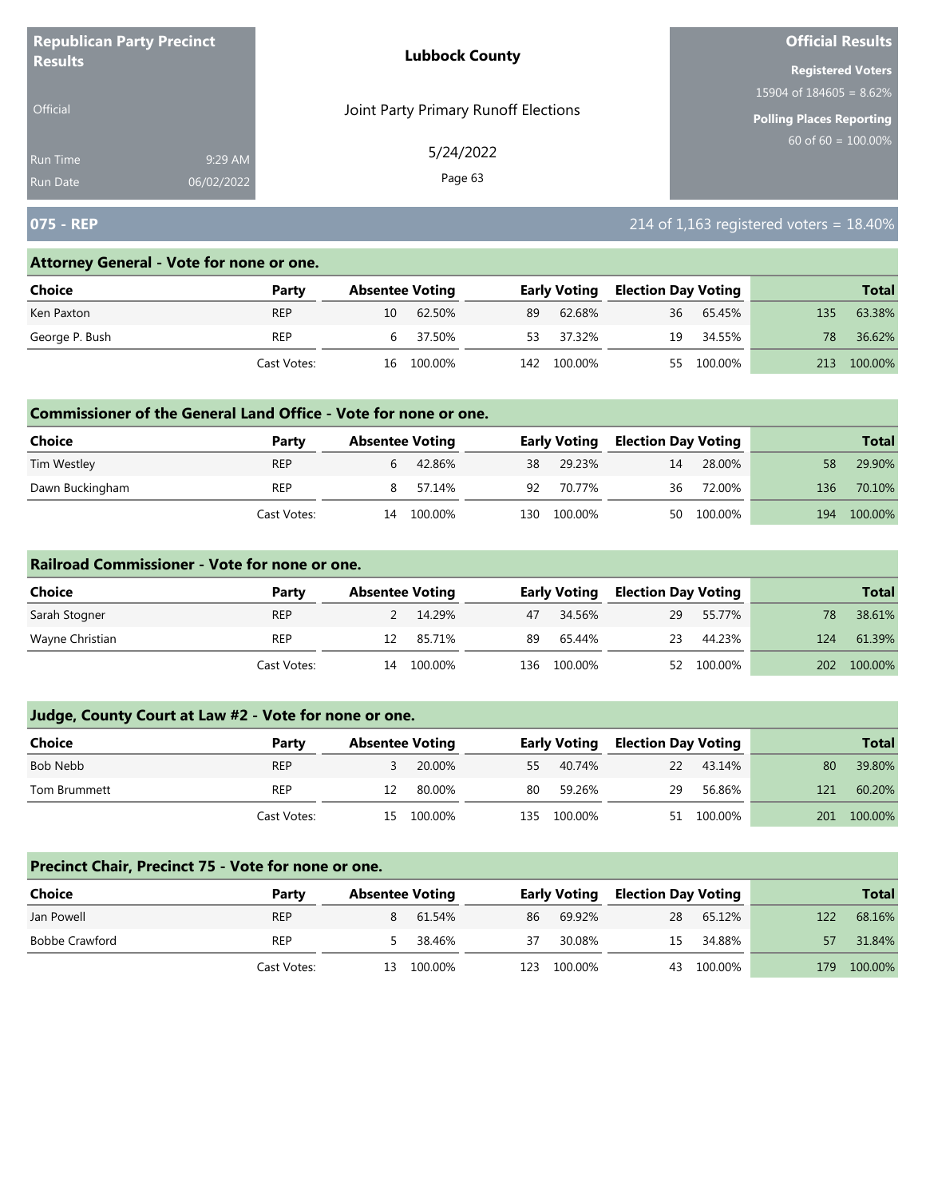**Republican Party Precinct Results**

Official

Run Time 9:29 AM
Run Date 06/02/2022

**Lubbock County**

Joint Party Primary Runoff Elections

5/24/2022

**Official Results**

**Registered Voters**
15904 of 184605 = 8.62%

**Polling Places Reporting**
60 of 60 = 100.00%

## 075 - REP

214 of 1,163 registered voters = 18.40%

### Attorney General - Vote for none or one.

| Choice | Party | Absentee Voting | | Early Voting | | Election Day Voting | | Total | |
|---|---|---|---|---|---|---|---|---|---|
| Ken Paxton | REP | 10 | 62.50% | 89 | 62.68% | 36 | 65.45% | 135 | 63.38% |
| George P. Bush | REP | 6 | 37.50% | 53 | 37.32% | 19 | 34.55% | 78 | 36.62% |
| | Cast Votes: | 16 | 100.00% | 142 | 100.00% | 55 | 100.00% | 213 | 100.00% |

### Commissioner of the General Land Office - Vote for none or one.

| Choice | Party | Absentee Voting | | Early Voting | | Election Day Voting | | Total | |
|---|---|---|---|---|---|---|---|---|---|
| Tim Westley | REP | 6 | 42.86% | 38 | 29.23% | 14 | 28.00% | 58 | 29.90% |
| Dawn Buckingham | REP | 8 | 57.14% | 92 | 70.77% | 36 | 72.00% | 136 | 70.10% |
| | Cast Votes: | 14 | 100.00% | 130 | 100.00% | 50 | 100.00% | 194 | 100.00% |

### Railroad Commissioner - Vote for none or one.

| Choice | Party | Absentee Voting | | Early Voting | | Election Day Voting | | Total | |
|---|---|---|---|---|---|---|---|---|---|
| Sarah Stogner | REP | 2 | 14.29% | 47 | 34.56% | 29 | 55.77% | 78 | 38.61% |
| Wayne Christian | REP | 12 | 85.71% | 89 | 65.44% | 23 | 44.23% | 124 | 61.39% |
| | Cast Votes: | 14 | 100.00% | 136 | 100.00% | 52 | 100.00% | 202 | 100.00% |

### Judge, County Court at Law #2 - Vote for none or one.

| Choice | Party | Absentee Voting | | Early Voting | | Election Day Voting | | Total | |
|---|---|---|---|---|---|---|---|---|---|
| Bob Nebb | REP | 3 | 20.00% | 55 | 40.74% | 22 | 43.14% | 80 | 39.80% |
| Tom Brummett | REP | 12 | 80.00% | 80 | 59.26% | 29 | 56.86% | 121 | 60.20% |
| | Cast Votes: | 15 | 100.00% | 135 | 100.00% | 51 | 100.00% | 201 | 100.00% |

### Precinct Chair, Precinct 75 - Vote for none or one.

| Choice | Party | Absentee Voting | | Early Voting | | Election Day Voting | | Total | |
|---|---|---|---|---|---|---|---|---|---|
| Jan Powell | REP | 8 | 61.54% | 86 | 69.92% | 28 | 65.12% | 122 | 68.16% |
| Bobbe Crawford | REP | 5 | 38.46% | 37 | 30.08% | 15 | 34.88% | 57 | 31.84% |
| | Cast Votes: | 13 | 100.00% | 123 | 100.00% | 43 | 100.00% | 179 | 100.00% |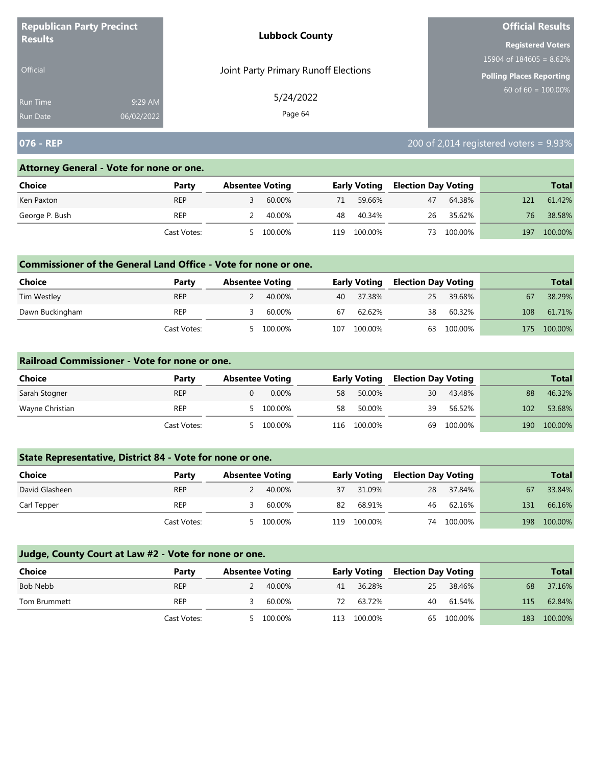**Republican Party Precinct Results**

Official

Run Time 9:29 AM
Run Date 06/02/2022

**Lubbock County**

Joint Party Primary Runoff Elections

5/24/2022

**Official Results**

**Registered Voters**
15904 of 184605 = 8.62%

**Polling Places Reporting**
60 of 60 = 100.00%

## 076 - REP

200 of 2,014 registered voters = 9.93%

### Attorney General - Vote for none or one.

| Choice | Party | Absentee Voting | | Early Voting | | Election Day Voting | | Total | |
|---|---|---|---|---|---|---|---|---|---|
| Ken Paxton | REP | 3 | 60.00% | 71 | 59.66% | 47 | 64.38% | 121 | 61.42% |
| George P. Bush | REP | 2 | 40.00% | 48 | 40.34% | 26 | 35.62% | 76 | 38.58% |
| | Cast Votes: | 5 | 100.00% | 119 | 100.00% | 73 | 100.00% | 197 | 100.00% |

### Commissioner of the General Land Office - Vote for none or one.

| Choice | Party | Absentee Voting | | Early Voting | | Election Day Voting | | Total | |
|---|---|---|---|---|---|---|---|---|---|
| Tim Westley | REP | 2 | 40.00% | 40 | 37.38% | 25 | 39.68% | 67 | 38.29% |
| Dawn Buckingham | REP | 3 | 60.00% | 67 | 62.62% | 38 | 60.32% | 108 | 61.71% |
| | Cast Votes: | 5 | 100.00% | 107 | 100.00% | 63 | 100.00% | 175 | 100.00% |

### Railroad Commissioner - Vote for none or one.

| Choice | Party | Absentee Voting | | Early Voting | | Election Day Voting | | Total | |
|---|---|---|---|---|---|---|---|---|---|
| Sarah Stogner | REP | 0 | 0.00% | 58 | 50.00% | 30 | 43.48% | 88 | 46.32% |
| Wayne Christian | REP | 5 | 100.00% | 58 | 50.00% | 39 | 56.52% | 102 | 53.68% |
| | Cast Votes: | 5 | 100.00% | 116 | 100.00% | 69 | 100.00% | 190 | 100.00% |

### State Representative, District 84 - Vote for none or one.

| Choice | Party | Absentee Voting | | Early Voting | | Election Day Voting | | Total | |
|---|---|---|---|---|---|---|---|---|---|
| David Glasheen | REP | 2 | 40.00% | 37 | 31.09% | 28 | 37.84% | 67 | 33.84% |
| Carl Tepper | REP | 3 | 60.00% | 82 | 68.91% | 46 | 62.16% | 131 | 66.16% |
| | Cast Votes: | 5 | 100.00% | 119 | 100.00% | 74 | 100.00% | 198 | 100.00% |

### Judge, County Court at Law #2 - Vote for none or one.

| Choice | Party | Absentee Voting | | Early Voting | | Election Day Voting | | Total | |
|---|---|---|---|---|---|---|---|---|---|
| Bob Nebb | REP | 2 | 40.00% | 41 | 36.28% | 25 | 38.46% | 68 | 37.16% |
| Tom Brummett | REP | 3 | 60.00% | 72 | 63.72% | 40 | 61.54% | 115 | 62.84% |
| | Cast Votes: | 5 | 100.00% | 113 | 100.00% | 65 | 100.00% | 183 | 100.00% |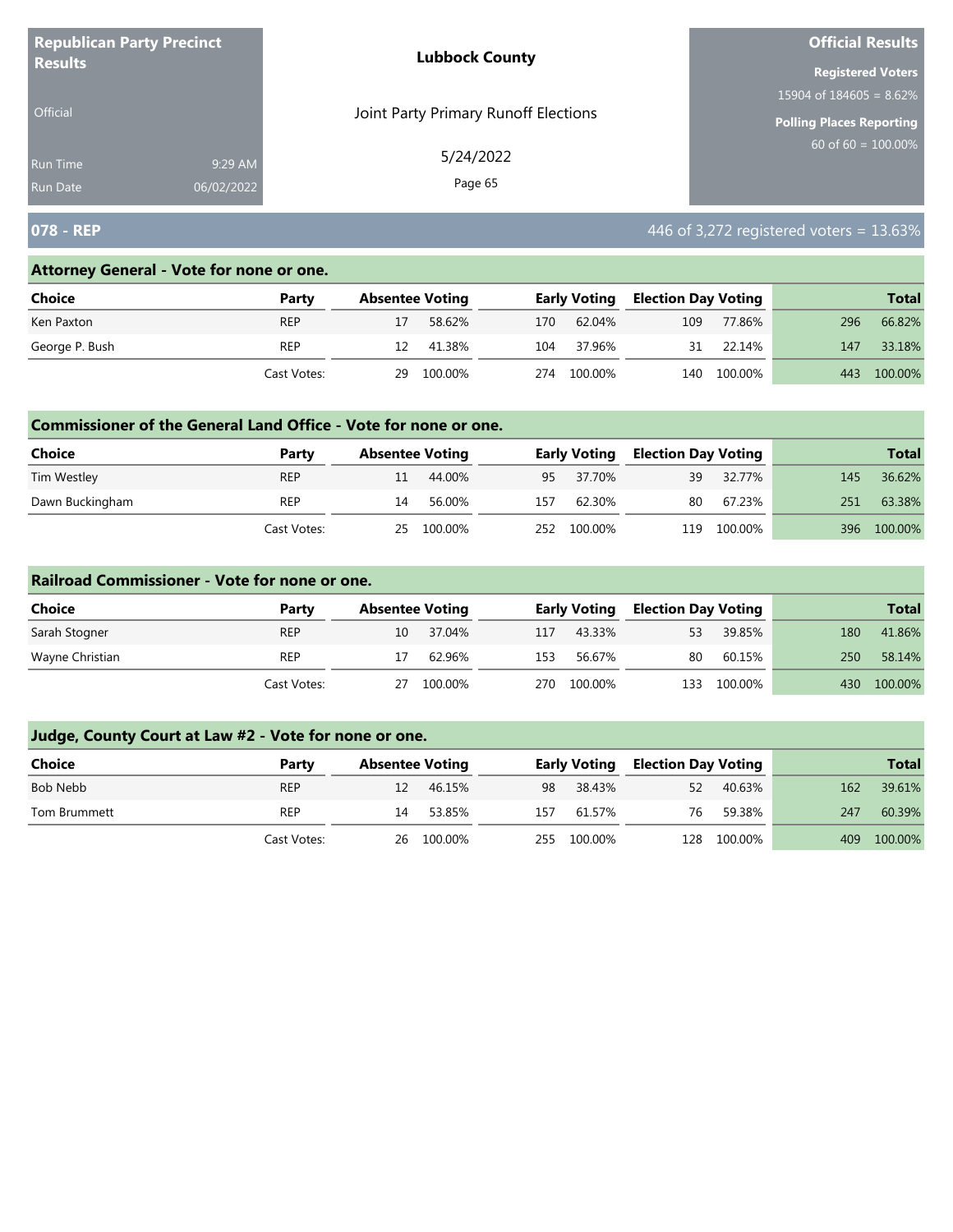**Republican Party Precinct Results**

Official

Run Time 9:29 AM
Run Date 06/02/2022

**Lubbock County**

Joint Party Primary Runoff Elections

5/24/2022

**Official Results**

**Registered Voters**
15904 of 184605 = 8.62%

**Polling Places Reporting**
60 of 60 = 100.00%

## 078 - REP

446 of 3,272 registered voters = 13.63%

### Attorney General - Vote for none or one.

| Choice | Party | Absentee Voting | | Early Voting | | Election Day Voting | | Total | |
|---|---|---|---|---|---|---|---|---|---|
| Ken Paxton | REP | 17 | 58.62% | 170 | 62.04% | 109 | 77.86% | 296 | 66.82% |
| George P. Bush | REP | 12 | 41.38% | 104 | 37.96% | 31 | 22.14% | 147 | 33.18% |
| | Cast Votes: | 29 | 100.00% | 274 | 100.00% | 140 | 100.00% | 443 | 100.00% |

### Commissioner of the General Land Office - Vote for none or one.

| Choice | Party | Absentee Voting | | Early Voting | | Election Day Voting | | Total | |
|---|---|---|---|---|---|---|---|---|---|
| Tim Westley | REP | 11 | 44.00% | 95 | 37.70% | 39 | 32.77% | 145 | 36.62% |
| Dawn Buckingham | REP | 14 | 56.00% | 157 | 62.30% | 80 | 67.23% | 251 | 63.38% |
| | Cast Votes: | 25 | 100.00% | 252 | 100.00% | 119 | 100.00% | 396 | 100.00% |

### Railroad Commissioner - Vote for none or one.

| Choice | Party | Absentee Voting | | Early Voting | | Election Day Voting | | Total | |
|---|---|---|---|---|---|---|---|---|---|
| Sarah Stogner | REP | 10 | 37.04% | 117 | 43.33% | 53 | 39.85% | 180 | 41.86% |
| Wayne Christian | REP | 17 | 62.96% | 153 | 56.67% | 80 | 60.15% | 250 | 58.14% |
| | Cast Votes: | 27 | 100.00% | 270 | 100.00% | 133 | 100.00% | 430 | 100.00% |

### Judge, County Court at Law #2 - Vote for none or one.

| Choice | Party | Absentee Voting | | Early Voting | | Election Day Voting | | Total | |
|---|---|---|---|---|---|---|---|---|---|
| Bob Nebb | REP | 12 | 46.15% | 98 | 38.43% | 52 | 40.63% | 162 | 39.61% |
| Tom Brummett | REP | 14 | 53.85% | 157 | 61.57% | 76 | 59.38% | 247 | 60.39% |
| | Cast Votes: | 26 | 100.00% | 255 | 100.00% | 128 | 100.00% | 409 | 100.00% |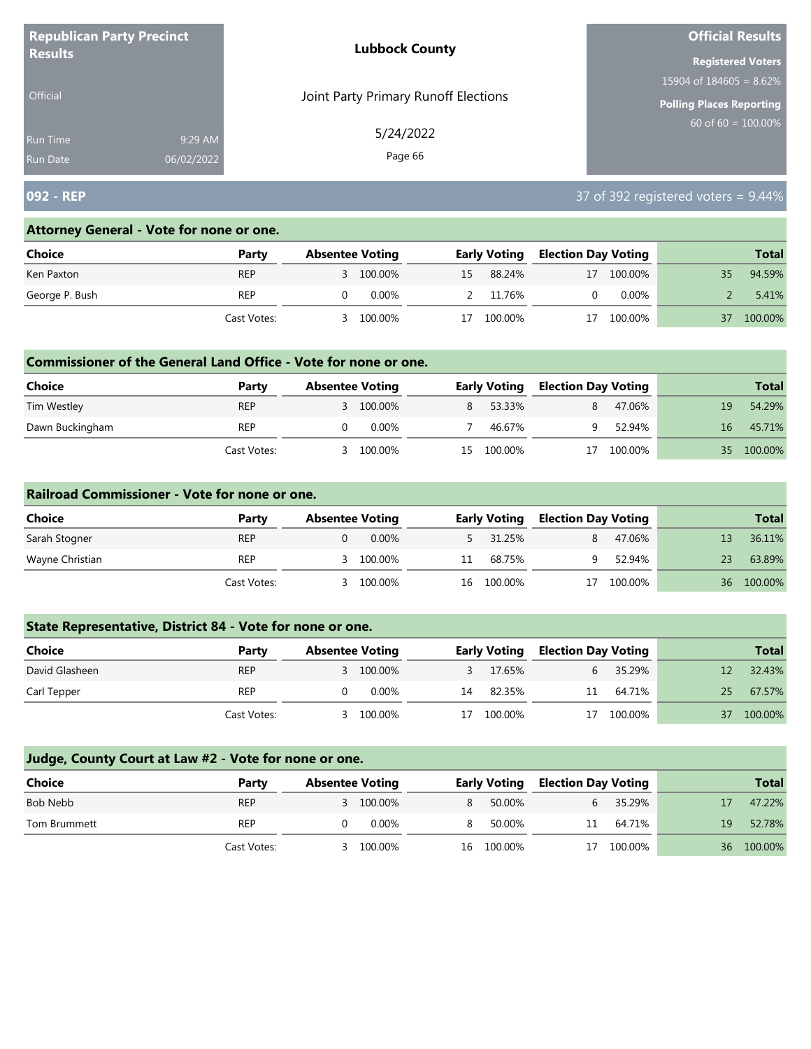**Republican Party Precinct Results**

Official

Run Time 9:29 AM
Run Date 06/02/2022

**Lubbock County**

Joint Party Primary Runoff Elections

5/24/2022

**Official Results**

**Registered Voters**
15904 of 184605 = 8.62%

**Polling Places Reporting**
60 of 60 = 100.00%

## 092 - REP

37 of 392 registered voters = 9.44%

### Attorney General - Vote for none or one.

| Choice | Party | Absentee Voting | | Early Voting | | Election Day Voting | | Total | |
|---|---|---|---|---|---|---|---|---|---|
| Ken Paxton | REP | 3 | 100.00% | 15 | 88.24% | 17 | 100.00% | 35 | 94.59% |
| George P. Bush | REP | 0 | 0.00% | 2 | 11.76% | 0 | 0.00% | 2 | 5.41% |
| | Cast Votes: | 3 | 100.00% | 17 | 100.00% | 17 | 100.00% | 37 | 100.00% |

### Commissioner of the General Land Office - Vote for none or one.

| Choice | Party | Absentee Voting | | Early Voting | | Election Day Voting | | Total | |
|---|---|---|---|---|---|---|---|---|---|
| Tim Westley | REP | 3 | 100.00% | 8 | 53.33% | 8 | 47.06% | 19 | 54.29% |
| Dawn Buckingham | REP | 0 | 0.00% | 7 | 46.67% | 9 | 52.94% | 16 | 45.71% |
| | Cast Votes: | 3 | 100.00% | 15 | 100.00% | 17 | 100.00% | 35 | 100.00% |

### Railroad Commissioner - Vote for none or one.

| Choice | Party | Absentee Voting | | Early Voting | | Election Day Voting | | Total | |
|---|---|---|---|---|---|---|---|---|---|
| Sarah Stogner | REP | 0 | 0.00% | 5 | 31.25% | 8 | 47.06% | 13 | 36.11% |
| Wayne Christian | REP | 3 | 100.00% | 11 | 68.75% | 9 | 52.94% | 23 | 63.89% |
| | Cast Votes: | 3 | 100.00% | 16 | 100.00% | 17 | 100.00% | 36 | 100.00% |

### State Representative, District 84 - Vote for none or one.

| Choice | Party | Absentee Voting | | Early Voting | | Election Day Voting | | Total | |
|---|---|---|---|---|---|---|---|---|---|
| David Glasheen | REP | 3 | 100.00% | 3 | 17.65% | 6 | 35.29% | 12 | 32.43% |
| Carl Tepper | REP | 0 | 0.00% | 14 | 82.35% | 11 | 64.71% | 25 | 67.57% |
| | Cast Votes: | 3 | 100.00% | 17 | 100.00% | 17 | 100.00% | 37 | 100.00% |

### Judge, County Court at Law #2 - Vote for none or one.

| Choice | Party | Absentee Voting | | Early Voting | | Election Day Voting | | Total | |
|---|---|---|---|---|---|---|---|---|---|
| Bob Nebb | REP | 3 | 100.00% | 8 | 50.00% | 6 | 35.29% | 17 | 47.22% |
| Tom Brummett | REP | 0 | 0.00% | 8 | 50.00% | 11 | 64.71% | 19 | 52.78% |
| | Cast Votes: | 3 | 100.00% | 16 | 100.00% | 17 | 100.00% | 36 | 100.00% |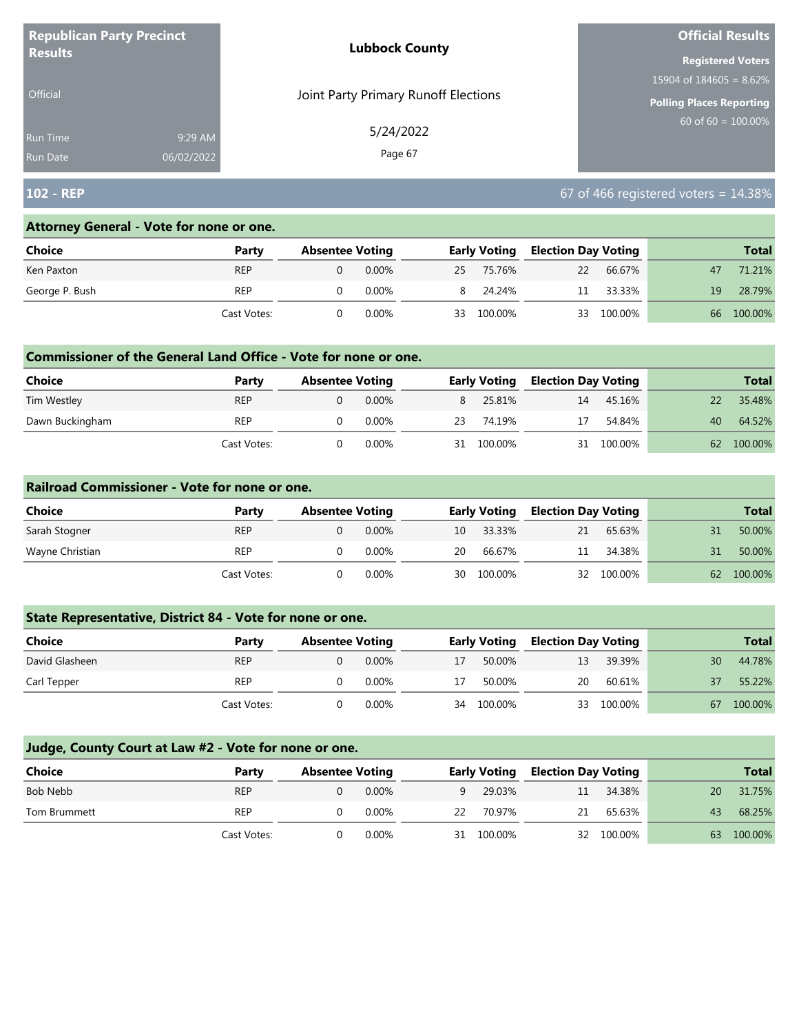**Republican Party Precinct Results**

Official

Run Time 9:29 AM
Run Date 06/02/2022

**Lubbock County**

Joint Party Primary Runoff Elections

5/24/2022

**Official Results**

**Registered Voters**
15904 of 184605 = 8.62%

**Polling Places Reporting**
60 of 60 = 100.00%

## 102 - REP

67 of 466 registered voters = 14.38%

### Attorney General - Vote for none or one.

| Choice | Party | Absentee Voting | | Early Voting | | Election Day Voting | | Total | |
|---|---|---|---|---|---|---|---|---|---|
| Ken Paxton | REP | 0 | 0.00% | 25 | 75.76% | 22 | 66.67% | 47 | 71.21% |
| George P. Bush | REP | 0 | 0.00% | 8 | 24.24% | 11 | 33.33% | 19 | 28.79% |
| | Cast Votes: | 0 | 0.00% | 33 | 100.00% | 33 | 100.00% | 66 | 100.00% |

### Commissioner of the General Land Office - Vote for none or one.

| Choice | Party | Absentee Voting | | Early Voting | | Election Day Voting | | Total | |
|---|---|---|---|---|---|---|---|---|---|
| Tim Westley | REP | 0 | 0.00% | 8 | 25.81% | 14 | 45.16% | 22 | 35.48% |
| Dawn Buckingham | REP | 0 | 0.00% | 23 | 74.19% | 17 | 54.84% | 40 | 64.52% |
| | Cast Votes: | 0 | 0.00% | 31 | 100.00% | 31 | 100.00% | 62 | 100.00% |

### Railroad Commissioner - Vote for none or one.

| Choice | Party | Absentee Voting | | Early Voting | | Election Day Voting | | Total | |
|---|---|---|---|---|---|---|---|---|---|
| Sarah Stogner | REP | 0 | 0.00% | 10 | 33.33% | 21 | 65.63% | 31 | 50.00% |
| Wayne Christian | REP | 0 | 0.00% | 20 | 66.67% | 11 | 34.38% | 31 | 50.00% |
| | Cast Votes: | 0 | 0.00% | 30 | 100.00% | 32 | 100.00% | 62 | 100.00% |

### State Representative, District 84 - Vote for none or one.

| Choice | Party | Absentee Voting | | Early Voting | | Election Day Voting | | Total | |
|---|---|---|---|---|---|---|---|---|---|
| David Glasheen | REP | 0 | 0.00% | 17 | 50.00% | 13 | 39.39% | 30 | 44.78% |
| Carl Tepper | REP | 0 | 0.00% | 17 | 50.00% | 20 | 60.61% | 37 | 55.22% |
| | Cast Votes: | 0 | 0.00% | 34 | 100.00% | 33 | 100.00% | 67 | 100.00% |

### Judge, County Court at Law #2 - Vote for none or one.

| Choice | Party | Absentee Voting | | Early Voting | | Election Day Voting | | Total | |
|---|---|---|---|---|---|---|---|---|---|
| Bob Nebb | REP | 0 | 0.00% | 9 | 29.03% | 11 | 34.38% | 20 | 31.75% |
| Tom Brummett | REP | 0 | 0.00% | 22 | 70.97% | 21 | 65.63% | 43 | 68.25% |
| | Cast Votes: | 0 | 0.00% | 31 | 100.00% | 32 | 100.00% | 63 | 100.00% |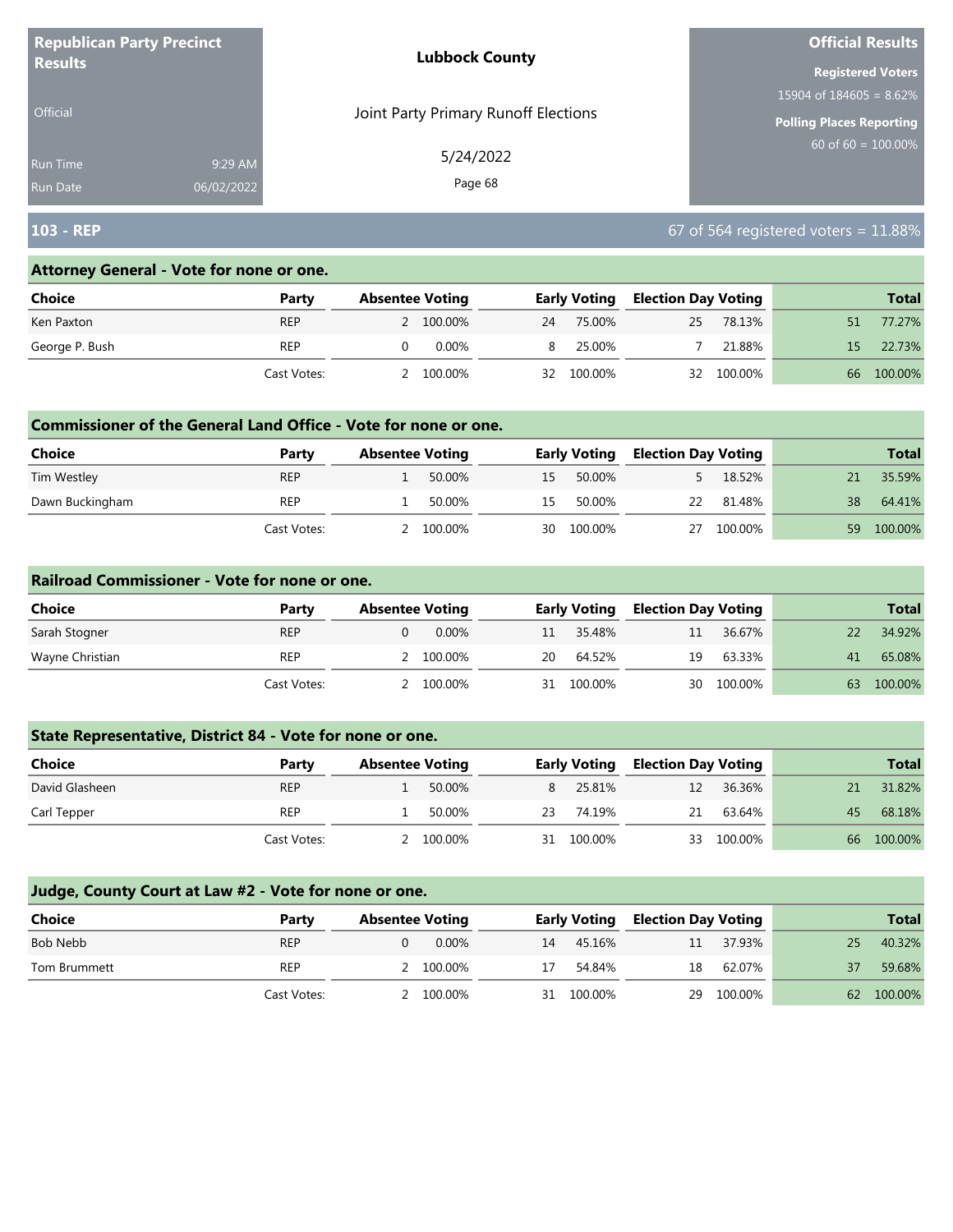**Republican Party Precinct Results**

Official

Run Time 9:29 AM
Run Date 06/02/2022

**Lubbock County**

Joint Party Primary Runoff Elections

5/24/2022

**Official Results**

**Registered Voters**
15904 of 184605 = 8.62%

**Polling Places Reporting**
60 of 60 = 100.00%

## 103 - REP

67 of 564 registered voters = 11.88%

### Attorney General - Vote for none or one.

| Choice | Party | Absentee Voting | | Early Voting | | Election Day Voting | | Total | |
|---|---|---|---|---|---|---|---|---|---|
| Ken Paxton | REP | 2 | 100.00% | 24 | 75.00% | 25 | 78.13% | 51 | 77.27% |
| George P. Bush | REP | 0 | 0.00% | 8 | 25.00% | 7 | 21.88% | 15 | 22.73% |
| | Cast Votes: | 2 | 100.00% | 32 | 100.00% | 32 | 100.00% | 66 | 100.00% |

### Commissioner of the General Land Office - Vote for none or one.

| Choice | Party | Absentee Voting | | Early Voting | | Election Day Voting | | Total | |
|---|---|---|---|---|---|---|---|---|---|
| Tim Westley | REP | 1 | 50.00% | 15 | 50.00% | 5 | 18.52% | 21 | 35.59% |
| Dawn Buckingham | REP | 1 | 50.00% | 15 | 50.00% | 22 | 81.48% | 38 | 64.41% |
| | Cast Votes: | 2 | 100.00% | 30 | 100.00% | 27 | 100.00% | 59 | 100.00% |

### Railroad Commissioner - Vote for none or one.

| Choice | Party | Absentee Voting | | Early Voting | | Election Day Voting | | Total | |
|---|---|---|---|---|---|---|---|---|---|
| Sarah Stogner | REP | 0 | 0.00% | 11 | 35.48% | 11 | 36.67% | 22 | 34.92% |
| Wayne Christian | REP | 2 | 100.00% | 20 | 64.52% | 19 | 63.33% | 41 | 65.08% |
| | Cast Votes: | 2 | 100.00% | 31 | 100.00% | 30 | 100.00% | 63 | 100.00% |

### State Representative, District 84 - Vote for none or one.

| Choice | Party | Absentee Voting | | Early Voting | | Election Day Voting | | Total | |
|---|---|---|---|---|---|---|---|---|---|
| David Glasheen | REP | 1 | 50.00% | 8 | 25.81% | 12 | 36.36% | 21 | 31.82% |
| Carl Tepper | REP | 1 | 50.00% | 23 | 74.19% | 21 | 63.64% | 45 | 68.18% |
| | Cast Votes: | 2 | 100.00% | 31 | 100.00% | 33 | 100.00% | 66 | 100.00% |

### Judge, County Court at Law #2 - Vote for none or one.

| Choice | Party | Absentee Voting | | Early Voting | | Election Day Voting | | Total | |
|---|---|---|---|---|---|---|---|---|---|
| Bob Nebb | REP | 0 | 0.00% | 14 | 45.16% | 11 | 37.93% | 25 | 40.32% |
| Tom Brummett | REP | 2 | 100.00% | 17 | 54.84% | 18 | 62.07% | 37 | 59.68% |
| | Cast Votes: | 2 | 100.00% | 31 | 100.00% | 29 | 100.00% | 62 | 100.00% |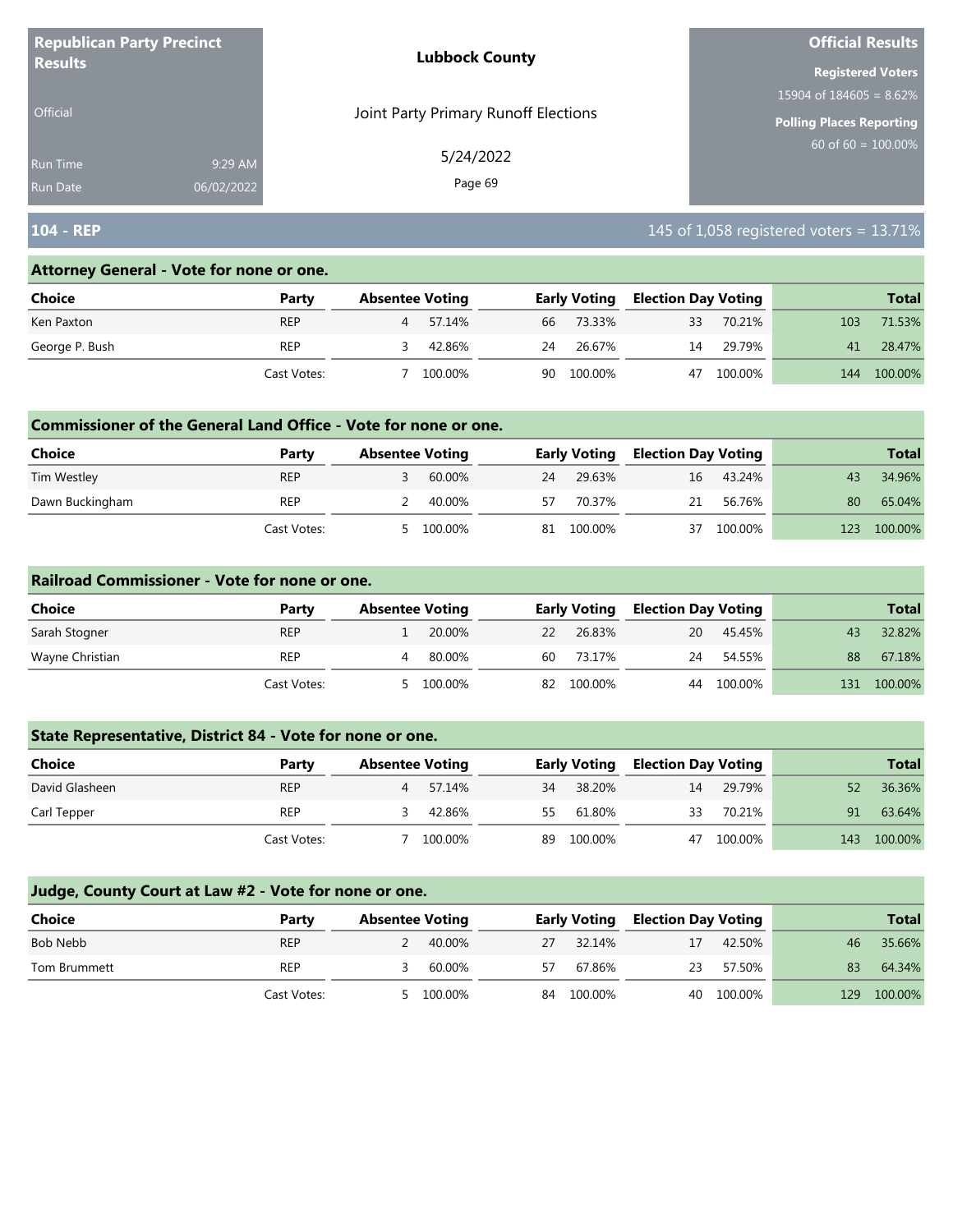**Republican Party Precinct Results**

Official

Run Time 9:29 AM
Run Date 06/02/2022

**Lubbock County**

Joint Party Primary Runoff Elections

5/24/2022

**Official Results**

**Registered Voters**
15904 of 184605 = 8.62%

**Polling Places Reporting**
60 of 60 = 100.00%

## 104 - REP

145 of 1,058 registered voters = 13.71%

### Attorney General - Vote for none or one.

| Choice | Party | Absentee Voting | | Early Voting | | Election Day Voting | | Total | |
|---|---|---|---|---|---|---|---|---|---|
| Ken Paxton | REP | 4 | 57.14% | 66 | 73.33% | 33 | 70.21% | 103 | 71.53% |
| George P. Bush | REP | 3 | 42.86% | 24 | 26.67% | 14 | 29.79% | 41 | 28.47% |
| | Cast Votes: | 7 | 100.00% | 90 | 100.00% | 47 | 100.00% | 144 | 100.00% |

### Commissioner of the General Land Office - Vote for none or one.

| Choice | Party | Absentee Voting | | Early Voting | | Election Day Voting | | Total | |
|---|---|---|---|---|---|---|---|---|---|
| Tim Westley | REP | 3 | 60.00% | 24 | 29.63% | 16 | 43.24% | 43 | 34.96% |
| Dawn Buckingham | REP | 2 | 40.00% | 57 | 70.37% | 21 | 56.76% | 80 | 65.04% |
| | Cast Votes: | 5 | 100.00% | 81 | 100.00% | 37 | 100.00% | 123 | 100.00% |

### Railroad Commissioner - Vote for none or one.

| Choice | Party | Absentee Voting | | Early Voting | | Election Day Voting | | Total | |
|---|---|---|---|---|---|---|---|---|---|
| Sarah Stogner | REP | 1 | 20.00% | 22 | 26.83% | 20 | 45.45% | 43 | 32.82% |
| Wayne Christian | REP | 4 | 80.00% | 60 | 73.17% | 24 | 54.55% | 88 | 67.18% |
| | Cast Votes: | 5 | 100.00% | 82 | 100.00% | 44 | 100.00% | 131 | 100.00% |

### State Representative, District 84 - Vote for none or one.

| Choice | Party | Absentee Voting | | Early Voting | | Election Day Voting | | Total | |
|---|---|---|---|---|---|---|---|---|---|
| David Glasheen | REP | 4 | 57.14% | 34 | 38.20% | 14 | 29.79% | 52 | 36.36% |
| Carl Tepper | REP | 3 | 42.86% | 55 | 61.80% | 33 | 70.21% | 91 | 63.64% |
| | Cast Votes: | 7 | 100.00% | 89 | 100.00% | 47 | 100.00% | 143 | 100.00% |

### Judge, County Court at Law #2 - Vote for none or one.

| Choice | Party | Absentee Voting | | Early Voting | | Election Day Voting | | Total | |
|---|---|---|---|---|---|---|---|---|---|
| Bob Nebb | REP | 2 | 40.00% | 27 | 32.14% | 17 | 42.50% | 46 | 35.66% |
| Tom Brummett | REP | 3 | 60.00% | 57 | 67.86% | 23 | 57.50% | 83 | 64.34% |
| | Cast Votes: | 5 | 100.00% | 84 | 100.00% | 40 | 100.00% | 129 | 100.00% |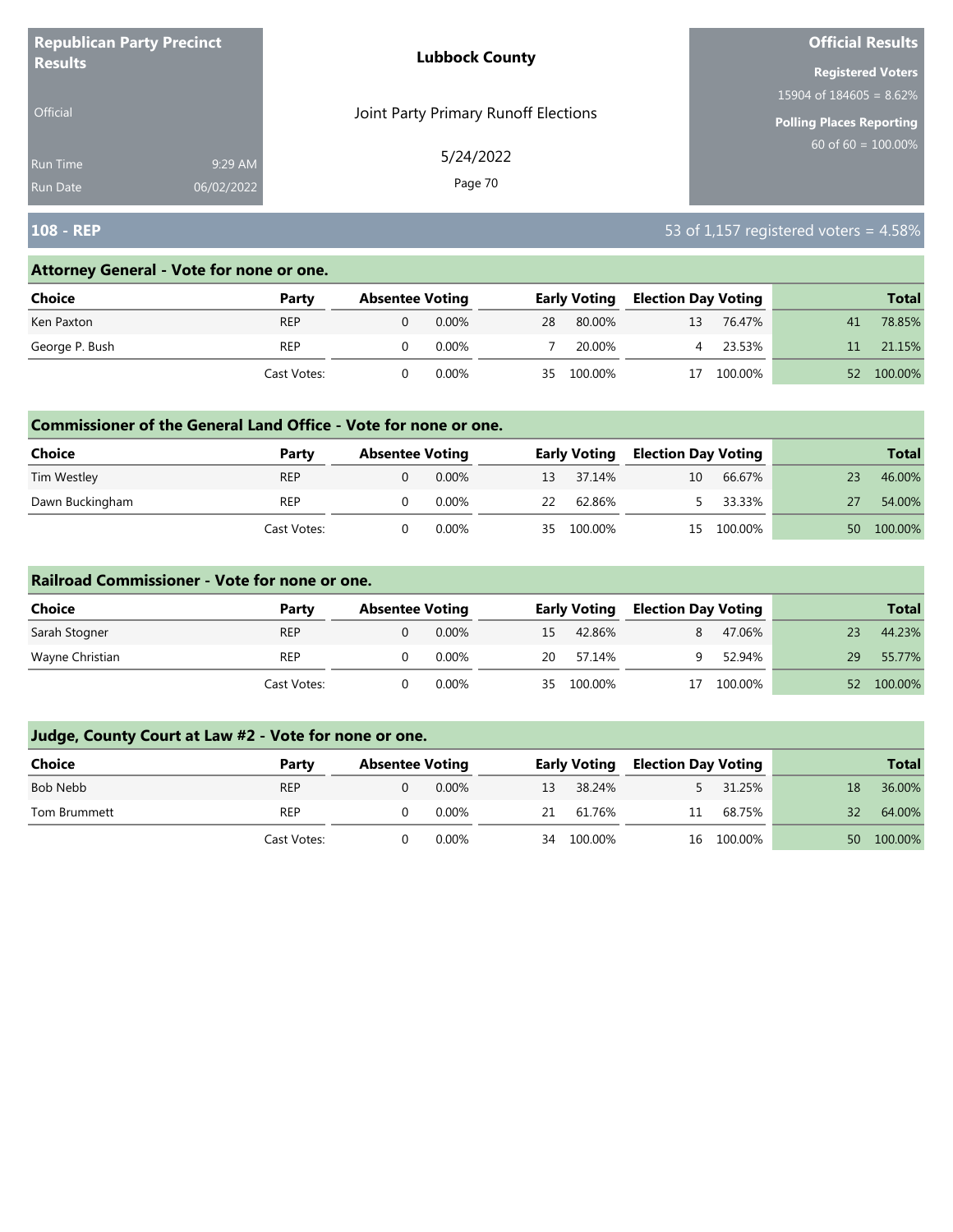**Republican Party Precinct Results**

Official

Run Time 9:29 AM
Run Date 06/02/2022

**Lubbock County**

Joint Party Primary Runoff Elections

5/24/2022

**Official Results**

**Registered Voters**
15904 of 184605 = 8.62%

**Polling Places Reporting**
60 of 60 = 100.00%

## 108 - REP

53 of 1,157 registered voters = 4.58%

### Attorney General - Vote for none or one.

| Choice | Party | Absentee Voting | | Early Voting | | Election Day Voting | | Total | |
|---|---|---|---|---|---|---|---|---|---|
| Ken Paxton | REP | 0 | 0.00% | 28 | 80.00% | 13 | 76.47% | 41 | 78.85% |
| George P. Bush | REP | 0 | 0.00% | 7 | 20.00% | 4 | 23.53% | 11 | 21.15% |
| | Cast Votes: | 0 | 0.00% | 35 | 100.00% | 17 | 100.00% | 52 | 100.00% |

### Commissioner of the General Land Office - Vote for none or one.

| Choice | Party | Absentee Voting | | Early Voting | | Election Day Voting | | Total | |
|---|---|---|---|---|---|---|---|---|---|
| Tim Westley | REP | 0 | 0.00% | 13 | 37.14% | 10 | 66.67% | 23 | 46.00% |
| Dawn Buckingham | REP | 0 | 0.00% | 22 | 62.86% | 5 | 33.33% | 27 | 54.00% |
| | Cast Votes: | 0 | 0.00% | 35 | 100.00% | 15 | 100.00% | 50 | 100.00% |

### Railroad Commissioner - Vote for none or one.

| Choice | Party | Absentee Voting | | Early Voting | | Election Day Voting | | Total | |
|---|---|---|---|---|---|---|---|---|---|
| Sarah Stogner | REP | 0 | 0.00% | 15 | 42.86% | 8 | 47.06% | 23 | 44.23% |
| Wayne Christian | REP | 0 | 0.00% | 20 | 57.14% | 9 | 52.94% | 29 | 55.77% |
| | Cast Votes: | 0 | 0.00% | 35 | 100.00% | 17 | 100.00% | 52 | 100.00% |

### Judge, County Court at Law #2 - Vote for none or one.

| Choice | Party | Absentee Voting | | Early Voting | | Election Day Voting | | Total | |
|---|---|---|---|---|---|---|---|---|---|
| Bob Nebb | REP | 0 | 0.00% | 13 | 38.24% | 5 | 31.25% | 18 | 36.00% |
| Tom Brummett | REP | 0 | 0.00% | 21 | 61.76% | 11 | 68.75% | 32 | 64.00% |
| | Cast Votes: | 0 | 0.00% | 34 | 100.00% | 16 | 100.00% | 50 | 100.00% |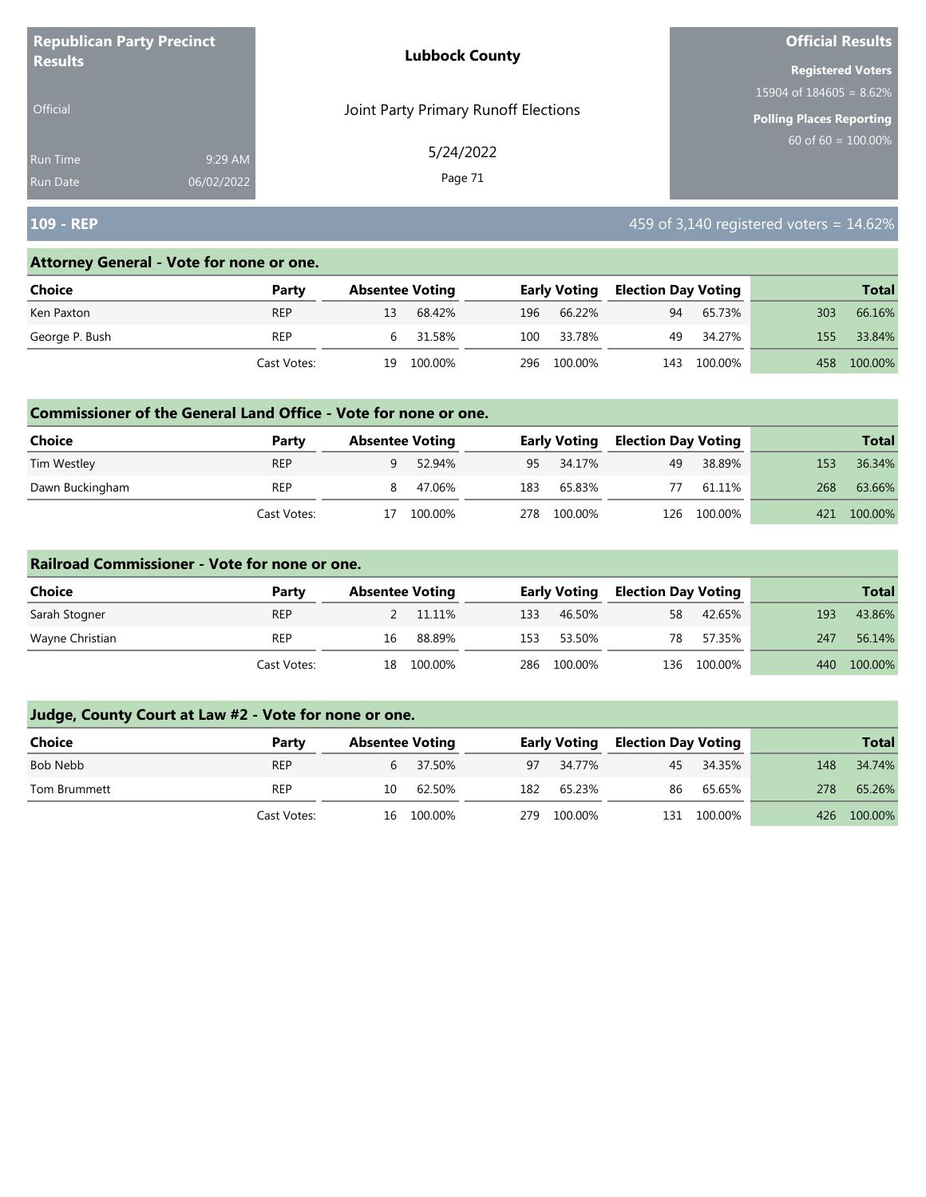**Republican Party Precinct Results**

Official

Run Time 9:29 AM
Run Date 06/02/2022

**Lubbock County**

Joint Party Primary Runoff Elections

5/24/2022

**Official Results**

**Registered Voters**
15904 of 184605 = 8.62%

**Polling Places Reporting**
60 of 60 = 100.00%

## 109 - REP

459 of 3,140 registered voters = 14.62%

### Attorney General - Vote for none or one.

| Choice | Party | Absentee Voting | | Early Voting | | Election Day Voting | | Total | |
|---|---|---|---|---|---|---|---|---|---|
| Ken Paxton | REP | 13 | 68.42% | 196 | 66.22% | 94 | 65.73% | 303 | 66.16% |
| George P. Bush | REP | 6 | 31.58% | 100 | 33.78% | 49 | 34.27% | 155 | 33.84% |
| | Cast Votes: | 19 | 100.00% | 296 | 100.00% | 143 | 100.00% | 458 | 100.00% |

### Commissioner of the General Land Office - Vote for none or one.

| Choice | Party | Absentee Voting | | Early Voting | | Election Day Voting | | Total | |
|---|---|---|---|---|---|---|---|---|---|
| Tim Westley | REP | 9 | 52.94% | 95 | 34.17% | 49 | 38.89% | 153 | 36.34% |
| Dawn Buckingham | REP | 8 | 47.06% | 183 | 65.83% | 77 | 61.11% | 268 | 63.66% |
| | Cast Votes: | 17 | 100.00% | 278 | 100.00% | 126 | 100.00% | 421 | 100.00% |

### Railroad Commissioner - Vote for none or one.

| Choice | Party | Absentee Voting | | Early Voting | | Election Day Voting | | Total | |
|---|---|---|---|---|---|---|---|---|---|
| Sarah Stogner | REP | 2 | 11.11% | 133 | 46.50% | 58 | 42.65% | 193 | 43.86% |
| Wayne Christian | REP | 16 | 88.89% | 153 | 53.50% | 78 | 57.35% | 247 | 56.14% |
| | Cast Votes: | 18 | 100.00% | 286 | 100.00% | 136 | 100.00% | 440 | 100.00% |

### Judge, County Court at Law #2 - Vote for none or one.

| Choice | Party | Absentee Voting | | Early Voting | | Election Day Voting | | Total | |
|---|---|---|---|---|---|---|---|---|---|
| Bob Nebb | REP | 6 | 37.50% | 97 | 34.77% | 45 | 34.35% | 148 | 34.74% |
| Tom Brummett | REP | 10 | 62.50% | 182 | 65.23% | 86 | 65.65% | 278 | 65.26% |
| | Cast Votes: | 16 | 100.00% | 279 | 100.00% | 131 | 100.00% | 426 | 100.00% |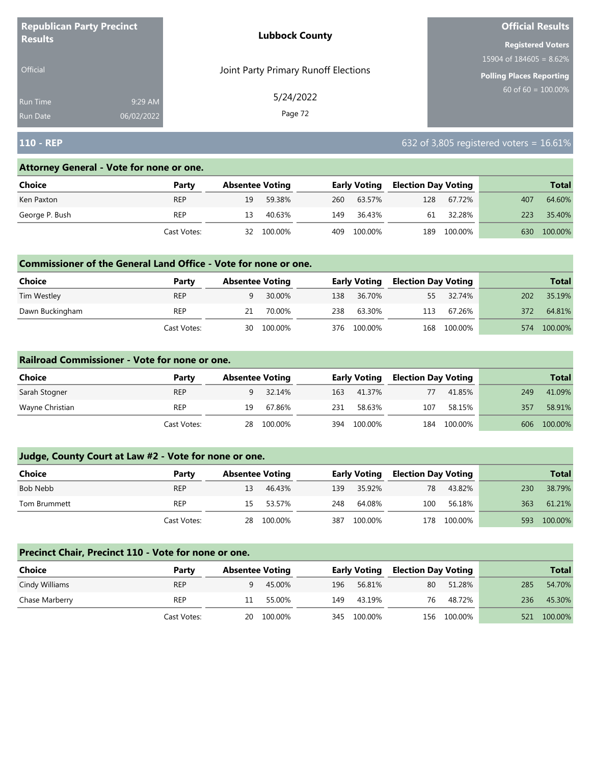**Republican Party Precinct Results**

Official

Run Time 9:29 AM

Run Date 06/02/2022

**Lubbock County**

Joint Party Primary Runoff Elections

5/24/2022

**Official Results**

**Registered Voters**

15904 of 184605 = 8.62%

**Polling Places Reporting**

60 of 60 = 100.00%

## 110 - REP

632 of 3,805 registered voters = 16.61%

### Attorney General - Vote for none or one.

| Choice | Party | Absentee Voting | | Early Voting | | Election Day Voting | | Total | |
|---|---|---|---|---|---|---|---|---|---|
| Ken Paxton | REP | 19 | 59.38% | 260 | 63.57% | 128 | 67.72% | 407 | 64.60% |
| George P. Bush | REP | 13 | 40.63% | 149 | 36.43% | 61 | 32.28% | 223 | 35.40% |
| | Cast Votes: | 32 | 100.00% | 409 | 100.00% | 189 | 100.00% | 630 | 100.00% |

### Commissioner of the General Land Office - Vote for none or one.

| Choice | Party | Absentee Voting | | Early Voting | | Election Day Voting | | Total | |
|---|---|---|---|---|---|---|---|---|---|
| Tim Westley | REP | 9 | 30.00% | 138 | 36.70% | 55 | 32.74% | 202 | 35.19% |
| Dawn Buckingham | REP | 21 | 70.00% | 238 | 63.30% | 113 | 67.26% | 372 | 64.81% |
| | Cast Votes: | 30 | 100.00% | 376 | 100.00% | 168 | 100.00% | 574 | 100.00% |

### Railroad Commissioner - Vote for none or one.

| Choice | Party | Absentee Voting | | Early Voting | | Election Day Voting | | Total | |
|---|---|---|---|---|---|---|---|---|---|
| Sarah Stogner | REP | 9 | 32.14% | 163 | 41.37% | 77 | 41.85% | 249 | 41.09% |
| Wayne Christian | REP | 19 | 67.86% | 231 | 58.63% | 107 | 58.15% | 357 | 58.91% |
| | Cast Votes: | 28 | 100.00% | 394 | 100.00% | 184 | 100.00% | 606 | 100.00% |

### Judge, County Court at Law #2 - Vote for none or one.

| Choice | Party | Absentee Voting | | Early Voting | | Election Day Voting | | Total | |
|---|---|---|---|---|---|---|---|---|---|
| Bob Nebb | REP | 13 | 46.43% | 139 | 35.92% | 78 | 43.82% | 230 | 38.79% |
| Tom Brummett | REP | 15 | 53.57% | 248 | 64.08% | 100 | 56.18% | 363 | 61.21% |
| | Cast Votes: | 28 | 100.00% | 387 | 100.00% | 178 | 100.00% | 593 | 100.00% |

### Precinct Chair, Precinct 110 - Vote for none or one.

| Choice | Party | Absentee Voting | | Early Voting | | Election Day Voting | | Total | |
|---|---|---|---|---|---|---|---|---|---|
| Cindy Williams | REP | 9 | 45.00% | 196 | 56.81% | 80 | 51.28% | 285 | 54.70% |
| Chase Marberry | REP | 11 | 55.00% | 149 | 43.19% | 76 | 48.72% | 236 | 45.30% |
| | Cast Votes: | 20 | 100.00% | 345 | 100.00% | 156 | 100.00% | 521 | 100.00% |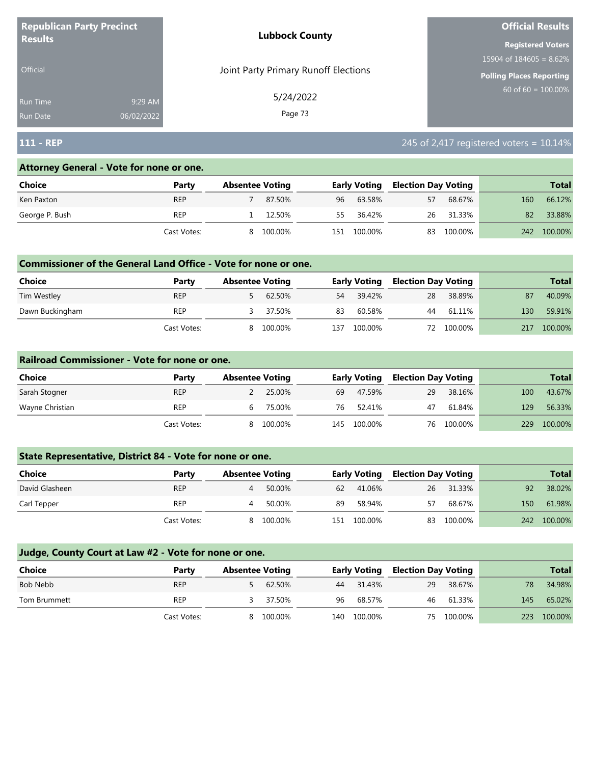**Republican Party Precinct Results**

Official

Run Time 9:29 AM
Run Date 06/02/2022

**Lubbock County**

Joint Party Primary Runoff Elections

5/24/2022

**Official Results**

**Registered Voters**
15904 of 184605 = 8.62%

**Polling Places Reporting**
60 of 60 = 100.00%

## 111 - REP

245 of 2,417 registered voters = 10.14%

### Attorney General - Vote for none or one.

| Choice | Party | Absentee Voting | | Early Voting | | Election Day Voting | | Total | |
|---|---|---|---|---|---|---|---|---|---|
| Ken Paxton | REP | 7 | 87.50% | 96 | 63.58% | 57 | 68.67% | 160 | 66.12% |
| George P. Bush | REP | 1 | 12.50% | 55 | 36.42% | 26 | 31.33% | 82 | 33.88% |
| | Cast Votes: | 8 | 100.00% | 151 | 100.00% | 83 | 100.00% | 242 | 100.00% |

### Commissioner of the General Land Office - Vote for none or one.

| Choice | Party | Absentee Voting | | Early Voting | | Election Day Voting | | Total | |
|---|---|---|---|---|---|---|---|---|---|
| Tim Westley | REP | 5 | 62.50% | 54 | 39.42% | 28 | 38.89% | 87 | 40.09% |
| Dawn Buckingham | REP | 3 | 37.50% | 83 | 60.58% | 44 | 61.11% | 130 | 59.91% |
| | Cast Votes: | 8 | 100.00% | 137 | 100.00% | 72 | 100.00% | 217 | 100.00% |

### Railroad Commissioner - Vote for none or one.

| Choice | Party | Absentee Voting | | Early Voting | | Election Day Voting | | Total | |
|---|---|---|---|---|---|---|---|---|---|
| Sarah Stogner | REP | 2 | 25.00% | 69 | 47.59% | 29 | 38.16% | 100 | 43.67% |
| Wayne Christian | REP | 6 | 75.00% | 76 | 52.41% | 47 | 61.84% | 129 | 56.33% |
| | Cast Votes: | 8 | 100.00% | 145 | 100.00% | 76 | 100.00% | 229 | 100.00% |

### State Representative, District 84 - Vote for none or one.

| Choice | Party | Absentee Voting | | Early Voting | | Election Day Voting | | Total | |
|---|---|---|---|---|---|---|---|---|---|
| David Glasheen | REP | 4 | 50.00% | 62 | 41.06% | 26 | 31.33% | 92 | 38.02% |
| Carl Tepper | REP | 4 | 50.00% | 89 | 58.94% | 57 | 68.67% | 150 | 61.98% |
| | Cast Votes: | 8 | 100.00% | 151 | 100.00% | 83 | 100.00% | 242 | 100.00% |

### Judge, County Court at Law #2 - Vote for none or one.

| Choice | Party | Absentee Voting | | Early Voting | | Election Day Voting | | Total | |
|---|---|---|---|---|---|---|---|---|---|
| Bob Nebb | REP | 5 | 62.50% | 44 | 31.43% | 29 | 38.67% | 78 | 34.98% |
| Tom Brummett | REP | 3 | 37.50% | 96 | 68.57% | 46 | 61.33% | 145 | 65.02% |
| | Cast Votes: | 8 | 100.00% | 140 | 100.00% | 75 | 100.00% | 223 | 100.00% |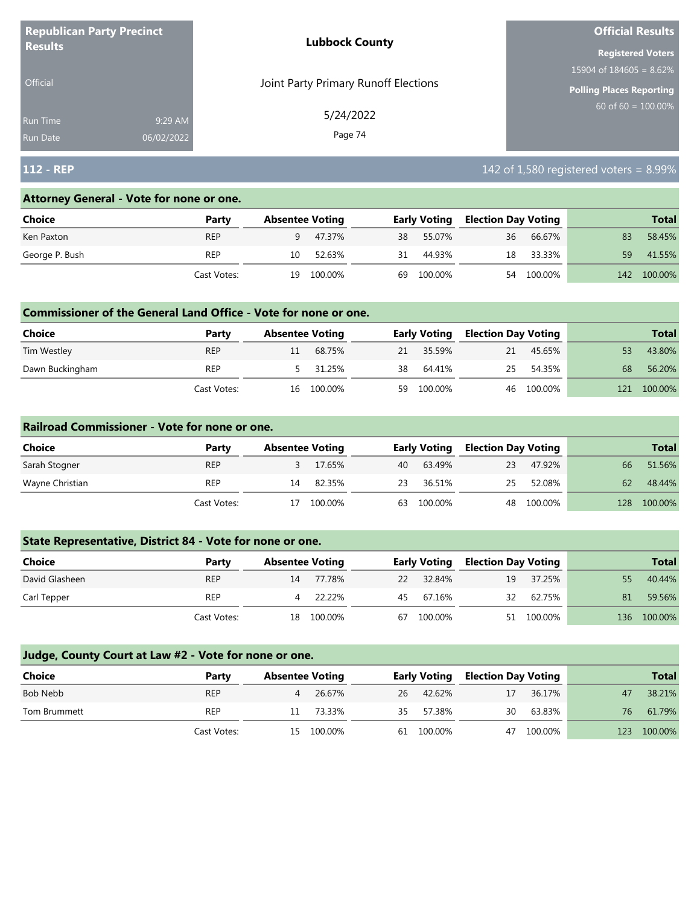**Republican Party Precinct Results**

Official

Run Time 9:29 AM
Run Date 06/02/2022

**Lubbock County**

Joint Party Primary Runoff Elections

5/24/2022

**Official Results**

**Registered Voters**
15904 of 184605 = 8.62%

**Polling Places Reporting**
60 of 60 = 100.00%

## 112 - REP

142 of 1,580 registered voters = 8.99%

### Attorney General - Vote for none or one.

| Choice | Party | Absentee Voting | | Early Voting | | Election Day Voting | | Total | |
|---|---|---|---|---|---|---|---|---|---|
| Ken Paxton | REP | 9 | 47.37% | 38 | 55.07% | 36 | 66.67% | 83 | 58.45% |
| George P. Bush | REP | 10 | 52.63% | 31 | 44.93% | 18 | 33.33% | 59 | 41.55% |
| | Cast Votes: | 19 | 100.00% | 69 | 100.00% | 54 | 100.00% | 142 | 100.00% |

### Commissioner of the General Land Office - Vote for none or one.

| Choice | Party | Absentee Voting | | Early Voting | | Election Day Voting | | Total | |
|---|---|---|---|---|---|---|---|---|---|
| Tim Westley | REP | 11 | 68.75% | 21 | 35.59% | 21 | 45.65% | 53 | 43.80% |
| Dawn Buckingham | REP | 5 | 31.25% | 38 | 64.41% | 25 | 54.35% | 68 | 56.20% |
| | Cast Votes: | 16 | 100.00% | 59 | 100.00% | 46 | 100.00% | 121 | 100.00% |

### Railroad Commissioner - Vote for none or one.

| Choice | Party | Absentee Voting | | Early Voting | | Election Day Voting | | Total | |
|---|---|---|---|---|---|---|---|---|---|
| Sarah Stogner | REP | 3 | 17.65% | 40 | 63.49% | 23 | 47.92% | 66 | 51.56% |
| Wayne Christian | REP | 14 | 82.35% | 23 | 36.51% | 25 | 52.08% | 62 | 48.44% |
| | Cast Votes: | 17 | 100.00% | 63 | 100.00% | 48 | 100.00% | 128 | 100.00% |

### State Representative, District 84 - Vote for none or one.

| Choice | Party | Absentee Voting | | Early Voting | | Election Day Voting | | Total | |
|---|---|---|---|---|---|---|---|---|---|
| David Glasheen | REP | 14 | 77.78% | 22 | 32.84% | 19 | 37.25% | 55 | 40.44% |
| Carl Tepper | REP | 4 | 22.22% | 45 | 67.16% | 32 | 62.75% | 81 | 59.56% |
| | Cast Votes: | 18 | 100.00% | 67 | 100.00% | 51 | 100.00% | 136 | 100.00% |

### Judge, County Court at Law #2 - Vote for none or one.

| Choice | Party | Absentee Voting | | Early Voting | | Election Day Voting | | Total | |
|---|---|---|---|---|---|---|---|---|---|
| Bob Nebb | REP | 4 | 26.67% | 26 | 42.62% | 17 | 36.17% | 47 | 38.21% |
| Tom Brummett | REP | 11 | 73.33% | 35 | 57.38% | 30 | 63.83% | 76 | 61.79% |
| | Cast Votes: | 15 | 100.00% | 61 | 100.00% | 47 | 100.00% | 123 | 100.00% |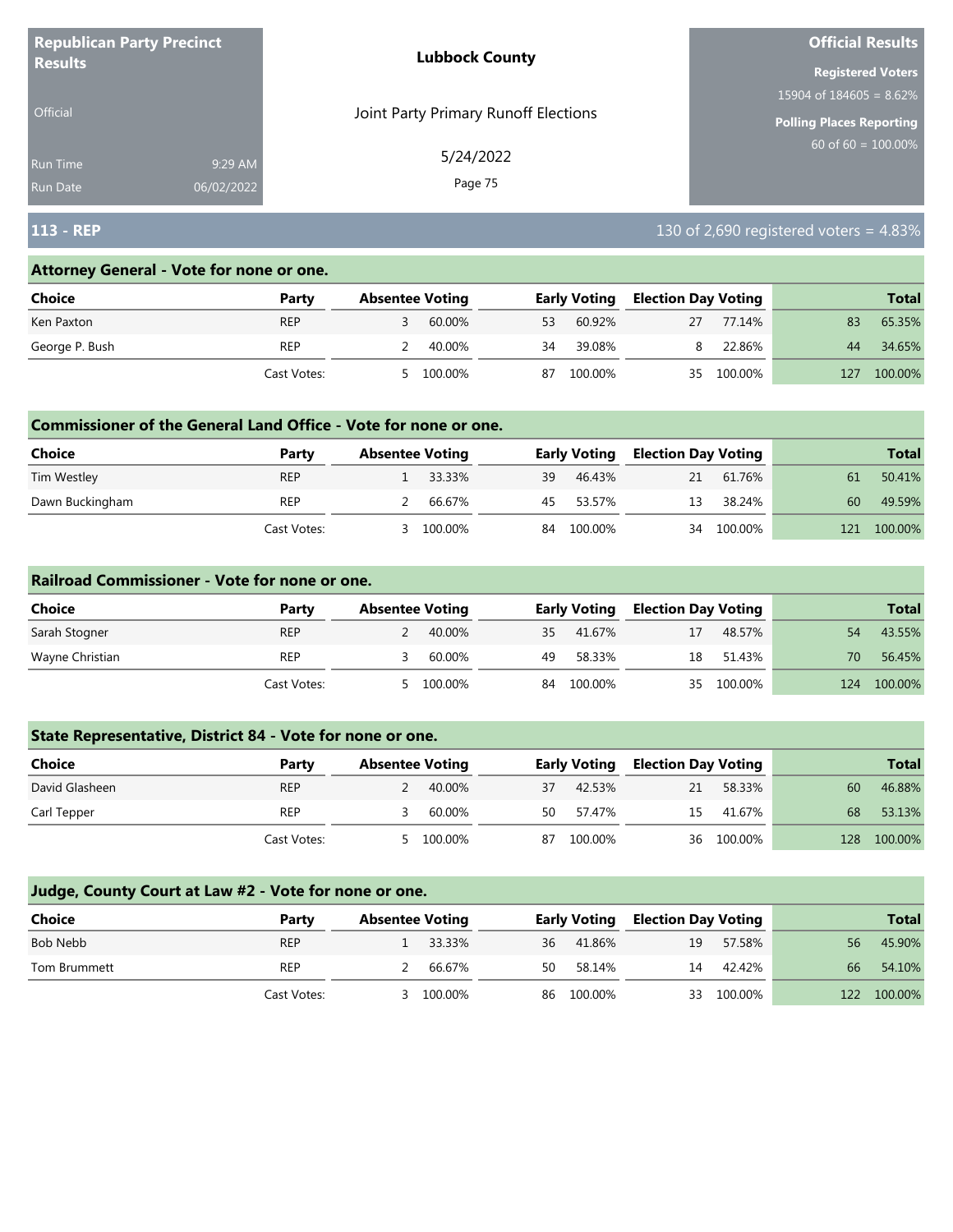**Republican Party Precinct Results**

Official

Run Time 9:29 AM
Run Date 06/02/2022

**Lubbock County**

Joint Party Primary Runoff Elections

5/24/2022

**Official Results**

**Registered Voters**
15904 of 184605 = 8.62%

**Polling Places Reporting**
60 of 60 = 100.00%

## 113 - REP

130 of 2,690 registered voters = 4.83%

### Attorney General - Vote for none or one.

| Choice | Party | Absentee Voting | | Early Voting | | Election Day Voting | | Total | |
|---|---|---|---|---|---|---|---|---|---|
| Ken Paxton | REP | 3 | 60.00% | 53 | 60.92% | 27 | 77.14% | 83 | 65.35% |
| George P. Bush | REP | 2 | 40.00% | 34 | 39.08% | 8 | 22.86% | 44 | 34.65% |
| | Cast Votes: | 5 | 100.00% | 87 | 100.00% | 35 | 100.00% | 127 | 100.00% |

### Commissioner of the General Land Office - Vote for none or one.

| Choice | Party | Absentee Voting | | Early Voting | | Election Day Voting | | Total | |
|---|---|---|---|---|---|---|---|---|---|
| Tim Westley | REP | 1 | 33.33% | 39 | 46.43% | 21 | 61.76% | 61 | 50.41% |
| Dawn Buckingham | REP | 2 | 66.67% | 45 | 53.57% | 13 | 38.24% | 60 | 49.59% |
| | Cast Votes: | 3 | 100.00% | 84 | 100.00% | 34 | 100.00% | 121 | 100.00% |

### Railroad Commissioner - Vote for none or one.

| Choice | Party | Absentee Voting | | Early Voting | | Election Day Voting | | Total | |
|---|---|---|---|---|---|---|---|---|---|
| Sarah Stogner | REP | 2 | 40.00% | 35 | 41.67% | 17 | 48.57% | 54 | 43.55% |
| Wayne Christian | REP | 3 | 60.00% | 49 | 58.33% | 18 | 51.43% | 70 | 56.45% |
| | Cast Votes: | 5 | 100.00% | 84 | 100.00% | 35 | 100.00% | 124 | 100.00% |

### State Representative, District 84 - Vote for none or one.

| Choice | Party | Absentee Voting | | Early Voting | | Election Day Voting | | Total | |
|---|---|---|---|---|---|---|---|---|---|
| David Glasheen | REP | 2 | 40.00% | 37 | 42.53% | 21 | 58.33% | 60 | 46.88% |
| Carl Tepper | REP | 3 | 60.00% | 50 | 57.47% | 15 | 41.67% | 68 | 53.13% |
| | Cast Votes: | 5 | 100.00% | 87 | 100.00% | 36 | 100.00% | 128 | 100.00% |

### Judge, County Court at Law #2 - Vote for none or one.

| Choice | Party | Absentee Voting | | Early Voting | | Election Day Voting | | Total | |
|---|---|---|---|---|---|---|---|---|---|
| Bob Nebb | REP | 1 | 33.33% | 36 | 41.86% | 19 | 57.58% | 56 | 45.90% |
| Tom Brummett | REP | 2 | 66.67% | 50 | 58.14% | 14 | 42.42% | 66 | 54.10% |
| | Cast Votes: | 3 | 100.00% | 86 | 100.00% | 33 | 100.00% | 122 | 100.00% |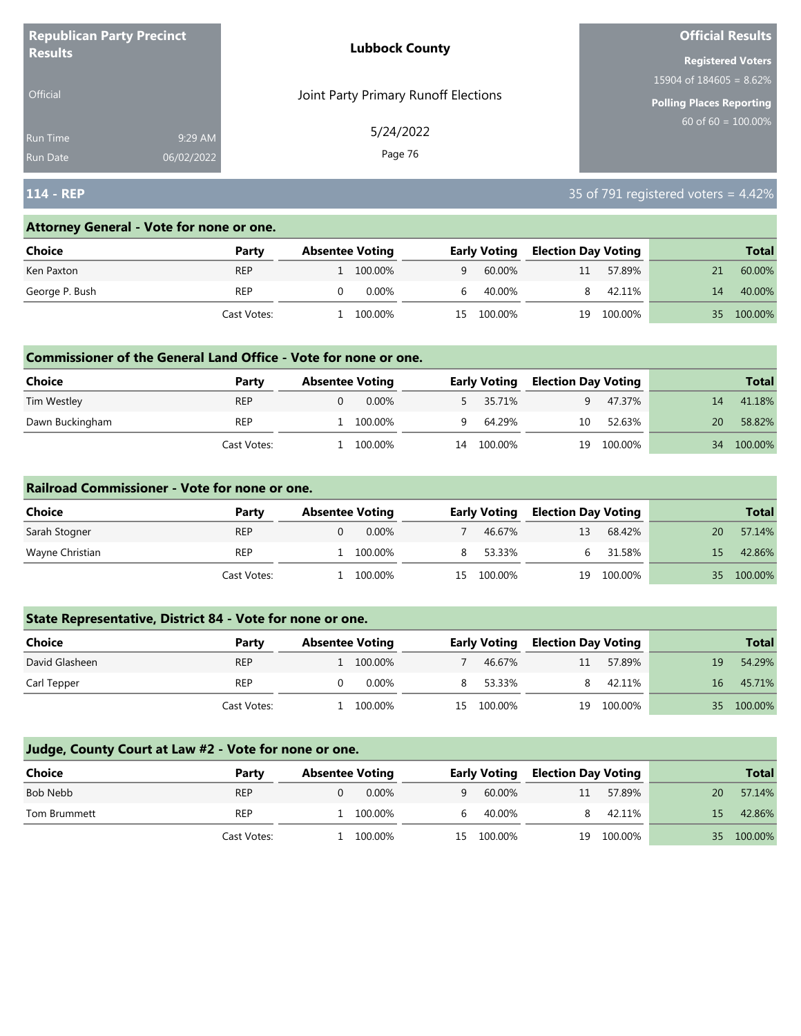**Republican Party Precinct Results**

Official

Run Time 9:29 AM
Run Date 06/02/2022

**Lubbock County**

Joint Party Primary Runoff Elections

5/24/2022

**Official Results**

**Registered Voters**
15904 of 184605 = 8.62%

**Polling Places Reporting**
60 of 60 = 100.00%

## 114 - REP

35 of 791 registered voters = 4.42%

### Attorney General - Vote for none or one.

| Choice | Party | Absentee Voting | | Early Voting | | Election Day Voting | | Total | |
|---|---|---|---|---|---|---|---|---|---|
| Ken Paxton | REP | 1 | 100.00% | 9 | 60.00% | 11 | 57.89% | 21 | 60.00% |
| George P. Bush | REP | 0 | 0.00% | 6 | 40.00% | 8 | 42.11% | 14 | 40.00% |
| | Cast Votes: | 1 | 100.00% | 15 | 100.00% | 19 | 100.00% | 35 | 100.00% |

### Commissioner of the General Land Office - Vote for none or one.

| Choice | Party | Absentee Voting | | Early Voting | | Election Day Voting | | Total | |
|---|---|---|---|---|---|---|---|---|---|
| Tim Westley | REP | 0 | 0.00% | 5 | 35.71% | 9 | 47.37% | 14 | 41.18% |
| Dawn Buckingham | REP | 1 | 100.00% | 9 | 64.29% | 10 | 52.63% | 20 | 58.82% |
| | Cast Votes: | 1 | 100.00% | 14 | 100.00% | 19 | 100.00% | 34 | 100.00% |

### Railroad Commissioner - Vote for none or one.

| Choice | Party | Absentee Voting | | Early Voting | | Election Day Voting | | Total | |
|---|---|---|---|---|---|---|---|---|---|
| Sarah Stogner | REP | 0 | 0.00% | 7 | 46.67% | 13 | 68.42% | 20 | 57.14% |
| Wayne Christian | REP | 1 | 100.00% | 8 | 53.33% | 6 | 31.58% | 15 | 42.86% |
| | Cast Votes: | 1 | 100.00% | 15 | 100.00% | 19 | 100.00% | 35 | 100.00% |

### State Representative, District 84 - Vote for none or one.

| Choice | Party | Absentee Voting | | Early Voting | | Election Day Voting | | Total | |
|---|---|---|---|---|---|---|---|---|---|
| David Glasheen | REP | 1 | 100.00% | 7 | 46.67% | 11 | 57.89% | 19 | 54.29% |
| Carl Tepper | REP | 0 | 0.00% | 8 | 53.33% | 8 | 42.11% | 16 | 45.71% |
| | Cast Votes: | 1 | 100.00% | 15 | 100.00% | 19 | 100.00% | 35 | 100.00% |

### Judge, County Court at Law #2 - Vote for none or one.

| Choice | Party | Absentee Voting | | Early Voting | | Election Day Voting | | Total | |
|---|---|---|---|---|---|---|---|---|---|
| Bob Nebb | REP | 0 | 0.00% | 9 | 60.00% | 11 | 57.89% | 20 | 57.14% |
| Tom Brummett | REP | 1 | 100.00% | 6 | 40.00% | 8 | 42.11% | 15 | 42.86% |
| | Cast Votes: | 1 | 100.00% | 15 | 100.00% | 19 | 100.00% | 35 | 100.00% |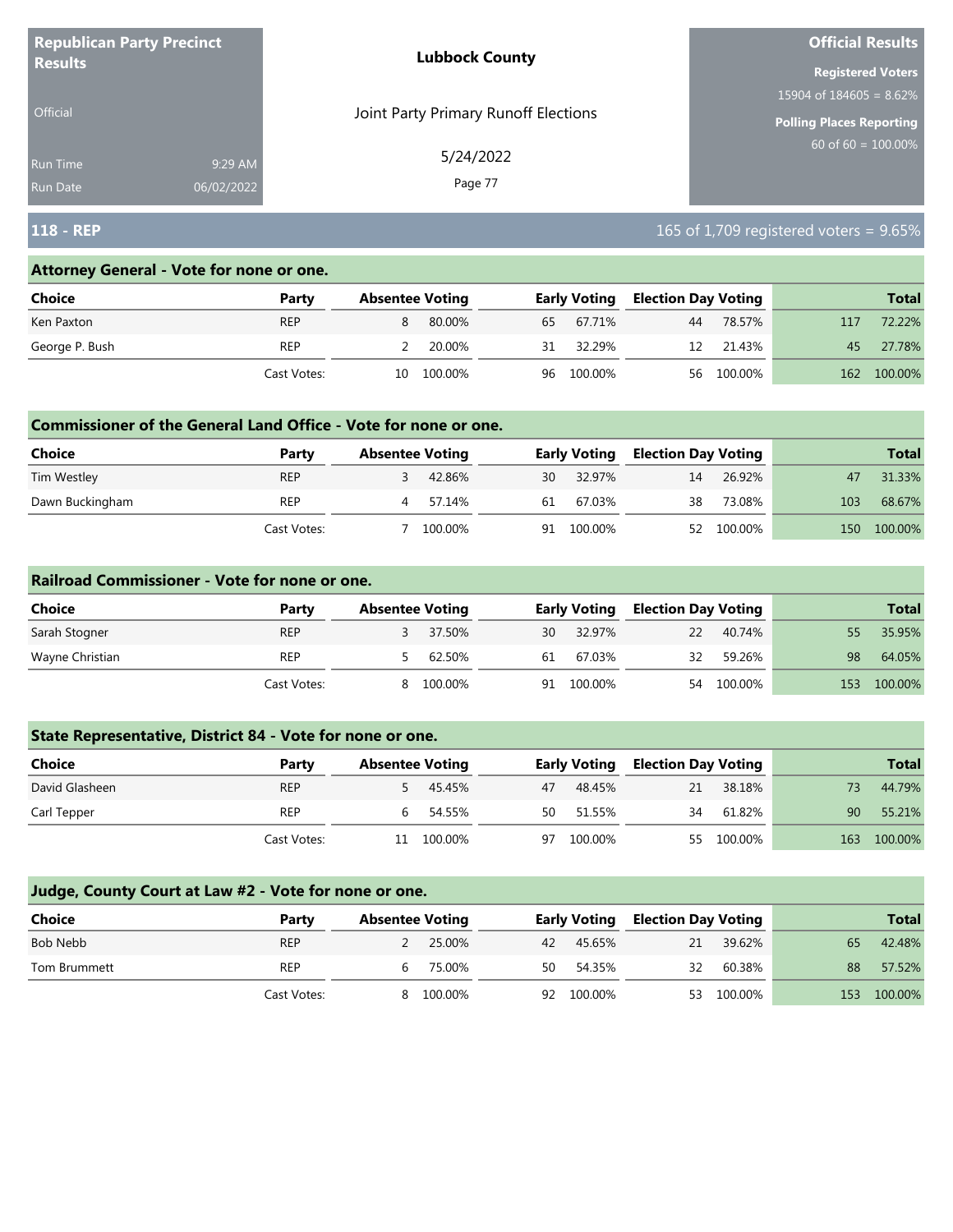**Republican Party Precinct Results**

Official

Run Time 9:29 AM
Run Date 06/02/2022

**Lubbock County**

Joint Party Primary Runoff Elections

5/24/2022

**Official Results**

**Registered Voters**
15904 of 184605 = 8.62%

**Polling Places Reporting**
60 of 60 = 100.00%

## 118 - REP

165 of 1,709 registered voters = 9.65%

### Attorney General - Vote for none or one.

| Choice | Party | Absentee Voting | | Early Voting | | Election Day Voting | | Total | |
|---|---|---|---|---|---|---|---|---|---|
| Ken Paxton | REP | 8 | 80.00% | 65 | 67.71% | 44 | 78.57% | 117 | 72.22% |
| George P. Bush | REP | 2 | 20.00% | 31 | 32.29% | 12 | 21.43% | 45 | 27.78% |
| | Cast Votes: | 10 | 100.00% | 96 | 100.00% | 56 | 100.00% | 162 | 100.00% |

### Commissioner of the General Land Office - Vote for none or one.

| Choice | Party | Absentee Voting | | Early Voting | | Election Day Voting | | Total | |
|---|---|---|---|---|---|---|---|---|---|
| Tim Westley | REP | 3 | 42.86% | 30 | 32.97% | 14 | 26.92% | 47 | 31.33% |
| Dawn Buckingham | REP | 4 | 57.14% | 61 | 67.03% | 38 | 73.08% | 103 | 68.67% |
| | Cast Votes: | 7 | 100.00% | 91 | 100.00% | 52 | 100.00% | 150 | 100.00% |

### Railroad Commissioner - Vote for none or one.

| Choice | Party | Absentee Voting | | Early Voting | | Election Day Voting | | Total | |
|---|---|---|---|---|---|---|---|---|---|
| Sarah Stogner | REP | 3 | 37.50% | 30 | 32.97% | 22 | 40.74% | 55 | 35.95% |
| Wayne Christian | REP | 5 | 62.50% | 61 | 67.03% | 32 | 59.26% | 98 | 64.05% |
| | Cast Votes: | 8 | 100.00% | 91 | 100.00% | 54 | 100.00% | 153 | 100.00% |

### State Representative, District 84 - Vote for none or one.

| Choice | Party | Absentee Voting | | Early Voting | | Election Day Voting | | Total | |
|---|---|---|---|---|---|---|---|---|---|
| David Glasheen | REP | 5 | 45.45% | 47 | 48.45% | 21 | 38.18% | 73 | 44.79% |
| Carl Tepper | REP | 6 | 54.55% | 50 | 51.55% | 34 | 61.82% | 90 | 55.21% |
| | Cast Votes: | 11 | 100.00% | 97 | 100.00% | 55 | 100.00% | 163 | 100.00% |

### Judge, County Court at Law #2 - Vote for none or one.

| Choice | Party | Absentee Voting | | Early Voting | | Election Day Voting | | Total | |
|---|---|---|---|---|---|---|---|---|---|
| Bob Nebb | REP | 2 | 25.00% | 42 | 45.65% | 21 | 39.62% | 65 | 42.48% |
| Tom Brummett | REP | 6 | 75.00% | 50 | 54.35% | 32 | 60.38% | 88 | 57.52% |
| | Cast Votes: | 8 | 100.00% | 92 | 100.00% | 53 | 100.00% | 153 | 100.00% |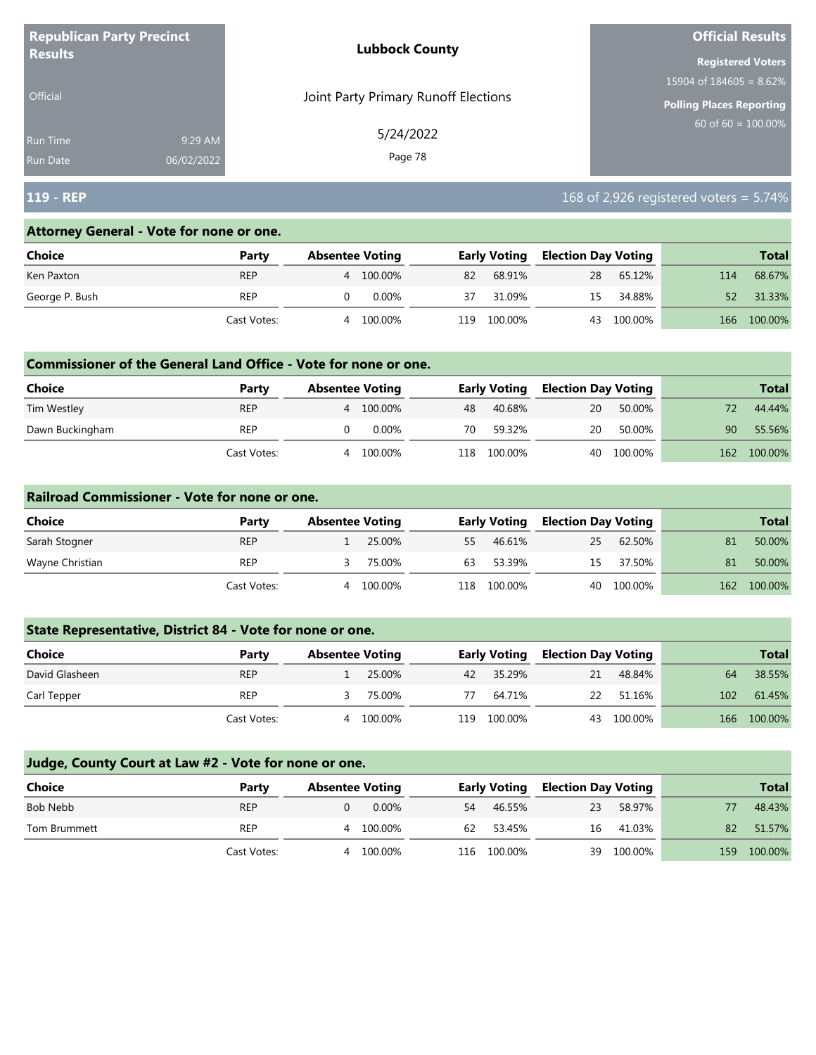**Republican Party Precinct Results**

Official

Run Time 9:29 AM
Run Date 06/02/2022

**Lubbock County**

Joint Party Primary Runoff Elections

5/24/2022

**Official Results**

**Registered Voters**
15904 of 184605 = 8.62%

**Polling Places Reporting**
60 of 60 = 100.00%

## 119 - REP

168 of 2,926 registered voters = 5.74%

### Attorney General - Vote for none or one.

| Choice | Party | Absentee Voting | | Early Voting | | Election Day Voting | | Total | |
|---|---|---|---|---|---|---|---|---|---|
| Ken Paxton | REP | 4 | 100.00% | 82 | 68.91% | 28 | 65.12% | 114 | 68.67% |
| George P. Bush | REP | 0 | 0.00% | 37 | 31.09% | 15 | 34.88% | 52 | 31.33% |
| | Cast Votes: | 4 | 100.00% | 119 | 100.00% | 43 | 100.00% | 166 | 100.00% |

### Commissioner of the General Land Office - Vote for none or one.

| Choice | Party | Absentee Voting | | Early Voting | | Election Day Voting | | Total | |
|---|---|---|---|---|---|---|---|---|---|
| Tim Westley | REP | 4 | 100.00% | 48 | 40.68% | 20 | 50.00% | 72 | 44.44% |
| Dawn Buckingham | REP | 0 | 0.00% | 70 | 59.32% | 20 | 50.00% | 90 | 55.56% |
| | Cast Votes: | 4 | 100.00% | 118 | 100.00% | 40 | 100.00% | 162 | 100.00% |

### Railroad Commissioner - Vote for none or one.

| Choice | Party | Absentee Voting | | Early Voting | | Election Day Voting | | Total | |
|---|---|---|---|---|---|---|---|---|---|
| Sarah Stogner | REP | 1 | 25.00% | 55 | 46.61% | 25 | 62.50% | 81 | 50.00% |
| Wayne Christian | REP | 3 | 75.00% | 63 | 53.39% | 15 | 37.50% | 81 | 50.00% |
| | Cast Votes: | 4 | 100.00% | 118 | 100.00% | 40 | 100.00% | 162 | 100.00% |

### State Representative, District 84 - Vote for none or one.

| Choice | Party | Absentee Voting | | Early Voting | | Election Day Voting | | Total | |
|---|---|---|---|---|---|---|---|---|---|
| David Glasheen | REP | 1 | 25.00% | 42 | 35.29% | 21 | 48.84% | 64 | 38.55% |
| Carl Tepper | REP | 3 | 75.00% | 77 | 64.71% | 22 | 51.16% | 102 | 61.45% |
| | Cast Votes: | 4 | 100.00% | 119 | 100.00% | 43 | 100.00% | 166 | 100.00% |

### Judge, County Court at Law #2 - Vote for none or one.

| Choice | Party | Absentee Voting | | Early Voting | | Election Day Voting | | Total | |
|---|---|---|---|---|---|---|---|---|---|
| Bob Nebb | REP | 0 | 0.00% | 54 | 46.55% | 23 | 58.97% | 77 | 48.43% |
| Tom Brummett | REP | 4 | 100.00% | 62 | 53.45% | 16 | 41.03% | 82 | 51.57% |
| | Cast Votes: | 4 | 100.00% | 116 | 100.00% | 39 | 100.00% | 159 | 100.00% |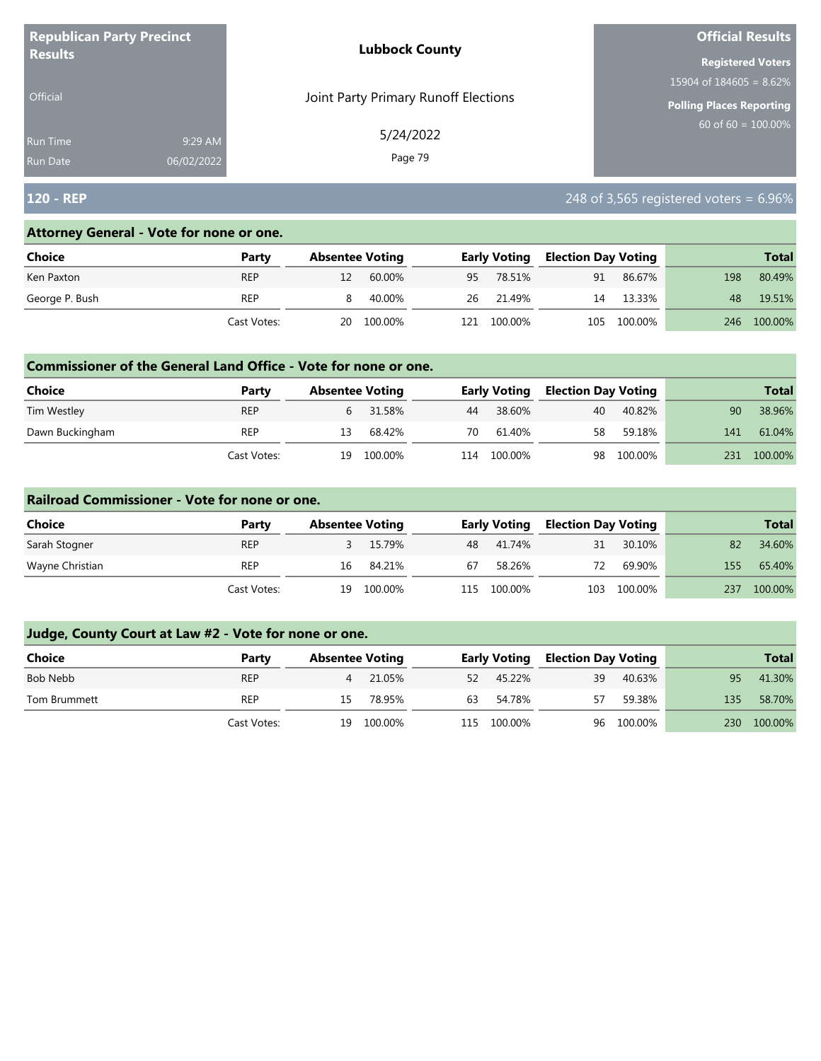**Republican Party Precinct Results**

Official

Run Time 9:29 AM
Run Date 06/02/2022

**Lubbock County**

Joint Party Primary Runoff Elections

5/24/2022

**Official Results**

**Registered Voters**
15904 of 184605 = 8.62%

**Polling Places Reporting**
60 of 60 = 100.00%

## 120 - REP

248 of 3,565 registered voters = 6.96%

### Attorney General - Vote for none or one.

| Choice | Party | Absentee Voting | | Early Voting | | Election Day Voting | | Total | |
|---|---|---|---|---|---|---|---|---|---|
| Ken Paxton | REP | 12 | 60.00% | 95 | 78.51% | 91 | 86.67% | 198 | 80.49% |
| George P. Bush | REP | 8 | 40.00% | 26 | 21.49% | 14 | 13.33% | 48 | 19.51% |
| | Cast Votes: | 20 | 100.00% | 121 | 100.00% | 105 | 100.00% | 246 | 100.00% |

### Commissioner of the General Land Office - Vote for none or one.

| Choice | Party | Absentee Voting | | Early Voting | | Election Day Voting | | Total | |
|---|---|---|---|---|---|---|---|---|---|
| Tim Westley | REP | 6 | 31.58% | 44 | 38.60% | 40 | 40.82% | 90 | 38.96% |
| Dawn Buckingham | REP | 13 | 68.42% | 70 | 61.40% | 58 | 59.18% | 141 | 61.04% |
| | Cast Votes: | 19 | 100.00% | 114 | 100.00% | 98 | 100.00% | 231 | 100.00% |

### Railroad Commissioner - Vote for none or one.

| Choice | Party | Absentee Voting | | Early Voting | | Election Day Voting | | Total | |
|---|---|---|---|---|---|---|---|---|---|
| Sarah Stogner | REP | 3 | 15.79% | 48 | 41.74% | 31 | 30.10% | 82 | 34.60% |
| Wayne Christian | REP | 16 | 84.21% | 67 | 58.26% | 72 | 69.90% | 155 | 65.40% |
| | Cast Votes: | 19 | 100.00% | 115 | 100.00% | 103 | 100.00% | 237 | 100.00% |

### Judge, County Court at Law #2 - Vote for none or one.

| Choice | Party | Absentee Voting | | Early Voting | | Election Day Voting | | Total | |
|---|---|---|---|---|---|---|---|---|---|
| Bob Nebb | REP | 4 | 21.05% | 52 | 45.22% | 39 | 40.63% | 95 | 41.30% |
| Tom Brummett | REP | 15 | 78.95% | 63 | 54.78% | 57 | 59.38% | 135 | 58.70% |
| | Cast Votes: | 19 | 100.00% | 115 | 100.00% | 96 | 100.00% | 230 | 100.00% |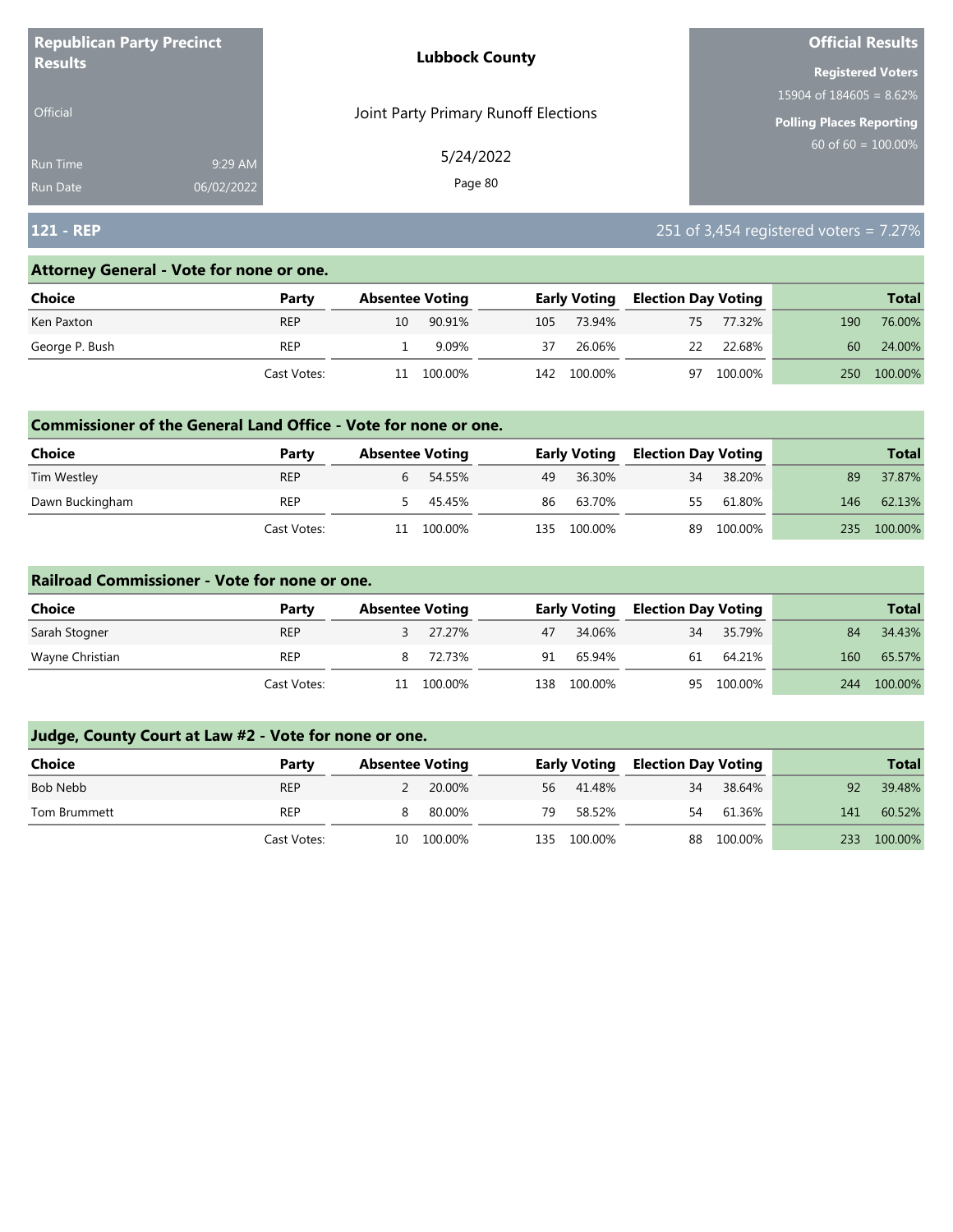Republican Party Precinct Results

Official

Run Time 9:29 AM

Run Date 06/02/2022

**Lubbock County**

Joint Party Primary Runoff Elections

5/24/2022

**Official Results**

**Registered Voters**

15904 of 184605 = 8.62%

**Polling Places Reporting**

60 of 60 = 100.00%

## 121 - REP

251 of 3,454 registered voters = 7.27%

### Attorney General - Vote for none or one.

| Choice | Party | Absentee Voting | | Early Voting | | Election Day Voting | | Total | |
|---|---|---|---|---|---|---|---|---|---|
| Ken Paxton | REP | 10 | 90.91% | 105 | 73.94% | 75 | 77.32% | 190 | 76.00% |
| George P. Bush | REP | 1 | 9.09% | 37 | 26.06% | 22 | 22.68% | 60 | 24.00% |
| | Cast Votes: | 11 | 100.00% | 142 | 100.00% | 97 | 100.00% | 250 | 100.00% |

### Commissioner of the General Land Office - Vote for none or one.

| Choice | Party | Absentee Voting | | Early Voting | | Election Day Voting | | Total | |
|---|---|---|---|---|---|---|---|---|---|
| Tim Westley | REP | 6 | 54.55% | 49 | 36.30% | 34 | 38.20% | 89 | 37.87% |
| Dawn Buckingham | REP | 5 | 45.45% | 86 | 63.70% | 55 | 61.80% | 146 | 62.13% |
| | Cast Votes: | 11 | 100.00% | 135 | 100.00% | 89 | 100.00% | 235 | 100.00% |

### Railroad Commissioner - Vote for none or one.

| Choice | Party | Absentee Voting | | Early Voting | | Election Day Voting | | Total | |
|---|---|---|---|---|---|---|---|---|---|
| Sarah Stogner | REP | 3 | 27.27% | 47 | 34.06% | 34 | 35.79% | 84 | 34.43% |
| Wayne Christian | REP | 8 | 72.73% | 91 | 65.94% | 61 | 64.21% | 160 | 65.57% |
| | Cast Votes: | 11 | 100.00% | 138 | 100.00% | 95 | 100.00% | 244 | 100.00% |

### Judge, County Court at Law #2 - Vote for none or one.

| Choice | Party | Absentee Voting | | Early Voting | | Election Day Voting | | Total | |
|---|---|---|---|---|---|---|---|---|---|
| Bob Nebb | REP | 2 | 20.00% | 56 | 41.48% | 34 | 38.64% | 92 | 39.48% |
| Tom Brummett | REP | 8 | 80.00% | 79 | 58.52% | 54 | 61.36% | 141 | 60.52% |
| | Cast Votes: | 10 | 100.00% | 135 | 100.00% | 88 | 100.00% | 233 | 100.00% |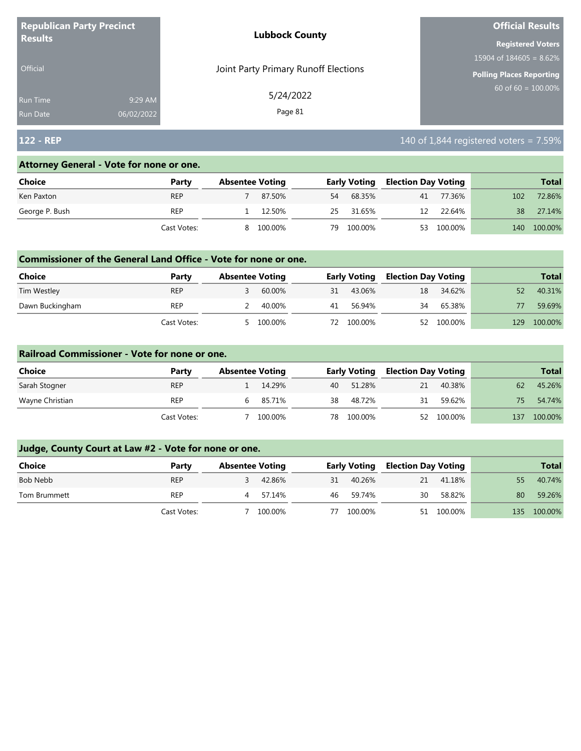**Republican Party Precinct Results**

Official

Run Time 9:29 AM
Run Date 06/02/2022

**Lubbock County**

Joint Party Primary Runoff Elections

5/24/2022

**Official Results**

**Registered Voters**
15904 of 184605 = 8.62%

**Polling Places Reporting**
60 of 60 = 100.00%

## 122 - REP

140 of 1,844 registered voters = 7.59%

### Attorney General - Vote for none or one.

| Choice | Party | Absentee Voting | | Early Voting | | Election Day Voting | | Total | |
|---|---|---|---|---|---|---|---|---|---|
| Ken Paxton | REP | 7 | 87.50% | 54 | 68.35% | 41 | 77.36% | 102 | 72.86% |
| George P. Bush | REP | 1 | 12.50% | 25 | 31.65% | 12 | 22.64% | 38 | 27.14% |
| | Cast Votes: | 8 | 100.00% | 79 | 100.00% | 53 | 100.00% | 140 | 100.00% |

### Commissioner of the General Land Office - Vote for none or one.

| Choice | Party | Absentee Voting | | Early Voting | | Election Day Voting | | Total | |
|---|---|---|---|---|---|---|---|---|---|
| Tim Westley | REP | 3 | 60.00% | 31 | 43.06% | 18 | 34.62% | 52 | 40.31% |
| Dawn Buckingham | REP | 2 | 40.00% | 41 | 56.94% | 34 | 65.38% | 77 | 59.69% |
| | Cast Votes: | 5 | 100.00% | 72 | 100.00% | 52 | 100.00% | 129 | 100.00% |

### Railroad Commissioner - Vote for none or one.

| Choice | Party | Absentee Voting | | Early Voting | | Election Day Voting | | Total | |
|---|---|---|---|---|---|---|---|---|---|
| Sarah Stogner | REP | 1 | 14.29% | 40 | 51.28% | 21 | 40.38% | 62 | 45.26% |
| Wayne Christian | REP | 6 | 85.71% | 38 | 48.72% | 31 | 59.62% | 75 | 54.74% |
| | Cast Votes: | 7 | 100.00% | 78 | 100.00% | 52 | 100.00% | 137 | 100.00% |

### Judge, County Court at Law #2 - Vote for none or one.

| Choice | Party | Absentee Voting | | Early Voting | | Election Day Voting | | Total | |
|---|---|---|---|---|---|---|---|---|---|
| Bob Nebb | REP | 3 | 42.86% | 31 | 40.26% | 21 | 41.18% | 55 | 40.74% |
| Tom Brummett | REP | 4 | 57.14% | 46 | 59.74% | 30 | 58.82% | 80 | 59.26% |
| | Cast Votes: | 7 | 100.00% | 77 | 100.00% | 51 | 100.00% | 135 | 100.00% |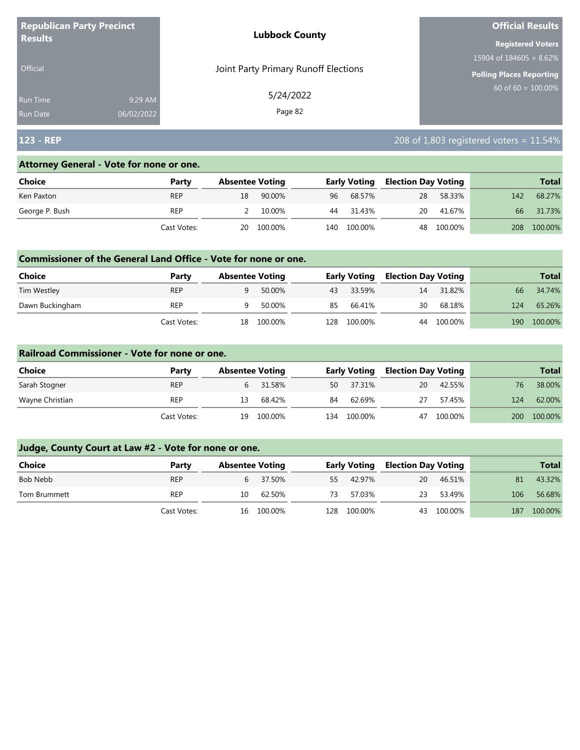**Republican Party Precinct Results**

Official

Run Time 9:29 AM
Run Date 06/02/2022

**Lubbock County**

Joint Party Primary Runoff Elections

5/24/2022

**Official Results**

**Registered Voters**
15904 of 184605 = 8.62%

**Polling Places Reporting**
60 of 60 = 100.00%

## 123 - REP

208 of 1,803 registered voters = 11.54%

### Attorney General - Vote for none or one.

| Choice | Party | Absentee Voting | | Early Voting | | Election Day Voting | | Total | |
|---|---|---|---|---|---|---|---|---|---|
| Ken Paxton | REP | 18 | 90.00% | 96 | 68.57% | 28 | 58.33% | 142 | 68.27% |
| George P. Bush | REP | 2 | 10.00% | 44 | 31.43% | 20 | 41.67% | 66 | 31.73% |
| | Cast Votes: | 20 | 100.00% | 140 | 100.00% | 48 | 100.00% | 208 | 100.00% |

### Commissioner of the General Land Office - Vote for none or one.

| Choice | Party | Absentee Voting | | Early Voting | | Election Day Voting | | Total | |
|---|---|---|---|---|---|---|---|---|---|
| Tim Westley | REP | 9 | 50.00% | 43 | 33.59% | 14 | 31.82% | 66 | 34.74% |
| Dawn Buckingham | REP | 9 | 50.00% | 85 | 66.41% | 30 | 68.18% | 124 | 65.26% |
| | Cast Votes: | 18 | 100.00% | 128 | 100.00% | 44 | 100.00% | 190 | 100.00% |

### Railroad Commissioner - Vote for none or one.

| Choice | Party | Absentee Voting | | Early Voting | | Election Day Voting | | Total | |
|---|---|---|---|---|---|---|---|---|---|
| Sarah Stogner | REP | 6 | 31.58% | 50 | 37.31% | 20 | 42.55% | 76 | 38.00% |
| Wayne Christian | REP | 13 | 68.42% | 84 | 62.69% | 27 | 57.45% | 124 | 62.00% |
| | Cast Votes: | 19 | 100.00% | 134 | 100.00% | 47 | 100.00% | 200 | 100.00% |

### Judge, County Court at Law #2 - Vote for none or one.

| Choice | Party | Absentee Voting | | Early Voting | | Election Day Voting | | Total | |
|---|---|---|---|---|---|---|---|---|---|
| Bob Nebb | REP | 6 | 37.50% | 55 | 42.97% | 20 | 46.51% | 81 | 43.32% |
| Tom Brummett | REP | 10 | 62.50% | 73 | 57.03% | 23 | 53.49% | 106 | 56.68% |
| | Cast Votes: | 16 | 100.00% | 128 | 100.00% | 43 | 100.00% | 187 | 100.00% |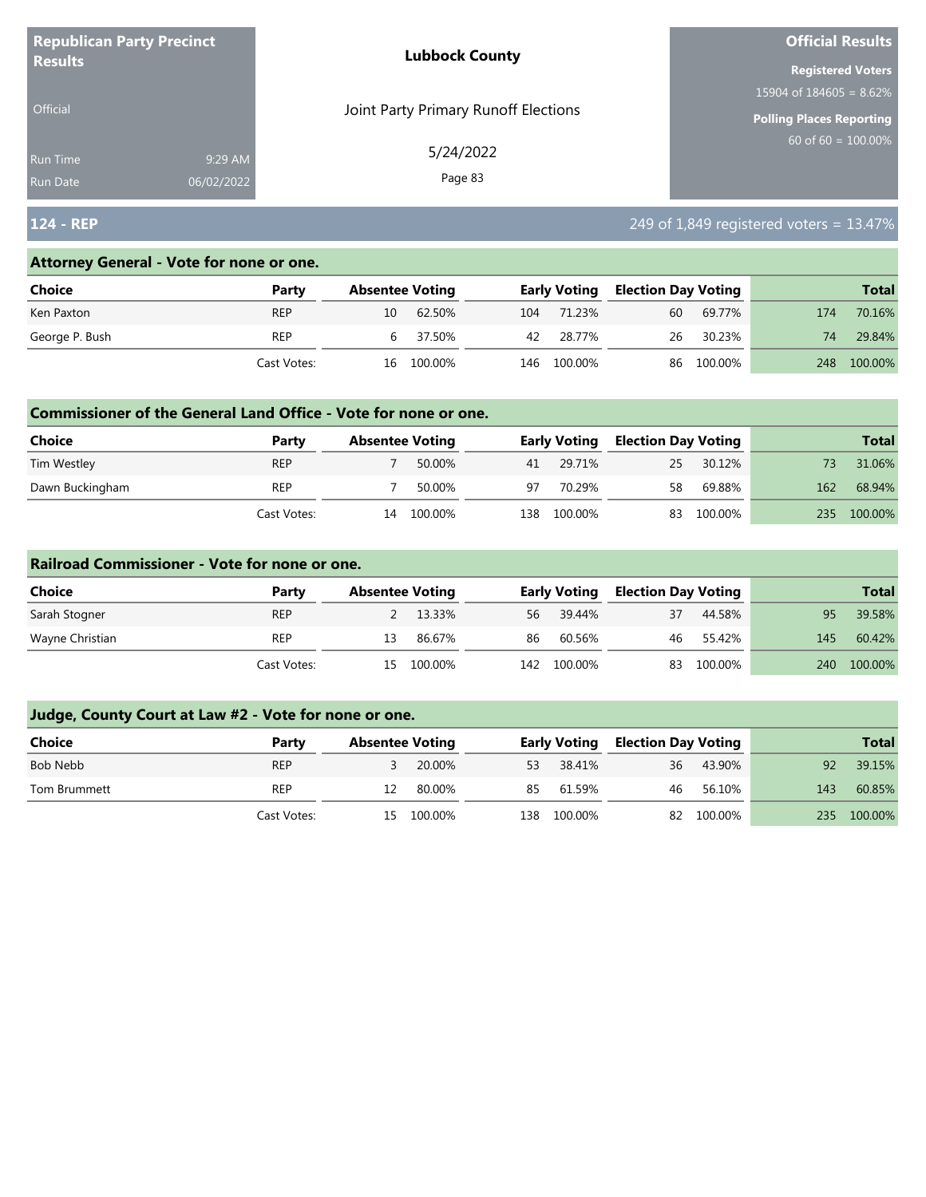**Republican Party Precinct Results**

Official

Run Time 9:29 AM
Run Date 06/02/2022

**Lubbock County**

Joint Party Primary Runoff Elections

5/24/2022

**Official Results**

**Registered Voters**
15904 of 184605 = 8.62%

**Polling Places Reporting**
60 of 60 = 100.00%

## 124 - REP

249 of 1,849 registered voters = 13.47%

### Attorney General - Vote for none or one.

| Choice | Party | Absentee Voting | | Early Voting | | Election Day Voting | | Total | |
|---|---|---|---|---|---|---|---|---|---|
| Ken Paxton | REP | 10 | 62.50% | 104 | 71.23% | 60 | 69.77% | 174 | 70.16% |
| George P. Bush | REP | 6 | 37.50% | 42 | 28.77% | 26 | 30.23% | 74 | 29.84% |
| | Cast Votes: | 16 | 100.00% | 146 | 100.00% | 86 | 100.00% | 248 | 100.00% |

### Commissioner of the General Land Office - Vote for none or one.

| Choice | Party | Absentee Voting | | Early Voting | | Election Day Voting | | Total | |
|---|---|---|---|---|---|---|---|---|---|
| Tim Westley | REP | 7 | 50.00% | 41 | 29.71% | 25 | 30.12% | 73 | 31.06% |
| Dawn Buckingham | REP | 7 | 50.00% | 97 | 70.29% | 58 | 69.88% | 162 | 68.94% |
| | Cast Votes: | 14 | 100.00% | 138 | 100.00% | 83 | 100.00% | 235 | 100.00% |

### Railroad Commissioner - Vote for none or one.

| Choice | Party | Absentee Voting | | Early Voting | | Election Day Voting | | Total | |
|---|---|---|---|---|---|---|---|---|---|
| Sarah Stogner | REP | 2 | 13.33% | 56 | 39.44% | 37 | 44.58% | 95 | 39.58% |
| Wayne Christian | REP | 13 | 86.67% | 86 | 60.56% | 46 | 55.42% | 145 | 60.42% |
| | Cast Votes: | 15 | 100.00% | 142 | 100.00% | 83 | 100.00% | 240 | 100.00% |

### Judge, County Court at Law #2 - Vote for none or one.

| Choice | Party | Absentee Voting | | Early Voting | | Election Day Voting | | Total | |
|---|---|---|---|---|---|---|---|---|---|
| Bob Nebb | REP | 3 | 20.00% | 53 | 38.41% | 36 | 43.90% | 92 | 39.15% |
| Tom Brummett | REP | 12 | 80.00% | 85 | 61.59% | 46 | 56.10% | 143 | 60.85% |
| | Cast Votes: | 15 | 100.00% | 138 | 100.00% | 82 | 100.00% | 235 | 100.00% |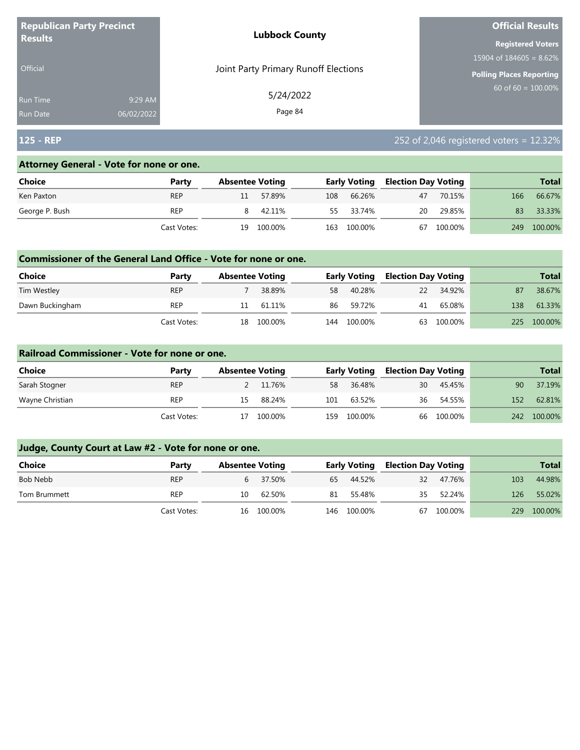**Republican Party Precinct Results**

Official

Run Time 9:29 AM
Run Date 06/02/2022

**Lubbock County**

Joint Party Primary Runoff Elections

5/24/2022

**Official Results**

**Registered Voters**
15904 of 184605 = 8.62%

**Polling Places Reporting**
60 of 60 = 100.00%

## 125 - REP

252 of 2,046 registered voters = 12.32%

### Attorney General - Vote for none or one.

| Choice | Party | Absentee Voting | | Early Voting | | Election Day Voting | | Total | |
|---|---|---|---|---|---|---|---|---|---|
| Ken Paxton | REP | 11 | 57.89% | 108 | 66.26% | 47 | 70.15% | 166 | 66.67% |
| George P. Bush | REP | 8 | 42.11% | 55 | 33.74% | 20 | 29.85% | 83 | 33.33% |
| | Cast Votes: | 19 | 100.00% | 163 | 100.00% | 67 | 100.00% | 249 | 100.00% |

### Commissioner of the General Land Office - Vote for none or one.

| Choice | Party | Absentee Voting | | Early Voting | | Election Day Voting | | Total | |
|---|---|---|---|---|---|---|---|---|---|
| Tim Westley | REP | 7 | 38.89% | 58 | 40.28% | 22 | 34.92% | 87 | 38.67% |
| Dawn Buckingham | REP | 11 | 61.11% | 86 | 59.72% | 41 | 65.08% | 138 | 61.33% |
| | Cast Votes: | 18 | 100.00% | 144 | 100.00% | 63 | 100.00% | 225 | 100.00% |

### Railroad Commissioner - Vote for none or one.

| Choice | Party | Absentee Voting | | Early Voting | | Election Day Voting | | Total | |
|---|---|---|---|---|---|---|---|---|---|
| Sarah Stogner | REP | 2 | 11.76% | 58 | 36.48% | 30 | 45.45% | 90 | 37.19% |
| Wayne Christian | REP | 15 | 88.24% | 101 | 63.52% | 36 | 54.55% | 152 | 62.81% |
| | Cast Votes: | 17 | 100.00% | 159 | 100.00% | 66 | 100.00% | 242 | 100.00% |

### Judge, County Court at Law #2 - Vote for none or one.

| Choice | Party | Absentee Voting | | Early Voting | | Election Day Voting | | Total | |
|---|---|---|---|---|---|---|---|---|---|
| Bob Nebb | REP | 6 | 37.50% | 65 | 44.52% | 32 | 47.76% | 103 | 44.98% |
| Tom Brummett | REP | 10 | 62.50% | 81 | 55.48% | 35 | 52.24% | 126 | 55.02% |
| | Cast Votes: | 16 | 100.00% | 146 | 100.00% | 67 | 100.00% | 229 | 100.00% |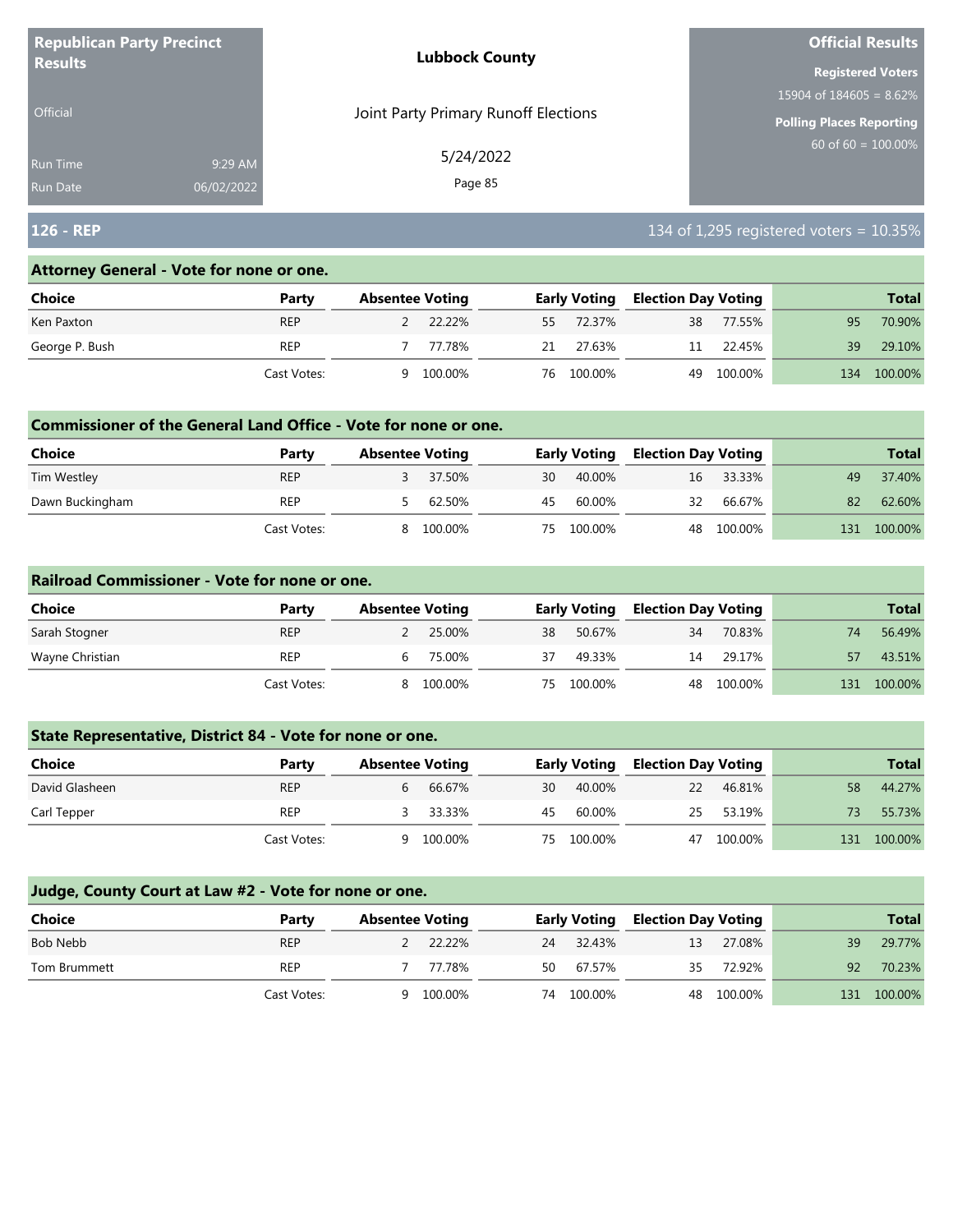**Republican Party Precinct Results**

Official

Run Time 9:29 AM
Run Date 06/02/2022

**Lubbock County**

Joint Party Primary Runoff Elections

5/24/2022

**Official Results**

**Registered Voters**
15904 of 184605 = 8.62%

**Polling Places Reporting**
60 of 60 = 100.00%

## 126 - REP

134 of 1,295 registered voters = 10.35%

### Attorney General - Vote for none or one.

| Choice | Party | Absentee Voting | | Early Voting | | Election Day Voting | | Total | |
|---|---|---|---|---|---|---|---|---|---|
| Ken Paxton | REP | 2 | 22.22% | 55 | 72.37% | 38 | 77.55% | 95 | 70.90% |
| George P. Bush | REP | 7 | 77.78% | 21 | 27.63% | 11 | 22.45% | 39 | 29.10% |
| | Cast Votes: | 9 | 100.00% | 76 | 100.00% | 49 | 100.00% | 134 | 100.00% |

### Commissioner of the General Land Office - Vote for none or one.

| Choice | Party | Absentee Voting | | Early Voting | | Election Day Voting | | Total | |
|---|---|---|---|---|---|---|---|---|---|
| Tim Westley | REP | 3 | 37.50% | 30 | 40.00% | 16 | 33.33% | 49 | 37.40% |
| Dawn Buckingham | REP | 5 | 62.50% | 45 | 60.00% | 32 | 66.67% | 82 | 62.60% |
| | Cast Votes: | 8 | 100.00% | 75 | 100.00% | 48 | 100.00% | 131 | 100.00% |

### Railroad Commissioner - Vote for none or one.

| Choice | Party | Absentee Voting | | Early Voting | | Election Day Voting | | Total | |
|---|---|---|---|---|---|---|---|---|---|
| Sarah Stogner | REP | 2 | 25.00% | 38 | 50.67% | 34 | 70.83% | 74 | 56.49% |
| Wayne Christian | REP | 6 | 75.00% | 37 | 49.33% | 14 | 29.17% | 57 | 43.51% |
| | Cast Votes: | 8 | 100.00% | 75 | 100.00% | 48 | 100.00% | 131 | 100.00% |

### State Representative, District 84 - Vote for none or one.

| Choice | Party | Absentee Voting | | Early Voting | | Election Day Voting | | Total | |
|---|---|---|---|---|---|---|---|---|---|
| David Glasheen | REP | 6 | 66.67% | 30 | 40.00% | 22 | 46.81% | 58 | 44.27% |
| Carl Tepper | REP | 3 | 33.33% | 45 | 60.00% | 25 | 53.19% | 73 | 55.73% |
| | Cast Votes: | 9 | 100.00% | 75 | 100.00% | 47 | 100.00% | 131 | 100.00% |

### Judge, County Court at Law #2 - Vote for none or one.

| Choice | Party | Absentee Voting | | Early Voting | | Election Day Voting | | Total | |
|---|---|---|---|---|---|---|---|---|---|
| Bob Nebb | REP | 2 | 22.22% | 24 | 32.43% | 13 | 27.08% | 39 | 29.77% |
| Tom Brummett | REP | 7 | 77.78% | 50 | 67.57% | 35 | 72.92% | 92 | 70.23% |
| | Cast Votes: | 9 | 100.00% | 74 | 100.00% | 48 | 100.00% | 131 | 100.00% |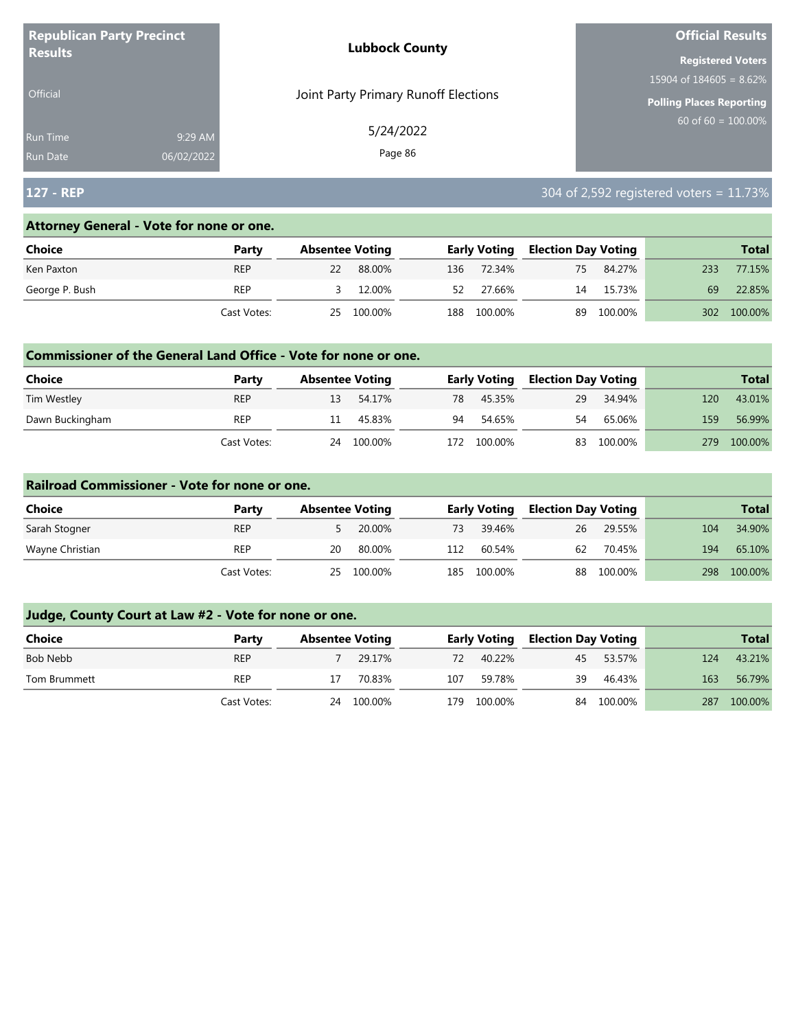**Republican Party Precinct Results**

Official

Run Time 9:29 AM
Run Date 06/02/2022

**Lubbock County**

Joint Party Primary Runoff Elections

5/24/2022

**Official Results**

**Registered Voters**
15904 of 184605 = 8.62%

**Polling Places Reporting**
60 of 60 = 100.00%

## 127 - REP

304 of 2,592 registered voters = 11.73%

### Attorney General - Vote for none or one.

| Choice | Party | Absentee Voting | | Early Voting | | Election Day Voting | | Total | |
|---|---|---|---|---|---|---|---|---|---|
| Ken Paxton | REP | 22 | 88.00% | 136 | 72.34% | 75 | 84.27% | 233 | 77.15% |
| George P. Bush | REP | 3 | 12.00% | 52 | 27.66% | 14 | 15.73% | 69 | 22.85% |
| | Cast Votes: | 25 | 100.00% | 188 | 100.00% | 89 | 100.00% | 302 | 100.00% |

### Commissioner of the General Land Office - Vote for none or one.

| Choice | Party | Absentee Voting | | Early Voting | | Election Day Voting | | Total | |
|---|---|---|---|---|---|---|---|---|---|
| Tim Westley | REP | 13 | 54.17% | 78 | 45.35% | 29 | 34.94% | 120 | 43.01% |
| Dawn Buckingham | REP | 11 | 45.83% | 94 | 54.65% | 54 | 65.06% | 159 | 56.99% |
| | Cast Votes: | 24 | 100.00% | 172 | 100.00% | 83 | 100.00% | 279 | 100.00% |

### Railroad Commissioner - Vote for none or one.

| Choice | Party | Absentee Voting | | Early Voting | | Election Day Voting | | Total | |
|---|---|---|---|---|---|---|---|---|---|
| Sarah Stogner | REP | 5 | 20.00% | 73 | 39.46% | 26 | 29.55% | 104 | 34.90% |
| Wayne Christian | REP | 20 | 80.00% | 112 | 60.54% | 62 | 70.45% | 194 | 65.10% |
| | Cast Votes: | 25 | 100.00% | 185 | 100.00% | 88 | 100.00% | 298 | 100.00% |

### Judge, County Court at Law #2 - Vote for none or one.

| Choice | Party | Absentee Voting | | Early Voting | | Election Day Voting | | Total | |
|---|---|---|---|---|---|---|---|---|---|
| Bob Nebb | REP | 7 | 29.17% | 72 | 40.22% | 45 | 53.57% | 124 | 43.21% |
| Tom Brummett | REP | 17 | 70.83% | 107 | 59.78% | 39 | 46.43% | 163 | 56.79% |
| | Cast Votes: | 24 | 100.00% | 179 | 100.00% | 84 | 100.00% | 287 | 100.00% |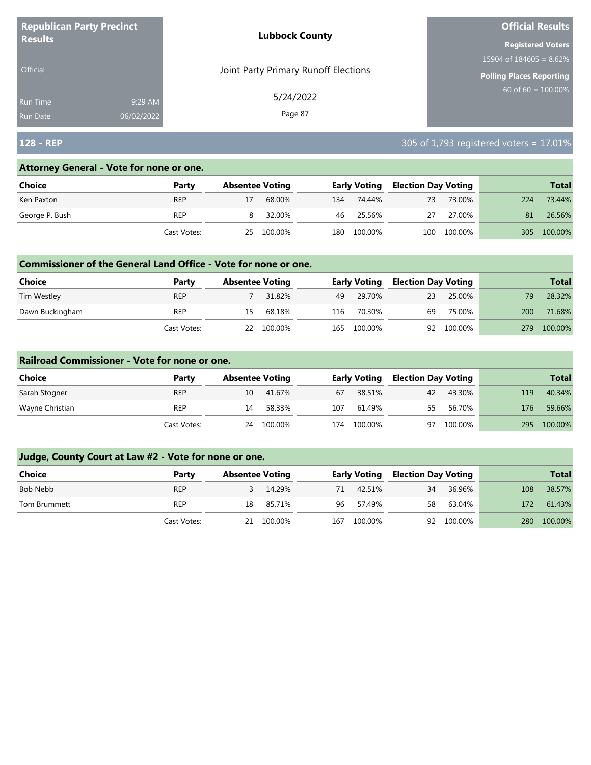**Republican Party Precinct Results**

Official

Run Time 9:29 AM
Run Date 06/02/2022

**Lubbock County**

Joint Party Primary Runoff Elections

5/24/2022

**Official Results**

**Registered Voters**
15904 of 184605 = 8.62%

**Polling Places Reporting**
60 of 60 = 100.00%

## 128 - REP

305 of 1,793 registered voters = 17.01%

### Attorney General - Vote for none or one.

| Choice | Party | Absentee Voting | | Early Voting | | Election Day Voting | | Total | |
|---|---|---|---|---|---|---|---|---|---|
| Ken Paxton | REP | 17 | 68.00% | 134 | 74.44% | 73 | 73.00% | 224 | 73.44% |
| George P. Bush | REP | 8 | 32.00% | 46 | 25.56% | 27 | 27.00% | 81 | 26.56% |
| | Cast Votes: | 25 | 100.00% | 180 | 100.00% | 100 | 100.00% | 305 | 100.00% |

### Commissioner of the General Land Office - Vote for none or one.

| Choice | Party | Absentee Voting | | Early Voting | | Election Day Voting | | Total | |
|---|---|---|---|---|---|---|---|---|---|
| Tim Westley | REP | 7 | 31.82% | 49 | 29.70% | 23 | 25.00% | 79 | 28.32% |
| Dawn Buckingham | REP | 15 | 68.18% | 116 | 70.30% | 69 | 75.00% | 200 | 71.68% |
| | Cast Votes: | 22 | 100.00% | 165 | 100.00% | 92 | 100.00% | 279 | 100.00% |

### Railroad Commissioner - Vote for none or one.

| Choice | Party | Absentee Voting | | Early Voting | | Election Day Voting | | Total | |
|---|---|---|---|---|---|---|---|---|---|
| Sarah Stogner | REP | 10 | 41.67% | 67 | 38.51% | 42 | 43.30% | 119 | 40.34% |
| Wayne Christian | REP | 14 | 58.33% | 107 | 61.49% | 55 | 56.70% | 176 | 59.66% |
| | Cast Votes: | 24 | 100.00% | 174 | 100.00% | 97 | 100.00% | 295 | 100.00% |

### Judge, County Court at Law #2 - Vote for none or one.

| Choice | Party | Absentee Voting | | Early Voting | | Election Day Voting | | Total | |
|---|---|---|---|---|---|---|---|---|---|
| Bob Nebb | REP | 3 | 14.29% | 71 | 42.51% | 34 | 36.96% | 108 | 38.57% |
| Tom Brummett | REP | 18 | 85.71% | 96 | 57.49% | 58 | 63.04% | 172 | 61.43% |
| | Cast Votes: | 21 | 100.00% | 167 | 100.00% | 92 | 100.00% | 280 | 100.00% |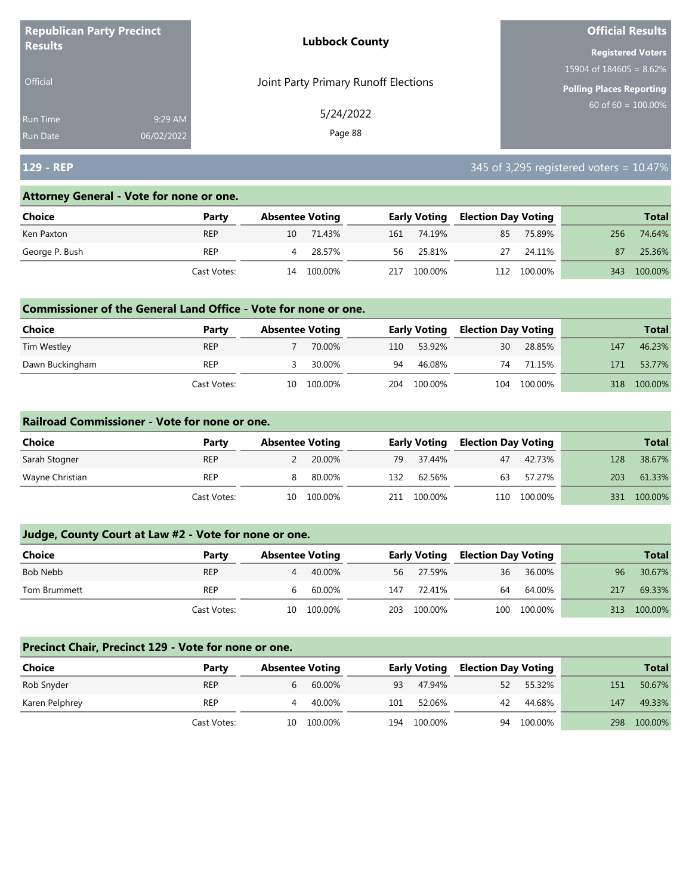**Republican Party Precinct Results**

Official

Run Time 9:29 AM
Run Date 06/02/2022

**Lubbock County**

Joint Party Primary Runoff Elections

5/24/2022

**Official Results**

**Registered Voters**
15904 of 184605 = 8.62%

**Polling Places Reporting**
60 of 60 = 100.00%

## 129 - REP

345 of 3,295 registered voters = 10.47%

### Attorney General - Vote for none or one.

| Choice | Party | Absentee Voting | | Early Voting | | Election Day Voting | | Total | |
|---|---|---|---|---|---|---|---|---|---|
| Ken Paxton | REP | 10 | 71.43% | 161 | 74.19% | 85 | 75.89% | 256 | 74.64% |
| George P. Bush | REP | 4 | 28.57% | 56 | 25.81% | 27 | 24.11% | 87 | 25.36% |
| | Cast Votes: | 14 | 100.00% | 217 | 100.00% | 112 | 100.00% | 343 | 100.00% |

### Commissioner of the General Land Office - Vote for none or one.

| Choice | Party | Absentee Voting | | Early Voting | | Election Day Voting | | Total | |
|---|---|---|---|---|---|---|---|---|---|
| Tim Westley | REP | 7 | 70.00% | 110 | 53.92% | 30 | 28.85% | 147 | 46.23% |
| Dawn Buckingham | REP | 3 | 30.00% | 94 | 46.08% | 74 | 71.15% | 171 | 53.77% |
| | Cast Votes: | 10 | 100.00% | 204 | 100.00% | 104 | 100.00% | 318 | 100.00% |

### Railroad Commissioner - Vote for none or one.

| Choice | Party | Absentee Voting | | Early Voting | | Election Day Voting | | Total | |
|---|---|---|---|---|---|---|---|---|---|
| Sarah Stogner | REP | 2 | 20.00% | 79 | 37.44% | 47 | 42.73% | 128 | 38.67% |
| Wayne Christian | REP | 8 | 80.00% | 132 | 62.56% | 63 | 57.27% | 203 | 61.33% |
| | Cast Votes: | 10 | 100.00% | 211 | 100.00% | 110 | 100.00% | 331 | 100.00% |

### Judge, County Court at Law #2 - Vote for none or one.

| Choice | Party | Absentee Voting | | Early Voting | | Election Day Voting | | Total | |
|---|---|---|---|---|---|---|---|---|---|
| Bob Nebb | REP | 4 | 40.00% | 56 | 27.59% | 36 | 36.00% | 96 | 30.67% |
| Tom Brummett | REP | 6 | 60.00% | 147 | 72.41% | 64 | 64.00% | 217 | 69.33% |
| | Cast Votes: | 10 | 100.00% | 203 | 100.00% | 100 | 100.00% | 313 | 100.00% |

### Precinct Chair, Precinct 129 - Vote for none or one.

| Choice | Party | Absentee Voting | | Early Voting | | Election Day Voting | | Total | |
|---|---|---|---|---|---|---|---|---|---|
| Rob Snyder | REP | 6 | 60.00% | 93 | 47.94% | 52 | 55.32% | 151 | 50.67% |
| Karen Pelphrey | REP | 4 | 40.00% | 101 | 52.06% | 42 | 44.68% | 147 | 49.33% |
| | Cast Votes: | 10 | 100.00% | 194 | 100.00% | 94 | 100.00% | 298 | 100.00% |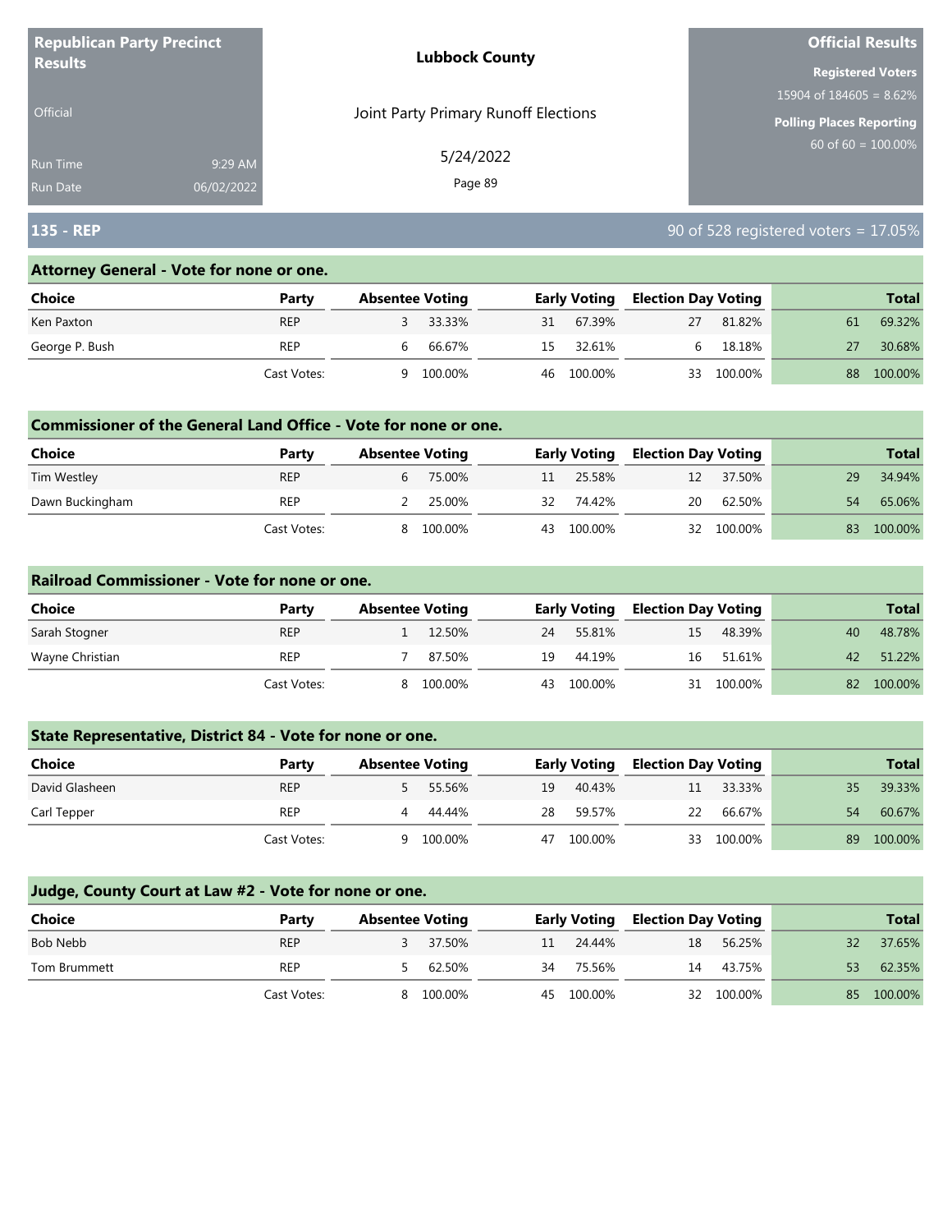**Republican Party Precinct Results**

Official

Run Time 9:29 AM
Run Date 06/02/2022

**Lubbock County**

Joint Party Primary Runoff Elections

5/24/2022

**Official Results**

**Registered Voters**
15904 of 184605 = 8.62%

**Polling Places Reporting**
60 of 60 = 100.00%

## 135 - REP

90 of 528 registered voters = 17.05%

### Attorney General - Vote for none or one.

| Choice | Party | Absentee Voting | | Early Voting | | Election Day Voting | | Total | |
|---|---|---|---|---|---|---|---|---|---|
| Ken Paxton | REP | 3 | 33.33% | 31 | 67.39% | 27 | 81.82% | 61 | 69.32% |
| George P. Bush | REP | 6 | 66.67% | 15 | 32.61% | 6 | 18.18% | 27 | 30.68% |
| | Cast Votes: | 9 | 100.00% | 46 | 100.00% | 33 | 100.00% | 88 | 100.00% |

### Commissioner of the General Land Office - Vote for none or one.

| Choice | Party | Absentee Voting | | Early Voting | | Election Day Voting | | Total | |
|---|---|---|---|---|---|---|---|---|---|
| Tim Westley | REP | 6 | 75.00% | 11 | 25.58% | 12 | 37.50% | 29 | 34.94% |
| Dawn Buckingham | REP | 2 | 25.00% | 32 | 74.42% | 20 | 62.50% | 54 | 65.06% |
| | Cast Votes: | 8 | 100.00% | 43 | 100.00% | 32 | 100.00% | 83 | 100.00% |

### Railroad Commissioner - Vote for none or one.

| Choice | Party | Absentee Voting | | Early Voting | | Election Day Voting | | Total | |
|---|---|---|---|---|---|---|---|---|---|
| Sarah Stogner | REP | 1 | 12.50% | 24 | 55.81% | 15 | 48.39% | 40 | 48.78% |
| Wayne Christian | REP | 7 | 87.50% | 19 | 44.19% | 16 | 51.61% | 42 | 51.22% |
| | Cast Votes: | 8 | 100.00% | 43 | 100.00% | 31 | 100.00% | 82 | 100.00% |

### State Representative, District 84 - Vote for none or one.

| Choice | Party | Absentee Voting | | Early Voting | | Election Day Voting | | Total | |
|---|---|---|---|---|---|---|---|---|---|
| David Glasheen | REP | 5 | 55.56% | 19 | 40.43% | 11 | 33.33% | 35 | 39.33% |
| Carl Tepper | REP | 4 | 44.44% | 28 | 59.57% | 22 | 66.67% | 54 | 60.67% |
| | Cast Votes: | 9 | 100.00% | 47 | 100.00% | 33 | 100.00% | 89 | 100.00% |

### Judge, County Court at Law #2 - Vote for none or one.

| Choice | Party | Absentee Voting | | Early Voting | | Election Day Voting | | Total | |
|---|---|---|---|---|---|---|---|---|---|
| Bob Nebb | REP | 3 | 37.50% | 11 | 24.44% | 18 | 56.25% | 32 | 37.65% |
| Tom Brummett | REP | 5 | 62.50% | 34 | 75.56% | 14 | 43.75% | 53 | 62.35% |
| | Cast Votes: | 8 | 100.00% | 45 | 100.00% | 32 | 100.00% | 85 | 100.00% |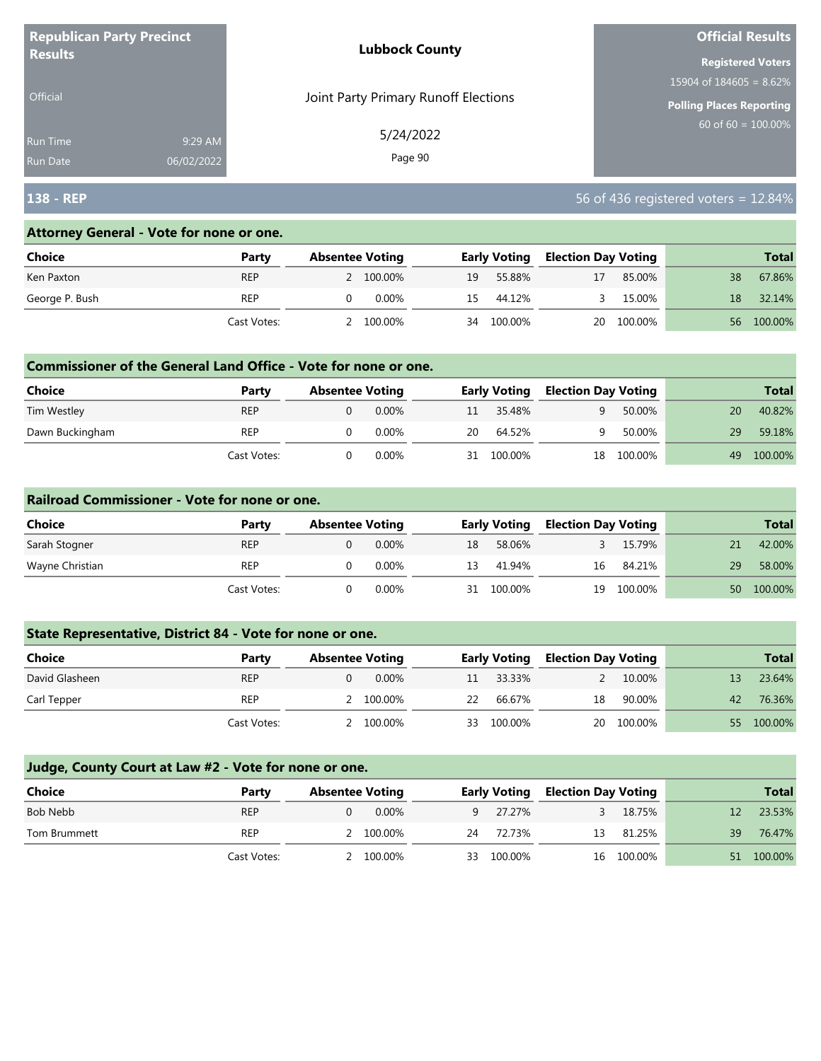**Republican Party Precinct Results**

Official

Run Time 9:29 AM
Run Date 06/02/2022

**Lubbock County**

Joint Party Primary Runoff Elections

5/24/2022

**Official Results**

**Registered Voters**
15904 of 184605 = 8.62%

**Polling Places Reporting**
60 of 60 = 100.00%

## 138 - REP

56 of 436 registered voters = 12.84%

### Attorney General - Vote for none or one.

| Choice | Party | Absentee Voting | | Early Voting | | Election Day Voting | | Total | |
|---|---|---|---|---|---|---|---|---|---|
| Ken Paxton | REP | 2 | 100.00% | 19 | 55.88% | 17 | 85.00% | 38 | 67.86% |
| George P. Bush | REP | 0 | 0.00% | 15 | 44.12% | 3 | 15.00% | 18 | 32.14% |
| | Cast Votes: | 2 | 100.00% | 34 | 100.00% | 20 | 100.00% | 56 | 100.00% |

### Commissioner of the General Land Office - Vote for none or one.

| Choice | Party | Absentee Voting | | Early Voting | | Election Day Voting | | Total | |
|---|---|---|---|---|---|---|---|---|---|
| Tim Westley | REP | 0 | 0.00% | 11 | 35.48% | 9 | 50.00% | 20 | 40.82% |
| Dawn Buckingham | REP | 0 | 0.00% | 20 | 64.52% | 9 | 50.00% | 29 | 59.18% |
| | Cast Votes: | 0 | 0.00% | 31 | 100.00% | 18 | 100.00% | 49 | 100.00% |

### Railroad Commissioner - Vote for none or one.

| Choice | Party | Absentee Voting | | Early Voting | | Election Day Voting | | Total | |
|---|---|---|---|---|---|---|---|---|---|
| Sarah Stogner | REP | 0 | 0.00% | 18 | 58.06% | 3 | 15.79% | 21 | 42.00% |
| Wayne Christian | REP | 0 | 0.00% | 13 | 41.94% | 16 | 84.21% | 29 | 58.00% |
| | Cast Votes: | 0 | 0.00% | 31 | 100.00% | 19 | 100.00% | 50 | 100.00% |

### State Representative, District 84 - Vote for none or one.

| Choice | Party | Absentee Voting | | Early Voting | | Election Day Voting | | Total | |
|---|---|---|---|---|---|---|---|---|---|
| David Glasheen | REP | 0 | 0.00% | 11 | 33.33% | 2 | 10.00% | 13 | 23.64% |
| Carl Tepper | REP | 2 | 100.00% | 22 | 66.67% | 18 | 90.00% | 42 | 76.36% |
| | Cast Votes: | 2 | 100.00% | 33 | 100.00% | 20 | 100.00% | 55 | 100.00% |

### Judge, County Court at Law #2 - Vote for none or one.

| Choice | Party | Absentee Voting | | Early Voting | | Election Day Voting | | Total | |
|---|---|---|---|---|---|---|---|---|---|
| Bob Nebb | REP | 0 | 0.00% | 9 | 27.27% | 3 | 18.75% | 12 | 23.53% |
| Tom Brummett | REP | 2 | 100.00% | 24 | 72.73% | 13 | 81.25% | 39 | 76.47% |
| | Cast Votes: | 2 | 100.00% | 33 | 100.00% | 16 | 100.00% | 51 | 100.00% |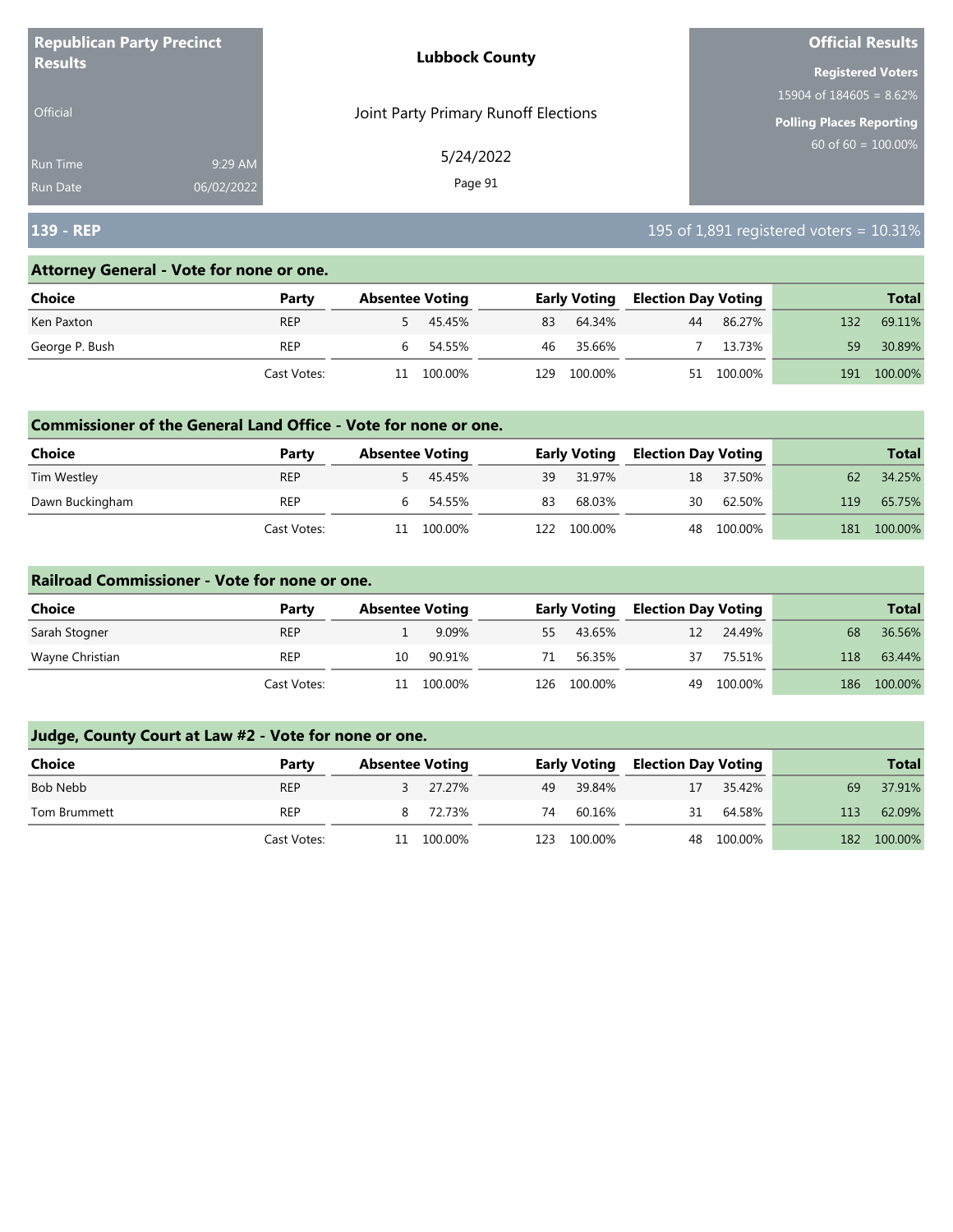**Republican Party Precinct Results**

Official

Run Time 9:29 AM
Run Date 06/02/2022

**Lubbock County**

Joint Party Primary Runoff Elections

5/24/2022

**Official Results**

**Registered Voters**
15904 of 184605 = 8.62%

**Polling Places Reporting**
60 of 60 = 100.00%

## 139 - REP

195 of 1,891 registered voters = 10.31%

### Attorney General - Vote for none or one.

| Choice | Party | Absentee Voting | | Early Voting | | Election Day Voting | | Total | |
|---|---|---|---|---|---|---|---|---|---|
| Ken Paxton | REP | 5 | 45.45% | 83 | 64.34% | 44 | 86.27% | 132 | 69.11% |
| George P. Bush | REP | 6 | 54.55% | 46 | 35.66% | 7 | 13.73% | 59 | 30.89% |
| | Cast Votes: | 11 | 100.00% | 129 | 100.00% | 51 | 100.00% | 191 | 100.00% |

### Commissioner of the General Land Office - Vote for none or one.

| Choice | Party | Absentee Voting | | Early Voting | | Election Day Voting | | Total | |
|---|---|---|---|---|---|---|---|---|---|
| Tim Westley | REP | 5 | 45.45% | 39 | 31.97% | 18 | 37.50% | 62 | 34.25% |
| Dawn Buckingham | REP | 6 | 54.55% | 83 | 68.03% | 30 | 62.50% | 119 | 65.75% |
| | Cast Votes: | 11 | 100.00% | 122 | 100.00% | 48 | 100.00% | 181 | 100.00% |

### Railroad Commissioner - Vote for none or one.

| Choice | Party | Absentee Voting | | Early Voting | | Election Day Voting | | Total | |
|---|---|---|---|---|---|---|---|---|---|
| Sarah Stogner | REP | 1 | 9.09% | 55 | 43.65% | 12 | 24.49% | 68 | 36.56% |
| Wayne Christian | REP | 10 | 90.91% | 71 | 56.35% | 37 | 75.51% | 118 | 63.44% |
| | Cast Votes: | 11 | 100.00% | 126 | 100.00% | 49 | 100.00% | 186 | 100.00% |

### Judge, County Court at Law #2 - Vote for none or one.

| Choice | Party | Absentee Voting | | Early Voting | | Election Day Voting | | Total | |
|---|---|---|---|---|---|---|---|---|---|
| Bob Nebb | REP | 3 | 27.27% | 49 | 39.84% | 17 | 35.42% | 69 | 37.91% |
| Tom Brummett | REP | 8 | 72.73% | 74 | 60.16% | 31 | 64.58% | 113 | 62.09% |
| | Cast Votes: | 11 | 100.00% | 123 | 100.00% | 48 | 100.00% | 182 | 100.00% |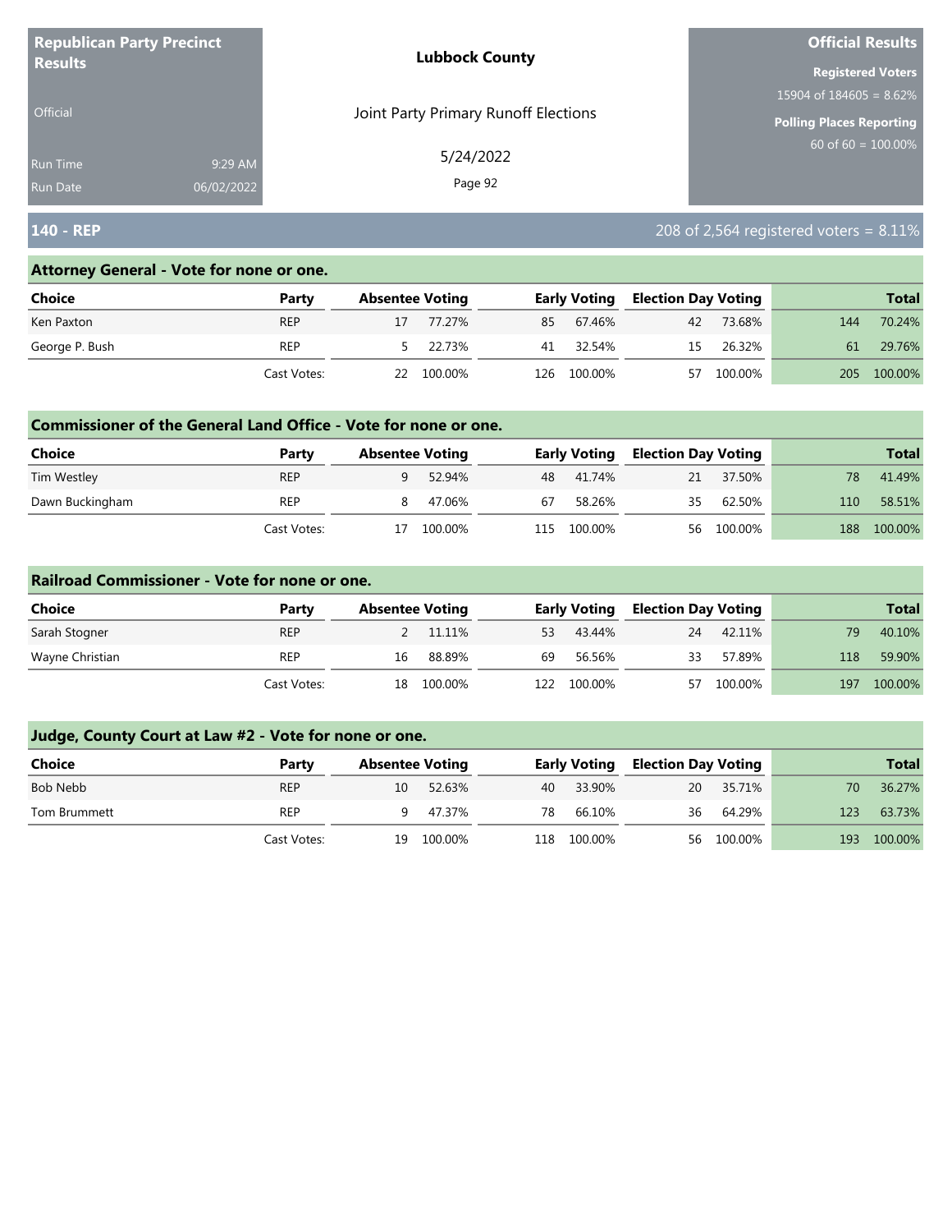**Republican Party Precinct Results**

Official

Run Time 9:29 AM
Run Date 06/02/2022

**Lubbock County**

Joint Party Primary Runoff Elections

5/24/2022

**Official Results**

**Registered Voters**
15904 of 184605 = 8.62%

**Polling Places Reporting**
60 of 60 = 100.00%

## 140 - REP

208 of 2,564 registered voters = 8.11%

### Attorney General - Vote for none or one.

| Choice | Party | Absentee Voting | | Early Voting | | Election Day Voting | | Total | |
|---|---|---|---|---|---|---|---|---|---|
| Ken Paxton | REP | 17 | 77.27% | 85 | 67.46% | 42 | 73.68% | 144 | 70.24% |
| George P. Bush | REP | 5 | 22.73% | 41 | 32.54% | 15 | 26.32% | 61 | 29.76% |
| | Cast Votes: | 22 | 100.00% | 126 | 100.00% | 57 | 100.00% | 205 | 100.00% |

### Commissioner of the General Land Office - Vote for none or one.

| Choice | Party | Absentee Voting | | Early Voting | | Election Day Voting | | Total | |
|---|---|---|---|---|---|---|---|---|---|
| Tim Westley | REP | 9 | 52.94% | 48 | 41.74% | 21 | 37.50% | 78 | 41.49% |
| Dawn Buckingham | REP | 8 | 47.06% | 67 | 58.26% | 35 | 62.50% | 110 | 58.51% |
| | Cast Votes: | 17 | 100.00% | 115 | 100.00% | 56 | 100.00% | 188 | 100.00% |

### Railroad Commissioner - Vote for none or one.

| Choice | Party | Absentee Voting | | Early Voting | | Election Day Voting | | Total | |
|---|---|---|---|---|---|---|---|---|---|
| Sarah Stogner | REP | 2 | 11.11% | 53 | 43.44% | 24 | 42.11% | 79 | 40.10% |
| Wayne Christian | REP | 16 | 88.89% | 69 | 56.56% | 33 | 57.89% | 118 | 59.90% |
| | Cast Votes: | 18 | 100.00% | 122 | 100.00% | 57 | 100.00% | 197 | 100.00% |

### Judge, County Court at Law #2 - Vote for none or one.

| Choice | Party | Absentee Voting | | Early Voting | | Election Day Voting | | Total | |
|---|---|---|---|---|---|---|---|---|---|
| Bob Nebb | REP | 10 | 52.63% | 40 | 33.90% | 20 | 35.71% | 70 | 36.27% |
| Tom Brummett | REP | 9 | 47.37% | 78 | 66.10% | 36 | 64.29% | 123 | 63.73% |
| | Cast Votes: | 19 | 100.00% | 118 | 100.00% | 56 | 100.00% | 193 | 100.00% |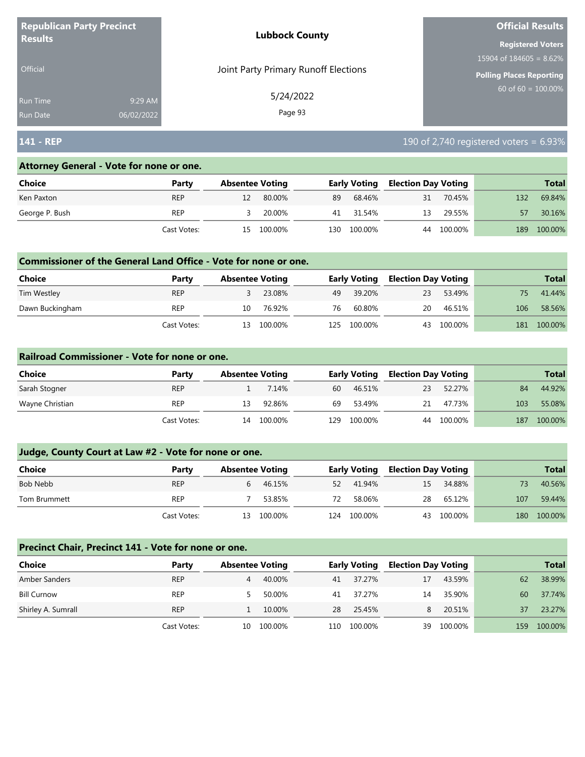**Republican Party Precinct Results**

Official

Run Time 9:29 AM
Run Date 06/02/2022

**Lubbock County**

Joint Party Primary Runoff Elections

5/24/2022

**Official Results**

**Registered Voters**
15904 of 184605 = 8.62%

**Polling Places Reporting**
60 of 60 = 100.00%

## 141 - REP

190 of 2,740 registered voters = 6.93%

### Attorney General - Vote for none or one.

| Choice | Party | Absentee Voting | | Early Voting | | Election Day Voting | | Total | |
|---|---|---|---|---|---|---|---|---|---|
| Ken Paxton | REP | 12 | 80.00% | 89 | 68.46% | 31 | 70.45% | 132 | 69.84% |
| George P. Bush | REP | 3 | 20.00% | 41 | 31.54% | 13 | 29.55% | 57 | 30.16% |
| | Cast Votes: | 15 | 100.00% | 130 | 100.00% | 44 | 100.00% | 189 | 100.00% |

### Commissioner of the General Land Office - Vote for none or one.

| Choice | Party | Absentee Voting | | Early Voting | | Election Day Voting | | Total | |
|---|---|---|---|---|---|---|---|---|---|
| Tim Westley | REP | 3 | 23.08% | 49 | 39.20% | 23 | 53.49% | 75 | 41.44% |
| Dawn Buckingham | REP | 10 | 76.92% | 76 | 60.80% | 20 | 46.51% | 106 | 58.56% |
| | Cast Votes: | 13 | 100.00% | 125 | 100.00% | 43 | 100.00% | 181 | 100.00% |

### Railroad Commissioner - Vote for none or one.

| Choice | Party | Absentee Voting | | Early Voting | | Election Day Voting | | Total | |
|---|---|---|---|---|---|---|---|---|---|
| Sarah Stogner | REP | 1 | 7.14% | 60 | 46.51% | 23 | 52.27% | 84 | 44.92% |
| Wayne Christian | REP | 13 | 92.86% | 69 | 53.49% | 21 | 47.73% | 103 | 55.08% |
| | Cast Votes: | 14 | 100.00% | 129 | 100.00% | 44 | 100.00% | 187 | 100.00% |

### Judge, County Court at Law #2 - Vote for none or one.

| Choice | Party | Absentee Voting | | Early Voting | | Election Day Voting | | Total | |
|---|---|---|---|---|---|---|---|---|---|
| Bob Nebb | REP | 6 | 46.15% | 52 | 41.94% | 15 | 34.88% | 73 | 40.56% |
| Tom Brummett | REP | 7 | 53.85% | 72 | 58.06% | 28 | 65.12% | 107 | 59.44% |
| | Cast Votes: | 13 | 100.00% | 124 | 100.00% | 43 | 100.00% | 180 | 100.00% |

### Precinct Chair, Precinct 141 - Vote for none or one.

| Choice | Party | Absentee Voting | | Early Voting | | Election Day Voting | | Total | |
|---|---|---|---|---|---|---|---|---|---|
| Amber Sanders | REP | 4 | 40.00% | 41 | 37.27% | 17 | 43.59% | 62 | 38.99% |
| Bill Curnow | REP | 5 | 50.00% | 41 | 37.27% | 14 | 35.90% | 60 | 37.74% |
| Shirley A. Sumrall | REP | 1 | 10.00% | 28 | 25.45% | 8 | 20.51% | 37 | 23.27% |
| | Cast Votes: | 10 | 100.00% | 110 | 100.00% | 39 | 100.00% | 159 | 100.00% |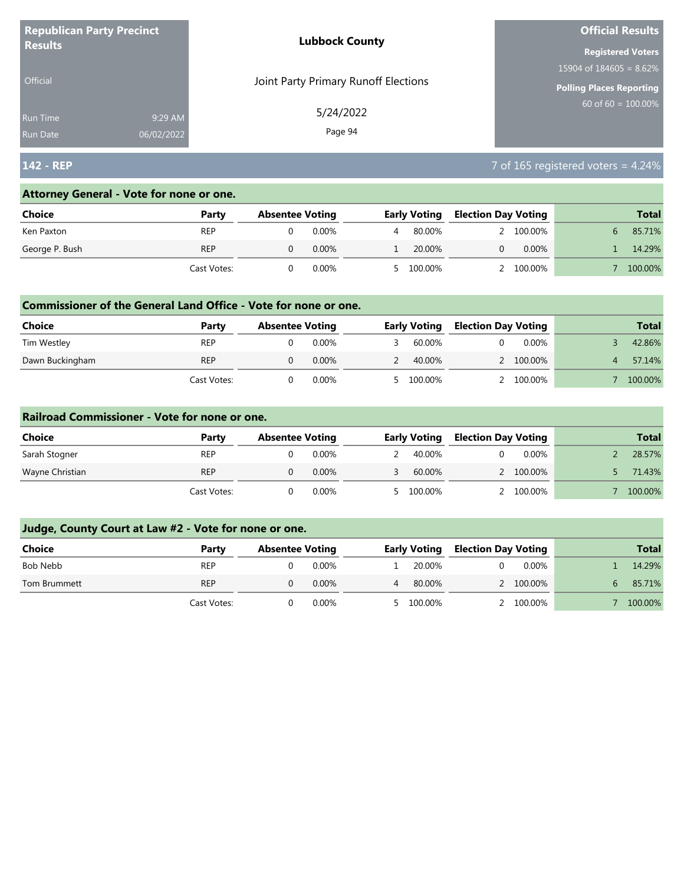**Republican Party Precinct Results**

Official

Run Time 9:29 AM
Run Date 06/02/2022

**Lubbock County**

Joint Party Primary Runoff Elections

5/24/2022

**Official Results**

**Registered Voters**
15904 of 184605 = 8.62%

**Polling Places Reporting**
60 of 60 = 100.00%

## 142 - REP

7 of 165 registered voters = 4.24%

### Attorney General - Vote for none or one.

| Choice | Party | Absentee Voting | | Early Voting | | Election Day Voting | | Total | |
|---|---|---|---|---|---|---|---|---|---|
| Ken Paxton | REP | 0 | 0.00% | 4 | 80.00% | 2 | 100.00% | 6 | 85.71% |
| George P. Bush | REP | 0 | 0.00% | 1 | 20.00% | 0 | 0.00% | 1 | 14.29% |
| | Cast Votes: | 0 | 0.00% | 5 | 100.00% | 2 | 100.00% | 7 | 100.00% |

### Commissioner of the General Land Office - Vote for none or one.

| Choice | Party | Absentee Voting | | Early Voting | | Election Day Voting | | Total | |
|---|---|---|---|---|---|---|---|---|---|
| Tim Westley | REP | 0 | 0.00% | 3 | 60.00% | 0 | 0.00% | 3 | 42.86% |
| Dawn Buckingham | REP | 0 | 0.00% | 2 | 40.00% | 2 | 100.00% | 4 | 57.14% |
| | Cast Votes: | 0 | 0.00% | 5 | 100.00% | 2 | 100.00% | 7 | 100.00% |

### Railroad Commissioner - Vote for none or one.

| Choice | Party | Absentee Voting | | Early Voting | | Election Day Voting | | Total | |
|---|---|---|---|---|---|---|---|---|---|
| Sarah Stogner | REP | 0 | 0.00% | 2 | 40.00% | 0 | 0.00% | 2 | 28.57% |
| Wayne Christian | REP | 0 | 0.00% | 3 | 60.00% | 2 | 100.00% | 5 | 71.43% |
| | Cast Votes: | 0 | 0.00% | 5 | 100.00% | 2 | 100.00% | 7 | 100.00% |

### Judge, County Court at Law #2 - Vote for none or one.

| Choice | Party | Absentee Voting | | Early Voting | | Election Day Voting | | Total | |
|---|---|---|---|---|---|---|---|---|---|
| Bob Nebb | REP | 0 | 0.00% | 1 | 20.00% | 0 | 0.00% | 1 | 14.29% |
| Tom Brummett | REP | 0 | 0.00% | 4 | 80.00% | 2 | 100.00% | 6 | 85.71% |
| | Cast Votes: | 0 | 0.00% | 5 | 100.00% | 2 | 100.00% | 7 | 100.00% |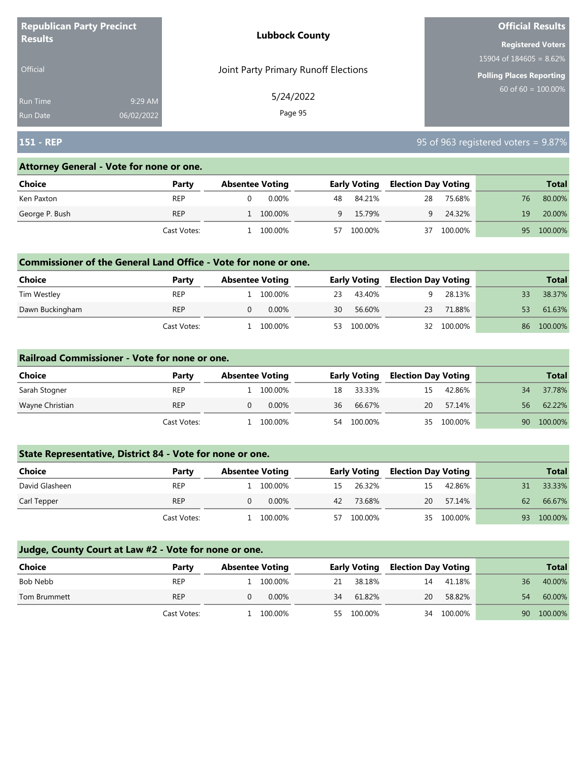**Republican Party Precinct Results**

Official

Run Time 9:29 AM
Run Date 06/02/2022

**Lubbock County**

Joint Party Primary Runoff Elections

5/24/2022

**Official Results**

**Registered Voters**
15904 of 184605 = 8.62%

**Polling Places Reporting**
60 of 60 = 100.00%

## 151 - REP

95 of 963 registered voters = 9.87%

### Attorney General - Vote for none or one.

| Choice | Party | Absentee Voting | | Early Voting | | Election Day Voting | | Total | |
|---|---|---|---|---|---|---|---|---|---|
| Ken Paxton | REP | 0 | 0.00% | 48 | 84.21% | 28 | 75.68% | 76 | 80.00% |
| George P. Bush | REP | 1 | 100.00% | 9 | 15.79% | 9 | 24.32% | 19 | 20.00% |
| | Cast Votes: | 1 | 100.00% | 57 | 100.00% | 37 | 100.00% | 95 | 100.00% |

### Commissioner of the General Land Office - Vote for none or one.

| Choice | Party | Absentee Voting | | Early Voting | | Election Day Voting | | Total | |
|---|---|---|---|---|---|---|---|---|---|
| Tim Westley | REP | 1 | 100.00% | 23 | 43.40% | 9 | 28.13% | 33 | 38.37% |
| Dawn Buckingham | REP | 0 | 0.00% | 30 | 56.60% | 23 | 71.88% | 53 | 61.63% |
| | Cast Votes: | 1 | 100.00% | 53 | 100.00% | 32 | 100.00% | 86 | 100.00% |

### Railroad Commissioner - Vote for none or one.

| Choice | Party | Absentee Voting | | Early Voting | | Election Day Voting | | Total | |
|---|---|---|---|---|---|---|---|---|---|
| Sarah Stogner | REP | 1 | 100.00% | 18 | 33.33% | 15 | 42.86% | 34 | 37.78% |
| Wayne Christian | REP | 0 | 0.00% | 36 | 66.67% | 20 | 57.14% | 56 | 62.22% |
| | Cast Votes: | 1 | 100.00% | 54 | 100.00% | 35 | 100.00% | 90 | 100.00% |

### State Representative, District 84 - Vote for none or one.

| Choice | Party | Absentee Voting | | Early Voting | | Election Day Voting | | Total | |
|---|---|---|---|---|---|---|---|---|---|
| David Glasheen | REP | 1 | 100.00% | 15 | 26.32% | 15 | 42.86% | 31 | 33.33% |
| Carl Tepper | REP | 0 | 0.00% | 42 | 73.68% | 20 | 57.14% | 62 | 66.67% |
| | Cast Votes: | 1 | 100.00% | 57 | 100.00% | 35 | 100.00% | 93 | 100.00% |

### Judge, County Court at Law #2 - Vote for none or one.

| Choice | Party | Absentee Voting | | Early Voting | | Election Day Voting | | Total | |
|---|---|---|---|---|---|---|---|---|---|
| Bob Nebb | REP | 1 | 100.00% | 21 | 38.18% | 14 | 41.18% | 36 | 40.00% |
| Tom Brummett | REP | 0 | 0.00% | 34 | 61.82% | 20 | 58.82% | 54 | 60.00% |
| | Cast Votes: | 1 | 100.00% | 55 | 100.00% | 34 | 100.00% | 90 | 100.00% |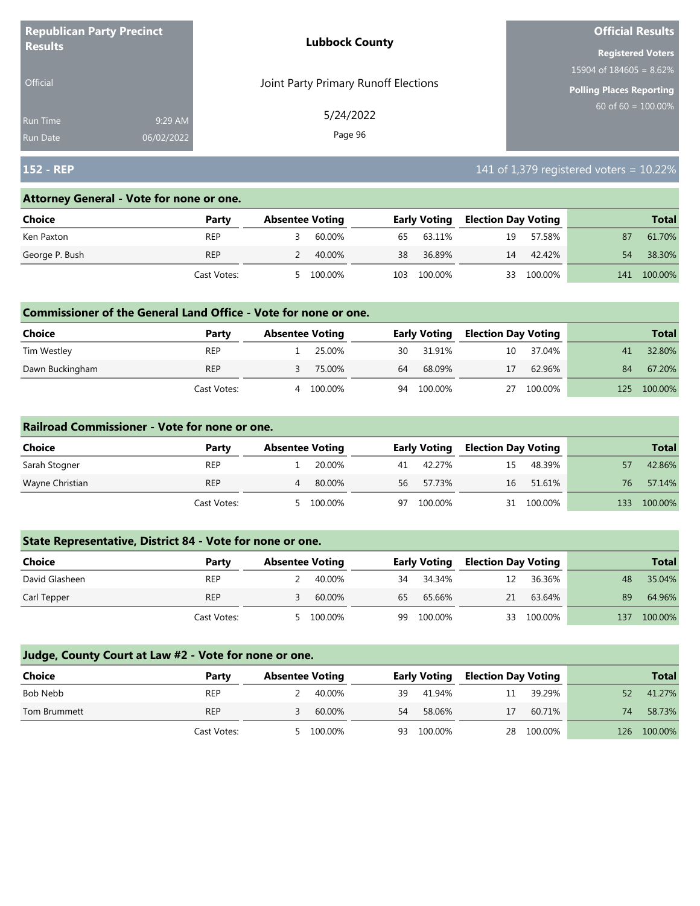**Republican Party Precinct Results**

Official

Run Time 9:29 AM
Run Date 06/02/2022

**Lubbock County**

Joint Party Primary Runoff Elections

5/24/2022

**Official Results**

**Registered Voters**
15904 of 184605 = 8.62%

**Polling Places Reporting**
60 of 60 = 100.00%

## 152 - REP

141 of 1,379 registered voters = 10.22%

### Attorney General - Vote for none or one.

| Choice | Party | Absentee Voting | | Early Voting | | Election Day Voting | | Total | |
|---|---|---|---|---|---|---|---|---|---|
| Ken Paxton | REP | 3 | 60.00% | 65 | 63.11% | 19 | 57.58% | 87 | 61.70% |
| George P. Bush | REP | 2 | 40.00% | 38 | 36.89% | 14 | 42.42% | 54 | 38.30% |
| | Cast Votes: | 5 | 100.00% | 103 | 100.00% | 33 | 100.00% | 141 | 100.00% |

### Commissioner of the General Land Office - Vote for none or one.

| Choice | Party | Absentee Voting | | Early Voting | | Election Day Voting | | Total | |
|---|---|---|---|---|---|---|---|---|---|
| Tim Westley | REP | 1 | 25.00% | 30 | 31.91% | 10 | 37.04% | 41 | 32.80% |
| Dawn Buckingham | REP | 3 | 75.00% | 64 | 68.09% | 17 | 62.96% | 84 | 67.20% |
| | Cast Votes: | 4 | 100.00% | 94 | 100.00% | 27 | 100.00% | 125 | 100.00% |

### Railroad Commissioner - Vote for none or one.

| Choice | Party | Absentee Voting | | Early Voting | | Election Day Voting | | Total | |
|---|---|---|---|---|---|---|---|---|---|
| Sarah Stogner | REP | 1 | 20.00% | 41 | 42.27% | 15 | 48.39% | 57 | 42.86% |
| Wayne Christian | REP | 4 | 80.00% | 56 | 57.73% | 16 | 51.61% | 76 | 57.14% |
| | Cast Votes: | 5 | 100.00% | 97 | 100.00% | 31 | 100.00% | 133 | 100.00% |

### State Representative, District 84 - Vote for none or one.

| Choice | Party | Absentee Voting | | Early Voting | | Election Day Voting | | Total | |
|---|---|---|---|---|---|---|---|---|---|
| David Glasheen | REP | 2 | 40.00% | 34 | 34.34% | 12 | 36.36% | 48 | 35.04% |
| Carl Tepper | REP | 3 | 60.00% | 65 | 65.66% | 21 | 63.64% | 89 | 64.96% |
| | Cast Votes: | 5 | 100.00% | 99 | 100.00% | 33 | 100.00% | 137 | 100.00% |

### Judge, County Court at Law #2 - Vote for none or one.

| Choice | Party | Absentee Voting | | Early Voting | | Election Day Voting | | Total | |
|---|---|---|---|---|---|---|---|---|---|
| Bob Nebb | REP | 2 | 40.00% | 39 | 41.94% | 11 | 39.29% | 52 | 41.27% |
| Tom Brummett | REP | 3 | 60.00% | 54 | 58.06% | 17 | 60.71% | 74 | 58.73% |
| | Cast Votes: | 5 | 100.00% | 93 | 100.00% | 28 | 100.00% | 126 | 100.00% |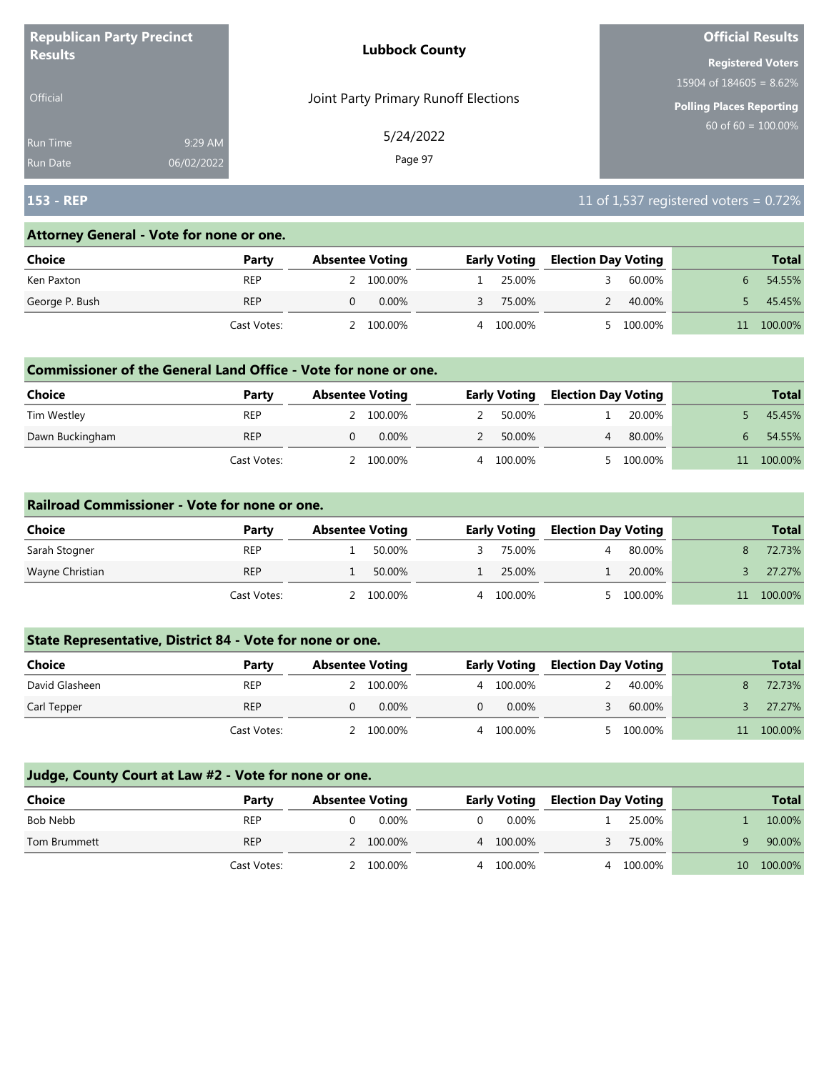**Republican Party Precinct Results**

Official

Run Time 9:29 AM
Run Date 06/02/2022

**Lubbock County**

Joint Party Primary Runoff Elections

5/24/2022

**Official Results**

**Registered Voters**
15904 of 184605 = 8.62%

**Polling Places Reporting**
60 of 60 = 100.00%

## 153 - REP

11 of 1,537 registered voters = 0.72%

### Attorney General - Vote for none or one.

| Choice | Party | Absentee Voting | | Early Voting | | Election Day Voting | | Total | |
|---|---|---|---|---|---|---|---|---|---|
| Ken Paxton | REP | 2 | 100.00% | 1 | 25.00% | 3 | 60.00% | 6 | 54.55% |
| George P. Bush | REP | 0 | 0.00% | 3 | 75.00% | 2 | 40.00% | 5 | 45.45% |
| | Cast Votes: | 2 | 100.00% | 4 | 100.00% | 5 | 100.00% | 11 | 100.00% |

### Commissioner of the General Land Office - Vote for none or one.

| Choice | Party | Absentee Voting | | Early Voting | | Election Day Voting | | Total | |
|---|---|---|---|---|---|---|---|---|---|
| Tim Westley | REP | 2 | 100.00% | 2 | 50.00% | 1 | 20.00% | 5 | 45.45% |
| Dawn Buckingham | REP | 0 | 0.00% | 2 | 50.00% | 4 | 80.00% | 6 | 54.55% |
| | Cast Votes: | 2 | 100.00% | 4 | 100.00% | 5 | 100.00% | 11 | 100.00% |

### Railroad Commissioner - Vote for none or one.

| Choice | Party | Absentee Voting | | Early Voting | | Election Day Voting | | Total | |
|---|---|---|---|---|---|---|---|---|---|
| Sarah Stogner | REP | 1 | 50.00% | 3 | 75.00% | 4 | 80.00% | 8 | 72.73% |
| Wayne Christian | REP | 1 | 50.00% | 1 | 25.00% | 1 | 20.00% | 3 | 27.27% |
| | Cast Votes: | 2 | 100.00% | 4 | 100.00% | 5 | 100.00% | 11 | 100.00% |

### State Representative, District 84 - Vote for none or one.

| Choice | Party | Absentee Voting | | Early Voting | | Election Day Voting | | Total | |
|---|---|---|---|---|---|---|---|---|---|
| David Glasheen | REP | 2 | 100.00% | 4 | 100.00% | 2 | 40.00% | 8 | 72.73% |
| Carl Tepper | REP | 0 | 0.00% | 0 | 0.00% | 3 | 60.00% | 3 | 27.27% |
| | Cast Votes: | 2 | 100.00% | 4 | 100.00% | 5 | 100.00% | 11 | 100.00% |

### Judge, County Court at Law #2 - Vote for none or one.

| Choice | Party | Absentee Voting | | Early Voting | | Election Day Voting | | Total | |
|---|---|---|---|---|---|---|---|---|---|
| Bob Nebb | REP | 0 | 0.00% | 0 | 0.00% | 1 | 25.00% | 1 | 10.00% |
| Tom Brummett | REP | 2 | 100.00% | 4 | 100.00% | 3 | 75.00% | 9 | 90.00% |
| | Cast Votes: | 2 | 100.00% | 4 | 100.00% | 4 | 100.00% | 10 | 100.00% |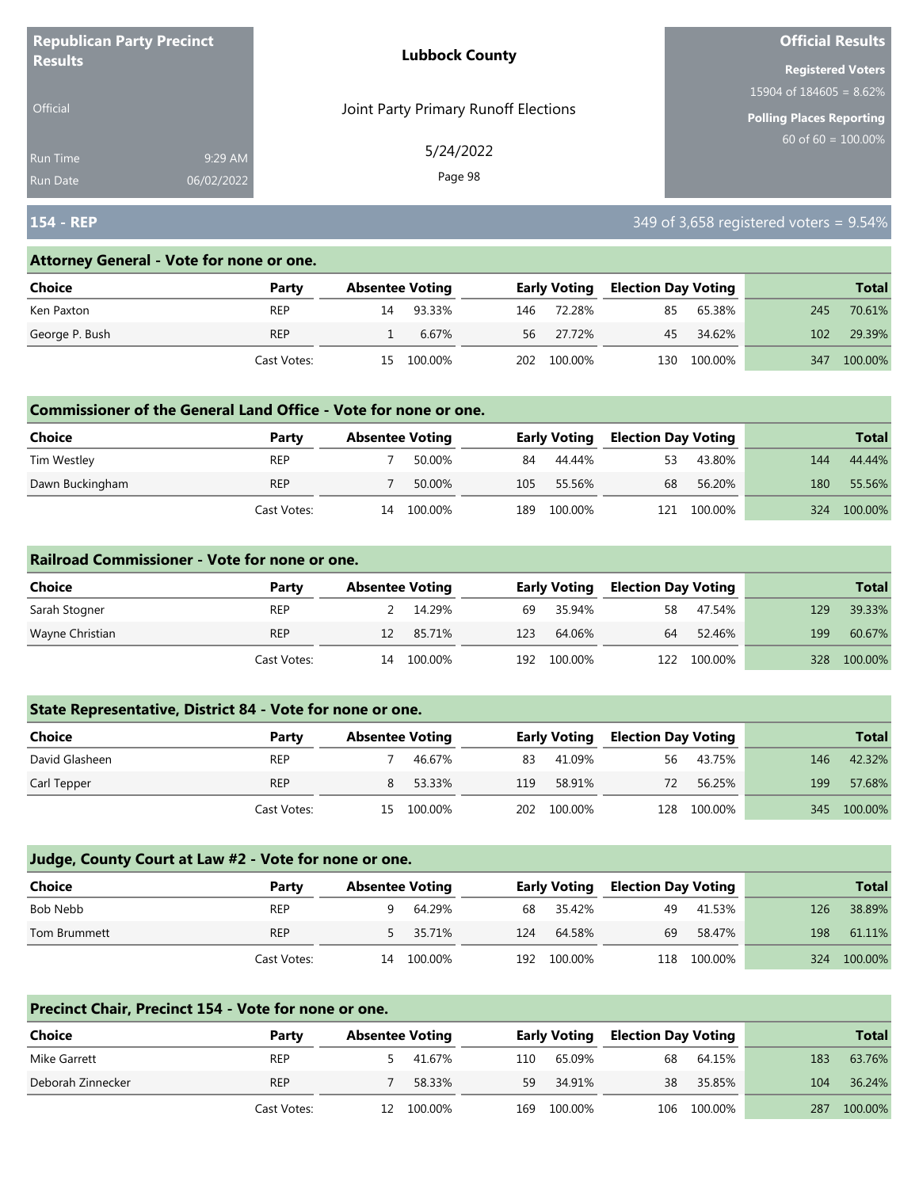**Republican Party Precinct Results**

Official

Run Time 9:29 AM
Run Date 06/02/2022

**Lubbock County**

Joint Party Primary Runoff Elections

5/24/2022

**Official Results**

**Registered Voters**
15904 of 184605 = 8.62%

**Polling Places Reporting**
60 of 60 = 100.00%

## 154 - REP

349 of 3,658 registered voters = 9.54%

### Attorney General - Vote for none or one.

| Choice | Party | Absentee Voting | | Early Voting | | Election Day Voting | | Total | |
|---|---|---|---|---|---|---|---|---|---|
| Ken Paxton | REP | 14 | 93.33% | 146 | 72.28% | 85 | 65.38% | 245 | 70.61% |
| George P. Bush | REP | 1 | 6.67% | 56 | 27.72% | 45 | 34.62% | 102 | 29.39% |
| | Cast Votes: | 15 | 100.00% | 202 | 100.00% | 130 | 100.00% | 347 | 100.00% |

### Commissioner of the General Land Office - Vote for none or one.

| Choice | Party | Absentee Voting | | Early Voting | | Election Day Voting | | Total | |
|---|---|---|---|---|---|---|---|---|---|
| Tim Westley | REP | 7 | 50.00% | 84 | 44.44% | 53 | 43.80% | 144 | 44.44% |
| Dawn Buckingham | REP | 7 | 50.00% | 105 | 55.56% | 68 | 56.20% | 180 | 55.56% |
| | Cast Votes: | 14 | 100.00% | 189 | 100.00% | 121 | 100.00% | 324 | 100.00% |

### Railroad Commissioner - Vote for none or one.

| Choice | Party | Absentee Voting | | Early Voting | | Election Day Voting | | Total | |
|---|---|---|---|---|---|---|---|---|---|
| Sarah Stogner | REP | 2 | 14.29% | 69 | 35.94% | 58 | 47.54% | 129 | 39.33% |
| Wayne Christian | REP | 12 | 85.71% | 123 | 64.06% | 64 | 52.46% | 199 | 60.67% |
| | Cast Votes: | 14 | 100.00% | 192 | 100.00% | 122 | 100.00% | 328 | 100.00% |

### State Representative, District 84 - Vote for none or one.

| Choice | Party | Absentee Voting | | Early Voting | | Election Day Voting | | Total | |
|---|---|---|---|---|---|---|---|---|---|
| David Glasheen | REP | 7 | 46.67% | 83 | 41.09% | 56 | 43.75% | 146 | 42.32% |
| Carl Tepper | REP | 8 | 53.33% | 119 | 58.91% | 72 | 56.25% | 199 | 57.68% |
| | Cast Votes: | 15 | 100.00% | 202 | 100.00% | 128 | 100.00% | 345 | 100.00% |

### Judge, County Court at Law #2 - Vote for none or one.

| Choice | Party | Absentee Voting | | Early Voting | | Election Day Voting | | Total | |
|---|---|---|---|---|---|---|---|---|---|
| Bob Nebb | REP | 9 | 64.29% | 68 | 35.42% | 49 | 41.53% | 126 | 38.89% |
| Tom Brummett | REP | 5 | 35.71% | 124 | 64.58% | 69 | 58.47% | 198 | 61.11% |
| | Cast Votes: | 14 | 100.00% | 192 | 100.00% | 118 | 100.00% | 324 | 100.00% |

### Precinct Chair, Precinct 154 - Vote for none or one.

| Choice | Party | Absentee Voting | | Early Voting | | Election Day Voting | | Total | |
|---|---|---|---|---|---|---|---|---|---|
| Mike Garrett | REP | 5 | 41.67% | 110 | 65.09% | 68 | 64.15% | 183 | 63.76% |
| Deborah Zinnecker | REP | 7 | 58.33% | 59 | 34.91% | 38 | 35.85% | 104 | 36.24% |
| | Cast Votes: | 12 | 100.00% | 169 | 100.00% | 106 | 100.00% | 287 | 100.00% |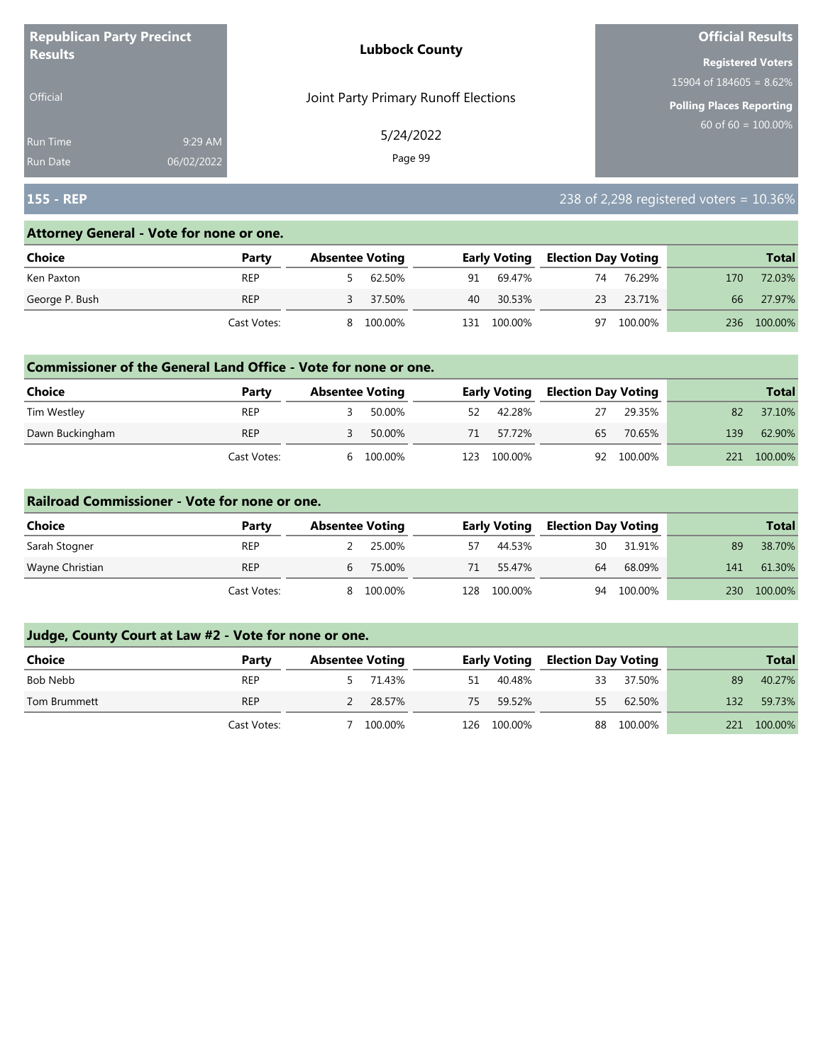**Republican Party Precinct Results**

Official

Run Time 9:29 AM
Run Date 06/02/2022

**Lubbock County**

Joint Party Primary Runoff Elections

5/24/2022

**Official Results**

**Registered Voters**
15904 of 184605 = 8.62%

**Polling Places Reporting**
60 of 60 = 100.00%

## 155 - REP

238 of 2,298 registered voters = 10.36%

### Attorney General - Vote for none or one.

| Choice | Party | Absentee Voting | | Early Voting | | Election Day Voting | | Total | |
|---|---|---|---|---|---|---|---|---|---|
| Ken Paxton | REP | 5 | 62.50% | 91 | 69.47% | 74 | 76.29% | 170 | 72.03% |
| George P. Bush | REP | 3 | 37.50% | 40 | 30.53% | 23 | 23.71% | 66 | 27.97% |
| | Cast Votes: | 8 | 100.00% | 131 | 100.00% | 97 | 100.00% | 236 | 100.00% |

### Commissioner of the General Land Office - Vote for none or one.

| Choice | Party | Absentee Voting | | Early Voting | | Election Day Voting | | Total | |
|---|---|---|---|---|---|---|---|---|---|
| Tim Westley | REP | 3 | 50.00% | 52 | 42.28% | 27 | 29.35% | 82 | 37.10% |
| Dawn Buckingham | REP | 3 | 50.00% | 71 | 57.72% | 65 | 70.65% | 139 | 62.90% |
| | Cast Votes: | 6 | 100.00% | 123 | 100.00% | 92 | 100.00% | 221 | 100.00% |

### Railroad Commissioner - Vote for none or one.

| Choice | Party | Absentee Voting | | Early Voting | | Election Day Voting | | Total | |
|---|---|---|---|---|---|---|---|---|---|
| Sarah Stogner | REP | 2 | 25.00% | 57 | 44.53% | 30 | 31.91% | 89 | 38.70% |
| Wayne Christian | REP | 6 | 75.00% | 71 | 55.47% | 64 | 68.09% | 141 | 61.30% |
| | Cast Votes: | 8 | 100.00% | 128 | 100.00% | 94 | 100.00% | 230 | 100.00% |

### Judge, County Court at Law #2 - Vote for none or one.

| Choice | Party | Absentee Voting | | Early Voting | | Election Day Voting | | Total | |
|---|---|---|---|---|---|---|---|---|---|
| Bob Nebb | REP | 5 | 71.43% | 51 | 40.48% | 33 | 37.50% | 89 | 40.27% |
| Tom Brummett | REP | 2 | 28.57% | 75 | 59.52% | 55 | 62.50% | 132 | 59.73% |
| | Cast Votes: | 7 | 100.00% | 126 | 100.00% | 88 | 100.00% | 221 | 100.00% |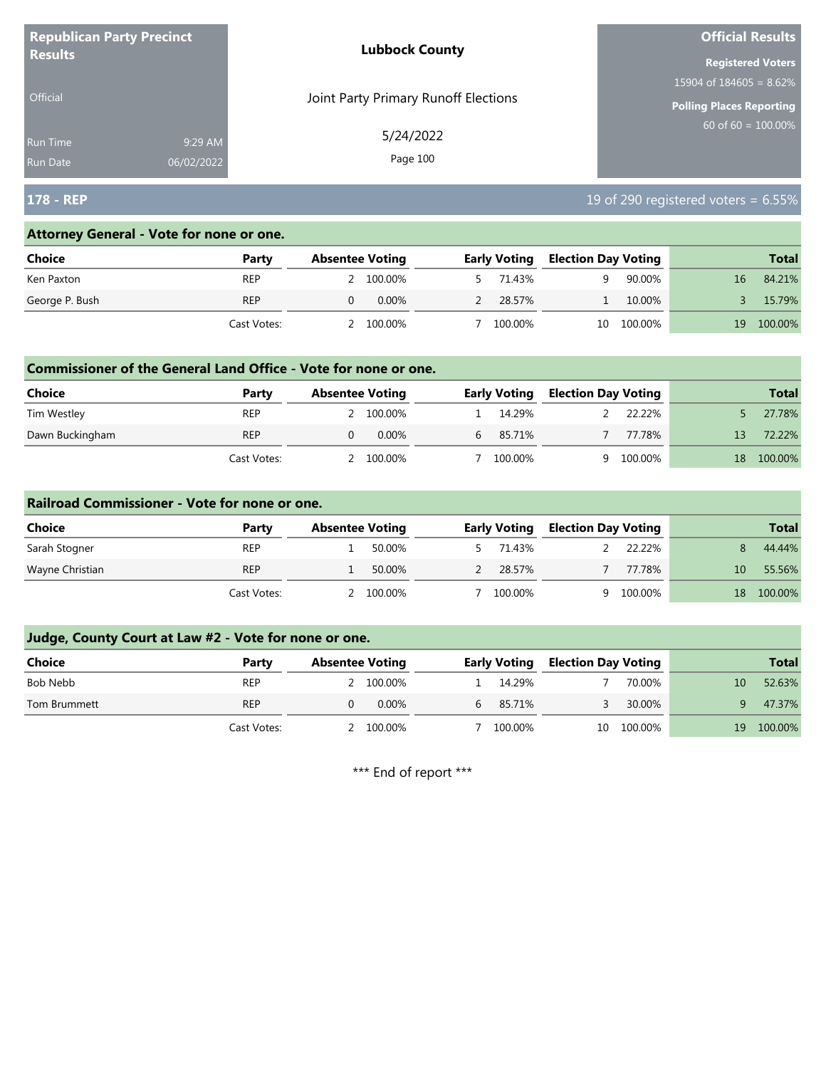**Republican Party Precinct Results**

Official

Run Time 9:29 AM
Run Date 06/02/2022

**Lubbock County**

Joint Party Primary Runoff Elections

5/24/2022

**Official Results**

**Registered Voters**
15904 of 184605 = 8.62%

**Polling Places Reporting**
60 of 60 = 100.00%

## 178 - REP

19 of 290 registered voters = 6.55%

### Attorney General - Vote for none or one.

| Choice | Party | Absentee Voting | | Early Voting | | Election Day Voting | | Total | |
|---|---|---|---|---|---|---|---|---|---|
| Ken Paxton | REP | 2 | 100.00% | 5 | 71.43% | 9 | 90.00% | 16 | 84.21% |
| George P. Bush | REP | 0 | 0.00% | 2 | 28.57% | 1 | 10.00% | 3 | 15.79% |
| | Cast Votes: | 2 | 100.00% | 7 | 100.00% | 10 | 100.00% | 19 | 100.00% |

### Commissioner of the General Land Office - Vote for none or one.

| Choice | Party | Absentee Voting | | Early Voting | | Election Day Voting | | Total | |
|---|---|---|---|---|---|---|---|---|---|
| Tim Westley | REP | 2 | 100.00% | 1 | 14.29% | 2 | 22.22% | 5 | 27.78% |
| Dawn Buckingham | REP | 0 | 0.00% | 6 | 85.71% | 7 | 77.78% | 13 | 72.22% |
| | Cast Votes: | 2 | 100.00% | 7 | 100.00% | 9 | 100.00% | 18 | 100.00% |

### Railroad Commissioner - Vote for none or one.

| Choice | Party | Absentee Voting | | Early Voting | | Election Day Voting | | Total | |
|---|---|---|---|---|---|---|---|---|---|
| Sarah Stogner | REP | 1 | 50.00% | 5 | 71.43% | 2 | 22.22% | 8 | 44.44% |
| Wayne Christian | REP | 1 | 50.00% | 2 | 28.57% | 7 | 77.78% | 10 | 55.56% |
| | Cast Votes: | 2 | 100.00% | 7 | 100.00% | 9 | 100.00% | 18 | 100.00% |

### Judge, County Court at Law #2 - Vote for none or one.

| Choice | Party | Absentee Voting | | Early Voting | | Election Day Voting | | Total | |
|---|---|---|---|---|---|---|---|---|---|
| Bob Nebb | REP | 2 | 100.00% | 1 | 14.29% | 7 | 70.00% | 10 | 52.63% |
| Tom Brummett | REP | 0 | 0.00% | 6 | 85.71% | 3 | 30.00% | 9 | 47.37% |
| | Cast Votes: | 2 | 100.00% | 7 | 100.00% | 10 | 100.00% | 19 | 100.00% |

*** End of report ***